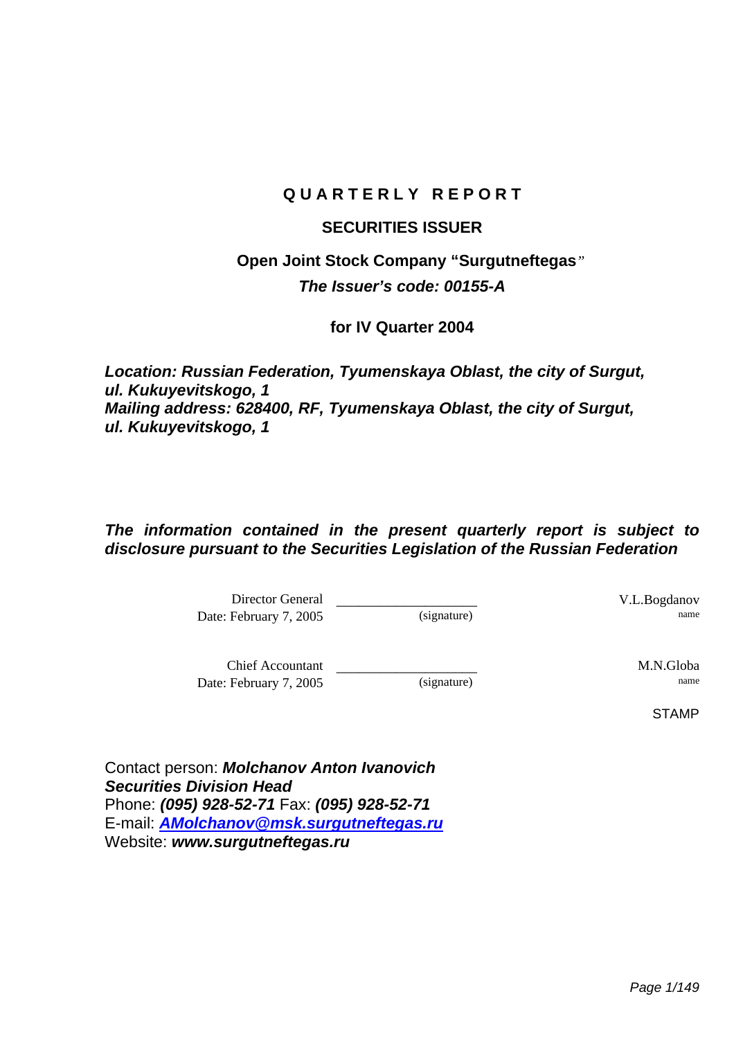# QUARTERLY REPORT

## SECURITIES ISSUER

### Open Joint Stock Company "Surgutneftegas"

***The Issuer's code: 00155-A***

**for IV Quarter 2004**

***Location: Russian Federation, Tyumenskaya Oblast, the city of Surgut, ul. Kukuyevitskogo, 1***
***Mailing address: 628400, RF, Tyumenskaya Oblast, the city of Surgut, ul. Kukuyevitskogo, 1***

***The information contained in the present quarterly report is subject to disclosure pursuant to the Securities Legislation of the Russian Federation***

| | | |
|---|---|---|
| Director General<br>Date: February 7, 2005 | ____________________<br>(signature) | V.L.Bogdanov<br>name |
| Chief Accountant<br>Date: February 7, 2005 | ____________________<br>(signature) | M.N.Globa<br>name |

STAMP

Contact person: ***Molchanov Anton Ivanovich***
***Securities Division Head***
Phone: ***(095) 928-52-71*** Fax: ***(095) 928-52-71***
E-mail: ***AMolchanov@msk.surgutneftegas.ru***
Website: ***www.surgutneftegas.ru***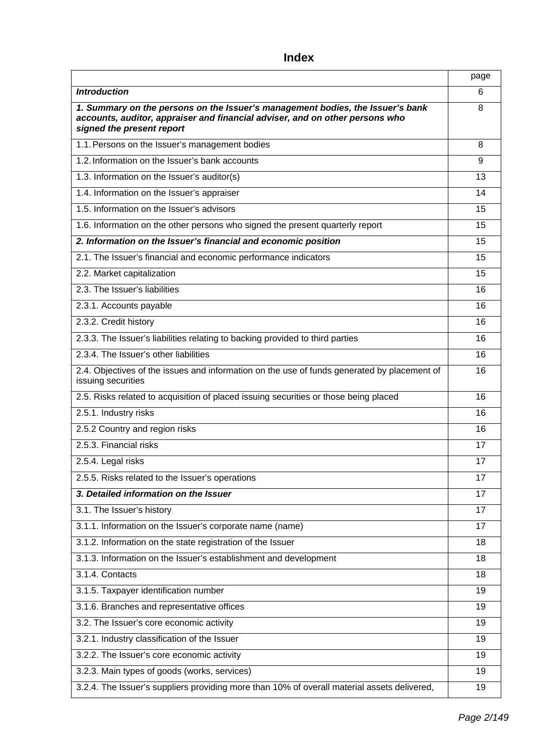## Index

| | page |
|---|---|
| ***Introduction*** | 6 |
| ***1. Summary on the persons on the Issuer's management bodies, the Issuer's bank accounts, auditor, appraiser and financial adviser, and on other persons who signed the present report*** | 8 |
| 1.1. Persons on the Issuer's management bodies | 8 |
| 1.2. Information on the Issuer's bank accounts | 9 |
| 1.3. Information on the Issuer's auditor(s) | 13 |
| 1.4. Information on the Issuer's appraiser | 14 |
| 1.5. Information on the Issuer's advisors | 15 |
| 1.6. Information on the other persons who signed the present quarterly report | 15 |
| ***2. Information on the Issuer's financial and economic position*** | 15 |
| 2.1. The Issuer's financial and economic performance indicators | 15 |
| 2.2. Market capitalization | 15 |
| 2.3. The Issuer's liabilities | 16 |
| 2.3.1. Accounts payable | 16 |
| 2.3.2. Credit history | 16 |
| 2.3.3. The Issuer's liabilities relating to backing provided to third parties | 16 |
| 2.3.4. The Issuer's other liabilities | 16 |
| 2.4. Objectives of the issues and information on the use of funds generated by placement of issuing securities | 16 |
| 2.5. Risks related to acquisition of placed issuing securities or those being placed | 16 |
| 2.5.1. Industry risks | 16 |
| 2.5.2 Country and region risks | 16 |
| 2.5.3. Financial risks | 17 |
| 2.5.4. Legal risks | 17 |
| 2.5.5. Risks related to the Issuer's operations | 17 |
| ***3. Detailed information on the Issuer*** | 17 |
| 3.1. The Issuer's history | 17 |
| 3.1.1. Information on the Issuer's corporate name (name) | 17 |
| 3.1.2. Information on the state registration of the Issuer | 18 |
| 3.1.3. Information on the Issuer's establishment and development | 18 |
| 3.1.4. Contacts | 18 |
| 3.1.5. Taxpayer identification number | 19 |
| 3.1.6. Branches and representative offices | 19 |
| 3.2. The Issuer's core economic activity | 19 |
| 3.2.1. Industry classification of the Issuer | 19 |
| 3.2.2. The Issuer's core economic activity | 19 |
| 3.2.3. Main types of goods (works, services) | 19 |
| 3.2.4. The Issuer's suppliers providing more than 10% of overall material assets delivered, | 19 |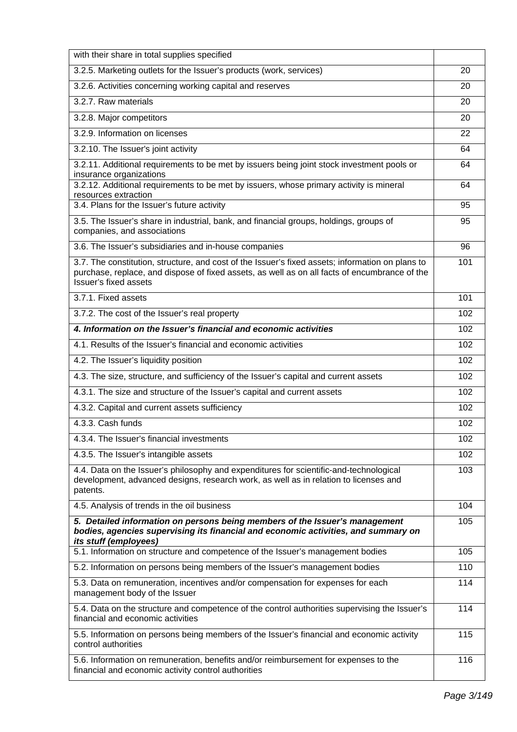| | |
|---|---|
| with their share in total supplies specified | |
| 3.2.5. Marketing outlets for the Issuer's products (work, services) | 20 |
| 3.2.6. Activities concerning working capital and reserves | 20 |
| 3.2.7. Raw materials | 20 |
| 3.2.8. Major competitors | 20 |
| 3.2.9. Information on licenses | 22 |
| 3.2.10. The Issuer's joint activity | 64 |
| 3.2.11. Additional requirements to be met by issuers being joint stock investment pools or insurance organizations | 64 |
| 3.2.12. Additional requirements to be met by issuers, whose primary activity is mineral resources extraction | 64 |
| 3.4. Plans for the Issuer's future activity | 95 |
| 3.5. The Issuer's share in industrial, bank, and financial groups, holdings, groups of companies, and associations | 95 |
| 3.6. The Issuer's subsidiaries and in-house companies | 96 |
| 3.7. The constitution, structure, and cost of the Issuer's fixed assets; information on plans to purchase, replace, and dispose of fixed assets, as well as on all facts of encumbrance of the Issuer's fixed assets | 101 |
| 3.7.1. Fixed assets | 101 |
| 3.7.2. The cost of the Issuer's real property | 102 |
| ***4. Information on the Issuer's financial and economic activities*** | 102 |
| 4.1. Results of the Issuer's financial and economic activities | 102 |
| 4.2. The Issuer's liquidity position | 102 |
| 4.3. The size, structure, and sufficiency of the Issuer's capital and current assets | 102 |
| 4.3.1. The size and structure of the Issuer's capital and current assets | 102 |
| 4.3.2. Capital and current assets sufficiency | 102 |
| 4.3.3. Cash funds | 102 |
| 4.3.4. The Issuer's financial investments | 102 |
| 4.3.5. The Issuer's intangible assets | 102 |
| 4.4. Data on the Issuer's philosophy and expenditures for scientific-and-technological development, advanced designs, research work, as well as in relation to licenses and patents. | 103 |
| 4.5. Analysis of trends in the oil business | 104 |
| ***5. Detailed information on persons being members of the Issuer's management bodies, agencies supervising its financial and economic activities, and summary on its stuff (employees)*** | 105 |
| 5.1. Information on structure and competence of the Issuer's management bodies | 105 |
| 5.2. Information on persons being members of the Issuer's management bodies | 110 |
| 5.3. Data on remuneration, incentives and/or compensation for expenses for each management body of the Issuer | 114 |
| 5.4. Data on the structure and competence of the control authorities supervising the Issuer's financial and economic activities | 114 |
| 5.5. Information on persons being members of the Issuer's financial and economic activity control authorities | 115 |
| 5.6. Information on remuneration, benefits and/or reimbursement for expenses to the financial and economic activity control authorities | 116 |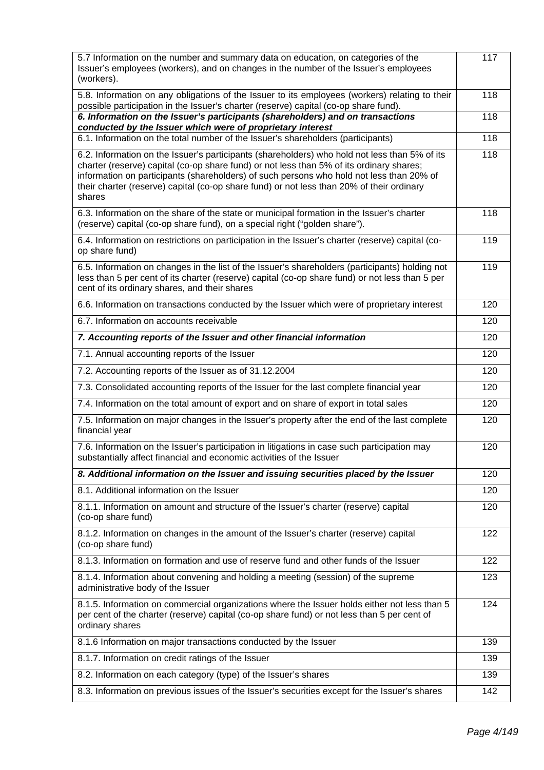| | |
|---|---|
| 5.7 Information on the number and summary data on education, on categories of the Issuer's employees (workers), and on changes in the number of the Issuer's employees (workers). | 117 |
| 5.8. Information on any obligations of the Issuer to its employees (workers) relating to their possible participation in the Issuer's charter (reserve) capital (co-op share fund). | 118 |
| ***6. Information on the Issuer's participants (shareholders) and on transactions conducted by the Issuer which were of proprietary interest*** | 118 |
| 6.1. Information on the total number of the Issuer's shareholders (participants) | 118 |
| 6.2. Information on the Issuer's participants (shareholders) who hold not less than 5% of its charter (reserve) capital (co-op share fund) or not less than 5% of its ordinary shares; information on participants (shareholders) of such persons who hold not less than 20% of their charter (reserve) capital (co-op share fund) or not less than 20% of their ordinary shares | 118 |
| 6.3. Information on the share of the state or municipal formation in the Issuer's charter (reserve) capital (co-op share fund), on a special right ("golden share"). | 118 |
| 6.4. Information on restrictions on participation in the Issuer's charter (reserve) capital (co-op share fund) | 119 |
| 6.5. Information on changes in the list of the Issuer's shareholders (participants) holding not less than 5 per cent of its charter (reserve) capital (co-op share fund) or not less than 5 per cent of its ordinary shares, and their shares | 119 |
| 6.6. Information on transactions conducted by the Issuer which were of proprietary interest | 120 |
| 6.7. Information on accounts receivable | 120 |
| ***7. Accounting reports of the Issuer and other financial information*** | 120 |
| 7.1. Annual accounting reports of the Issuer | 120 |
| 7.2. Accounting reports of the Issuer as of 31.12.2004 | 120 |
| 7.3. Consolidated accounting reports of the Issuer for the last complete financial year | 120 |
| 7.4. Information on the total amount of export and on share of export in total sales | 120 |
| 7.5. Information on major changes in the Issuer's property after the end of the last complete financial year | 120 |
| 7.6. Information on the Issuer's participation in litigations in case such participation may substantially affect financial and economic activities of the Issuer | 120 |
| ***8. Additional information on the Issuer and issuing securities placed by the Issuer*** | 120 |
| 8.1. Additional information on the Issuer | 120 |
| 8.1.1. Information on amount and structure of the Issuer's charter (reserve) capital (co-op share fund) | 120 |
| 8.1.2. Information on changes in the amount of the Issuer's charter (reserve) capital (co-op share fund) | 122 |
| 8.1.3. Information on formation and use of reserve fund and other funds of the Issuer | 122 |
| 8.1.4. Information about convening and holding a meeting (session) of the supreme administrative body of the Issuer | 123 |
| 8.1.5. Information on commercial organizations where the Issuer holds either not less than 5 per cent of the charter (reserve) capital (co-op share fund) or not less than 5 per cent of ordinary shares | 124 |
| 8.1.6 Information on major transactions conducted by the Issuer | 139 |
| 8.1.7. Information on credit ratings of the Issuer | 139 |
| 8.2. Information on each category (type) of the Issuer's shares | 139 |
| 8.3. Information on previous issues of the Issuer's securities except for the Issuer's shares | 142 |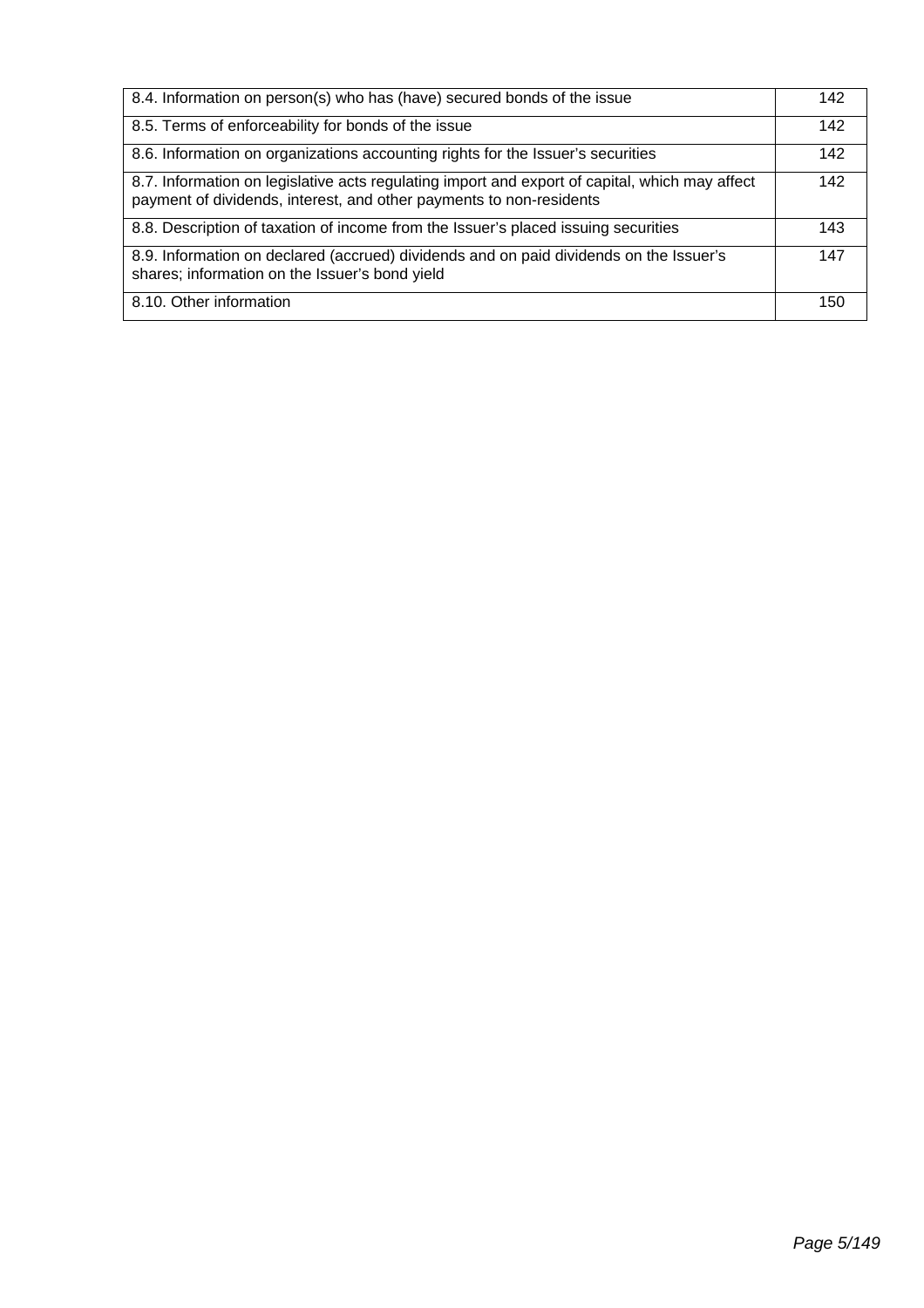| | |
|---|---|
| 8.4. Information on person(s) who has (have) secured bonds of the issue | 142 |
| 8.5. Terms of enforceability for bonds of the issue | 142 |
| 8.6. Information on organizations accounting rights for the Issuer's securities | 142 |
| 8.7. Information on legislative acts regulating import and export of capital, which may affect payment of dividends, interest, and other payments to non-residents | 142 |
| 8.8. Description of taxation of income from the Issuer's placed issuing securities | 143 |
| 8.9. Information on declared (accrued) dividends and on paid dividends on the Issuer's shares; information on the Issuer's bond yield | 147 |
| 8.10. Other information | 150 |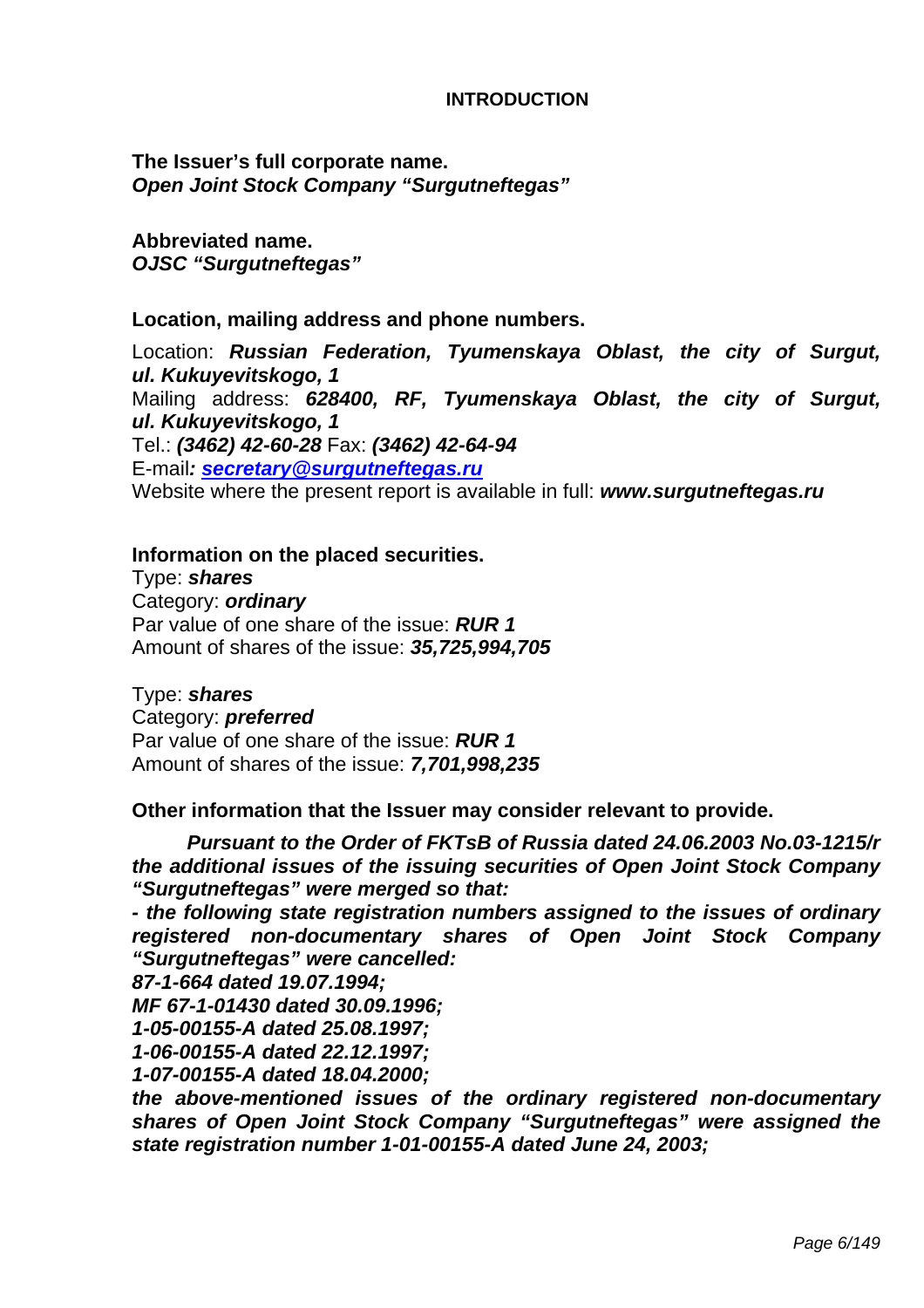## INTRODUCTION

**The Issuer's full corporate name.**
***Open Joint Stock Company "Surgutneftegas"***

**Abbreviated name.**
***OJSC "Surgutneftegas"***

**Location, mailing address and phone numbers.**

Location: ***Russian Federation, Tyumenskaya Oblast, the city of Surgut, ul. Kukuyevitskogo, 1***
Mailing address: ***628400, RF, Tyumenskaya Oblast, the city of Surgut, ul. Kukuyevitskogo, 1***
Tel.: ***(3462) 42-60-28*** Fax: ***(3462) 42-64-94***
E-mail***:*** ***secretary@surgutneftegas.ru***
Website where the present report is available in full: ***www.surgutneftegas.ru***

**Information on the placed securities.**
Type: ***shares***
Category: ***ordinary***
Par value of one share of the issue: ***RUR 1***
Amount of shares of the issue: ***35,725,994,705***

Type: ***shares***
Category: ***preferred***
Par value of one share of the issue: ***RUR 1***
Amount of shares of the issue: ***7,701,998,235***

**Other information that the Issuer may consider relevant to provide.**

***Pursuant to the Order of FKTsB of Russia dated 24.06.2003 No.03-1215/r the additional issues of the issuing securities of Open Joint Stock Company "Surgutneftegas" were merged so that:***
***- the following state registration numbers assigned to the issues of ordinary registered non-documentary shares of Open Joint Stock Company "Surgutneftegas" were cancelled:***
***87-1-664 dated 19.07.1994;***
***MF 67-1-01430 dated 30.09.1996;***
***1-05-00155-A dated 25.08.1997;***
***1-06-00155-A dated 22.12.1997;***
***1-07-00155-A dated 18.04.2000;***
***the above-mentioned issues of the ordinary registered non-documentary shares of Open Joint Stock Company "Surgutneftegas" were assigned the state registration number 1-01-00155-A dated June 24, 2003;***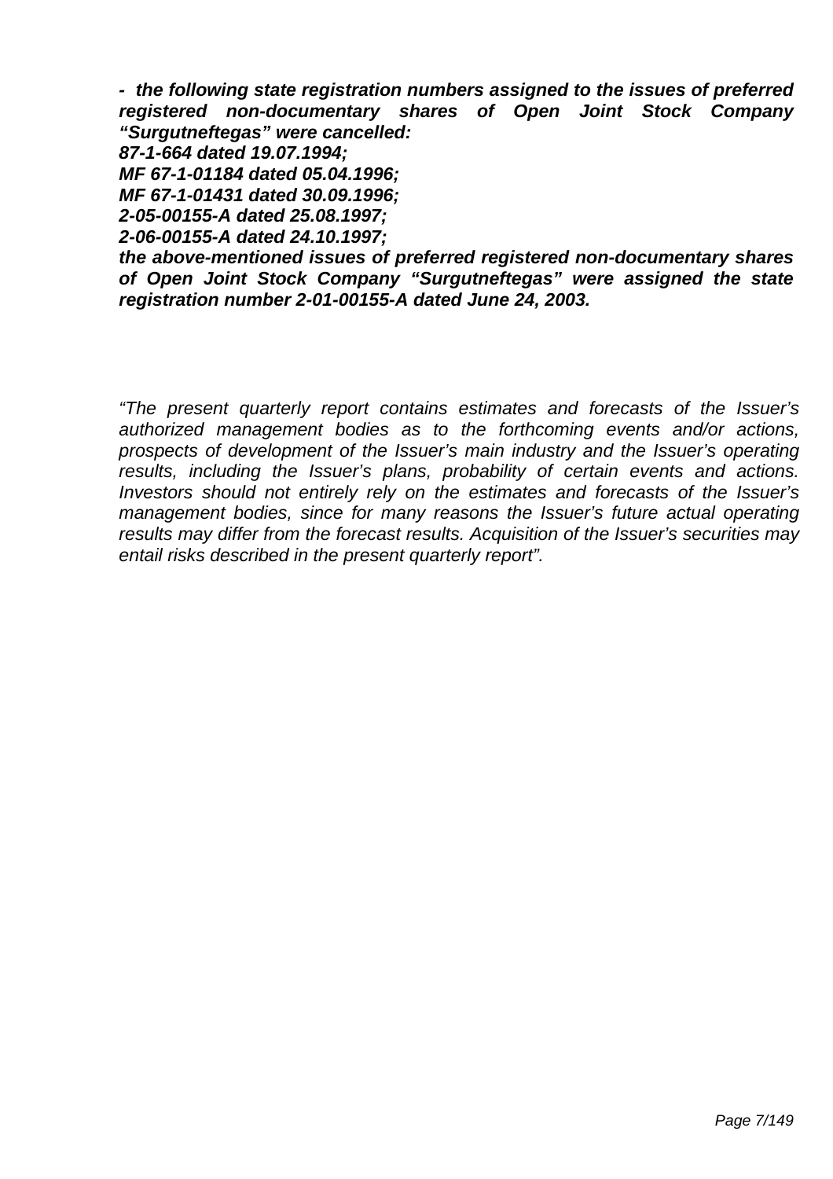***- the following state registration numbers assigned to the issues of preferred registered non-documentary shares of Open Joint Stock Company "Surgutneftegas" were cancelled:***
***87-1-664 dated 19.07.1994;***
***MF 67-1-01184 dated 05.04.1996;***
***MF 67-1-01431 dated 30.09.1996;***
***2-05-00155-A dated 25.08.1997;***
***2-06-00155-A dated 24.10.1997;***
***the above-mentioned issues of preferred registered non-documentary shares of Open Joint Stock Company "Surgutneftegas" were assigned the state registration number 2-01-00155-A dated June 24, 2003.***

*"The present quarterly report contains estimates and forecasts of the Issuer's authorized management bodies as to the forthcoming events and/or actions, prospects of development of the Issuer's main industry and the Issuer's operating results, including the Issuer's plans, probability of certain events and actions. Investors should not entirely rely on the estimates and forecasts of the Issuer's management bodies, since for many reasons the Issuer's future actual operating results may differ from the forecast results. Acquisition of the Issuer's securities may entail risks described in the present quarterly report".*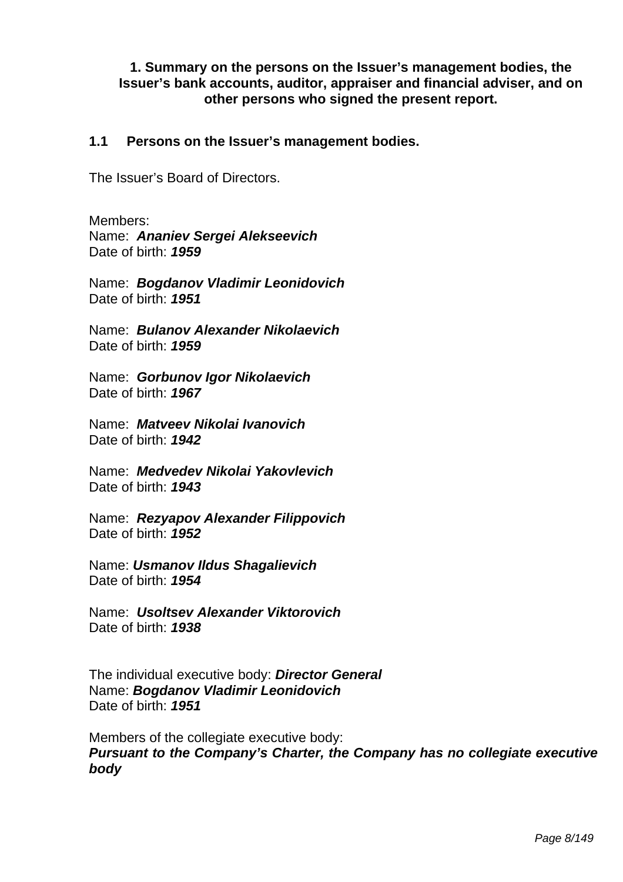# 1. Summary on the persons on the Issuer's management bodies, the Issuer's bank accounts, auditor, appraiser and financial adviser, and on other persons who signed the present report.

## 1.1 Persons on the Issuer's management bodies.

The Issuer's Board of Directors.

Members:
Name: ***Ananiev Sergei Alekseevich***
Date of birth: ***1959***

Name: ***Bogdanov Vladimir Leonidovich***
Date of birth: ***1951***

Name: ***Bulanov Alexander Nikolaevich***
Date of birth: ***1959***

Name: ***Gorbunov Igor Nikolaevich***
Date of birth: ***1967***

Name: ***Matveev Nikolai Ivanovich***
Date of birth: ***1942***

Name: ***Medvedev Nikolai Yakovlevich***
Date of birth: ***1943***

Name: ***Rezyapov Alexander Filippovich***
Date of birth: ***1952***

Name: ***Usmanov Ildus Shagalievich***
Date of birth: ***1954***

Name: ***Usoltsev Alexander Viktorovich***
Date of birth: ***1938***

The individual executive body: ***Director General***
Name: ***Bogdanov Vladimir Leonidovich***
Date of birth: ***1951***

Members of the collegiate executive body:
***Pursuant to the Company's Charter, the Company has no collegiate executive body***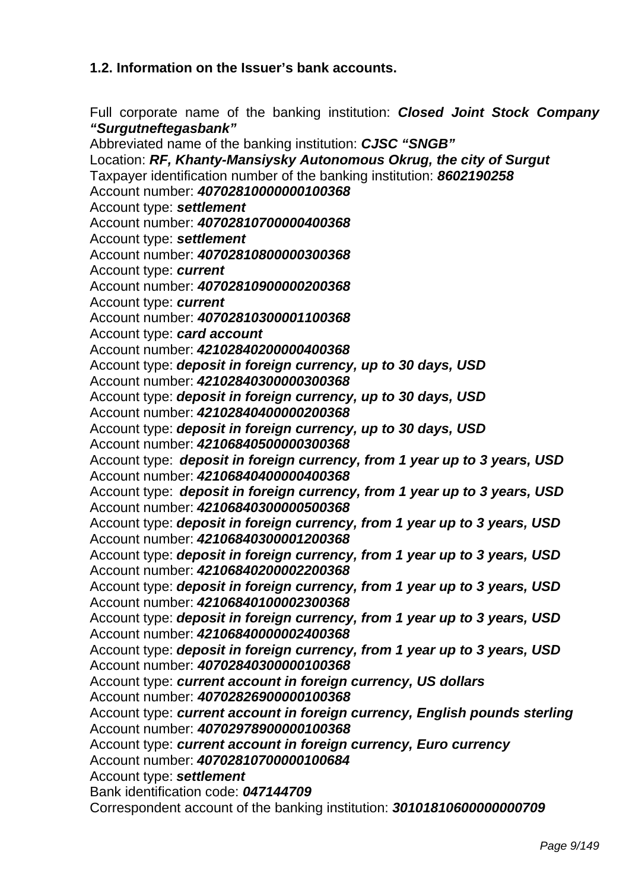### 1.2. Information on the Issuer's bank accounts.

Full corporate name of the banking institution: ***Closed Joint Stock Company "Surgutneftegasbank"***
Abbreviated name of the banking institution: ***CJSC "SNGB"***
Location: ***RF, Khanty-Mansiysky Autonomous Okrug, the city of Surgut***
Taxpayer identification number of the banking institution: ***8602190258***
Account number: ***40702810000000100368***
Account type: ***settlement***
Account number: ***40702810700000400368***
Account type: ***settlement***
Account number: ***40702810800000300368***
Account type: ***current***
Account number: ***40702810900000200368***
Account type: ***current***
Account number: ***40702810300001100368***
Account type: ***card account***
Account number: ***42102840200000400368***
Account type: ***deposit in foreign currency, up to 30 days, USD***
Account number: ***42102840300000300368***
Account type: ***deposit in foreign currency, up to 30 days, USD***
Account number: ***42102840400000200368***
Account type: ***deposit in foreign currency, up to 30 days, USD***
Account number: ***42106840500000300368***
Account type: ***deposit in foreign currency, from 1 year up to 3 years, USD***
Account number: ***42106840400000400368***
Account type: ***deposit in foreign currency, from 1 year up to 3 years, USD***
Account number: ***42106840300000500368***
Account type: ***deposit in foreign currency, from 1 year up to 3 years, USD***
Account number: ***42106840300001200368***
Account type: ***deposit in foreign currency, from 1 year up to 3 years, USD***
Account number: ***42106840200002200368***
Account type: ***deposit in foreign currency, from 1 year up to 3 years, USD***
Account number: ***42106840100002300368***
Account type: ***deposit in foreign currency, from 1 year up to 3 years, USD***
Account number: ***42106840000002400368***
Account type: ***deposit in foreign currency, from 1 year up to 3 years, USD***
Account number: ***40702840300000100368***
Account type: ***current account in foreign currency, US dollars***
Account number: ***40702826900000100368***
Account type: ***current account in foreign currency, English pounds sterling***
Account number: ***40702978900000100368***
Account type: ***current account in foreign currency, Euro currency***
Account number: ***40702810700000100684***
Account type: ***settlement***
Bank identification code: ***047144709***
Correspondent account of the banking institution: ***30101810600000000709***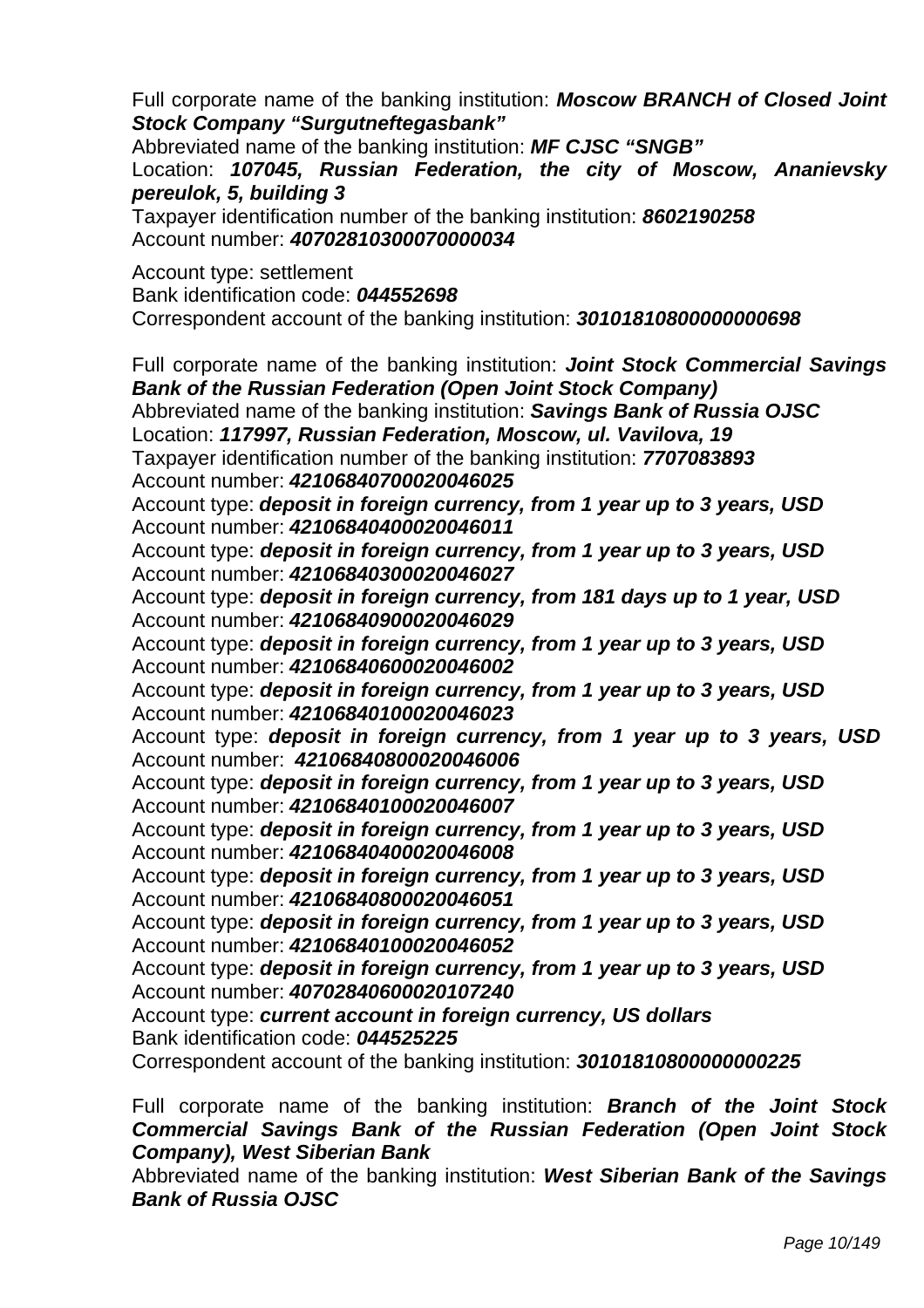Full corporate name of the banking institution: ***Moscow BRANCH of Closed Joint Stock Company "Surgutneftegasbank"***
Abbreviated name of the banking institution: ***MF CJSC "SNGB"***
Location: ***107045, Russian Federation, the city of Moscow, Ananievsky pereulok, 5, building 3***
Taxpayer identification number of the banking institution: ***8602190258***
Account number: ***40702810300070000034***

Account type: settlement
Bank identification code: ***044552698***
Correspondent account of the banking institution: ***30101810800000000698***

Full corporate name of the banking institution: ***Joint Stock Commercial Savings Bank of the Russian Federation (Open Joint Stock Company)***
Abbreviated name of the banking institution: ***Savings Bank of Russia OJSC***
Location: ***117997, Russian Federation, Moscow, ul. Vavilova, 19***
Taxpayer identification number of the banking institution: ***7707083893***
Account number: ***42106840700020046025***
Account type: ***deposit in foreign currency, from 1 year up to 3 years, USD***
Account number: ***42106840400020046011***
Account type: ***deposit in foreign currency, from 1 year up to 3 years, USD***
Account number: ***42106840300020046027***
Account type: ***deposit in foreign currency, from 181 days up to 1 year, USD***
Account number: ***42106840900020046029***
Account type: ***deposit in foreign currency, from 1 year up to 3 years, USD***
Account number: ***42106840600020046002***
Account type: ***deposit in foreign currency, from 1 year up to 3 years, USD***
Account number: ***42106840100020046023***
Account type: ***deposit in foreign currency, from 1 year up to 3 years, USD***
Account number: ***42106840800020046006***
Account type: ***deposit in foreign currency, from 1 year up to 3 years, USD***
Account number: ***42106840100020046007***
Account type: ***deposit in foreign currency, from 1 year up to 3 years, USD***
Account number: ***42106840400020046008***
Account type: ***deposit in foreign currency, from 1 year up to 3 years, USD***
Account number: ***42106840800020046051***
Account type: ***deposit in foreign currency, from 1 year up to 3 years, USD***
Account number: ***42106840100020046052***
Account type: ***deposit in foreign currency, from 1 year up to 3 years, USD***
Account number: ***40702840600020107240***
Account type: ***current account in foreign currency, US dollars***
Bank identification code: ***044525225***
Correspondent account of the banking institution: ***30101810800000000225***

Full corporate name of the banking institution: ***Branch of the Joint Stock Commercial Savings Bank of the Russian Federation (Open Joint Stock Company), West Siberian Bank***
Abbreviated name of the banking institution: ***West Siberian Bank of the Savings Bank of Russia OJSC***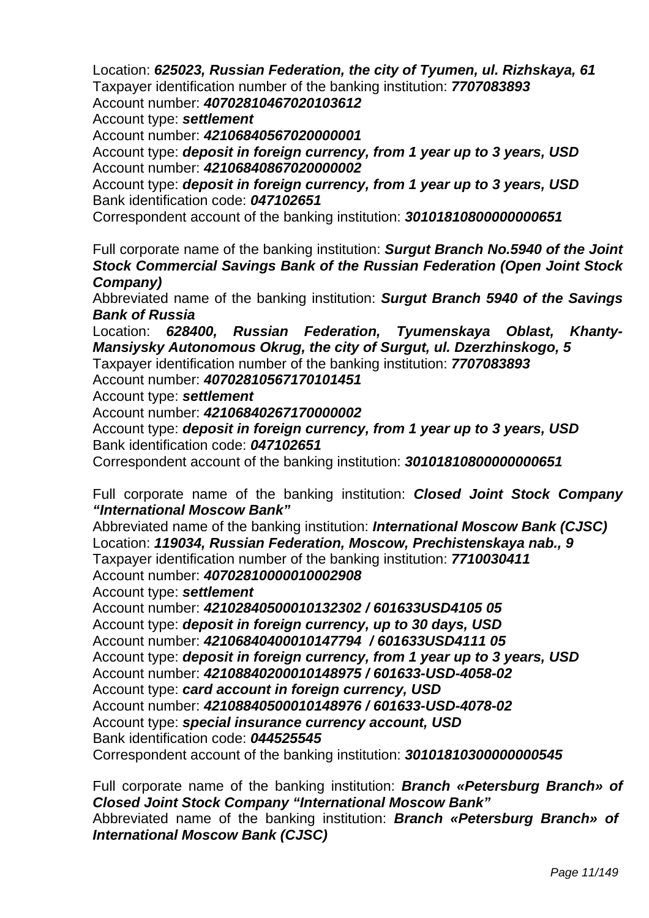Location: ***625023, Russian Federation, the city of Tyumen, ul. Rizhskaya, 61***
Taxpayer identification number of the banking institution: ***7707083893***
Account number: ***40702810467020103612***
Account type: ***settlement***
Account number: ***42106840567020000001***
Account type: ***deposit in foreign currency, from 1 year up to 3 years, USD***
Account number: ***42106840867020000002***
Account type: ***deposit in foreign currency, from 1 year up to 3 years, USD***
Bank identification code: ***047102651***
Correspondent account of the banking institution: ***30101810800000000651***

Full corporate name of the banking institution: ***Surgut Branch No.5940 of the Joint Stock Commercial Savings Bank of the Russian Federation (Open Joint Stock Company)***
Abbreviated name of the banking institution: ***Surgut Branch 5940 of the Savings Bank of Russia***
Location: ***628400, Russian Federation, Tyumenskaya Oblast, Khanty-Mansiysky Autonomous Okrug, the city of Surgut, ul. Dzerzhinskogo, 5***
Taxpayer identification number of the banking institution: ***7707083893***
Account number: ***40702810567170101451***
Account type: ***settlement***
Account number: ***42106840267170000002***
Account type: ***deposit in foreign currency, from 1 year up to 3 years, USD***
Bank identification code: ***047102651***
Correspondent account of the banking institution: ***30101810800000000651***

Full corporate name of the banking institution: ***Closed Joint Stock Company "International Moscow Bank"***
Abbreviated name of the banking institution: ***International Moscow Bank (CJSC)***
Location: ***119034, Russian Federation, Moscow, Prechistenskaya nab., 9***
Taxpayer identification number of the banking institution: ***7710030411***
Account number: ***40702810000010002908***
Account type: ***settlement***
Account number: ***42102840500010132302 / 601633USD4105 05***
Account type: ***deposit in foreign currency, up to 30 days, USD***
Account number: ***42106840400010147794 / 601633USD4111 05***
Account type: ***deposit in foreign currency, from 1 year up to 3 years, USD***
Account number: ***42108840200010148975 / 601633-USD-4058-02***
Account type: ***card account in foreign currency, USD***
Account number: ***42108840500010148976 / 601633-USD-4078-02***
Account type: ***special insurance currency account, USD***
Bank identification code: ***044525545***
Correspondent account of the banking institution: ***30101810300000000545***

Full corporate name of the banking institution: ***Branch «Petersburg Branch» of Closed Joint Stock Company "International Moscow Bank"***
Abbreviated name of the banking institution: ***Branch «Petersburg Branch» of International Moscow Bank (CJSC)***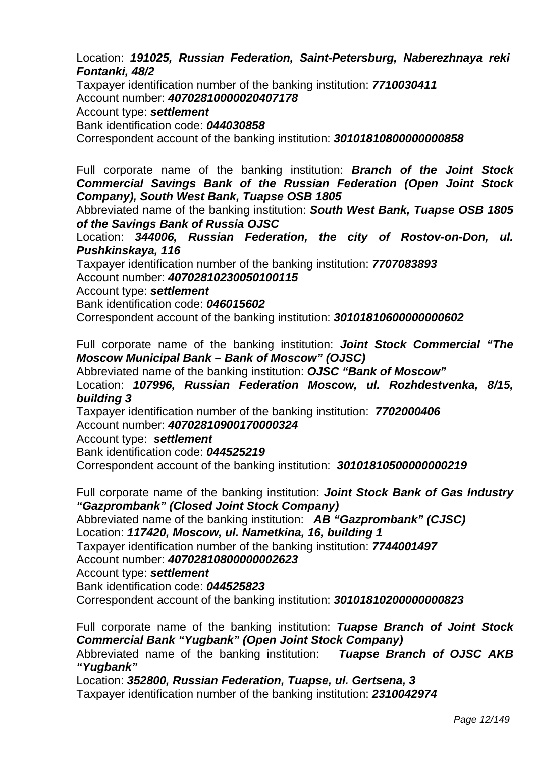Location: ***191025, Russian Federation, Saint-Petersburg, Naberezhnaya reki Fontanki, 48/2***
Taxpayer identification number of the banking institution: ***7710030411***
Account number: ***40702810000020407178***
Account type: ***settlement***
Bank identification code: ***044030858***
Correspondent account of the banking institution: ***30101810800000000858***

Full corporate name of the banking institution: ***Branch of the Joint Stock Commercial Savings Bank of the Russian Federation (Open Joint Stock Company), South West Bank, Tuapse OSB 1805***
Abbreviated name of the banking institution: ***South West Bank, Tuapse OSB 1805 of the Savings Bank of Russia OJSC***
Location: ***344006, Russian Federation, the city of Rostov-on-Don, ul. Pushkinskaya, 116***
Taxpayer identification number of the banking institution: ***7707083893***
Account number: ***40702810230050100115***
Account type: ***settlement***
Bank identification code: ***046015602***
Correspondent account of the banking institution: ***30101810600000000602***

Full corporate name of the banking institution: ***Joint Stock Commercial "The Moscow Municipal Bank – Bank of Moscow" (OJSC)***
Abbreviated name of the banking institution: ***OJSC "Bank of Moscow"***
Location: ***107996, Russian Federation Moscow, ul. Rozhdestvenka, 8/15, building 3***
Taxpayer identification number of the banking institution: ***7702000406***
Account number: ***40702810900170000324***
Account type: ***settlement***
Bank identification code: ***044525219***
Correspondent account of the banking institution: ***30101810500000000219***

Full corporate name of the banking institution: ***Joint Stock Bank of Gas Industry "Gazprombank" (Closed Joint Stock Company)***
Abbreviated name of the banking institution: ***AB "Gazprombank" (CJSC)***
Location: ***117420, Moscow, ul. Nametkina, 16, building 1***
Taxpayer identification number of the banking institution: ***7744001497***
Account number: ***40702810800000002623***
Account type: ***settlement***
Bank identification code: ***044525823***
Correspondent account of the banking institution: ***30101810200000000823***

Full corporate name of the banking institution: ***Tuapse Branch of Joint Stock Commercial Bank "Yugbank" (Open Joint Stock Company)***
Abbreviated name of the banking institution: ***Tuapse Branch of OJSC AKB "Yugbank"***
Location: ***352800, Russian Federation, Tuapse, ul. Gertsena, 3***
Taxpayer identification number of the banking institution: ***2310042974***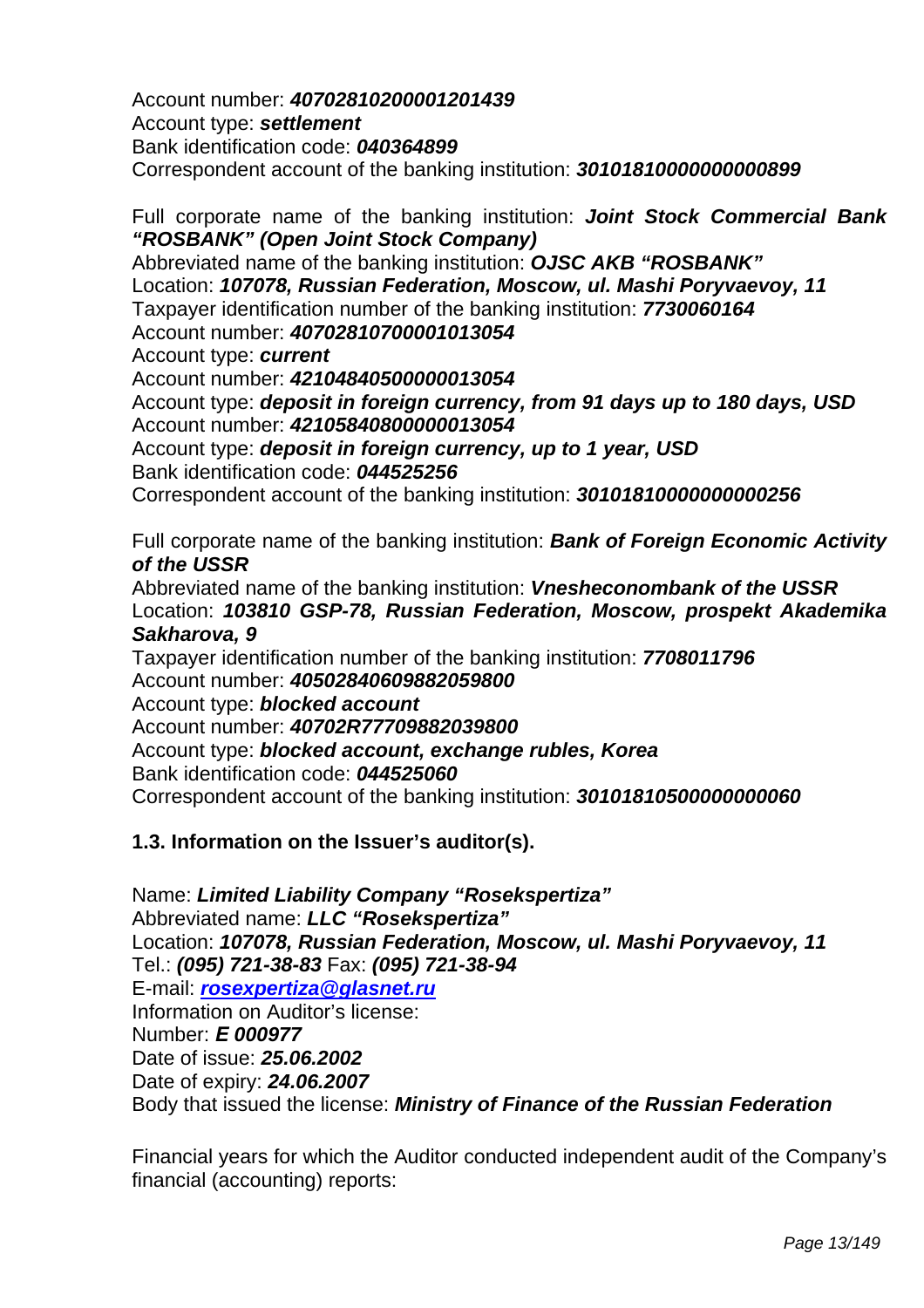Account number: ***40702810200001201439***
Account type: ***settlement***
Bank identification code: ***040364899***
Correspondent account of the banking institution: ***30101810000000000899***

Full corporate name of the banking institution: ***Joint Stock Commercial Bank “ROSBANK” (Open Joint Stock Company)***
Abbreviated name of the banking institution: ***OJSC AKB “ROSBANK”***
Location: ***107078, Russian Federation, Moscow, ul. Mashi Poryvaevoy, 11***
Taxpayer identification number of the banking institution: ***7730060164***
Account number: ***40702810700001013054***
Account type: ***current***
Account number: ***42104840500000013054***
Account type: ***deposit in foreign currency, from 91 days up to 180 days, USD***
Account number: ***42105840800000013054***
Account type: ***deposit in foreign currency, up to 1 year, USD***
Bank identification code: ***044525256***
Correspondent account of the banking institution: ***30101810000000000256***

Full corporate name of the banking institution: ***Bank of Foreign Economic Activity of the USSR***
Abbreviated name of the banking institution: ***Vnesheconombank of the USSR***
Location: ***103810 GSP-78, Russian Federation, Moscow, prospekt Akademika Sakharova, 9***
Taxpayer identification number of the banking institution: ***7708011796***
Account number: ***40502840609882059800***
Account type: ***blocked account***
Account number: ***40702R77709882039800***
Account type: ***blocked account, exchange rubles, Korea***
Bank identification code: ***044525060***
Correspondent account of the banking institution: ***30101810500000000060***

**1.3. Information on the Issuer’s auditor(s).**

Name: ***Limited Liability Company “Rosekspertiza”***
Abbreviated name: ***LLC “Rosekspertiza”***
Location: ***107078, Russian Federation, Moscow, ul. Mashi Poryvaevoy, 11***
Tel.: ***(095) 721-38-83*** Fax: ***(095) 721-38-94***
E-mail: ***rosexpertiza@glasnet.ru***
Information on Auditor’s license:
Number: ***E 000977***
Date of issue: ***25.06.2002***
Date of expiry: ***24.06.2007***
Body that issued the license: ***Ministry of Finance of the Russian Federation***

Financial years for which the Auditor conducted independent audit of the Company’s financial (accounting) reports: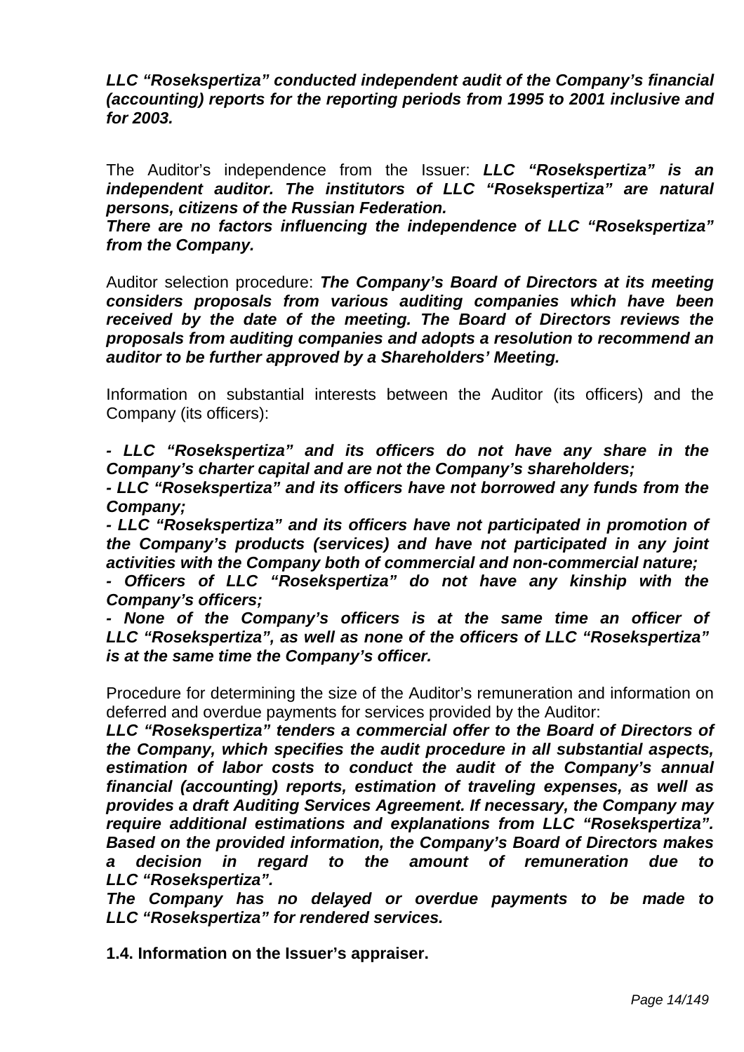***LLC "Rosekspertiza" conducted independent audit of the Company's financial (accounting) reports for the reporting periods from 1995 to 2001 inclusive and for 2003.***

The Auditor's independence from the Issuer: ***LLC "Rosekspertiza" is an independent auditor. The institutors of LLC "Rosekspertiza" are natural persons, citizens of the Russian Federation.***
***There are no factors influencing the independence of LLC "Rosekspertiza" from the Company.***

Auditor selection procedure: ***The Company's Board of Directors at its meeting considers proposals from various auditing companies which have been received by the date of the meeting. The Board of Directors reviews the proposals from auditing companies and adopts a resolution to recommend an auditor to be further approved by a Shareholders' Meeting.***

Information on substantial interests between the Auditor (its officers) and the Company (its officers):

***- LLC "Rosekspertiza" and its officers do not have any share in the Company's charter capital and are not the Company's shareholders;***
***- LLC "Rosekspertiza" and its officers have not borrowed any funds from the Company;***
***- LLC "Rosekspertiza" and its officers have not participated in promotion of the Company's products (services) and have not participated in any joint activities with the Company both of commercial and non-commercial nature;***
***- Officers of LLC "Rosekspertiza" do not have any kinship with the Company's officers;***
***- None of the Company's officers is at the same time an officer of LLC "Rosekspertiza", as well as none of the officers of LLC "Rosekspertiza" is at the same time the Company's officer.***

Procedure for determining the size of the Auditor's remuneration and information on deferred and overdue payments for services provided by the Auditor:
***LLC "Rosekspertiza" tenders a commercial offer to the Board of Directors of the Company, which specifies the audit procedure in all substantial aspects, estimation of labor costs to conduct the audit of the Company's annual financial (accounting) reports, estimation of traveling expenses, as well as provides a draft Auditing Services Agreement. If necessary, the Company may require additional estimations and explanations from LLC "Rosekspertiza". Based on the provided information, the Company's Board of Directors makes a decision in regard to the amount of remuneration due to LLC "Rosekspertiza".***
***The Company has no delayed or overdue payments to be made to LLC "Rosekspertiza" for rendered services.***

**1.4. Information on the Issuer's appraiser.**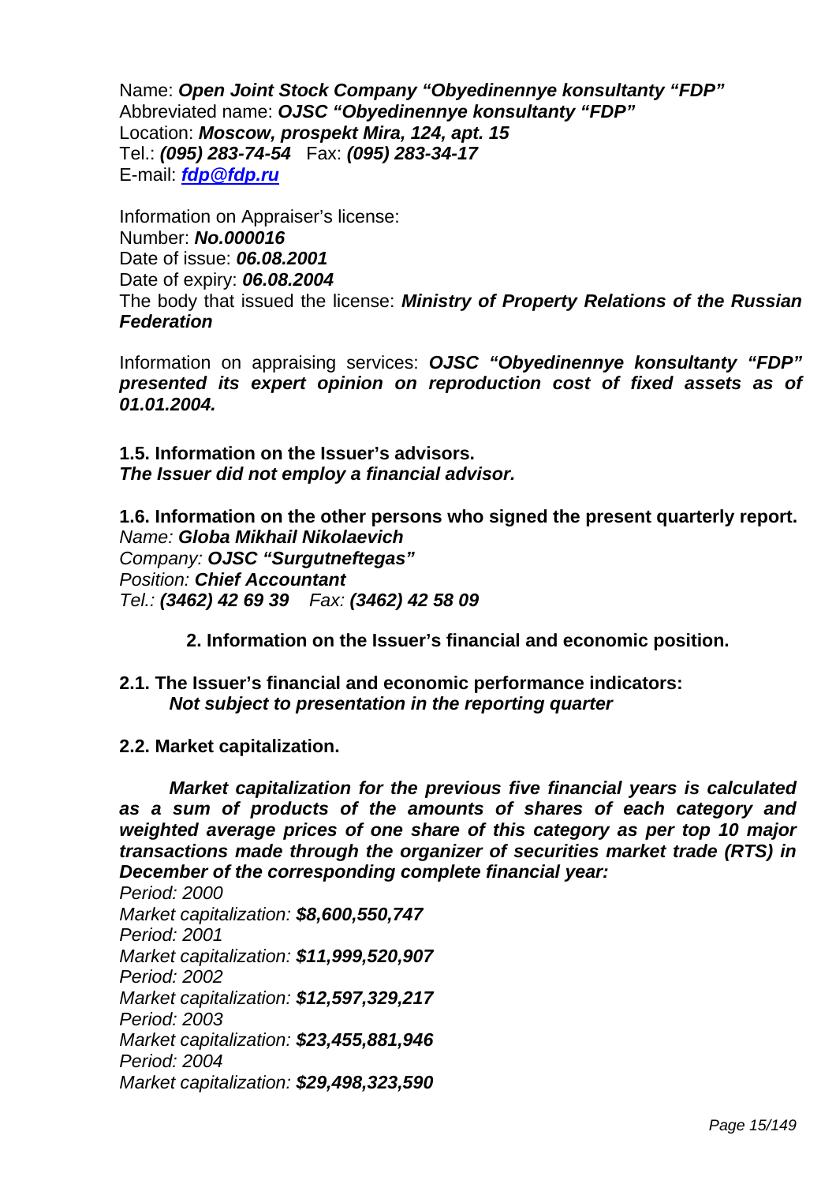Name: ***Open Joint Stock Company "Obyedinennye konsultanty "FDP"***
Abbreviated name: ***OJSC "Obyedinennye konsultanty "FDP"***
Location: ***Moscow, prospekt Mira, 124, apt. 15***
Tel.: ***(095) 283-74-54*** Fax: ***(095) 283-34-17***
E-mail: ***fdp@fdp.ru***

Information on Appraiser's license:
Number: ***No.000016***
Date of issue: ***06.08.2001***
Date of expiry: ***06.08.2004***
The body that issued the license: ***Ministry of Property Relations of the Russian Federation***

Information on appraising services: ***OJSC "Obyedinennye konsultanty "FDP" presented its expert opinion on reproduction cost of fixed assets as of 01.01.2004.***

**1.5. Information on the Issuer's advisors.**
***The Issuer did not employ a financial advisor.***

**1.6. Information on the other persons who signed the present quarterly report.**
*Name:* ***Globa Mikhail Nikolaevich***
*Company:* ***OJSC "Surgutneftegas"***
*Position:* ***Chief Accountant***
*Tel.:* ***(3462) 42 69 39*** *Fax:* ***(3462) 42 58 09***

## 2. Information on the Issuer's financial and economic position.

**2.1. The Issuer's financial and economic performance indicators:**
***Not subject to presentation in the reporting quarter***

**2.2. Market capitalization.**

***Market capitalization for the previous five financial years is calculated as a sum of products of the amounts of shares of each category and weighted average prices of one share of this category as per top 10 major transactions made through the organizer of securities market trade (RTS) in December of the corresponding complete financial year:***

*Period: 2000*
*Market capitalization:* ***$8,600,550,747***
*Period: 2001*
*Market capitalization:* ***$11,999,520,907***
*Period: 2002*
*Market capitalization:* ***$12,597,329,217***
*Period: 2003*
*Market capitalization:* ***$23,455,881,946***
*Period: 2004*
*Market capitalization:* ***$29,498,323,590***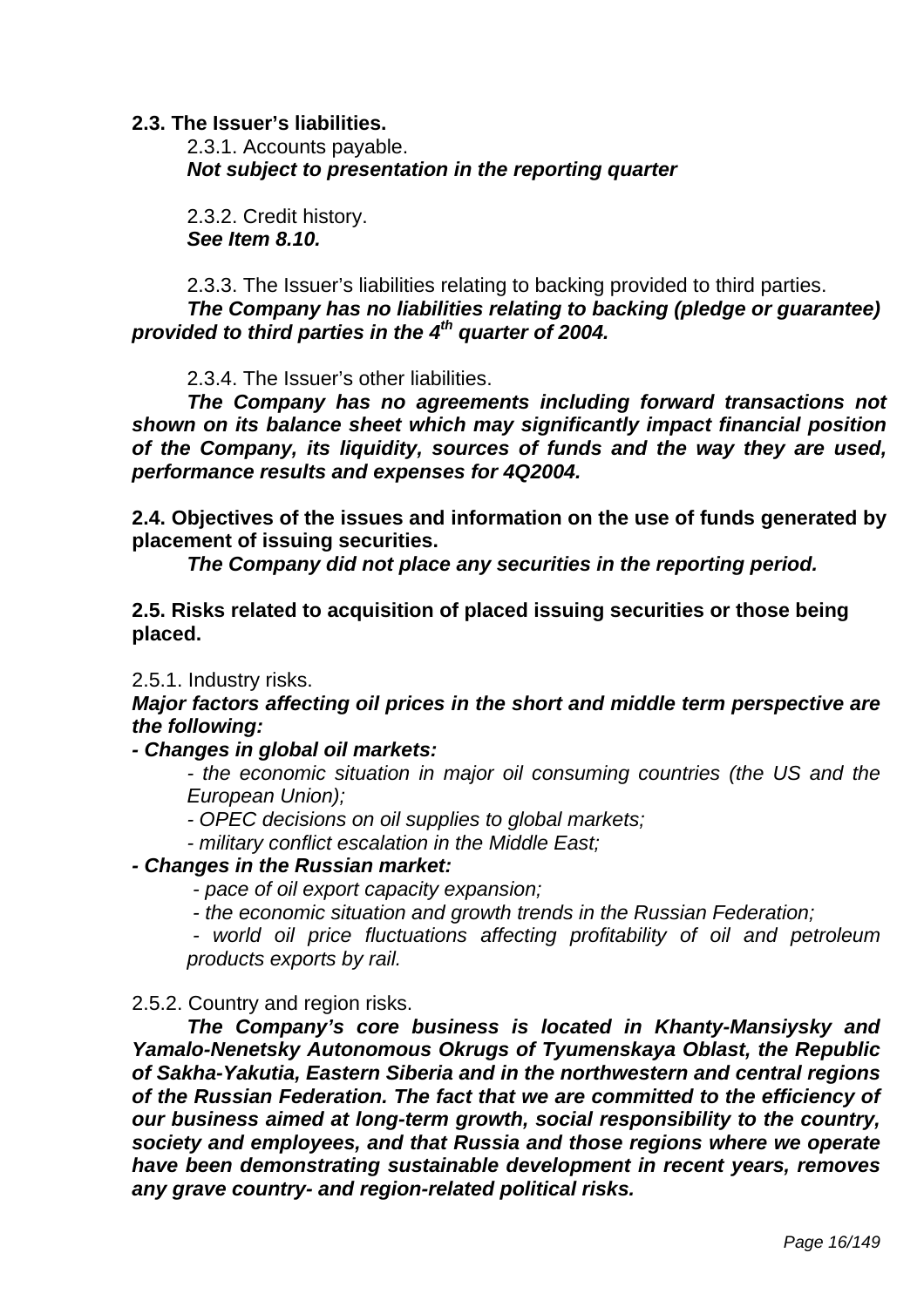**2.3. The Issuer's liabilities.**

2.3.1. Accounts payable.

***Not subject to presentation in the reporting quarter***

2.3.2. Credit history.

***See Item 8.10.***

2.3.3. The Issuer's liabilities relating to backing provided to third parties.

***The Company has no liabilities relating to backing (pledge or guarantee) provided to third parties in the 4th quarter of 2004.***

2.3.4. The Issuer's other liabilities.

***The Company has no agreements including forward transactions not shown on its balance sheet which may significantly impact financial position of the Company, its liquidity, sources of funds and the way they are used, performance results and expenses for 4Q2004.***

**2.4. Objectives of the issues and information on the use of funds generated by placement of issuing securities.**

***The Company did not place any securities in the reporting period.***

**2.5. Risks related to acquisition of placed issuing securities or those being placed.**

2.5.1. Industry risks.

***Major factors affecting oil prices in the short and middle term perspective are the following:***

***- Changes in global oil markets:***

*- the economic situation in major oil consuming countries (the US and the European Union);*

*- OPEC decisions on oil supplies to global markets;*

*- military conflict escalation in the Middle East;*

***- Changes in the Russian market:***

*- pace of oil export capacity expansion;*

*- the economic situation and growth trends in the Russian Federation;*

*- world oil price fluctuations affecting profitability of oil and petroleum products exports by rail.*

2.5.2. Country and region risks.

***The Company's core business is located in Khanty-Mansiysky and Yamalo-Nenetsky Autonomous Okrugs of Tyumenskaya Oblast, the Republic of Sakha-Yakutia, Eastern Siberia and in the northwestern and central regions of the Russian Federation. The fact that we are committed to the efficiency of our business aimed at long-term growth, social responsibility to the country, society and employees, and that Russia and those regions where we operate have been demonstrating sustainable development in recent years, removes any grave country- and region-related political risks.***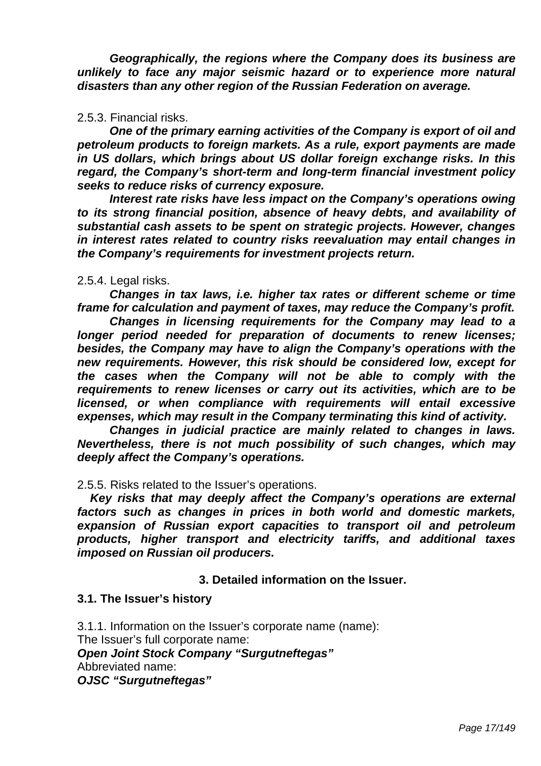***Geographically, the regions where the Company does its business are unlikely to face any major seismic hazard or to experience more natural disasters than any other region of the Russian Federation on average.***

2.5.3. Financial risks.

***One of the primary earning activities of the Company is export of oil and petroleum products to foreign markets. As a rule, export payments are made in US dollars, which brings about US dollar foreign exchange risks. In this regard, the Company's short-term and long-term financial investment policy seeks to reduce risks of currency exposure.***

***Interest rate risks have less impact on the Company's operations owing to its strong financial position, absence of heavy debts, and availability of substantial cash assets to be spent on strategic projects. However, changes in interest rates related to country risks reevaluation may entail changes in the Company's requirements for investment projects return.***

2.5.4. Legal risks.

***Changes in tax laws, i.e. higher tax rates or different scheme or time frame for calculation and payment of taxes, may reduce the Company's profit.***

***Changes in licensing requirements for the Company may lead to a longer period needed for preparation of documents to renew licenses; besides, the Company may have to align the Company's operations with the new requirements. However, this risk should be considered low, except for the cases when the Company will not be able to comply with the requirements to renew licenses or carry out its activities, which are to be licensed, or when compliance with requirements will entail excessive expenses, which may result in the Company terminating this kind of activity.***

***Changes in judicial practice are mainly related to changes in laws. Nevertheless, there is not much possibility of such changes, which may deeply affect the Company's operations.***

2.5.5. Risks related to the Issuer's operations.

***Key risks that may deeply affect the Company's operations are external factors such as changes in prices in both world and domestic markets, expansion of Russian export capacities to transport oil and petroleum products, higher transport and electricity tariffs, and additional taxes imposed on Russian oil producers.***

## 3. Detailed information on the Issuer.

### 3.1. The Issuer's history

3.1.1. Information on the Issuer's corporate name (name):

The Issuer's full corporate name:

***Open Joint Stock Company "Surgutneftegas"***

Abbreviated name:

***OJSC "Surgutneftegas"***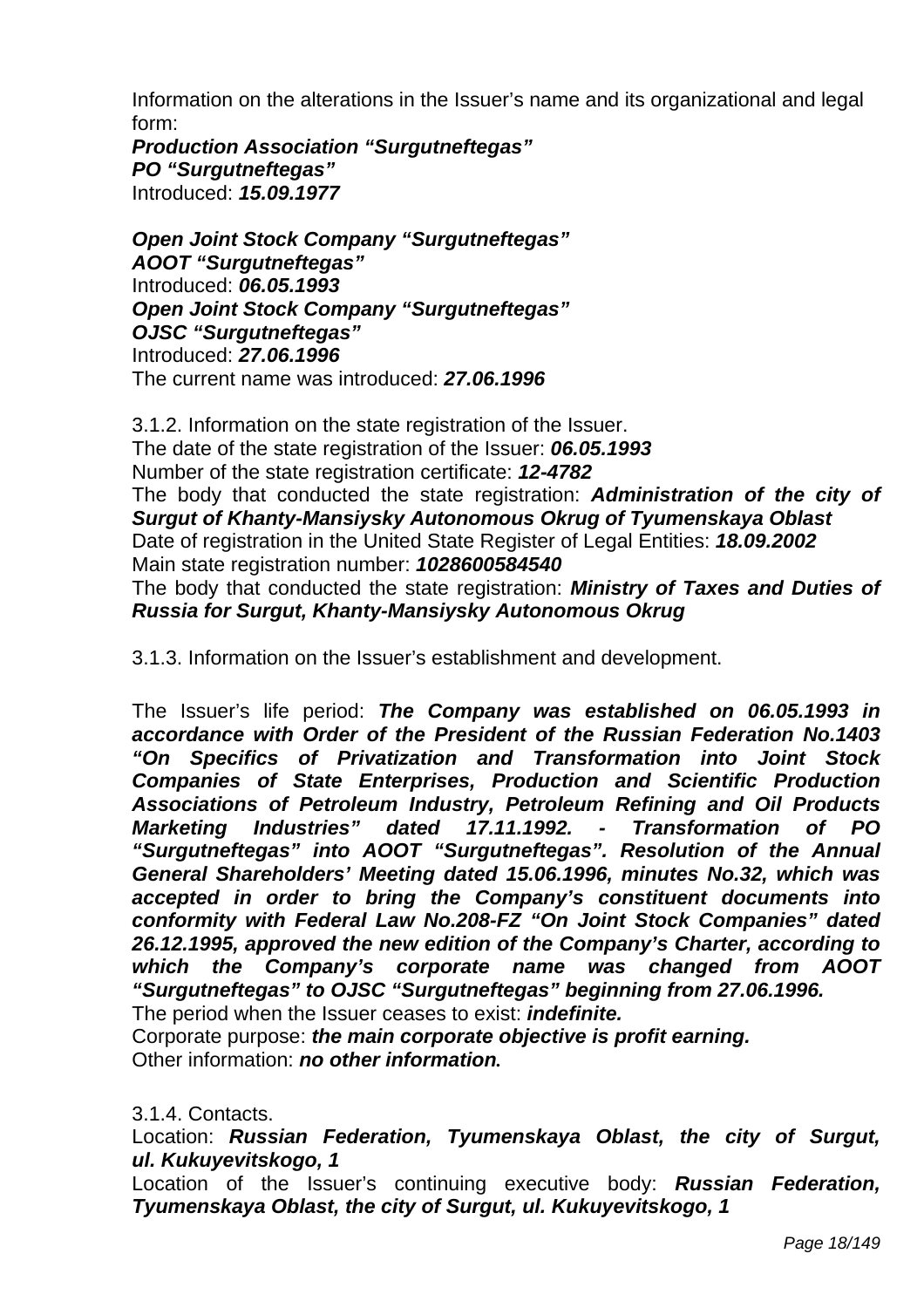Information on the alterations in the Issuer's name and its organizational and legal form:
***Production Association "Surgutneftegas"***
***PO "Surgutneftegas"***
Introduced: ***15.09.1977***

***Open Joint Stock Company "Surgutneftegas"***
***AOOT "Surgutneftegas"***
Introduced: ***06.05.1993***
***Open Joint Stock Company "Surgutneftegas"***
***OJSC "Surgutneftegas"***
Introduced: ***27.06.1996***
The current name was introduced: ***27.06.1996***

3.1.2. Information on the state registration of the Issuer.
The date of the state registration of the Issuer: ***06.05.1993***
Number of the state registration certificate: ***12-4782***
The body that conducted the state registration: ***Administration of the city of Surgut of Khanty-Mansiysky Autonomous Okrug of Tyumenskaya Oblast***
Date of registration in the United State Register of Legal Entities: ***18.09.2002***
Main state registration number: ***1028600584540***
The body that conducted the state registration: ***Ministry of Taxes and Duties of Russia for Surgut, Khanty-Mansiysky Autonomous Okrug***

3.1.3. Information on the Issuer's establishment and development.

The Issuer's life period: ***The Company was established on 06.05.1993 in accordance with Order of the President of the Russian Federation No.1403 "On Specifics of Privatization and Transformation into Joint Stock Companies of State Enterprises, Production and Scientific Production Associations of Petroleum Industry, Petroleum Refining and Oil Products Marketing Industries" dated 17.11.1992. - Transformation of PO "Surgutneftegas" into AOOT "Surgutneftegas". Resolution of the Annual General Shareholders' Meeting dated 15.06.1996, minutes No.32, which was accepted in order to bring the Company's constituent documents into conformity with Federal Law No.208-FZ "On Joint Stock Companies" dated 26.12.1995, approved the new edition of the Company's Charter, according to which the Company's corporate name was changed from AOOT "Surgutneftegas" to OJSC "Surgutneftegas" beginning from 27.06.1996.***
The period when the Issuer ceases to exist: ***indefinite.***
Corporate purpose: ***the main corporate objective is profit earning.***
Other information: ***no other information.***

3.1.4. Contacts.
Location: ***Russian Federation, Tyumenskaya Oblast, the city of Surgut, ul. Kukuyevitskogo, 1***
Location of the Issuer's continuing executive body: ***Russian Federation, Tyumenskaya Oblast, the city of Surgut, ul. Kukuyevitskogo, 1***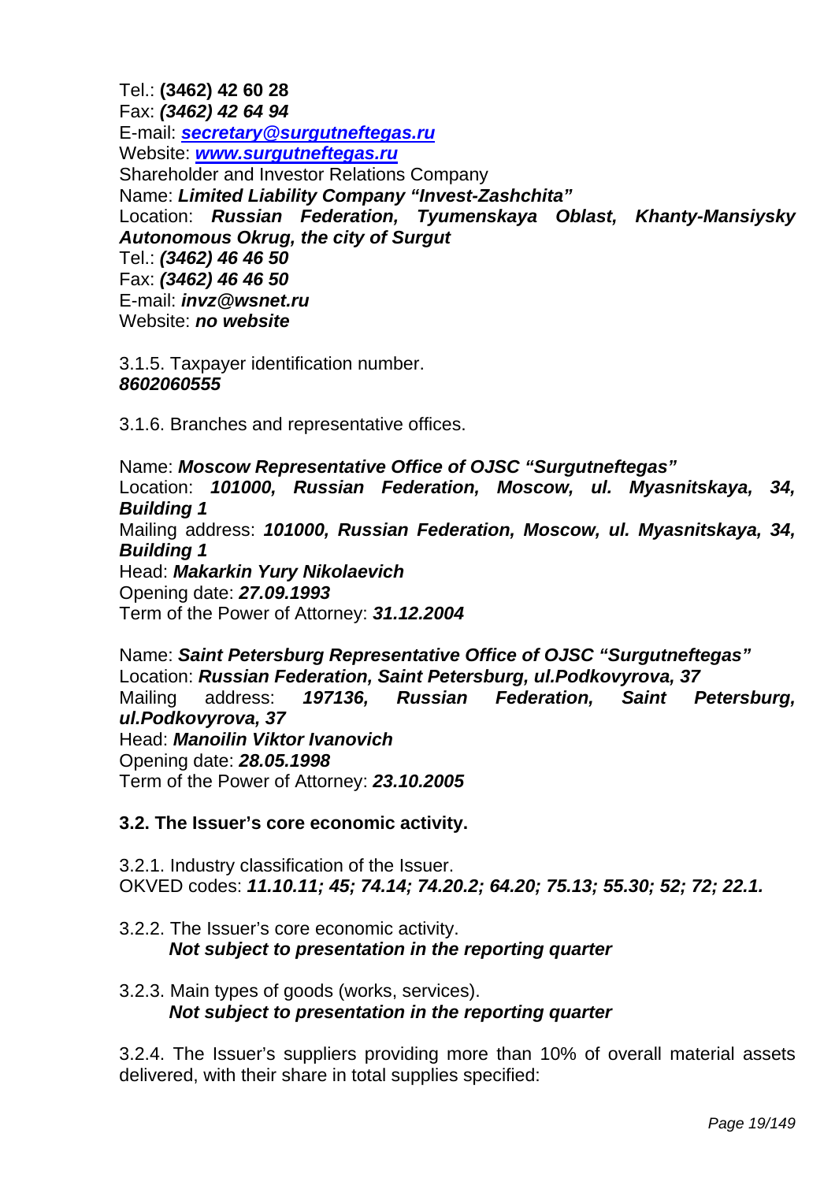Tel.: **(3462) 42 60 28**
Fax: ***(3462) 42 64 94***
E-mail: ***secretary@surgutneftegas.ru***
Website: ***www.surgutneftegas.ru***
Shareholder and Investor Relations Company
Name: ***Limited Liability Company "Invest-Zashchita"***
Location: ***Russian Federation, Tyumenskaya Oblast, Khanty-Mansiysky Autonomous Okrug, the city of Surgut***
Tel.: ***(3462) 46 46 50***
Fax: ***(3462) 46 46 50***
E-mail: ***invz@wsnet.ru***
Website: ***no website***

3.1.5. Taxpayer identification number.
***8602060555***

3.1.6. Branches and representative offices.

Name: ***Moscow Representative Office of OJSC "Surgutneftegas"***
Location: ***101000, Russian Federation, Moscow, ul. Myasnitskaya, 34, Building 1***
Mailing address: ***101000, Russian Federation, Moscow, ul. Myasnitskaya, 34, Building 1***
Head: ***Makarkin Yury Nikolaevich***
Opening date: ***27.09.1993***
Term of the Power of Attorney: ***31.12.2004***

Name: ***Saint Petersburg Representative Office of OJSC "Surgutneftegas"***
Location: ***Russian Federation, Saint Petersburg, ul.Podkovyrova, 37***
Mailing address: ***197136, Russian Federation, Saint Petersburg, ul.Podkovyrova, 37***
Head: ***Manoilin Viktor Ivanovich***
Opening date: ***28.05.1998***
Term of the Power of Attorney: ***23.10.2005***

**3.2. The Issuer's core economic activity.**

3.2.1. Industry classification of the Issuer.
OKVED codes: ***11.10.11; 45; 74.14; 74.20.2; 64.20; 75.13; 55.30; 52; 72; 22.1.***

3.2.2. The Issuer's core economic activity.
***Not subject to presentation in the reporting quarter***

3.2.3. Main types of goods (works, services).
***Not subject to presentation in the reporting quarter***

3.2.4. The Issuer's suppliers providing more than 10% of overall material assets delivered, with their share in total supplies specified: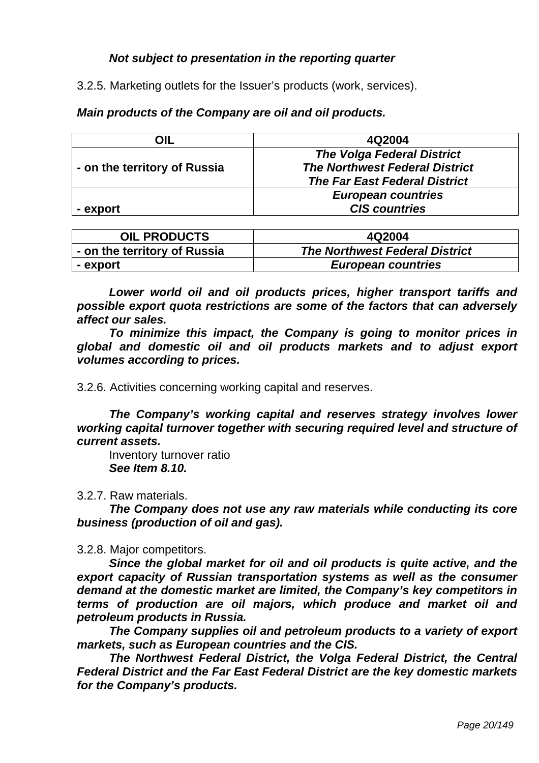***Not subject to presentation in the reporting quarter***

3.2.5. Marketing outlets for the Issuer's products (work, services).

***Main products of the Company are oil and oil products.***

| OIL | 4Q2004 |
|---|---|
| - on the territory of Russia | ***The Volga Federal District*** ***The Northwest Federal District*** ***The Far East Federal District*** |
| - export | ***European countries*** ***CIS countries*** |

| OIL PRODUCTS | 4Q2004 |
|---|---|
| - on the territory of Russia | ***The Northwest Federal District*** |
| - export | ***European countries*** |

***Lower world oil and oil products prices, higher transport tariffs and possible export quota restrictions are some of the factors that can adversely affect our sales.***

***To minimize this impact, the Company is going to monitor prices in global and domestic oil and oil products markets and to adjust export volumes according to prices.***

3.2.6. Activities concerning working capital and reserves.

***The Company's working capital and reserves strategy involves lower working capital turnover together with securing required level and structure of current assets.***

Inventory turnover ratio

***See Item 8.10.***

3.2.7. Raw materials.

***The Company does not use any raw materials while conducting its core business (production of oil and gas).***

3.2.8. Major competitors.

***Since the global market for oil and oil products is quite active, and the export capacity of Russian transportation systems as well as the consumer demand at the domestic market are limited, the Company's key competitors in terms of production are oil majors, which produce and market oil and petroleum products in Russia.***

***The Company supplies oil and petroleum products to a variety of export markets, such as European countries and the CIS.***

***The Northwest Federal District, the Volga Federal District, the Central Federal District and the Far East Federal District are the key domestic markets for the Company's products.***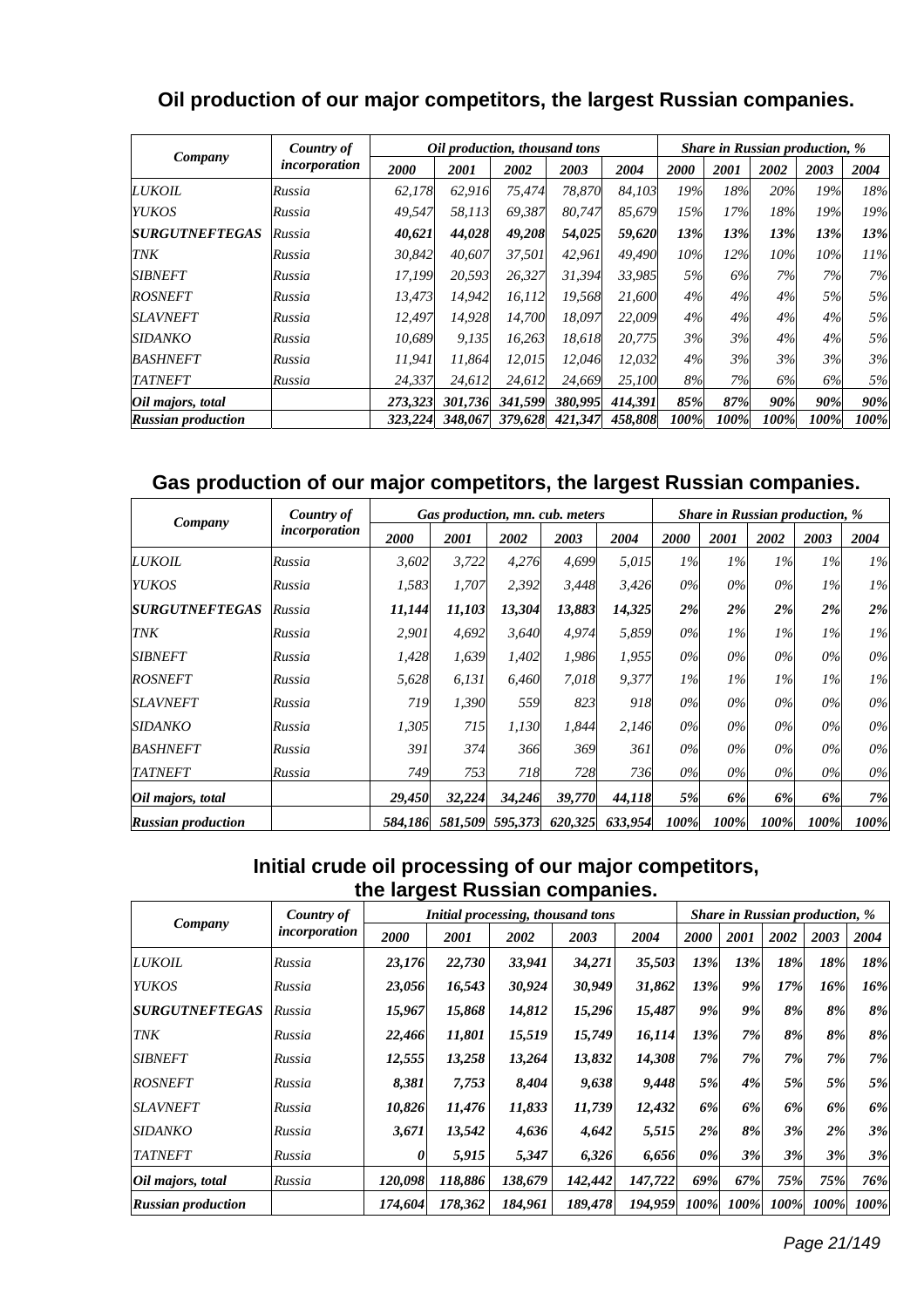## Oil production of our major competitors, the largest Russian companies.

| *Company* | *Country of incorporation* | *Oil production, thousand tons* | | | | | *Share in Russian production, %* | | | | |
|---|---|---|---|---|---|---|---|---|---|---|---|
| | | *2000* | *2001* | *2002* | *2003* | *2004* | *2000* | *2001* | *2002* | *2003* | *2004* |
| *LUKOIL* | *Russia* | *62,178* | *62,916* | *75,474* | *78,870* | *84,103* | *19%* | *18%* | *20%* | *19%* | *18%* |
| *YUKOS* | *Russia* | *49,547* | *58,113* | *69,387* | *80,747* | *85,679* | *15%* | *17%* | *18%* | *19%* | *19%* |
| ***SURGUTNEFTEGAS*** | *Russia* | ***40,621*** | ***44,028*** | ***49,208*** | ***54,025*** | ***59,620*** | ***13%*** | ***13%*** | ***13%*** | ***13%*** | ***13%*** |
| *TNK* | *Russia* | *30,842* | *40,607* | *37,501* | *42,961* | *49,490* | *10%* | *12%* | *10%* | *10%* | *11%* |
| *SIBNEFT* | *Russia* | *17,199* | *20,593* | *26,327* | *31,394* | *33,985* | *5%* | *6%* | *7%* | *7%* | *7%* |
| *ROSNEFT* | *Russia* | *13,473* | *14,942* | *16,112* | *19,568* | *21,600* | *4%* | *4%* | *4%* | *5%* | *5%* |
| *SLAVNEFT* | *Russia* | *12,497* | *14,928* | *14,700* | *18,097* | *22,009* | *4%* | *4%* | *4%* | *4%* | *5%* |
| *SIDANKO* | *Russia* | *10,689* | *9,135* | *16,263* | *18,618* | *20,775* | *3%* | *3%* | *4%* | *4%* | *5%* |
| *BASHNEFT* | *Russia* | *11,941* | *11,864* | *12,015* | *12,046* | *12,032* | *4%* | *3%* | *3%* | *3%* | *3%* |
| *TATNEFT* | *Russia* | *24,337* | *24,612* | *24,612* | *24,669* | *25,100* | *8%* | *7%* | *6%* | *6%* | *5%* |
| ***Oil majors, total*** | | ***273,323*** | ***301,736*** | ***341,599*** | ***380,995*** | ***414,391*** | ***85%*** | ***87%*** | ***90%*** | ***90%*** | ***90%*** |
| ***Russian production*** | | ***323,224*** | ***348,067*** | ***379,628*** | ***421,347*** | ***458,808*** | ***100%*** | ***100%*** | ***100%*** | ***100%*** | ***100%*** |

## Gas production of our major competitors, the largest Russian companies.

| *Company* | *Country of incorporation* | *Gas production, mn. cub. meters* | | | | | *Share in Russian production, %* | | | | |
|---|---|---|---|---|---|---|---|---|---|---|---|
| | | *2000* | *2001* | *2002* | *2003* | *2004* | *2000* | *2001* | *2002* | *2003* | *2004* |
| *LUKOIL* | *Russia* | *3,602* | *3,722* | *4,276* | *4,699* | *5,015* | *1%* | *1%* | *1%* | *1%* | *1%* |
| *YUKOS* | *Russia* | *1,583* | *1,707* | *2,392* | *3,448* | *3,426* | *0%* | *0%* | *0%* | *1%* | *1%* |
| ***SURGUTNEFTEGAS*** | *Russia* | ***11,144*** | ***11,103*** | ***13,304*** | ***13,883*** | ***14,325*** | ***2%*** | ***2%*** | ***2%*** | ***2%*** | ***2%*** |
| *TNK* | *Russia* | *2,901* | *4,692* | *3,640* | *4,974* | *5,859* | *0%* | *1%* | *1%* | *1%* | *1%* |
| *SIBNEFT* | *Russia* | *1,428* | *1,639* | *1,402* | *1,986* | *1,955* | *0%* | *0%* | *0%* | *0%* | *0%* |
| *ROSNEFT* | *Russia* | *5,628* | *6,131* | *6,460* | *7,018* | *9,377* | *1%* | *1%* | *1%* | *1%* | *1%* |
| *SLAVNEFT* | *Russia* | *719* | *1,390* | *559* | *823* | *918* | *0%* | *0%* | *0%* | *0%* | *0%* |
| *SIDANKO* | *Russia* | *1,305* | *715* | *1,130* | *1,844* | *2,146* | *0%* | *0%* | *0%* | *0%* | *0%* |
| *BASHNEFT* | *Russia* | *391* | *374* | *366* | *369* | *361* | *0%* | *0%* | *0%* | *0%* | *0%* |
| *TATNEFT* | *Russia* | *749* | *753* | *718* | *728* | *736* | *0%* | *0%* | *0%* | *0%* | *0%* |
| ***Oil majors, total*** | | ***29,450*** | ***32,224*** | ***34,246*** | ***39,770*** | ***44,118*** | ***5%*** | ***6%*** | ***6%*** | ***6%*** | ***7%*** |
| ***Russian production*** | | ***584,186*** | ***581,509*** | ***595,373*** | ***620,325*** | ***633,954*** | ***100%*** | ***100%*** | ***100%*** | ***100%*** | ***100%*** |

## Initial crude oil processing of our major competitors, the largest Russian companies.

| *Company* | *Country of incorporation* | *Initial processing, thousand tons* | | | | | *Share in Russian production, %* | | | | |
|---|---|---|---|---|---|---|---|---|---|---|---|
| | | *2000* | *2001* | *2002* | *2003* | *2004* | *2000* | *2001* | *2002* | *2003* | *2004* |
| *LUKOIL* | *Russia* | ***23,176*** | ***22,730*** | ***33,941*** | ***34,271*** | ***35,503*** | ***13%*** | ***13%*** | ***18%*** | ***18%*** | ***18%*** |
| *YUKOS* | *Russia* | ***23,056*** | ***16,543*** | ***30,924*** | ***30,949*** | ***31,862*** | ***13%*** | ***9%*** | ***17%*** | ***16%*** | ***16%*** |
| ***SURGUTNEFTEGAS*** | *Russia* | ***15,967*** | ***15,868*** | ***14,812*** | ***15,296*** | ***15,487*** | ***9%*** | ***9%*** | ***8%*** | ***8%*** | ***8%*** |
| *TNK* | *Russia* | ***22,466*** | ***11,801*** | ***15,519*** | ***15,749*** | ***16,114*** | ***13%*** | ***7%*** | ***8%*** | ***8%*** | ***8%*** |
| *SIBNEFT* | *Russia* | ***12,555*** | ***13,258*** | ***13,264*** | ***13,832*** | ***14,308*** | ***7%*** | ***7%*** | ***7%*** | ***7%*** | ***7%*** |
| *ROSNEFT* | *Russia* | ***8,381*** | ***7,753*** | ***8,404*** | ***9,638*** | ***9,448*** | ***5%*** | ***4%*** | ***5%*** | ***5%*** | ***5%*** |
| *SLAVNEFT* | *Russia* | ***10,826*** | ***11,476*** | ***11,833*** | ***11,739*** | ***12,432*** | ***6%*** | ***6%*** | ***6%*** | ***6%*** | ***6%*** |
| *SIDANKO* | *Russia* | ***3,671*** | ***13,542*** | ***4,636*** | ***4,642*** | ***5,515*** | ***2%*** | ***8%*** | ***3%*** | ***2%*** | ***3%*** |
| *TATNEFT* | *Russia* | ***0*** | ***5,915*** | ***5,347*** | ***6,326*** | ***6,656*** | ***0%*** | ***3%*** | ***3%*** | ***3%*** | ***3%*** |
| ***Oil majors, total*** | *Russia* | ***120,098*** | ***118,886*** | ***138,679*** | ***142,442*** | ***147,722*** | ***69%*** | ***67%*** | ***75%*** | ***75%*** | ***76%*** |
| ***Russian production*** | | ***174,604*** | ***178,362*** | ***184,961*** | ***189,478*** | ***194,959*** | ***100%*** | ***100%*** | ***100%*** | ***100%*** | ***100%*** |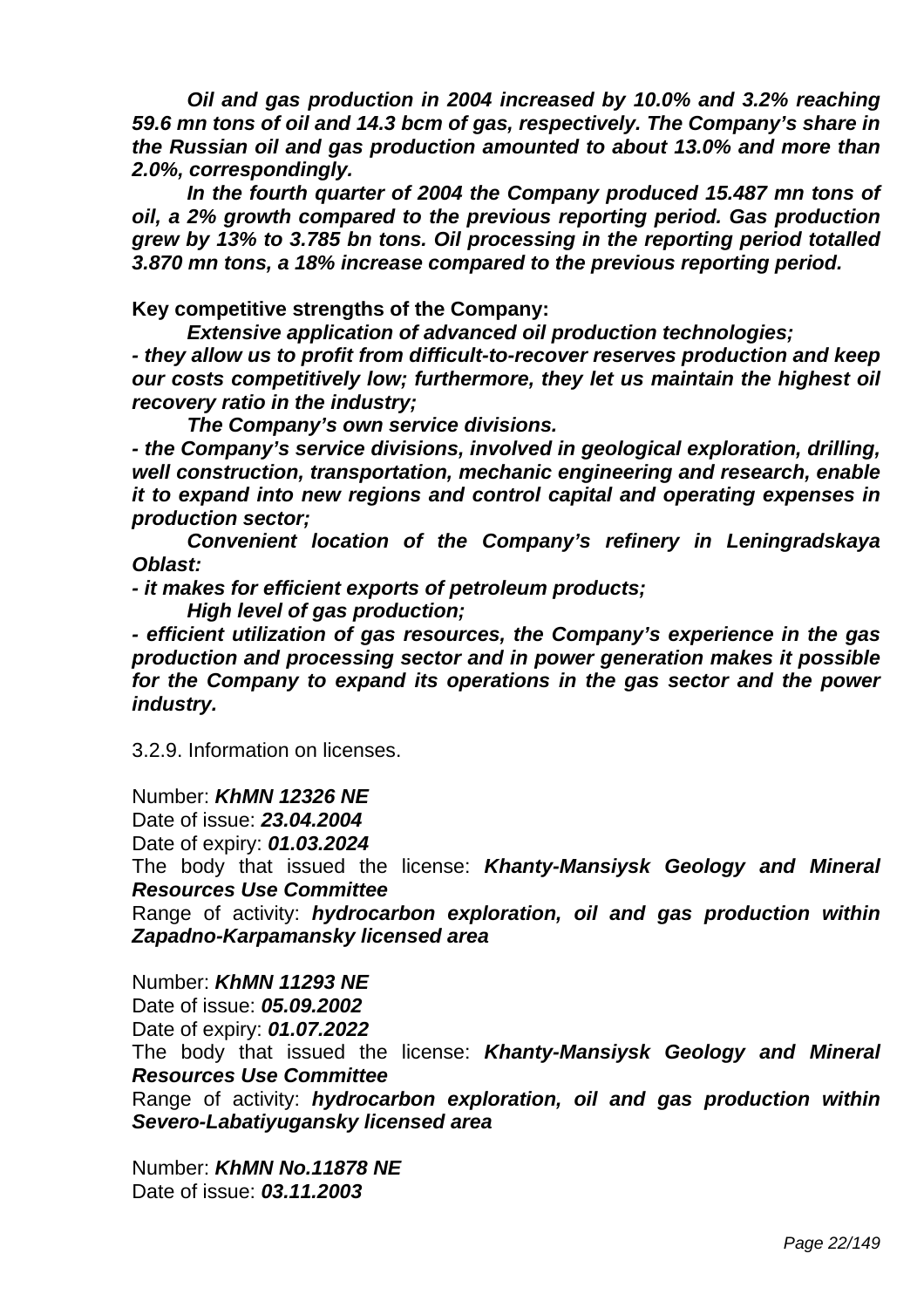***Oil and gas production in 2004 increased by 10.0% and 3.2% reaching 59.6 mn tons of oil and 14.3 bcm of gas, respectively. The Company's share in the Russian oil and gas production amounted to about 13.0% and more than 2.0%, correspondingly.***

***In the fourth quarter of 2004 the Company produced 15.487 mn tons of oil, a 2% growth compared to the previous reporting period. Gas production grew by 13% to 3.785 bn tons. Oil processing in the reporting period totalled 3.870 mn tons, a 18% increase compared to the previous reporting period.***

**Key competitive strengths of the Company:**

***Extensive application of advanced oil production technologies;***

***- they allow us to profit from difficult-to-recover reserves production and keep our costs competitively low; furthermore, they let us maintain the highest oil recovery ratio in the industry;***

***The Company's own service divisions.***

***- the Company's service divisions, involved in geological exploration, drilling, well construction, transportation, mechanic engineering and research, enable it to expand into new regions and control capital and operating expenses in production sector;***

***Convenient location of the Company's refinery in Leningradskaya Oblast:***

***- it makes for efficient exports of petroleum products;***

***High level of gas production;***

***- efficient utilization of gas resources, the Company's experience in the gas production and processing sector and in power generation makes it possible for the Company to expand its operations in the gas sector and the power industry.***

3.2.9. Information on licenses.

Number: ***KhMN 12326 NE***
Date of issue: ***23.04.2004***
Date of expiry: ***01.03.2024***
The body that issued the license: ***Khanty-Mansiysk Geology and Mineral Resources Use Committee***
Range of activity: ***hydrocarbon exploration, oil and gas production within Zapadno-Karpamansky licensed area***

Number: ***KhMN 11293 NE***
Date of issue: ***05.09.2002***
Date of expiry: ***01.07.2022***
The body that issued the license: ***Khanty-Mansiysk Geology and Mineral Resources Use Committee***
Range of activity: ***hydrocarbon exploration, oil and gas production within Severo-Labatiyugansky licensed area***

Number: ***KhMN No.11878 NE***
Date of issue: ***03.11.2003***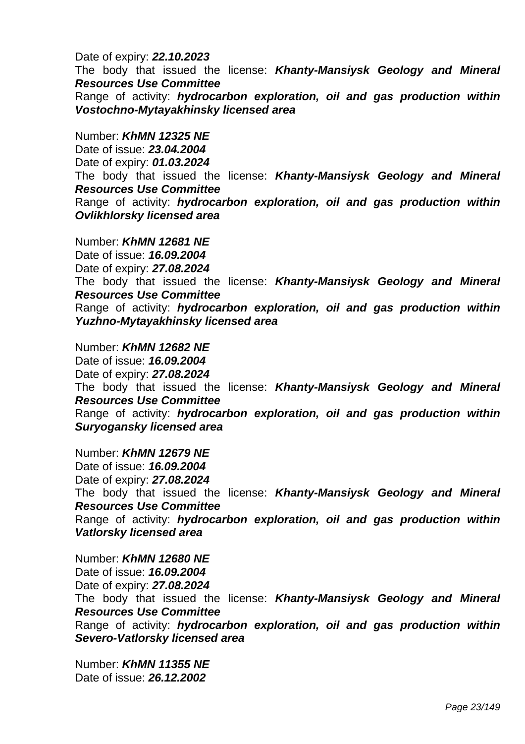Date of expiry: ***22.10.2023***
The body that issued the license: ***Khanty-Mansiysk Geology and Mineral Resources Use Committee***
Range of activity: ***hydrocarbon exploration, oil and gas production within Vostochno-Mytayakhinsky licensed area***

Number: ***KhMN 12325 NE***
Date of issue: ***23.04.2004***
Date of expiry: ***01.03.2024***
The body that issued the license: ***Khanty-Mansiysk Geology and Mineral Resources Use Committee***
Range of activity: ***hydrocarbon exploration, oil and gas production within Ovlikhlorsky licensed area***

Number: ***KhMN 12681 NE***
Date of issue: ***16.09.2004***
Date of expiry: ***27.08.2024***
The body that issued the license: ***Khanty-Mansiysk Geology and Mineral Resources Use Committee***
Range of activity: ***hydrocarbon exploration, oil and gas production within Yuzhno-Mytayakhinsky licensed area***

Number: ***KhMN 12682 NE***
Date of issue: ***16.09.2004***
Date of expiry: ***27.08.2024***
The body that issued the license: ***Khanty-Mansiysk Geology and Mineral Resources Use Committee***
Range of activity: ***hydrocarbon exploration, oil and gas production within Suryogansky licensed area***

Number: ***KhMN 12679 NE***
Date of issue: ***16.09.2004***
Date of expiry: ***27.08.2024***
The body that issued the license: ***Khanty-Mansiysk Geology and Mineral Resources Use Committee***
Range of activity: ***hydrocarbon exploration, oil and gas production within Vatlorsky licensed area***

Number: ***KhMN 12680 NE***
Date of issue: ***16.09.2004***
Date of expiry: ***27.08.2024***
The body that issued the license: ***Khanty-Mansiysk Geology and Mineral Resources Use Committee***
Range of activity: ***hydrocarbon exploration, oil and gas production within Severo-Vatlorsky licensed area***

Number: ***KhMN 11355 NE***
Date of issue: ***26.12.2002***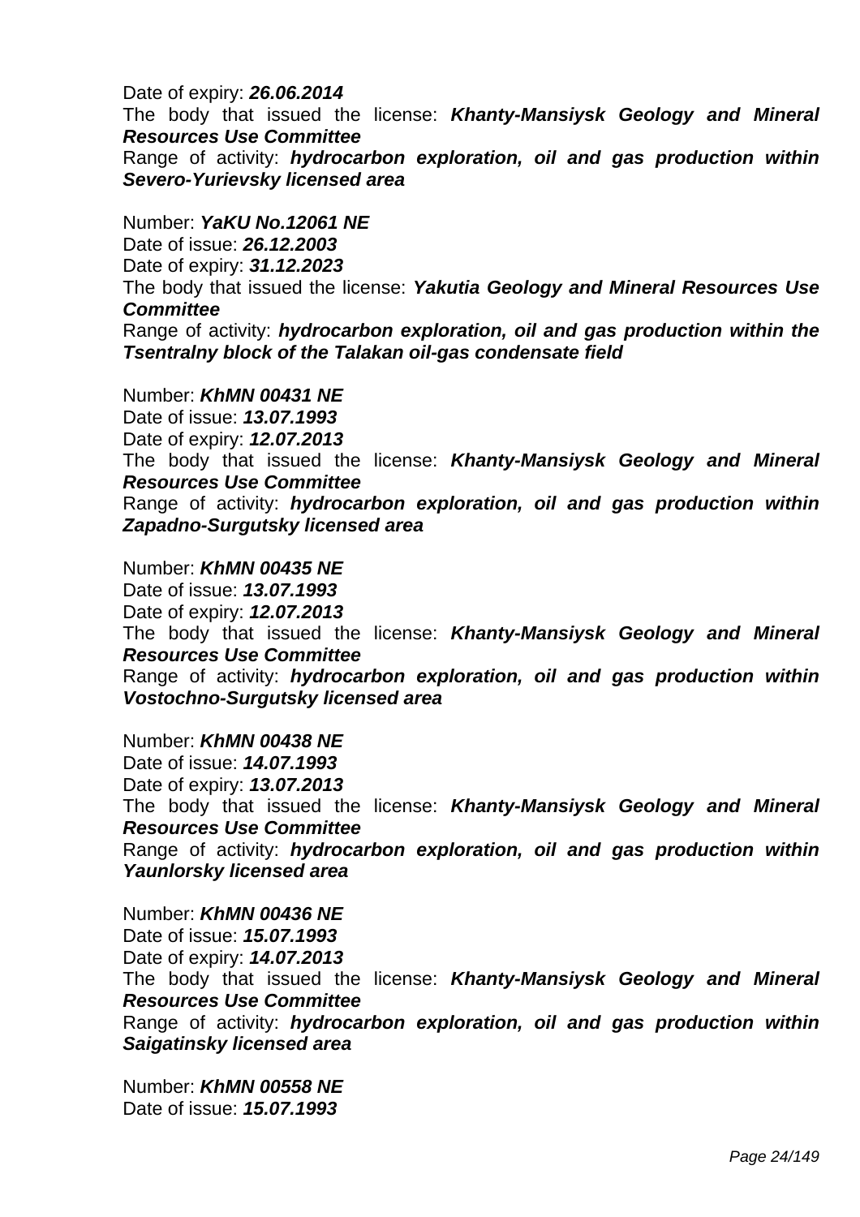Date of expiry: ***26.06.2014***

The body that issued the license: ***Khanty-Mansiysk Geology and Mineral Resources Use Committee***

Range of activity: ***hydrocarbon exploration, oil and gas production within Severo-Yurievsky licensed area***

Number: ***YaKU No.12061 NE***

Date of issue: ***26.12.2003***

Date of expiry: ***31.12.2023***

The body that issued the license: ***Yakutia Geology and Mineral Resources Use Committee***

Range of activity: ***hydrocarbon exploration, oil and gas production within the Tsentralny block of the Talakan oil-gas condensate field***

Number: ***KhMN 00431 NE***

Date of issue: ***13.07.1993***

Date of expiry: ***12.07.2013***

The body that issued the license: ***Khanty-Mansiysk Geology and Mineral Resources Use Committee***

Range of activity: ***hydrocarbon exploration, oil and gas production within Zapadno-Surgutsky licensed area***

Number: ***KhMN 00435 NE***

Date of issue: ***13.07.1993***

Date of expiry: ***12.07.2013***

The body that issued the license: ***Khanty-Mansiysk Geology and Mineral Resources Use Committee***

Range of activity: ***hydrocarbon exploration, oil and gas production within Vostochno-Surgutsky licensed area***

Number: ***KhMN 00438 NE***

Date of issue: ***14.07.1993***

Date of expiry: ***13.07.2013***

The body that issued the license: ***Khanty-Mansiysk Geology and Mineral Resources Use Committee***

Range of activity: ***hydrocarbon exploration, oil and gas production within Yaunlorsky licensed area***

Number: ***KhMN 00436 NE***

Date of issue: ***15.07.1993***

Date of expiry: ***14.07.2013***

The body that issued the license: ***Khanty-Mansiysk Geology and Mineral Resources Use Committee***

Range of activity: ***hydrocarbon exploration, oil and gas production within Saigatinsky licensed area***

Number: ***KhMN 00558 NE***

Date of issue: ***15.07.1993***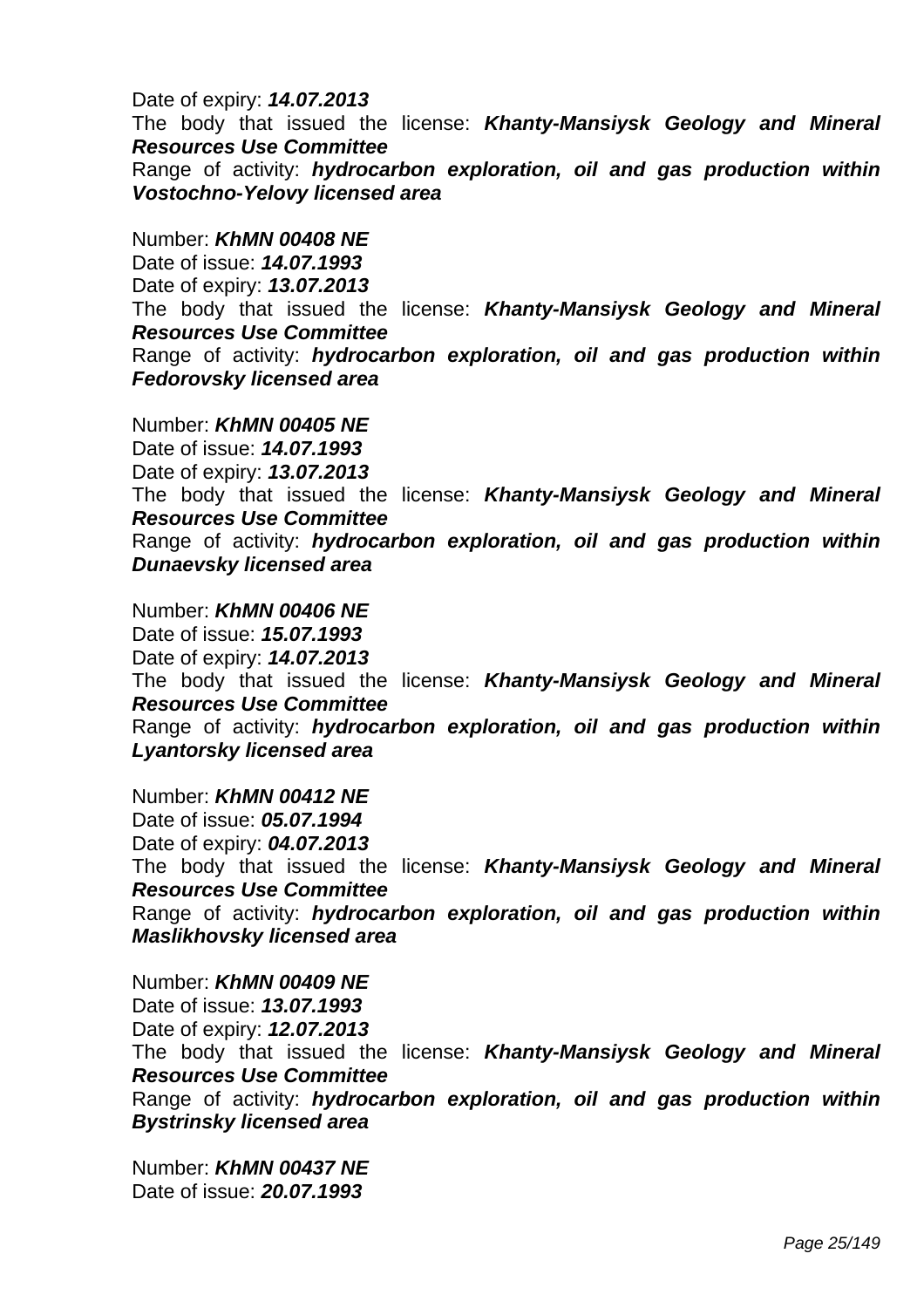Date of expiry: ***14.07.2013***
The body that issued the license: ***Khanty-Mansiysk Geology and Mineral Resources Use Committee***
Range of activity: ***hydrocarbon exploration, oil and gas production within Vostochno-Yelovy licensed area***

Number: ***KhMN 00408 NE***
Date of issue: ***14.07.1993***
Date of expiry: ***13.07.2013***
The body that issued the license: ***Khanty-Mansiysk Geology and Mineral Resources Use Committee***
Range of activity: ***hydrocarbon exploration, oil and gas production within Fedorovsky licensed area***

Number: ***KhMN 00405 NE***
Date of issue: ***14.07.1993***
Date of expiry: ***13.07.2013***
The body that issued the license: ***Khanty-Mansiysk Geology and Mineral Resources Use Committee***
Range of activity: ***hydrocarbon exploration, oil and gas production within Dunaevsky licensed area***

Number: ***KhMN 00406 NE***
Date of issue: ***15.07.1993***
Date of expiry: ***14.07.2013***
The body that issued the license: ***Khanty-Mansiysk Geology and Mineral Resources Use Committee***
Range of activity: ***hydrocarbon exploration, oil and gas production within Lyantorsky licensed area***

Number: ***KhMN 00412 NE***
Date of issue: ***05.07.1994***
Date of expiry: ***04.07.2013***
The body that issued the license: ***Khanty-Mansiysk Geology and Mineral Resources Use Committee***
Range of activity: ***hydrocarbon exploration, oil and gas production within Maslikhovsky licensed area***

Number: ***KhMN 00409 NE***
Date of issue: ***13.07.1993***
Date of expiry: ***12.07.2013***
The body that issued the license: ***Khanty-Mansiysk Geology and Mineral Resources Use Committee***
Range of activity: ***hydrocarbon exploration, oil and gas production within Bystrinsky licensed area***

Number: ***KhMN 00437 NE***
Date of issue: ***20.07.1993***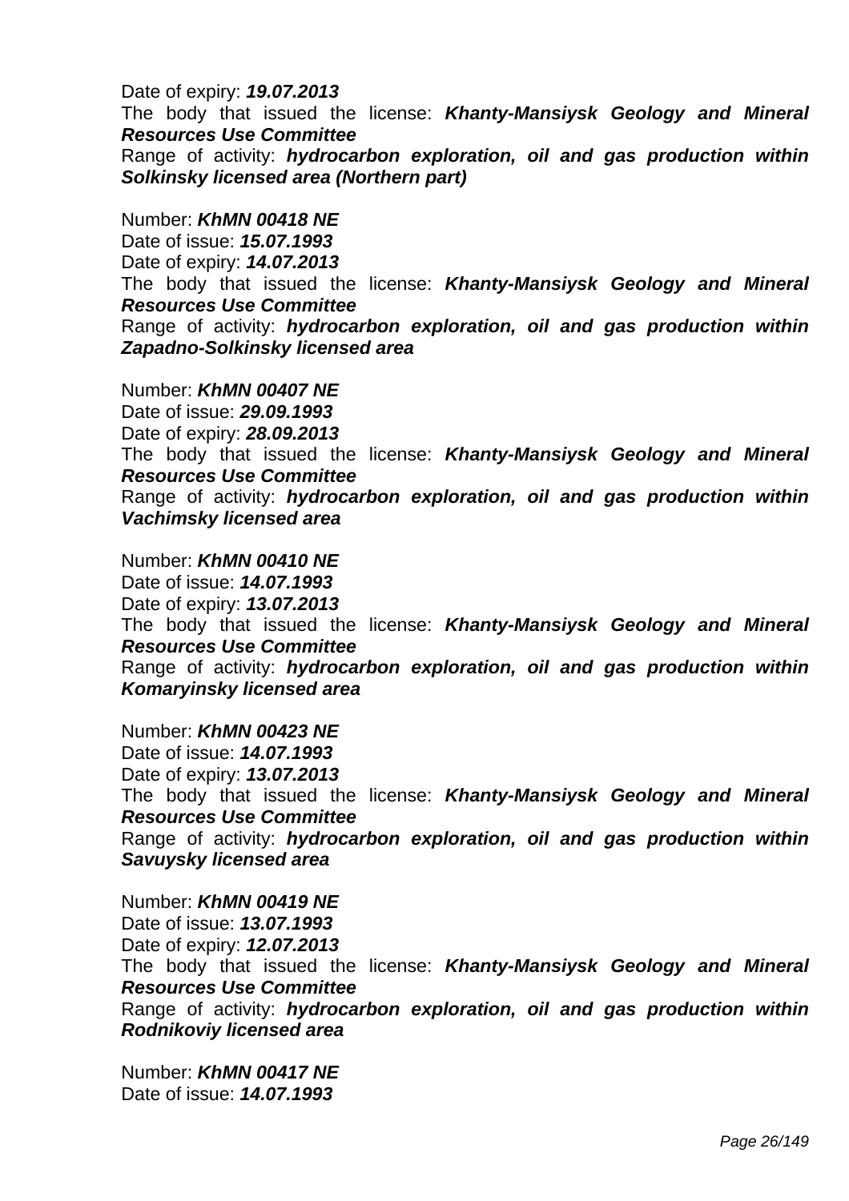Date of expiry: ***19.07.2013***
The body that issued the license: ***Khanty-Mansiysk Geology and Mineral Resources Use Committee***
Range of activity: ***hydrocarbon exploration, oil and gas production within Solkinsky licensed area (Northern part)***

Number: ***KhMN 00418 NE***
Date of issue: ***15.07.1993***
Date of expiry: ***14.07.2013***
The body that issued the license: ***Khanty-Mansiysk Geology and Mineral Resources Use Committee***
Range of activity: ***hydrocarbon exploration, oil and gas production within Zapadno-Solkinsky licensed area***

Number: ***KhMN 00407 NE***
Date of issue: ***29.09.1993***
Date of expiry: ***28.09.2013***
The body that issued the license: ***Khanty-Mansiysk Geology and Mineral Resources Use Committee***
Range of activity: ***hydrocarbon exploration, oil and gas production within Vachimsky licensed area***

Number: ***KhMN 00410 NE***
Date of issue: ***14.07.1993***
Date of expiry: ***13.07.2013***
The body that issued the license: ***Khanty-Mansiysk Geology and Mineral Resources Use Committee***
Range of activity: ***hydrocarbon exploration, oil and gas production within Komaryinsky licensed area***

Number: ***KhMN 00423 NE***
Date of issue: ***14.07.1993***
Date of expiry: ***13.07.2013***
The body that issued the license: ***Khanty-Mansiysk Geology and Mineral Resources Use Committee***
Range of activity: ***hydrocarbon exploration, oil and gas production within Savuysky licensed area***

Number: ***KhMN 00419 NE***
Date of issue: ***13.07.1993***
Date of expiry: ***12.07.2013***
The body that issued the license: ***Khanty-Mansiysk Geology and Mineral Resources Use Committee***
Range of activity: ***hydrocarbon exploration, oil and gas production within Rodnikoviy licensed area***

Number: ***KhMN 00417 NE***
Date of issue: ***14.07.1993***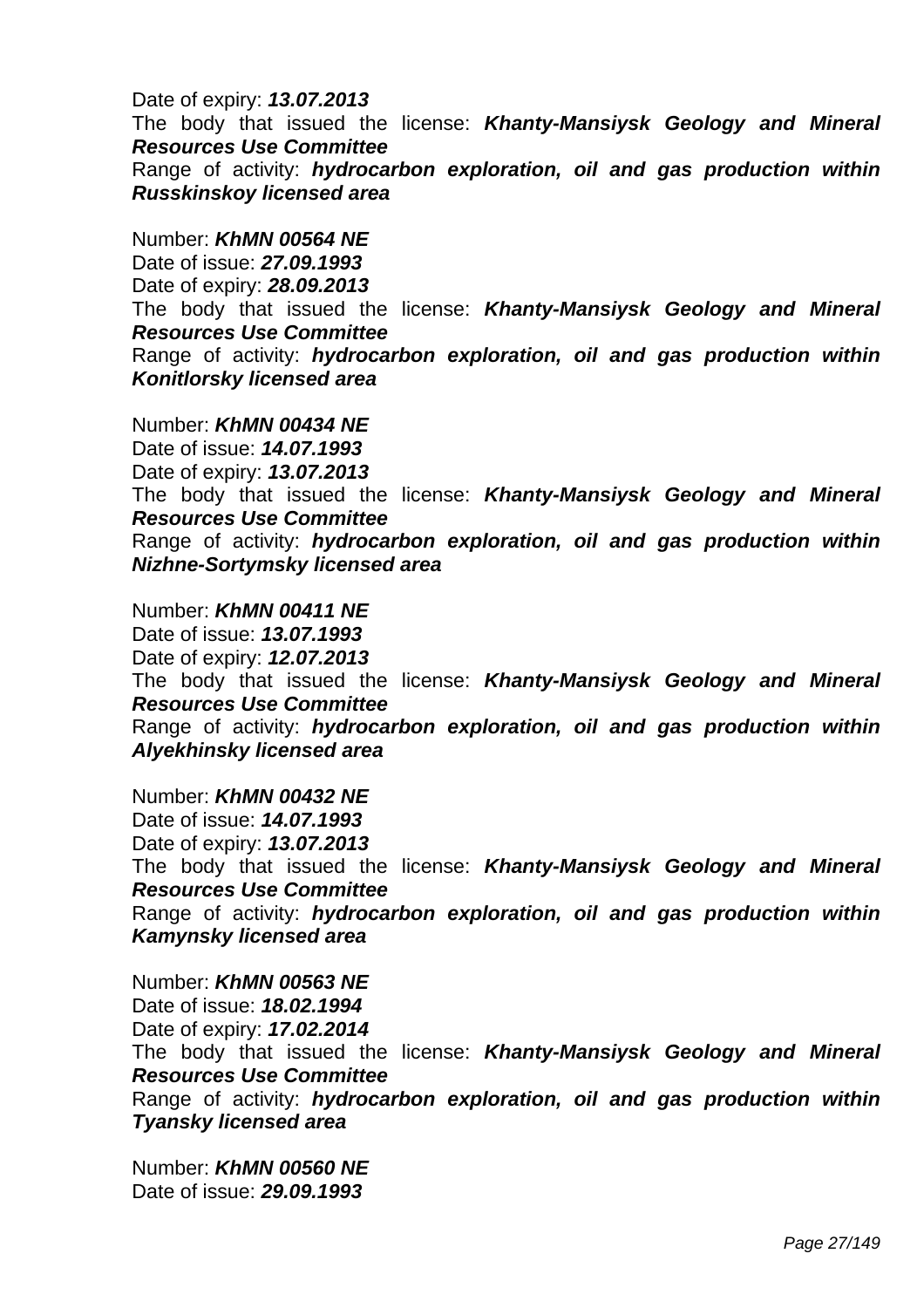Date of expiry: ***13.07.2013***
The body that issued the license: ***Khanty-Mansiysk Geology and Mineral Resources Use Committee***
Range of activity: ***hydrocarbon exploration, oil and gas production within Russkinskoy licensed area***

Number: ***KhMN 00564 NE***
Date of issue: ***27.09.1993***
Date of expiry: ***28.09.2013***
The body that issued the license: ***Khanty-Mansiysk Geology and Mineral Resources Use Committee***
Range of activity: ***hydrocarbon exploration, oil and gas production within Konitlorsky licensed area***

Number: ***KhMN 00434 NE***
Date of issue: ***14.07.1993***
Date of expiry: ***13.07.2013***
The body that issued the license: ***Khanty-Mansiysk Geology and Mineral Resources Use Committee***
Range of activity: ***hydrocarbon exploration, oil and gas production within Nizhne-Sortymsky licensed area***

Number: ***KhMN 00411 NE***
Date of issue: ***13.07.1993***
Date of expiry: ***12.07.2013***
The body that issued the license: ***Khanty-Mansiysk Geology and Mineral Resources Use Committee***
Range of activity: ***hydrocarbon exploration, oil and gas production within Alyekhinsky licensed area***

Number: ***KhMN 00432 NE***
Date of issue: ***14.07.1993***
Date of expiry: ***13.07.2013***
The body that issued the license: ***Khanty-Mansiysk Geology and Mineral Resources Use Committee***
Range of activity: ***hydrocarbon exploration, oil and gas production within Kamynsky licensed area***

Number: ***KhMN 00563 NE***
Date of issue: ***18.02.1994***
Date of expiry: ***17.02.2014***
The body that issued the license: ***Khanty-Mansiysk Geology and Mineral Resources Use Committee***
Range of activity: ***hydrocarbon exploration, oil and gas production within Tyansky licensed area***

Number: ***KhMN 00560 NE***
Date of issue: ***29.09.1993***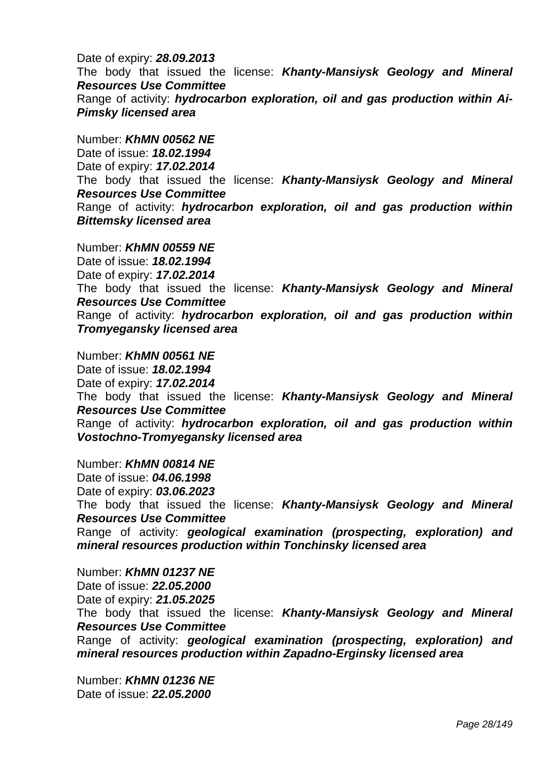Date of expiry: ***28.09.2013***
The body that issued the license: ***Khanty-Mansiysk Geology and Mineral Resources Use Committee***
Range of activity: ***hydrocarbon exploration, oil and gas production within Ai-Pimsky licensed area***

Number: ***KhMN 00562 NE***
Date of issue: ***18.02.1994***
Date of expiry: ***17.02.2014***
The body that issued the license: ***Khanty-Mansiysk Geology and Mineral Resources Use Committee***
Range of activity: ***hydrocarbon exploration, oil and gas production within Bittemsky licensed area***

Number: ***KhMN 00559 NE***
Date of issue: ***18.02.1994***
Date of expiry: ***17.02.2014***
The body that issued the license: ***Khanty-Mansiysk Geology and Mineral Resources Use Committee***
Range of activity: ***hydrocarbon exploration, oil and gas production within Tromyegansky licensed area***

Number: ***KhMN 00561 NE***
Date of issue: ***18.02.1994***
Date of expiry: ***17.02.2014***
The body that issued the license: ***Khanty-Mansiysk Geology and Mineral Resources Use Committee***
Range of activity: ***hydrocarbon exploration, oil and gas production within Vostochno-Tromyegansky licensed area***

Number: ***KhMN 00814 NE***
Date of issue: ***04.06.1998***
Date of expiry: ***03.06.2023***
The body that issued the license: ***Khanty-Mansiysk Geology and Mineral Resources Use Committee***
Range of activity: ***geological examination (prospecting, exploration) and mineral resources production within Tonchinsky licensed area***

Number: ***KhMN 01237 NE***
Date of issue: ***22.05.2000***
Date of expiry: ***21.05.2025***
The body that issued the license: ***Khanty-Mansiysk Geology and Mineral Resources Use Committee***
Range of activity: ***geological examination (prospecting, exploration) and mineral resources production within Zapadno-Erginsky licensed area***

Number: ***KhMN 01236 NE***
Date of issue: ***22.05.2000***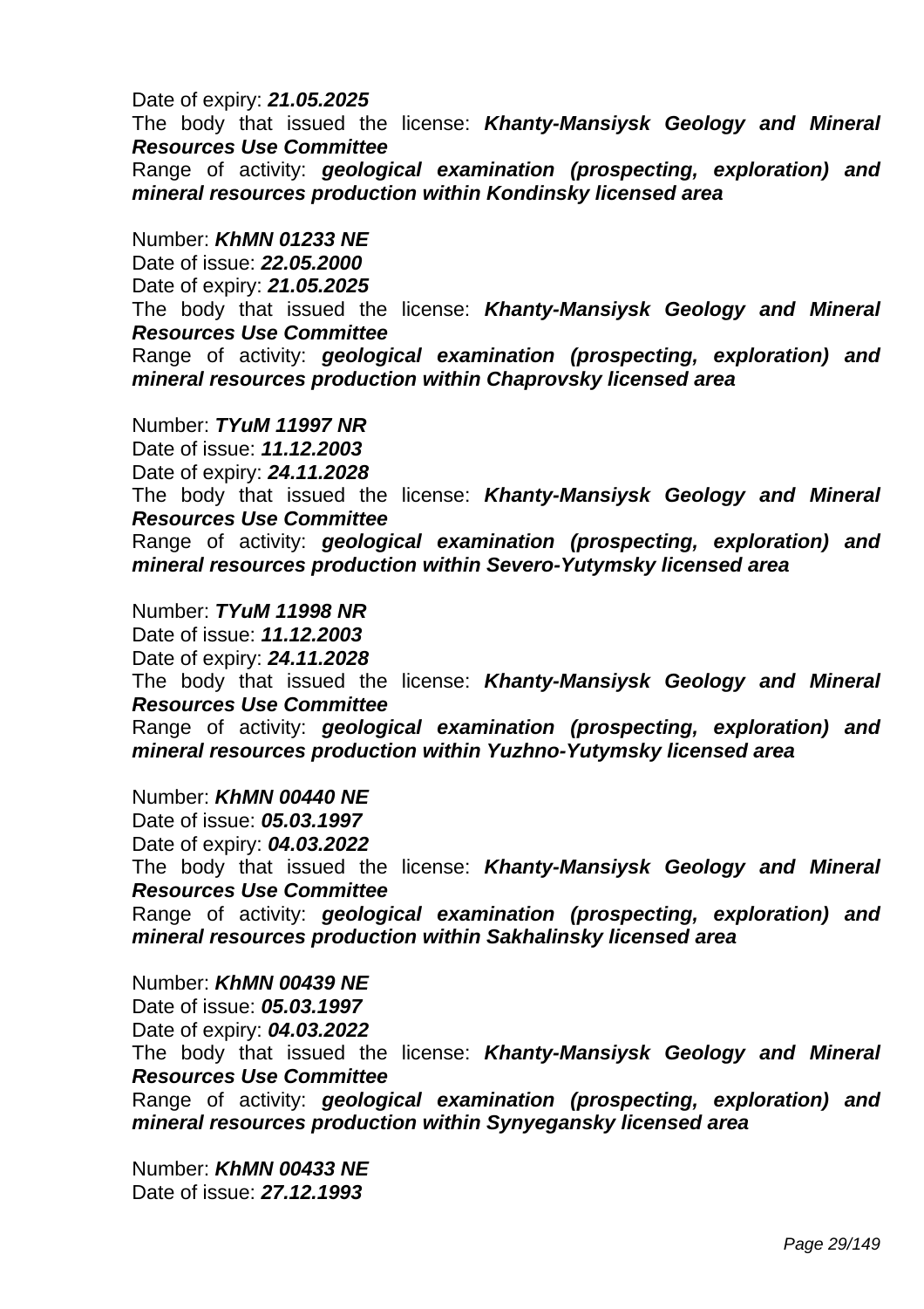Date of expiry: ***21.05.2025***
The body that issued the license: ***Khanty-Mansiysk Geology and Mineral Resources Use Committee***
Range of activity: ***geological examination (prospecting, exploration) and mineral resources production within Kondinsky licensed area***

Number: ***KhMN 01233 NE***
Date of issue: ***22.05.2000***
Date of expiry: ***21.05.2025***
The body that issued the license: ***Khanty-Mansiysk Geology and Mineral Resources Use Committee***
Range of activity: ***geological examination (prospecting, exploration) and mineral resources production within Chaprovsky licensed area***

Number: ***TYuM 11997 NR***
Date of issue: ***11.12.2003***
Date of expiry: ***24.11.2028***
The body that issued the license: ***Khanty-Mansiysk Geology and Mineral Resources Use Committee***
Range of activity: ***geological examination (prospecting, exploration) and mineral resources production within Severo-Yutymsky licensed area***

Number: ***TYuM 11998 NR***
Date of issue: ***11.12.2003***
Date of expiry: ***24.11.2028***
The body that issued the license: ***Khanty-Mansiysk Geology and Mineral Resources Use Committee***
Range of activity: ***geological examination (prospecting, exploration) and mineral resources production within Yuzhno-Yutymsky licensed area***

Number: ***KhMN 00440 NE***
Date of issue: ***05.03.1997***
Date of expiry: ***04.03.2022***
The body that issued the license: ***Khanty-Mansiysk Geology and Mineral Resources Use Committee***
Range of activity: ***geological examination (prospecting, exploration) and mineral resources production within Sakhalinsky licensed area***

Number: ***KhMN 00439 NE***
Date of issue: ***05.03.1997***
Date of expiry: ***04.03.2022***
The body that issued the license: ***Khanty-Mansiysk Geology and Mineral Resources Use Committee***
Range of activity: ***geological examination (prospecting, exploration) and mineral resources production within Synyegansky licensed area***

Number: ***KhMN 00433 NE***
Date of issue: ***27.12.1993***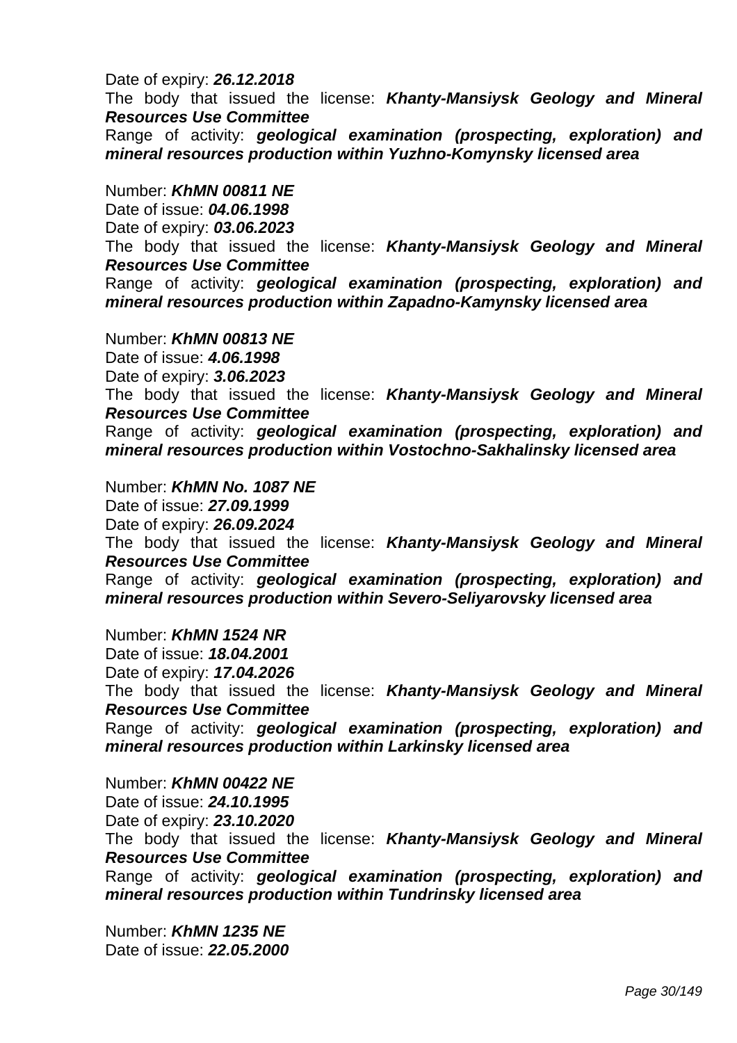Date of expiry: ***26.12.2018***

The body that issued the license: ***Khanty-Mansiysk Geology and Mineral Resources Use Committee***

Range of activity: ***geological examination (prospecting, exploration) and mineral resources production within Yuzhno-Komynsky licensed area***

Number: ***KhMN 00811 NE***

Date of issue: ***04.06.1998***

Date of expiry: ***03.06.2023***

The body that issued the license: ***Khanty-Mansiysk Geology and Mineral Resources Use Committee***

Range of activity: ***geological examination (prospecting, exploration) and mineral resources production within Zapadno-Kamynsky licensed area***

Number: ***KhMN 00813 NE***

Date of issue: ***4.06.1998***

Date of expiry: ***3.06.2023***

The body that issued the license: ***Khanty-Mansiysk Geology and Mineral Resources Use Committee***

Range of activity: ***geological examination (prospecting, exploration) and mineral resources production within Vostochno-Sakhalinsky licensed area***

Number: ***KhMN No. 1087 NE***

Date of issue: ***27.09.1999***

Date of expiry: ***26.09.2024***

The body that issued the license: ***Khanty-Mansiysk Geology and Mineral Resources Use Committee***

Range of activity: ***geological examination (prospecting, exploration) and mineral resources production within Severo-Seliyarovsky licensed area***

Number: ***KhMN 1524 NR***

Date of issue: ***18.04.2001***

Date of expiry: ***17.04.2026***

The body that issued the license: ***Khanty-Mansiysk Geology and Mineral Resources Use Committee***

Range of activity: ***geological examination (prospecting, exploration) and mineral resources production within Larkinsky licensed area***

Number: ***KhMN 00422 NE***

Date of issue: ***24.10.1995***

Date of expiry: ***23.10.2020***

The body that issued the license: ***Khanty-Mansiysk Geology and Mineral Resources Use Committee***

Range of activity: ***geological examination (prospecting, exploration) and mineral resources production within Tundrinsky licensed area***

Number: ***KhMN 1235 NE***

Date of issue: ***22.05.2000***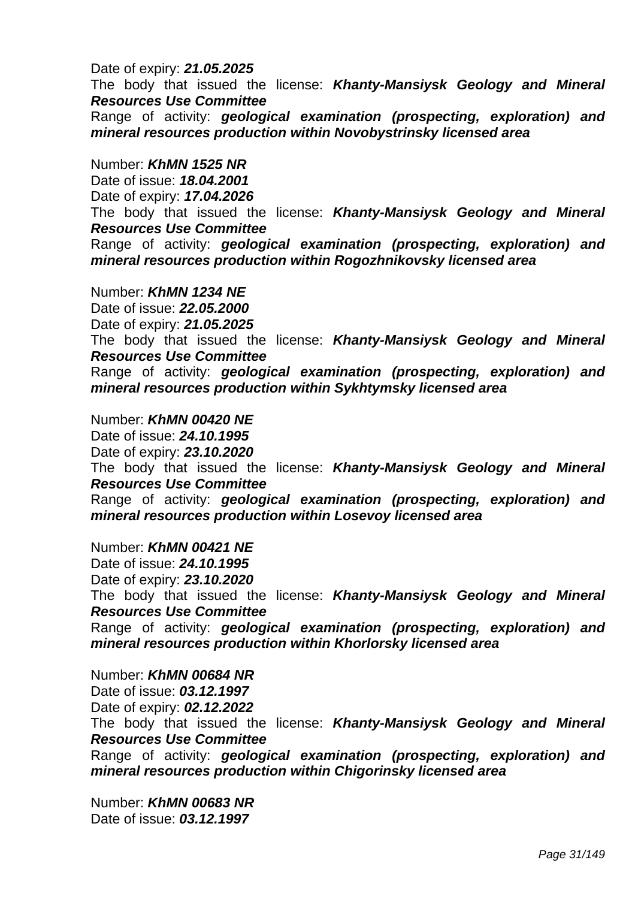Date of expiry: ***21.05.2025***
The body that issued the license: ***Khanty-Mansiysk Geology and Mineral Resources Use Committee***
Range of activity: ***geological examination (prospecting, exploration) and mineral resources production within Novobystrinsky licensed area***

Number: ***KhMN 1525 NR***
Date of issue: ***18.04.2001***
Date of expiry: ***17.04.2026***
The body that issued the license: ***Khanty-Mansiysk Geology and Mineral Resources Use Committee***
Range of activity: ***geological examination (prospecting, exploration) and mineral resources production within Rogozhnikovsky licensed area***

Number: ***KhMN 1234 NE***
Date of issue: ***22.05.2000***
Date of expiry: ***21.05.2025***
The body that issued the license: ***Khanty-Mansiysk Geology and Mineral Resources Use Committee***
Range of activity: ***geological examination (prospecting, exploration) and mineral resources production within Sykhtymsky licensed area***

Number: ***KhMN 00420 NE***
Date of issue: ***24.10.1995***
Date of expiry: ***23.10.2020***
The body that issued the license: ***Khanty-Mansiysk Geology and Mineral Resources Use Committee***
Range of activity: ***geological examination (prospecting, exploration) and mineral resources production within Losevoy licensed area***

Number: ***KhMN 00421 NE***
Date of issue: ***24.10.1995***
Date of expiry: ***23.10.2020***
The body that issued the license: ***Khanty-Mansiysk Geology and Mineral Resources Use Committee***
Range of activity: ***geological examination (prospecting, exploration) and mineral resources production within Khorlorsky licensed area***

Number: ***KhMN 00684 NR***
Date of issue: ***03.12.1997***
Date of expiry: ***02.12.2022***
The body that issued the license: ***Khanty-Mansiysk Geology and Mineral Resources Use Committee***
Range of activity: ***geological examination (prospecting, exploration) and mineral resources production within Chigorinsky licensed area***

Number: ***KhMN 00683 NR***
Date of issue: ***03.12.1997***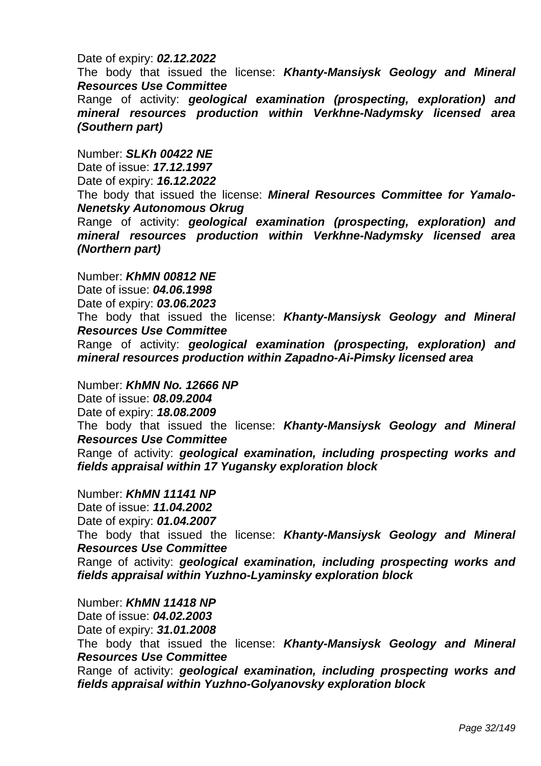Date of expiry: ***02.12.2022***

The body that issued the license: ***Khanty-Mansiysk Geology and Mineral Resources Use Committee***

Range of activity: ***geological examination (prospecting, exploration) and mineral resources production within Verkhne-Nadymsky licensed area (Southern part)***

Number: ***SLKh 00422 NE***

Date of issue: ***17.12.1997***

Date of expiry: ***16.12.2022***

The body that issued the license: ***Mineral Resources Committee for Yamalo-Nenetsky Autonomous Okrug***

Range of activity: ***geological examination (prospecting, exploration) and mineral resources production within Verkhne-Nadymsky licensed area (Northern part)***

Number: ***KhMN 00812 NE***

Date of issue: ***04.06.1998***

Date of expiry: ***03.06.2023***

The body that issued the license: ***Khanty-Mansiysk Geology and Mineral Resources Use Committee***

Range of activity: ***geological examination (prospecting, exploration) and mineral resources production within Zapadno-Ai-Pimsky licensed area***

Number: ***KhMN No. 12666 NP***

Date of issue: ***08.09.2004***

Date of expiry: ***18.08.2009***

The body that issued the license: ***Khanty-Mansiysk Geology and Mineral Resources Use Committee***

Range of activity: ***geological examination, including prospecting works and fields appraisal within 17 Yugansky exploration block***

Number: ***KhMN 11141 NP***

Date of issue: ***11.04.2002***

Date of expiry: ***01.04.2007***

The body that issued the license: ***Khanty-Mansiysk Geology and Mineral Resources Use Committee***

Range of activity: ***geological examination, including prospecting works and fields appraisal within Yuzhno-Lyaminsky exploration block***

Number: ***KhMN 11418 NP***

Date of issue: ***04.02.2003***

Date of expiry: ***31.01.2008***

The body that issued the license: ***Khanty-Mansiysk Geology and Mineral Resources Use Committee***

Range of activity: ***geological examination, including prospecting works and fields appraisal within Yuzhno-Golyanovsky exploration block***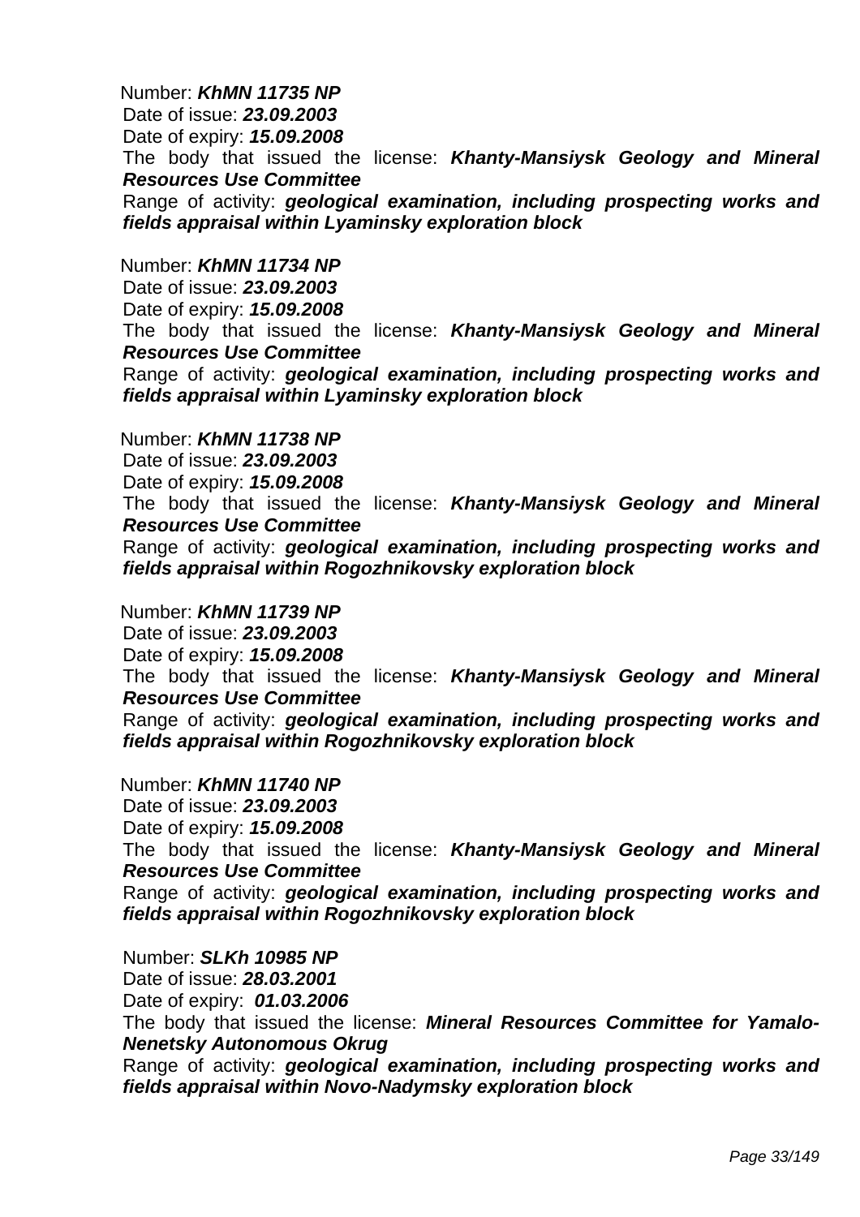Number: ***KhMN 11735 NP***
Date of issue: ***23.09.2003***
Date of expiry: ***15.09.2008***
The body that issued the license: ***Khanty-Mansiysk Geology and Mineral Resources Use Committee***
Range of activity: ***geological examination, including prospecting works and fields appraisal within Lyaminsky exploration block***

Number: ***KhMN 11734 NP***
Date of issue: ***23.09.2003***
Date of expiry: ***15.09.2008***
The body that issued the license: ***Khanty-Mansiysk Geology and Mineral Resources Use Committee***
Range of activity: ***geological examination, including prospecting works and fields appraisal within Lyaminsky exploration block***

Number: ***KhMN 11738 NP***
Date of issue: ***23.09.2003***
Date of expiry: ***15.09.2008***
The body that issued the license: ***Khanty-Mansiysk Geology and Mineral Resources Use Committee***
Range of activity: ***geological examination, including prospecting works and fields appraisal within Rogozhnikovsky exploration block***

Number: ***KhMN 11739 NP***
Date of issue: ***23.09.2003***
Date of expiry: ***15.09.2008***
The body that issued the license: ***Khanty-Mansiysk Geology and Mineral Resources Use Committee***
Range of activity: ***geological examination, including prospecting works and fields appraisal within Rogozhnikovsky exploration block***

Number: ***KhMN 11740 NP***
Date of issue: ***23.09.2003***
Date of expiry: ***15.09.2008***
The body that issued the license: ***Khanty-Mansiysk Geology and Mineral Resources Use Committee***
Range of activity: ***geological examination, including prospecting works and fields appraisal within Rogozhnikovsky exploration block***

Number: ***SLKh 10985 NP***
Date of issue: ***28.03.2001***
Date of expiry: ***01.03.2006***
The body that issued the license: ***Mineral Resources Committee for Yamalo-Nenetsky Autonomous Okrug***
Range of activity: ***geological examination, including prospecting works and fields appraisal within Novo-Nadymsky exploration block***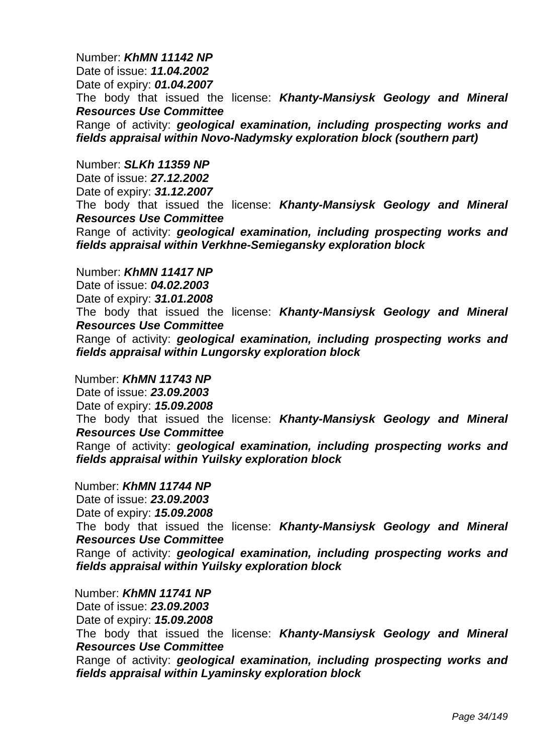Number: ***KhMN 11142 NP***
Date of issue: ***11.04.2002***
Date of expiry: ***01.04.2007***
The body that issued the license: ***Khanty-Mansiysk Geology and Mineral Resources Use Committee***
Range of activity: ***geological examination, including prospecting works and fields appraisal within Novo-Nadymsky exploration block (southern part)***

Number: ***SLKh 11359 NP***
Date of issue: ***27.12.2002***
Date of expiry: ***31.12.2007***
The body that issued the license: ***Khanty-Mansiysk Geology and Mineral Resources Use Committee***
Range of activity: ***geological examination, including prospecting works and fields appraisal within Verkhne-Semiegansky exploration block***

Number: ***KhMN 11417 NP***
Date of issue: ***04.02.2003***
Date of expiry: ***31.01.2008***
The body that issued the license: ***Khanty-Mansiysk Geology and Mineral Resources Use Committee***
Range of activity: ***geological examination, including prospecting works and fields appraisal within Lungorsky exploration block***

Number: ***KhMN 11743 NP***
Date of issue: ***23.09.2003***
Date of expiry: ***15.09.2008***
The body that issued the license: ***Khanty-Mansiysk Geology and Mineral Resources Use Committee***
Range of activity: ***geological examination, including prospecting works and fields appraisal within Yuilsky exploration block***

Number: ***KhMN 11744 NP***
Date of issue: ***23.09.2003***
Date of expiry: ***15.09.2008***
The body that issued the license: ***Khanty-Mansiysk Geology and Mineral Resources Use Committee***
Range of activity: ***geological examination, including prospecting works and fields appraisal within Yuilsky exploration block***

Number: ***KhMN 11741 NP***
Date of issue: ***23.09.2003***
Date of expiry: ***15.09.2008***
The body that issued the license: ***Khanty-Mansiysk Geology and Mineral Resources Use Committee***
Range of activity: ***geological examination, including prospecting works and fields appraisal within Lyaminsky exploration block***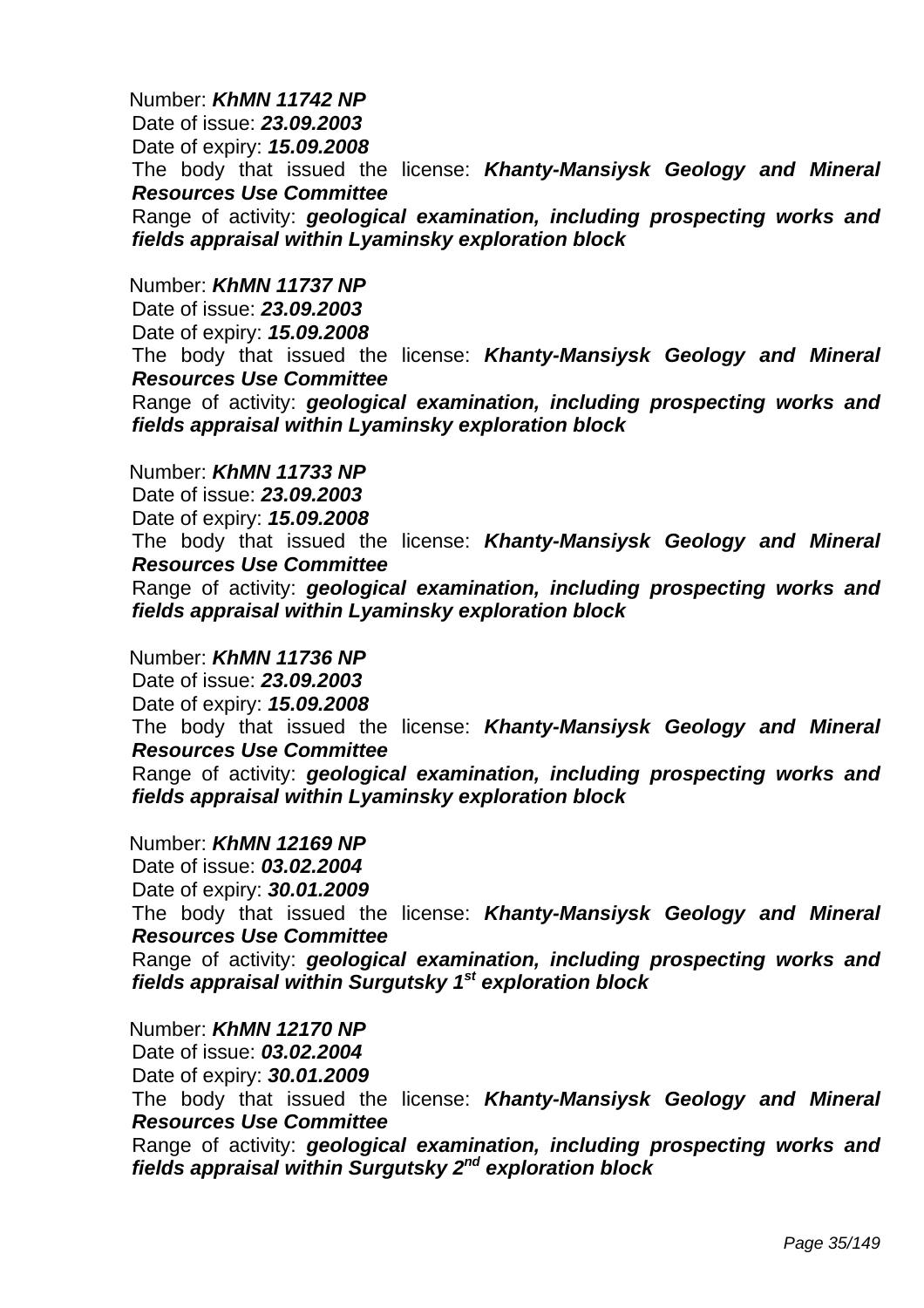Number: ***KhMN 11742 NP***
Date of issue: ***23.09.2003***
Date of expiry: ***15.09.2008***
The body that issued the license: ***Khanty-Mansiysk Geology and Mineral Resources Use Committee***
Range of activity: ***geological examination, including prospecting works and fields appraisal within Lyaminsky exploration block***

Number: ***KhMN 11737 NP***
Date of issue: ***23.09.2003***
Date of expiry: ***15.09.2008***
The body that issued the license: ***Khanty-Mansiysk Geology and Mineral Resources Use Committee***
Range of activity: ***geological examination, including prospecting works and fields appraisal within Lyaminsky exploration block***

Number: ***KhMN 11733 NP***
Date of issue: ***23.09.2003***
Date of expiry: ***15.09.2008***
The body that issued the license: ***Khanty-Mansiysk Geology and Mineral Resources Use Committee***
Range of activity: ***geological examination, including prospecting works and fields appraisal within Lyaminsky exploration block***

Number: ***KhMN 11736 NP***
Date of issue: ***23.09.2003***
Date of expiry: ***15.09.2008***
The body that issued the license: ***Khanty-Mansiysk Geology and Mineral Resources Use Committee***
Range of activity: ***geological examination, including prospecting works and fields appraisal within Lyaminsky exploration block***

Number: ***KhMN 12169 NP***
Date of issue: ***03.02.2004***
Date of expiry: ***30.01.2009***
The body that issued the license: ***Khanty-Mansiysk Geology and Mineral Resources Use Committee***
Range of activity: ***geological examination, including prospecting works and fields appraisal within Surgutsky 1st exploration block***

Number: ***KhMN 12170 NP***
Date of issue: ***03.02.2004***
Date of expiry: ***30.01.2009***
The body that issued the license: ***Khanty-Mansiysk Geology and Mineral Resources Use Committee***
Range of activity: ***geological examination, including prospecting works and fields appraisal within Surgutsky 2nd exploration block***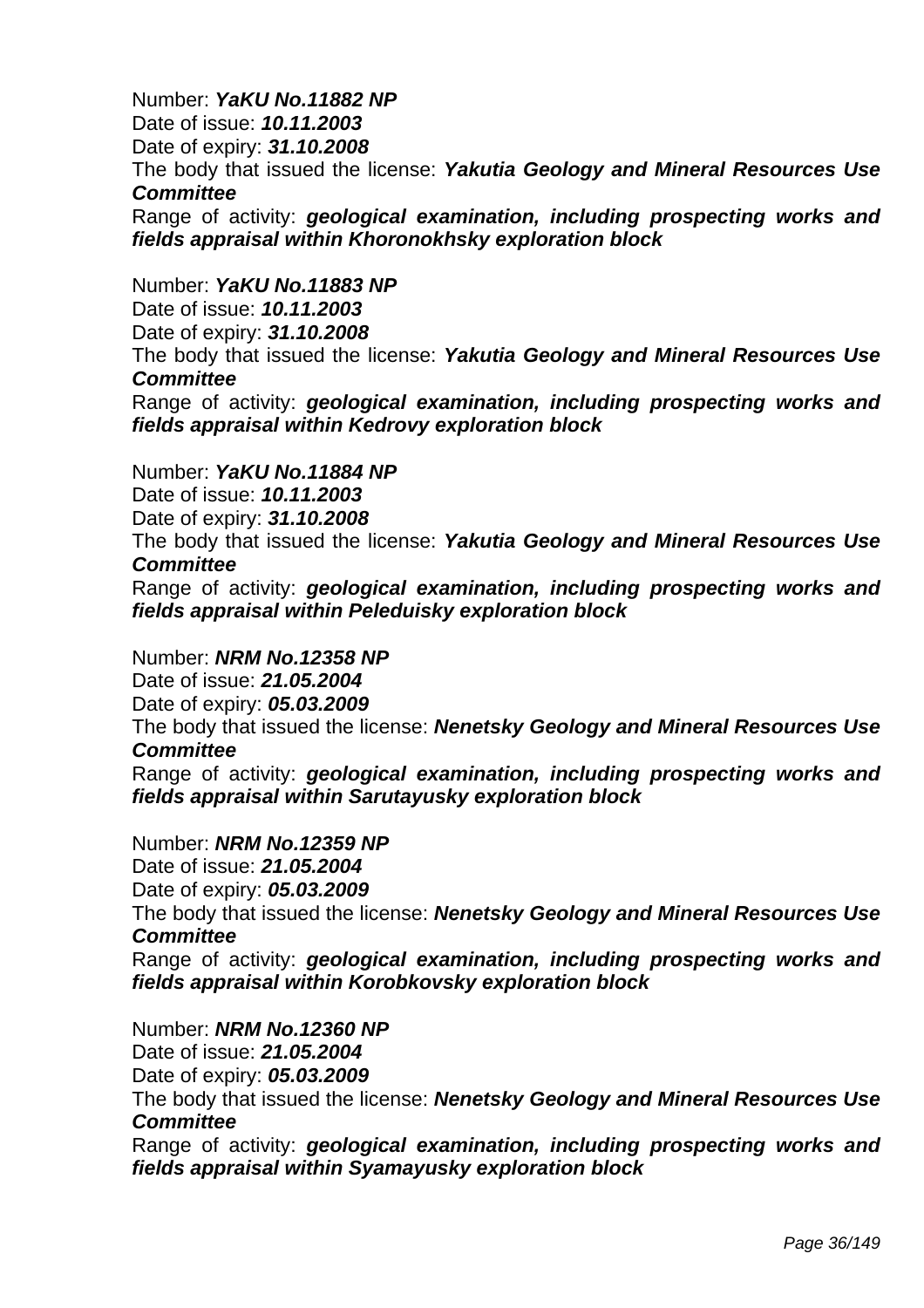Number: ***YaKU No.11882 NP***
Date of issue: ***10.11.2003***
Date of expiry: ***31.10.2008***
The body that issued the license: ***Yakutia Geology and Mineral Resources Use Committee***
Range of activity: ***geological examination, including prospecting works and fields appraisal within Khoronokhsky exploration block***

Number: ***YaKU No.11883 NP***
Date of issue: ***10.11.2003***
Date of expiry: ***31.10.2008***
The body that issued the license: ***Yakutia Geology and Mineral Resources Use Committee***
Range of activity: ***geological examination, including prospecting works and fields appraisal within Kedrovy exploration block***

Number: ***YaKU No.11884 NP***
Date of issue: ***10.11.2003***
Date of expiry: ***31.10.2008***
The body that issued the license: ***Yakutia Geology and Mineral Resources Use Committee***
Range of activity: ***geological examination, including prospecting works and fields appraisal within Peleduisky exploration block***

Number: ***NRM No.12358 NP***
Date of issue: ***21.05.2004***
Date of expiry: ***05.03.2009***
The body that issued the license: ***Nenetsky Geology and Mineral Resources Use Committee***
Range of activity: ***geological examination, including prospecting works and fields appraisal within Sarutayusky exploration block***

Number: ***NRM No.12359 NP***
Date of issue: ***21.05.2004***
Date of expiry: ***05.03.2009***
The body that issued the license: ***Nenetsky Geology and Mineral Resources Use Committee***
Range of activity: ***geological examination, including prospecting works and fields appraisal within Korobkovsky exploration block***

Number: ***NRM No.12360 NP***
Date of issue: ***21.05.2004***
Date of expiry: ***05.03.2009***
The body that issued the license: ***Nenetsky Geology and Mineral Resources Use Committee***
Range of activity: ***geological examination, including prospecting works and fields appraisal within Syamayusky exploration block***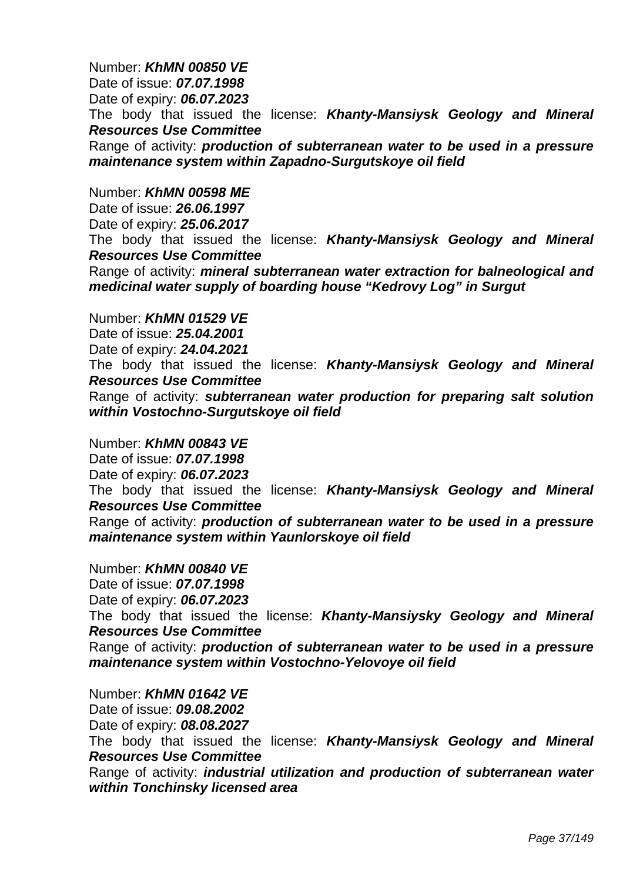Number: ***KhMN 00850 VE***
Date of issue: ***07.07.1998***
Date of expiry: ***06.07.2023***
The body that issued the license: ***Khanty-Mansiysk Geology and Mineral Resources Use Committee***
Range of activity: ***production of subterranean water to be used in a pressure maintenance system within Zapadno-Surgutskoye oil field***

Number: ***KhMN 00598 ME***
Date of issue: ***26.06.1997***
Date of expiry: ***25.06.2017***
The body that issued the license: ***Khanty-Mansiysk Geology and Mineral Resources Use Committee***
Range of activity: ***mineral subterranean water extraction for balneological and medicinal water supply of boarding house "Kedrovy Log" in Surgut***

Number: ***KhMN 01529 VE***
Date of issue: ***25.04.2001***
Date of expiry: ***24.04.2021***
The body that issued the license: ***Khanty-Mansiysk Geology and Mineral Resources Use Committee***
Range of activity: ***subterranean water production for preparing salt solution within Vostochno-Surgutskoye oil field***

Number: ***KhMN 00843 VE***
Date of issue: ***07.07.1998***
Date of expiry: ***06.07.2023***
The body that issued the license: ***Khanty-Mansiysk Geology and Mineral Resources Use Committee***
Range of activity: ***production of subterranean water to be used in a pressure maintenance system within Yaunlorskoye oil field***

Number: ***KhMN 00840 VE***
Date of issue: ***07.07.1998***
Date of expiry: ***06.07.2023***
The body that issued the license: ***Khanty-Mansiysky Geology and Mineral Resources Use Committee***
Range of activity: ***production of subterranean water to be used in a pressure maintenance system within Vostochno-Yelovoye oil field***

Number: ***KhMN 01642 VE***
Date of issue: ***09.08.2002***
Date of expiry: ***08.08.2027***
The body that issued the license: ***Khanty-Mansiysk Geology and Mineral Resources Use Committee***
Range of activity: ***industrial utilization and production of subterranean water within Tonchinsky licensed area***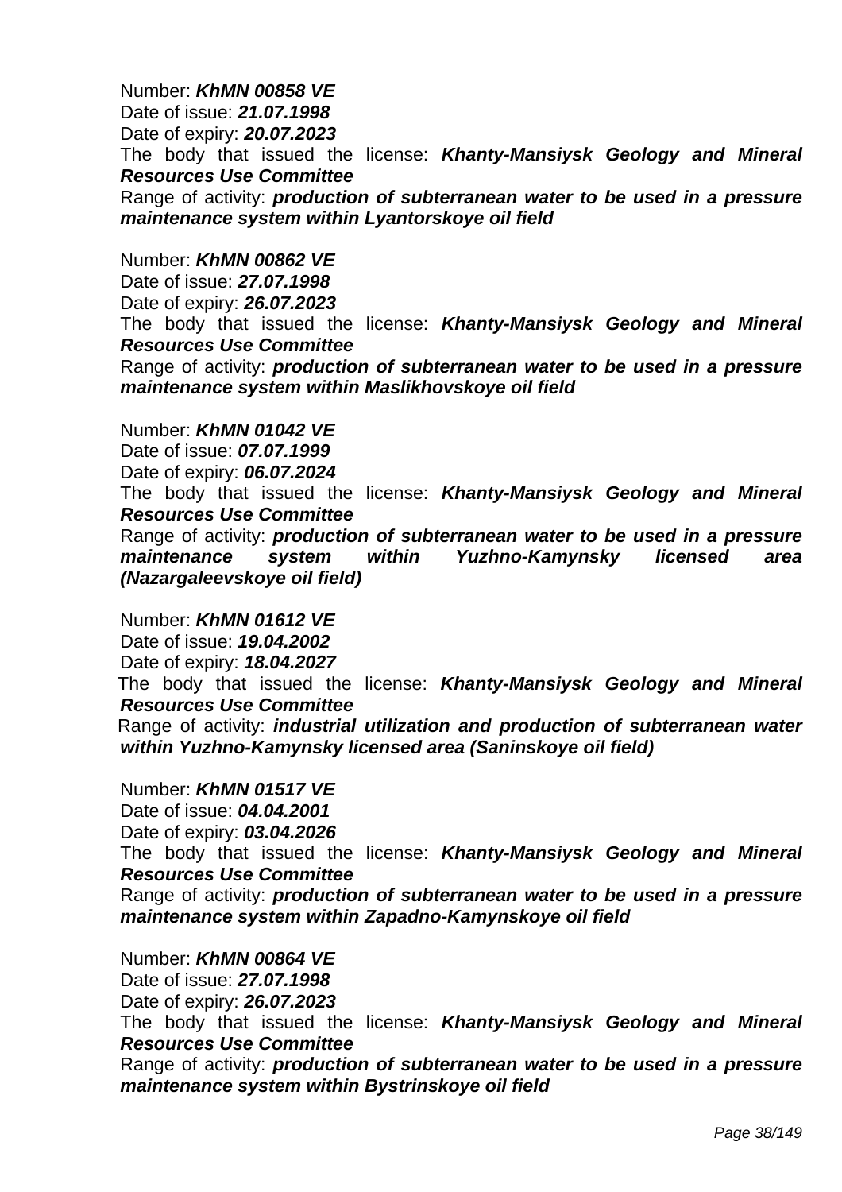Number: ***KhMN 00858 VE***
Date of issue: ***21.07.1998***
Date of expiry: ***20.07.2023***
The body that issued the license: ***Khanty-Mansiysk Geology and Mineral Resources Use Committee***
Range of activity: ***production of subterranean water to be used in a pressure maintenance system within Lyantorskoye oil field***

Number: ***KhMN 00862 VE***
Date of issue: ***27.07.1998***
Date of expiry: ***26.07.2023***
The body that issued the license: ***Khanty-Mansiysk Geology and Mineral Resources Use Committee***
Range of activity: ***production of subterranean water to be used in a pressure maintenance system within Maslikhovskoye oil field***

Number: ***KhMN 01042 VE***
Date of issue: ***07.07.1999***
Date of expiry: ***06.07.2024***
The body that issued the license: ***Khanty-Mansiysk Geology and Mineral Resources Use Committee***
Range of activity: ***production of subterranean water to be used in a pressure maintenance system within Yuzhno-Kamynsky licensed area (Nazargaleevskoye oil field)***

Number: ***KhMN 01612 VE***
Date of issue: ***19.04.2002***
Date of expiry: ***18.04.2027***
The body that issued the license: ***Khanty-Mansiysk Geology and Mineral Resources Use Committee***
Range of activity: ***industrial utilization and production of subterranean water within Yuzhno-Kamynsky licensed area (Saninskoye oil field)***

Number: ***KhMN 01517 VE***
Date of issue: ***04.04.2001***
Date of expiry: ***03.04.2026***
The body that issued the license: ***Khanty-Mansiysk Geology and Mineral Resources Use Committee***
Range of activity: ***production of subterranean water to be used in a pressure maintenance system within Zapadno-Kamynskoye oil field***

Number: ***KhMN 00864 VE***
Date of issue: ***27.07.1998***
Date of expiry: ***26.07.2023***
The body that issued the license: ***Khanty-Mansiysk Geology and Mineral Resources Use Committee***
Range of activity: ***production of subterranean water to be used in a pressure maintenance system within Bystrinskoye oil field***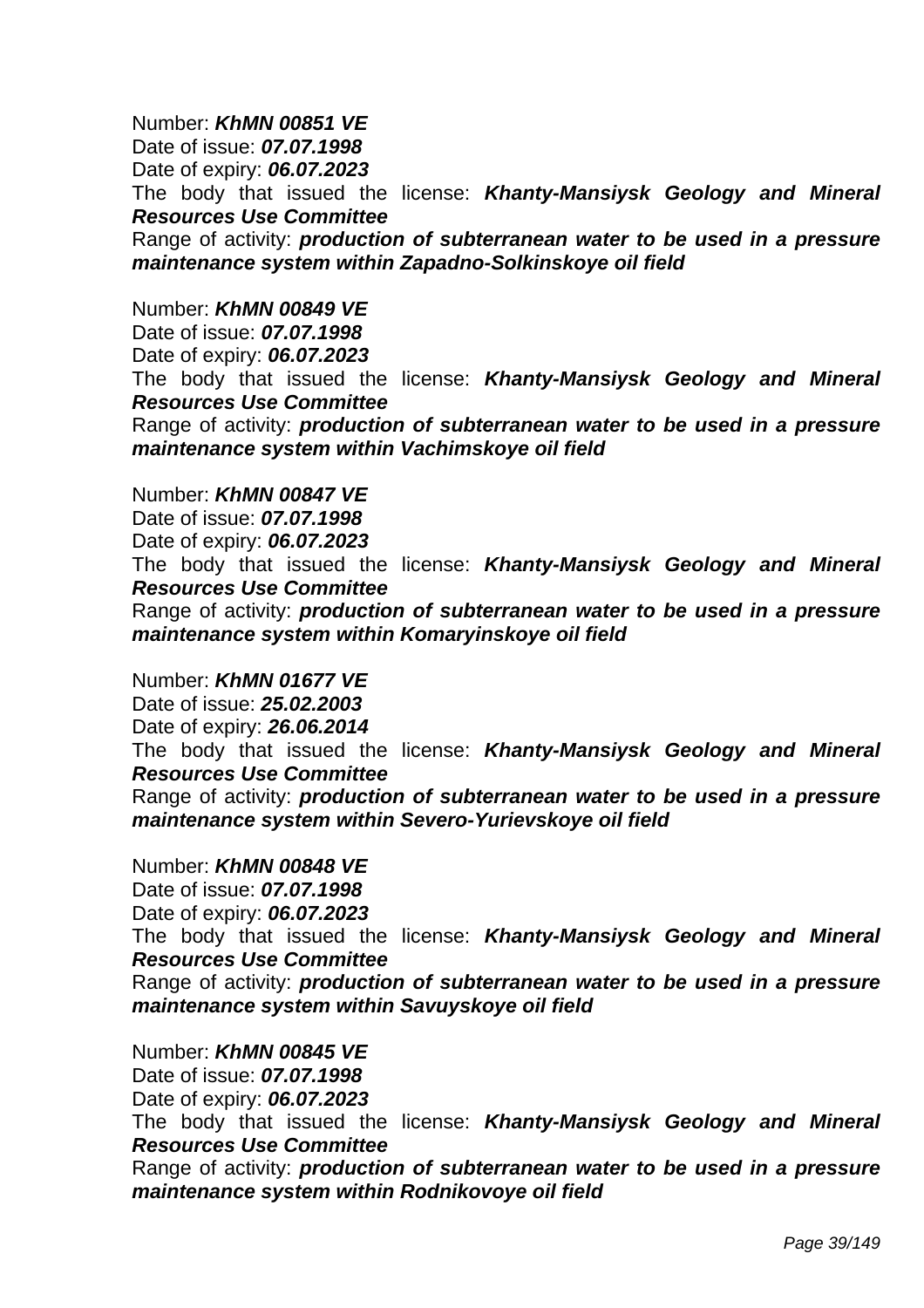Number: ***KhMN 00851 VE***
Date of issue: ***07.07.1998***
Date of expiry: ***06.07.2023***
The body that issued the license: ***Khanty-Mansiysk Geology and Mineral Resources Use Committee***
Range of activity: ***production of subterranean water to be used in a pressure maintenance system within Zapadno-Solkinskoye oil field***

Number: ***KhMN 00849 VE***
Date of issue: ***07.07.1998***
Date of expiry: ***06.07.2023***
The body that issued the license: ***Khanty-Mansiysk Geology and Mineral Resources Use Committee***
Range of activity: ***production of subterranean water to be used in a pressure maintenance system within Vachimskoye oil field***

Number: ***KhMN 00847 VE***
Date of issue: ***07.07.1998***
Date of expiry: ***06.07.2023***
The body that issued the license: ***Khanty-Mansiysk Geology and Mineral Resources Use Committee***
Range of activity: ***production of subterranean water to be used in a pressure maintenance system within Komaryinskoye oil field***

Number: ***KhMN 01677 VE***
Date of issue: ***25.02.2003***
Date of expiry: ***26.06.2014***
The body that issued the license: ***Khanty-Mansiysk Geology and Mineral Resources Use Committee***
Range of activity: ***production of subterranean water to be used in a pressure maintenance system within Severo-Yurievskoye oil field***

Number: ***KhMN 00848 VE***
Date of issue: ***07.07.1998***
Date of expiry: ***06.07.2023***
The body that issued the license: ***Khanty-Mansiysk Geology and Mineral Resources Use Committee***
Range of activity: ***production of subterranean water to be used in a pressure maintenance system within Savuyskoye oil field***

Number: ***KhMN 00845 VE***
Date of issue: ***07.07.1998***
Date of expiry: ***06.07.2023***
The body that issued the license: ***Khanty-Mansiysk Geology and Mineral Resources Use Committee***
Range of activity: ***production of subterranean water to be used in a pressure maintenance system within Rodnikovoye oil field***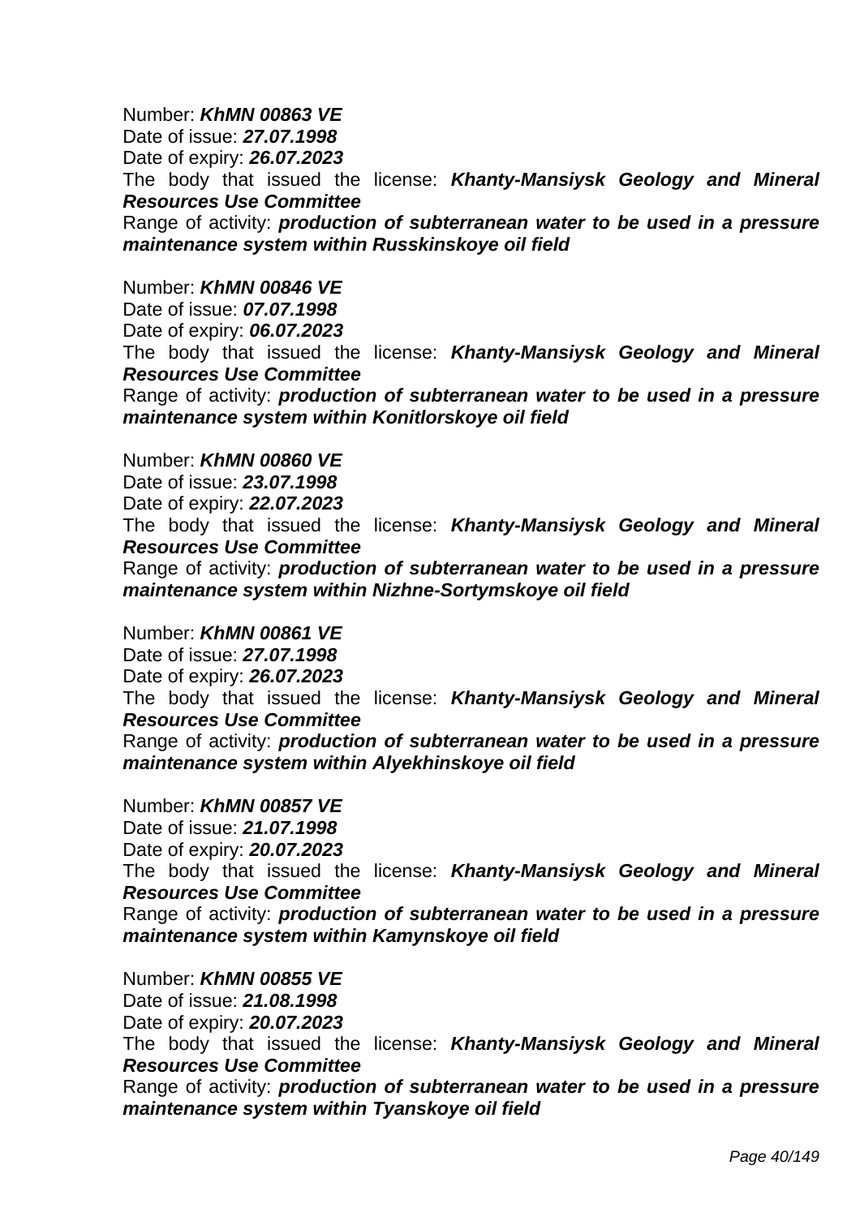Number: ***KhMN 00863 VE***
Date of issue: ***27.07.1998***
Date of expiry: ***26.07.2023***
The body that issued the license: ***Khanty-Mansiysk Geology and Mineral Resources Use Committee***
Range of activity: ***production of subterranean water to be used in a pressure maintenance system within Russkinskoye oil field***

Number: ***KhMN 00846 VE***
Date of issue: ***07.07.1998***
Date of expiry: ***06.07.2023***
The body that issued the license: ***Khanty-Mansiysk Geology and Mineral Resources Use Committee***
Range of activity: ***production of subterranean water to be used in a pressure maintenance system within Konitlorskoye oil field***

Number: ***KhMN 00860 VE***
Date of issue: ***23.07.1998***
Date of expiry: ***22.07.2023***
The body that issued the license: ***Khanty-Mansiysk Geology and Mineral Resources Use Committee***
Range of activity: ***production of subterranean water to be used in a pressure maintenance system within Nizhne-Sortymskoye oil field***

Number: ***KhMN 00861 VE***
Date of issue: ***27.07.1998***
Date of expiry: ***26.07.2023***
The body that issued the license: ***Khanty-Mansiysk Geology and Mineral Resources Use Committee***
Range of activity: ***production of subterranean water to be used in a pressure maintenance system within Alyekhinskoye oil field***

Number: ***KhMN 00857 VE***
Date of issue: ***21.07.1998***
Date of expiry: ***20.07.2023***
The body that issued the license: ***Khanty-Mansiysk Geology and Mineral Resources Use Committee***
Range of activity: ***production of subterranean water to be used in a pressure maintenance system within Kamynskoye oil field***

Number: ***KhMN 00855 VE***
Date of issue: ***21.08.1998***
Date of expiry: ***20.07.2023***
The body that issued the license: ***Khanty-Mansiysk Geology and Mineral Resources Use Committee***
Range of activity: ***production of subterranean water to be used in a pressure maintenance system within Tyanskoye oil field***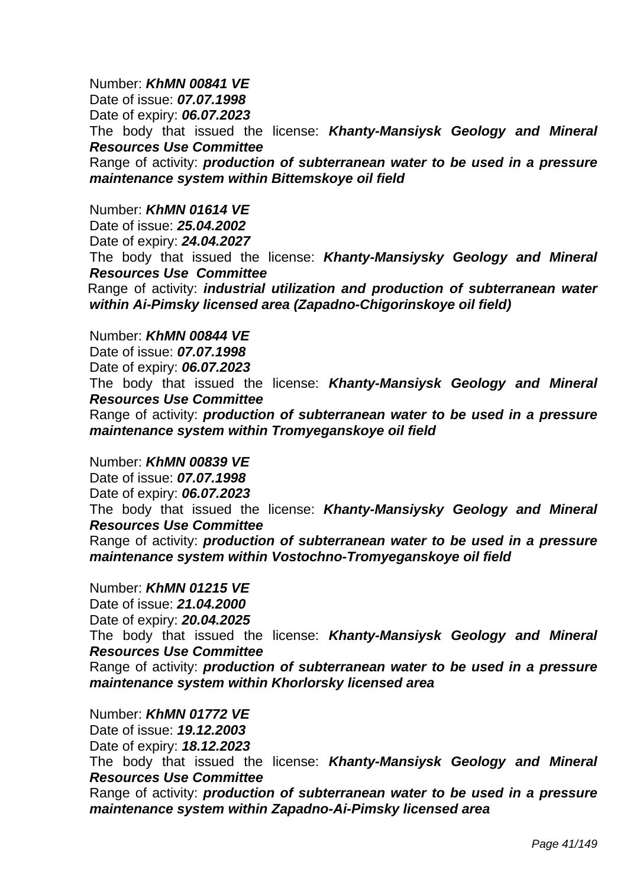Number: ***KhMN 00841 VE***
Date of issue: ***07.07.1998***
Date of expiry: ***06.07.2023***
The body that issued the license: ***Khanty-Mansiysk Geology and Mineral Resources Use Committee***
Range of activity: ***production of subterranean water to be used in a pressure maintenance system within Bittemskoye oil field***

Number: ***KhMN 01614 VE***
Date of issue: ***25.04.2002***
Date of expiry: ***24.04.2027***
The body that issued the license: ***Khanty-Mansiysky Geology and Mineral Resources Use Committee***
Range of activity: ***industrial utilization and production of subterranean water within Ai-Pimsky licensed area (Zapadno-Chigorinskoye oil field)***

Number: ***KhMN 00844 VE***
Date of issue: ***07.07.1998***
Date of expiry: ***06.07.2023***
The body that issued the license: ***Khanty-Mansiysk Geology and Mineral Resources Use Committee***
Range of activity: ***production of subterranean water to be used in a pressure maintenance system within Tromyeganskoye oil field***

Number: ***KhMN 00839 VE***
Date of issue: ***07.07.1998***
Date of expiry: ***06.07.2023***
The body that issued the license: ***Khanty-Mansiysky Geology and Mineral Resources Use Committee***
Range of activity: ***production of subterranean water to be used in a pressure maintenance system within Vostochno-Tromyeganskoye oil field***

Number: ***KhMN 01215 VE***
Date of issue: ***21.04.2000***
Date of expiry: ***20.04.2025***
The body that issued the license: ***Khanty-Mansiysk Geology and Mineral Resources Use Committee***
Range of activity: ***production of subterranean water to be used in a pressure maintenance system within Khorlorsky licensed area***

Number: ***KhMN 01772 VE***
Date of issue: ***19.12.2003***
Date of expiry: ***18.12.2023***
The body that issued the license: ***Khanty-Mansiysk Geology and Mineral Resources Use Committee***
Range of activity: ***production of subterranean water to be used in a pressure maintenance system within Zapadno-Ai-Pimsky licensed area***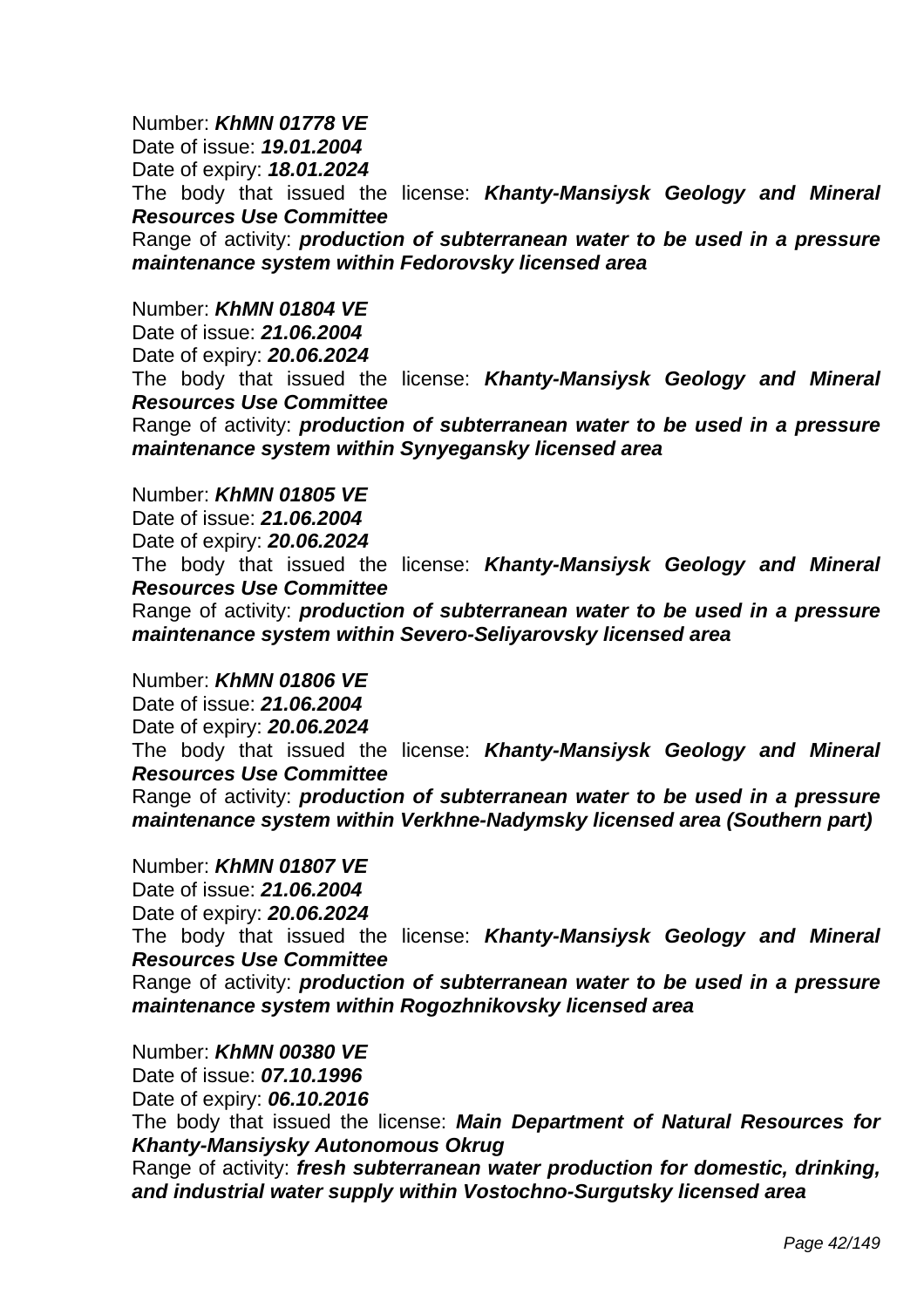Number: ***KhMN 01778 VE***
Date of issue: ***19.01.2004***
Date of expiry: ***18.01.2024***
The body that issued the license: ***Khanty-Mansiysk Geology and Mineral Resources Use Committee***
Range of activity: ***production of subterranean water to be used in a pressure maintenance system within Fedorovsky licensed area***

Number: ***KhMN 01804 VE***
Date of issue: ***21.06.2004***
Date of expiry: ***20.06.2024***
The body that issued the license: ***Khanty-Mansiysk Geology and Mineral Resources Use Committee***
Range of activity: ***production of subterranean water to be used in a pressure maintenance system within Synyegansky licensed area***

Number: ***KhMN 01805 VE***
Date of issue: ***21.06.2004***
Date of expiry: ***20.06.2024***
The body that issued the license: ***Khanty-Mansiysk Geology and Mineral Resources Use Committee***
Range of activity: ***production of subterranean water to be used in a pressure maintenance system within Severo-Seliyarovsky licensed area***

Number: ***KhMN 01806 VE***
Date of issue: ***21.06.2004***
Date of expiry: ***20.06.2024***
The body that issued the license: ***Khanty-Mansiysk Geology and Mineral Resources Use Committee***
Range of activity: ***production of subterranean water to be used in a pressure maintenance system within Verkhne-Nadymsky licensed area (Southern part)***

Number: ***KhMN 01807 VE***
Date of issue: ***21.06.2004***
Date of expiry: ***20.06.2024***
The body that issued the license: ***Khanty-Mansiysk Geology and Mineral Resources Use Committee***
Range of activity: ***production of subterranean water to be used in a pressure maintenance system within Rogozhnikovsky licensed area***

Number: ***KhMN 00380 VE***
Date of issue: ***07.10.1996***
Date of expiry: ***06.10.2016***
The body that issued the license: ***Main Department of Natural Resources for Khanty-Mansiysky Autonomous Okrug***
Range of activity: ***fresh subterranean water production for domestic, drinking, and industrial water supply within Vostochno-Surgutsky licensed area***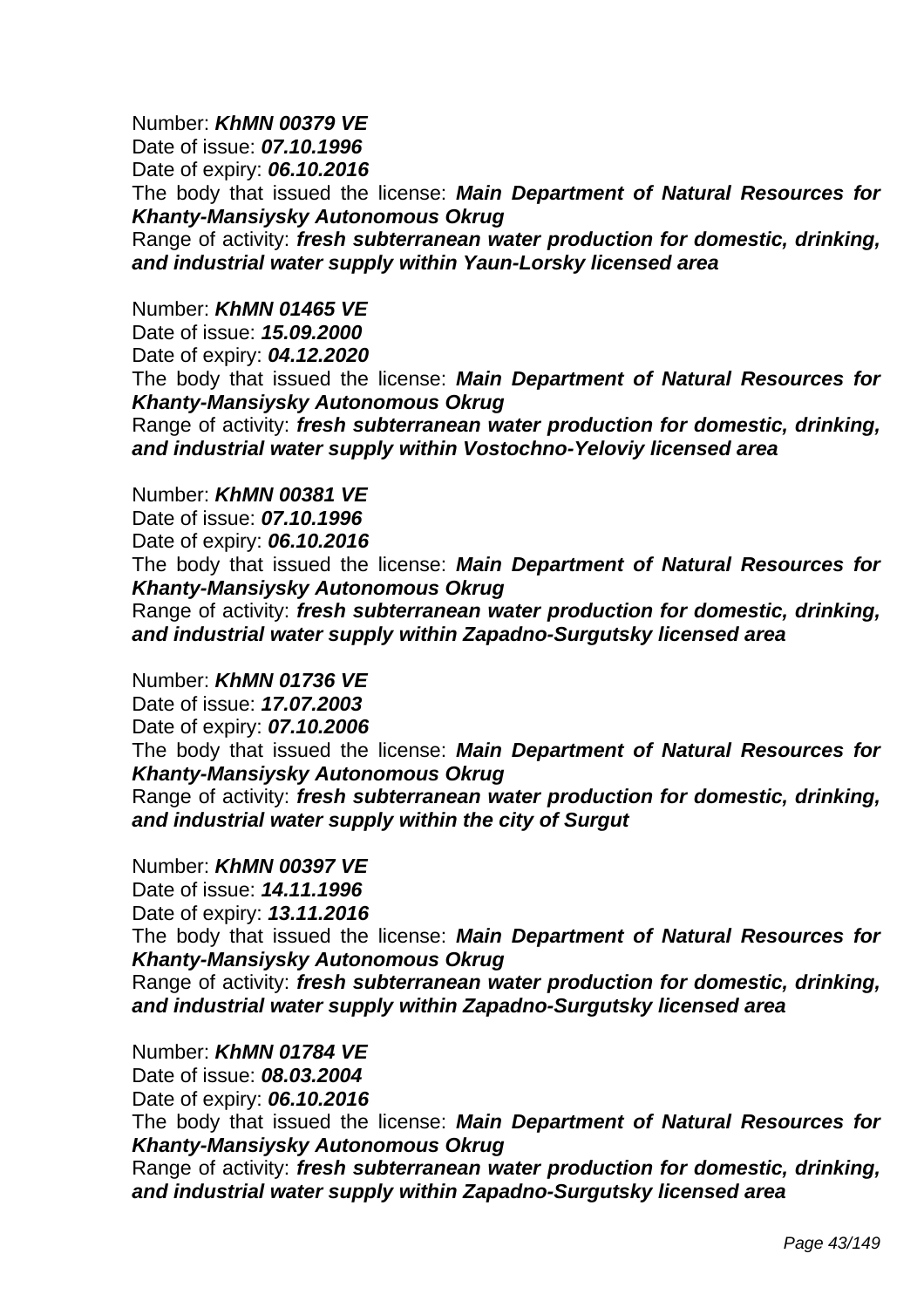Number: ***KhMN 00379 VE***
Date of issue: ***07.10.1996***
Date of expiry: ***06.10.2016***
The body that issued the license: ***Main Department of Natural Resources for Khanty-Mansiysky Autonomous Okrug***
Range of activity: ***fresh subterranean water production for domestic, drinking, and industrial water supply within Yaun-Lorsky licensed area***

Number: ***KhMN 01465 VE***
Date of issue: ***15.09.2000***
Date of expiry: ***04.12.2020***
The body that issued the license: ***Main Department of Natural Resources for Khanty-Mansiysky Autonomous Okrug***
Range of activity: ***fresh subterranean water production for domestic, drinking, and industrial water supply within Vostochno-Yeloviy licensed area***

Number: ***KhMN 00381 VE***
Date of issue: ***07.10.1996***
Date of expiry: ***06.10.2016***
The body that issued the license: ***Main Department of Natural Resources for Khanty-Mansiysky Autonomous Okrug***
Range of activity: ***fresh subterranean water production for domestic, drinking, and industrial water supply within Zapadno-Surgutsky licensed area***

Number: ***KhMN 01736 VE***
Date of issue: ***17.07.2003***
Date of expiry: ***07.10.2006***
The body that issued the license: ***Main Department of Natural Resources for Khanty-Mansiysky Autonomous Okrug***
Range of activity: ***fresh subterranean water production for domestic, drinking, and industrial water supply within the city of Surgut***

Number: ***KhMN 00397 VE***
Date of issue: ***14.11.1996***
Date of expiry: ***13.11.2016***
The body that issued the license: ***Main Department of Natural Resources for Khanty-Mansiysky Autonomous Okrug***
Range of activity: ***fresh subterranean water production for domestic, drinking, and industrial water supply within Zapadno-Surgutsky licensed area***

Number: ***KhMN 01784 VE***
Date of issue: ***08.03.2004***
Date of expiry: ***06.10.2016***
The body that issued the license: ***Main Department of Natural Resources for Khanty-Mansiysky Autonomous Okrug***
Range of activity: ***fresh subterranean water production for domestic, drinking, and industrial water supply within Zapadno-Surgutsky licensed area***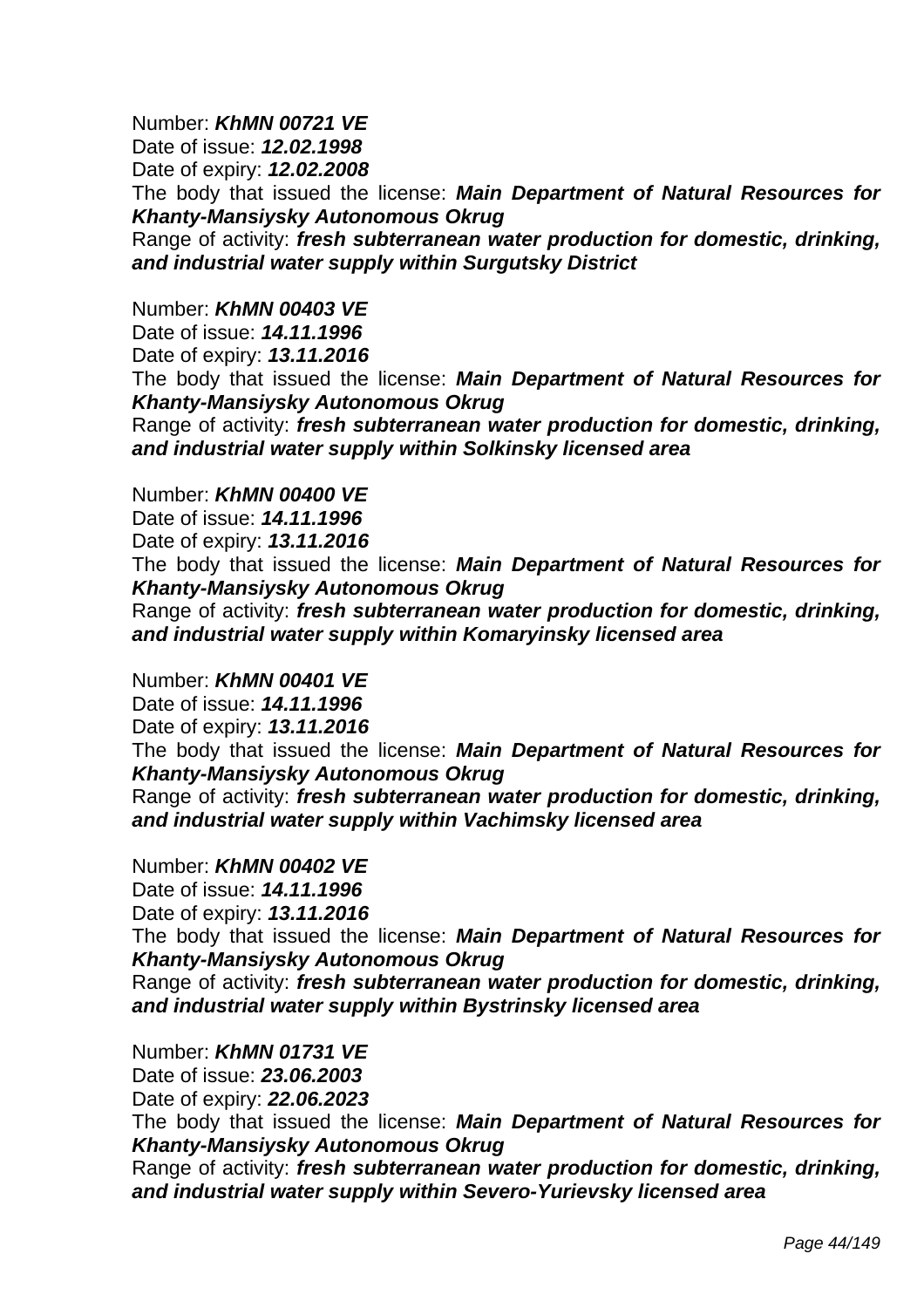Number: ***KhMN 00721 VE***
Date of issue: ***12.02.1998***
Date of expiry: ***12.02.2008***
The body that issued the license: ***Main Department of Natural Resources for Khanty-Mansiysky Autonomous Okrug***
Range of activity: ***fresh subterranean water production for domestic, drinking, and industrial water supply within Surgutsky District***

Number: ***KhMN 00403 VE***
Date of issue: ***14.11.1996***
Date of expiry: ***13.11.2016***
The body that issued the license: ***Main Department of Natural Resources for Khanty-Mansiysky Autonomous Okrug***
Range of activity: ***fresh subterranean water production for domestic, drinking, and industrial water supply within Solkinsky licensed area***

Number: ***KhMN 00400 VE***
Date of issue: ***14.11.1996***
Date of expiry: ***13.11.2016***
The body that issued the license: ***Main Department of Natural Resources for Khanty-Mansiysky Autonomous Okrug***
Range of activity: ***fresh subterranean water production for domestic, drinking, and industrial water supply within Komaryinsky licensed area***

Number: ***KhMN 00401 VE***
Date of issue: ***14.11.1996***
Date of expiry: ***13.11.2016***
The body that issued the license: ***Main Department of Natural Resources for Khanty-Mansiysky Autonomous Okrug***
Range of activity: ***fresh subterranean water production for domestic, drinking, and industrial water supply within Vachimsky licensed area***

Number: ***KhMN 00402 VE***
Date of issue: ***14.11.1996***
Date of expiry: ***13.11.2016***
The body that issued the license: ***Main Department of Natural Resources for Khanty-Mansiysky Autonomous Okrug***
Range of activity: ***fresh subterranean water production for domestic, drinking, and industrial water supply within Bystrinsky licensed area***

Number: ***KhMN 01731 VE***
Date of issue: ***23.06.2003***
Date of expiry: ***22.06.2023***
The body that issued the license: ***Main Department of Natural Resources for Khanty-Mansiysky Autonomous Okrug***
Range of activity: ***fresh subterranean water production for domestic, drinking, and industrial water supply within Severo-Yurievsky licensed area***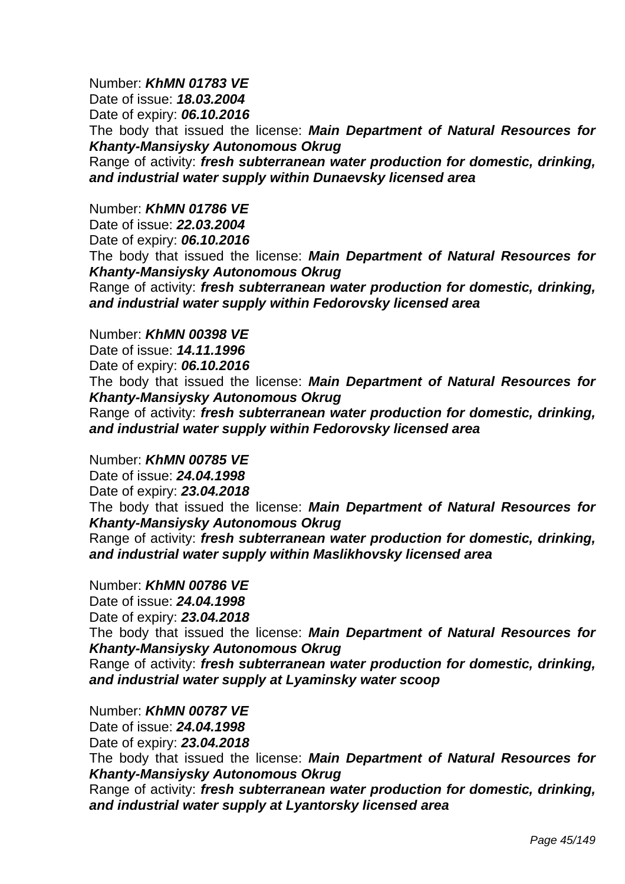Number: ***KhMN 01783 VE***
Date of issue: ***18.03.2004***
Date of expiry: ***06.10.2016***
The body that issued the license: ***Main Department of Natural Resources for Khanty-Mansiysky Autonomous Okrug***
Range of activity: ***fresh subterranean water production for domestic, drinking, and industrial water supply within Dunaevsky licensed area***

Number: ***KhMN 01786 VE***
Date of issue: ***22.03.2004***
Date of expiry: ***06.10.2016***
The body that issued the license: ***Main Department of Natural Resources for Khanty-Mansiysky Autonomous Okrug***
Range of activity: ***fresh subterranean water production for domestic, drinking, and industrial water supply within Fedorovsky licensed area***

Number: ***KhMN 00398 VE***
Date of issue: ***14.11.1996***
Date of expiry: ***06.10.2016***
The body that issued the license: ***Main Department of Natural Resources for Khanty-Mansiysky Autonomous Okrug***
Range of activity: ***fresh subterranean water production for domestic, drinking, and industrial water supply within Fedorovsky licensed area***

Number: ***KhMN 00785 VE***
Date of issue: ***24.04.1998***
Date of expiry: ***23.04.2018***
The body that issued the license: ***Main Department of Natural Resources for Khanty-Mansiysky Autonomous Okrug***
Range of activity: ***fresh subterranean water production for domestic, drinking, and industrial water supply within Maslikhovsky licensed area***

Number: ***KhMN 00786 VE***
Date of issue: ***24.04.1998***
Date of expiry: ***23.04.2018***
The body that issued the license: ***Main Department of Natural Resources for Khanty-Mansiysky Autonomous Okrug***
Range of activity: ***fresh subterranean water production for domestic, drinking, and industrial water supply at Lyaminsky water scoop***

Number: ***KhMN 00787 VE***
Date of issue: ***24.04.1998***
Date of expiry: ***23.04.2018***
The body that issued the license: ***Main Department of Natural Resources for Khanty-Mansiysky Autonomous Okrug***
Range of activity: ***fresh subterranean water production for domestic, drinking, and industrial water supply at Lyantorsky licensed area***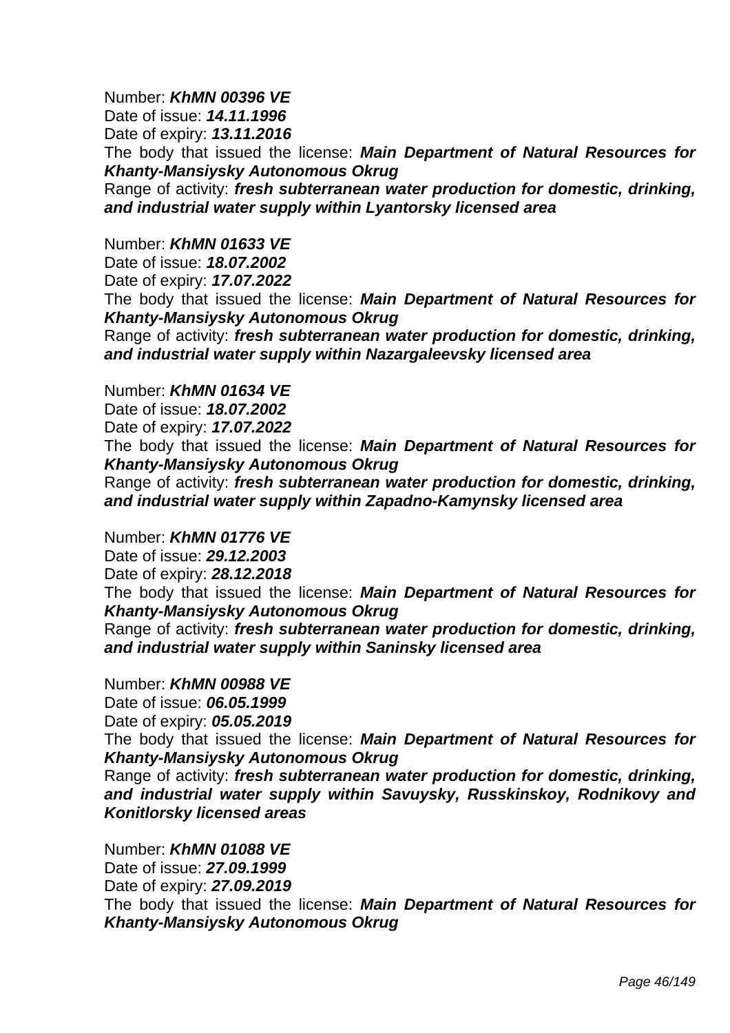Number: ***KhMN 00396 VE***
Date of issue: ***14.11.1996***
Date of expiry: ***13.11.2016***
The body that issued the license: ***Main Department of Natural Resources for Khanty-Mansiysky Autonomous Okrug***
Range of activity: ***fresh subterranean water production for domestic, drinking, and industrial water supply within Lyantorsky licensed area***

Number: ***KhMN 01633 VE***
Date of issue: ***18.07.2002***
Date of expiry: ***17.07.2022***
The body that issued the license: ***Main Department of Natural Resources for Khanty-Mansiysky Autonomous Okrug***
Range of activity: ***fresh subterranean water production for domestic, drinking, and industrial water supply within Nazargaleevsky licensed area***

Number: ***KhMN 01634 VE***
Date of issue: ***18.07.2002***
Date of expiry: ***17.07.2022***
The body that issued the license: ***Main Department of Natural Resources for Khanty-Mansiysky Autonomous Okrug***
Range of activity: ***fresh subterranean water production for domestic, drinking, and industrial water supply within Zapadno-Kamynsky licensed area***

Number: ***KhMN 01776 VE***
Date of issue: ***29.12.2003***
Date of expiry: ***28.12.2018***
The body that issued the license: ***Main Department of Natural Resources for Khanty-Mansiysky Autonomous Okrug***
Range of activity: ***fresh subterranean water production for domestic, drinking, and industrial water supply within Saninsky licensed area***

Number: ***KhMN 00988 VE***
Date of issue: ***06.05.1999***
Date of expiry: ***05.05.2019***
The body that issued the license: ***Main Department of Natural Resources for Khanty-Mansiysky Autonomous Okrug***
Range of activity: ***fresh subterranean water production for domestic, drinking, and industrial water supply within Savuysky, Russkinskoy, Rodnikovy and Konitlorsky licensed areas***

Number: ***KhMN 01088 VE***
Date of issue: ***27.09.1999***
Date of expiry: ***27.09.2019***
The body that issued the license: ***Main Department of Natural Resources for Khanty-Mansiysky Autonomous Okrug***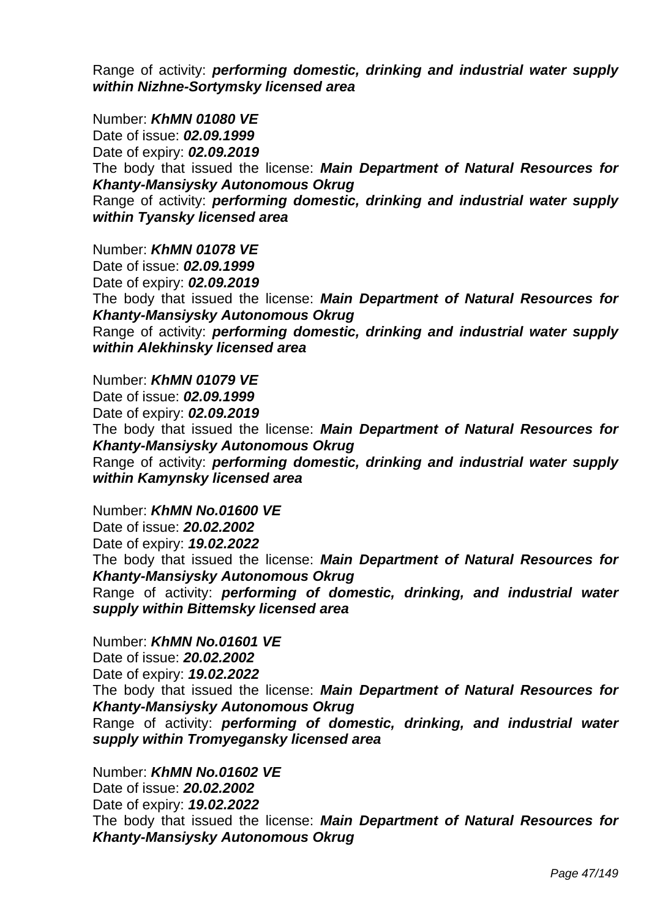Range of activity: ***performing domestic, drinking and industrial water supply within Nizhne-Sortymsky licensed area***

Number: ***KhMN 01080 VE***
Date of issue: ***02.09.1999***
Date of expiry: ***02.09.2019***
The body that issued the license: ***Main Department of Natural Resources for Khanty-Mansiysky Autonomous Okrug***
Range of activity: ***performing domestic, drinking and industrial water supply within Tyansky licensed area***

Number: ***KhMN 01078 VE***
Date of issue: ***02.09.1999***
Date of expiry: ***02.09.2019***
The body that issued the license: ***Main Department of Natural Resources for Khanty-Mansiysky Autonomous Okrug***
Range of activity: ***performing domestic, drinking and industrial water supply within Alekhinsky licensed area***

Number: ***KhMN 01079 VE***
Date of issue: ***02.09.1999***
Date of expiry: ***02.09.2019***
The body that issued the license: ***Main Department of Natural Resources for Khanty-Mansiysky Autonomous Okrug***
Range of activity: ***performing domestic, drinking and industrial water supply within Kamynsky licensed area***

Number: ***KhMN No.01600 VE***
Date of issue: ***20.02.2002***
Date of expiry: ***19.02.2022***
The body that issued the license: ***Main Department of Natural Resources for Khanty-Mansiysky Autonomous Okrug***
Range of activity: ***performing of domestic, drinking, and industrial water supply within Bittemsky licensed area***

Number: ***KhMN No.01601 VE***
Date of issue: ***20.02.2002***
Date of expiry: ***19.02.2022***
The body that issued the license: ***Main Department of Natural Resources for Khanty-Mansiysky Autonomous Okrug***
Range of activity: ***performing of domestic, drinking, and industrial water supply within Tromyegansky licensed area***

Number: ***KhMN No.01602 VE***
Date of issue: ***20.02.2002***
Date of expiry: ***19.02.2022***
The body that issued the license: ***Main Department of Natural Resources for Khanty-Mansiysky Autonomous Okrug***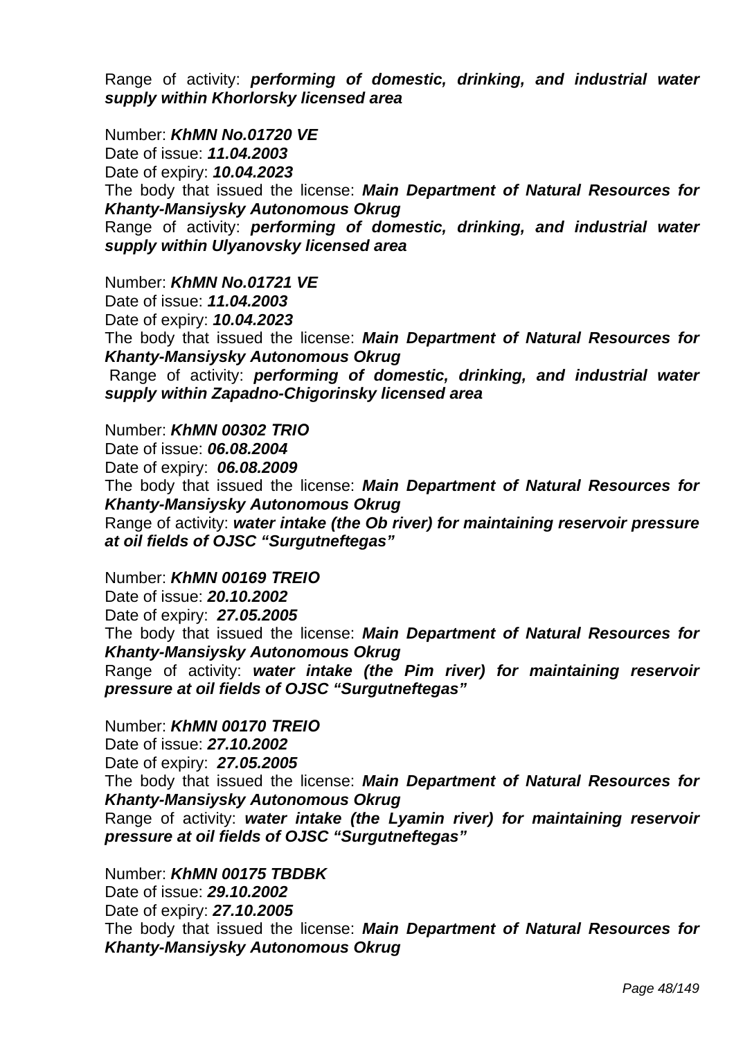Range of activity: ***performing of domestic, drinking, and industrial water supply within Khorlorsky licensed area***

Number: ***KhMN No.01720 VE***
Date of issue: ***11.04.2003***
Date of expiry: ***10.04.2023***
The body that issued the license: ***Main Department of Natural Resources for Khanty-Mansiysky Autonomous Okrug***
Range of activity: ***performing of domestic, drinking, and industrial water supply within Ulyanovsky licensed area***

Number: ***KhMN No.01721 VE***
Date of issue: ***11.04.2003***
Date of expiry: ***10.04.2023***
The body that issued the license: ***Main Department of Natural Resources for Khanty-Mansiysky Autonomous Okrug***
Range of activity: ***performing of domestic, drinking, and industrial water supply within Zapadno-Chigorinsky licensed area***

Number: ***KhMN 00302 TRIO***
Date of issue: ***06.08.2004***
Date of expiry: ***06.08.2009***
The body that issued the license: ***Main Department of Natural Resources for Khanty-Mansiysky Autonomous Okrug***
Range of activity: ***water intake (the Ob river) for maintaining reservoir pressure at oil fields of OJSC "Surgutneftegas"***

Number: ***KhMN 00169 TREIO***
Date of issue: ***20.10.2002***
Date of expiry: ***27.05.2005***
The body that issued the license: ***Main Department of Natural Resources for Khanty-Mansiysky Autonomous Okrug***
Range of activity: ***water intake (the Pim river) for maintaining reservoir pressure at oil fields of OJSC "Surgutneftegas"***

Number: ***KhMN 00170 TREIO***
Date of issue: ***27.10.2002***
Date of expiry: ***27.05.2005***
The body that issued the license: ***Main Department of Natural Resources for Khanty-Mansiysky Autonomous Okrug***
Range of activity: ***water intake (the Lyamin river) for maintaining reservoir pressure at oil fields of OJSC "Surgutneftegas"***

Number: ***KhMN 00175 TBDBK***
Date of issue: ***29.10.2002***
Date of expiry: ***27.10.2005***
The body that issued the license: ***Main Department of Natural Resources for Khanty-Mansiysky Autonomous Okrug***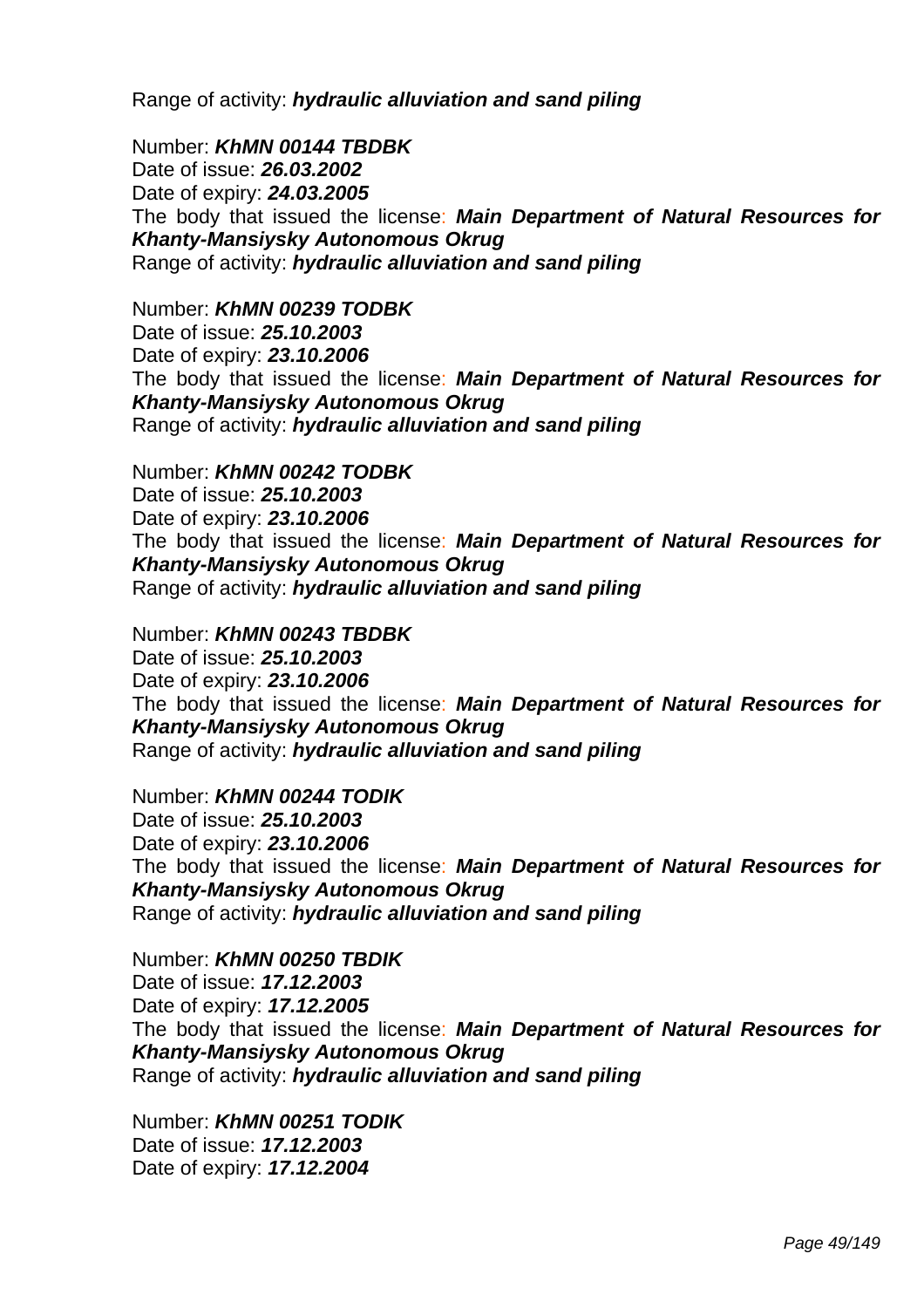Range of activity: ***hydraulic alluviation and sand piling***

Number: ***KhMN 00144 TBDBK***
Date of issue: ***26.03.2002***
Date of expiry: ***24.03.2005***
The body that issued the license: ***Main Department of Natural Resources for Khanty-Mansiysky Autonomous Okrug***
Range of activity: ***hydraulic alluviation and sand piling***

Number: ***KhMN 00239 TODBK***
Date of issue: ***25.10.2003***
Date of expiry: ***23.10.2006***
The body that issued the license: ***Main Department of Natural Resources for Khanty-Mansiysky Autonomous Okrug***
Range of activity: ***hydraulic alluviation and sand piling***

Number: ***KhMN 00242 TODBK***
Date of issue: ***25.10.2003***
Date of expiry: ***23.10.2006***
The body that issued the license: ***Main Department of Natural Resources for Khanty-Mansiysky Autonomous Okrug***
Range of activity: ***hydraulic alluviation and sand piling***

Number: ***KhMN 00243 TBDBK***
Date of issue: ***25.10.2003***
Date of expiry: ***23.10.2006***
The body that issued the license: ***Main Department of Natural Resources for Khanty-Mansiysky Autonomous Okrug***
Range of activity: ***hydraulic alluviation and sand piling***

Number: ***KhMN 00244 TODIK***
Date of issue: ***25.10.2003***
Date of expiry: ***23.10.2006***
The body that issued the license: ***Main Department of Natural Resources for Khanty-Mansiysky Autonomous Okrug***
Range of activity: ***hydraulic alluviation and sand piling***

Number: ***KhMN 00250 TBDIK***
Date of issue: ***17.12.2003***
Date of expiry: ***17.12.2005***
The body that issued the license: ***Main Department of Natural Resources for Khanty-Mansiysky Autonomous Okrug***
Range of activity: ***hydraulic alluviation and sand piling***

Number: ***KhMN 00251 TODIK***
Date of issue: ***17.12.2003***
Date of expiry: ***17.12.2004***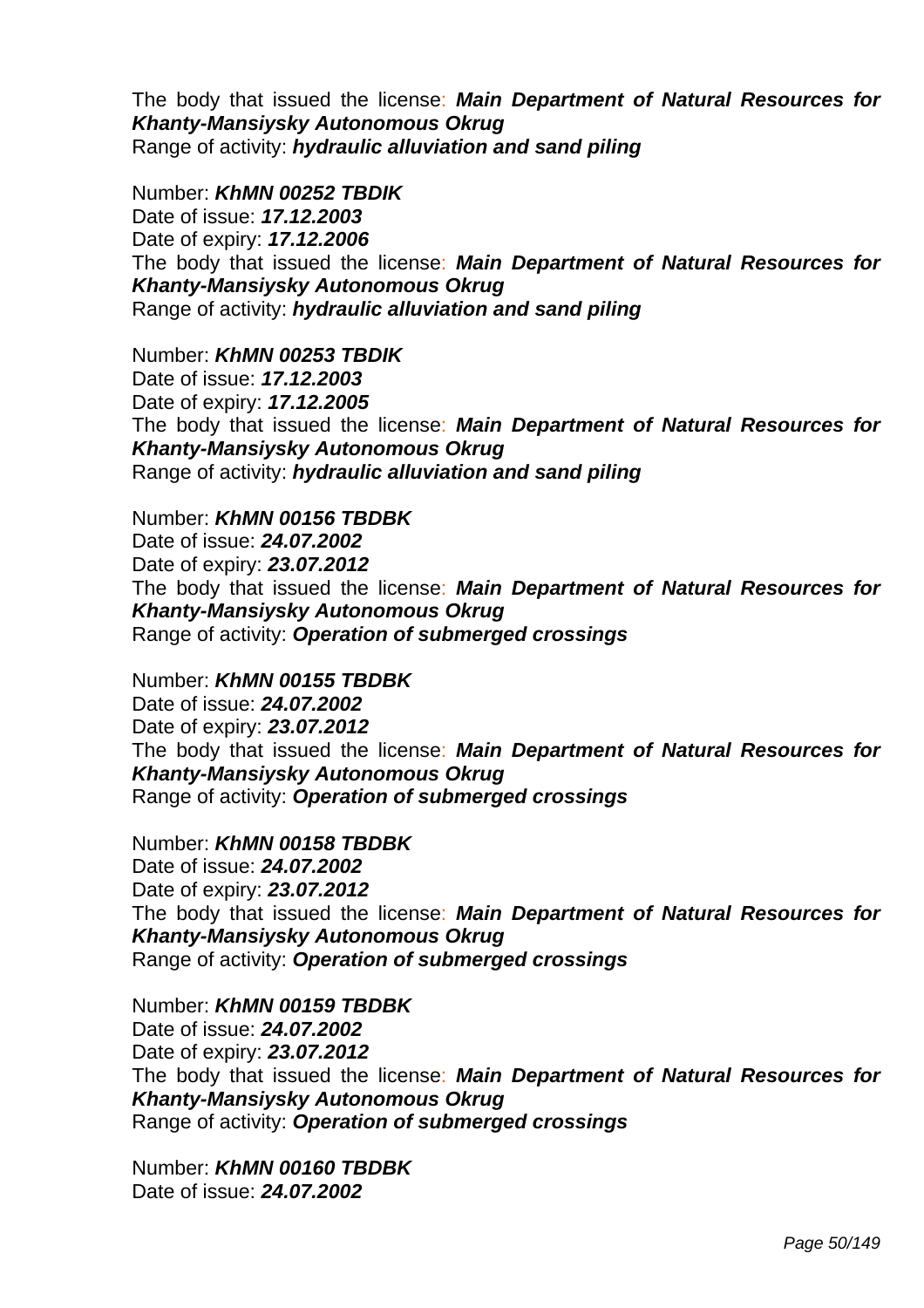The body that issued the license: ***Main Department of Natural Resources for Khanty-Mansiysky Autonomous Okrug***
Range of activity: ***hydraulic alluviation and sand piling***

Number: ***KhMN 00252 TBDIK***
Date of issue: ***17.12.2003***
Date of expiry: ***17.12.2006***
The body that issued the license: ***Main Department of Natural Resources for Khanty-Mansiysky Autonomous Okrug***
Range of activity: ***hydraulic alluviation and sand piling***

Number: ***KhMN 00253 TBDIK***
Date of issue: ***17.12.2003***
Date of expiry: ***17.12.2005***
The body that issued the license: ***Main Department of Natural Resources for Khanty-Mansiysky Autonomous Okrug***
Range of activity: ***hydraulic alluviation and sand piling***

Number: ***KhMN 00156 TBDBK***
Date of issue: ***24.07.2002***
Date of expiry: ***23.07.2012***
The body that issued the license: ***Main Department of Natural Resources for Khanty-Mansiysky Autonomous Okrug***
Range of activity: ***Operation of submerged crossings***

Number: ***KhMN 00155 TBDBK***
Date of issue: ***24.07.2002***
Date of expiry: ***23.07.2012***
The body that issued the license: ***Main Department of Natural Resources for Khanty-Mansiysky Autonomous Okrug***
Range of activity: ***Operation of submerged crossings***

Number: ***KhMN 00158 TBDBK***
Date of issue: ***24.07.2002***
Date of expiry: ***23.07.2012***
The body that issued the license: ***Main Department of Natural Resources for Khanty-Mansiysky Autonomous Okrug***
Range of activity: ***Operation of submerged crossings***

Number: ***KhMN 00159 TBDBK***
Date of issue: ***24.07.2002***
Date of expiry: ***23.07.2012***
The body that issued the license: ***Main Department of Natural Resources for Khanty-Mansiysky Autonomous Okrug***
Range of activity: ***Operation of submerged crossings***

Number: ***KhMN 00160 TBDBK***
Date of issue: ***24.07.2002***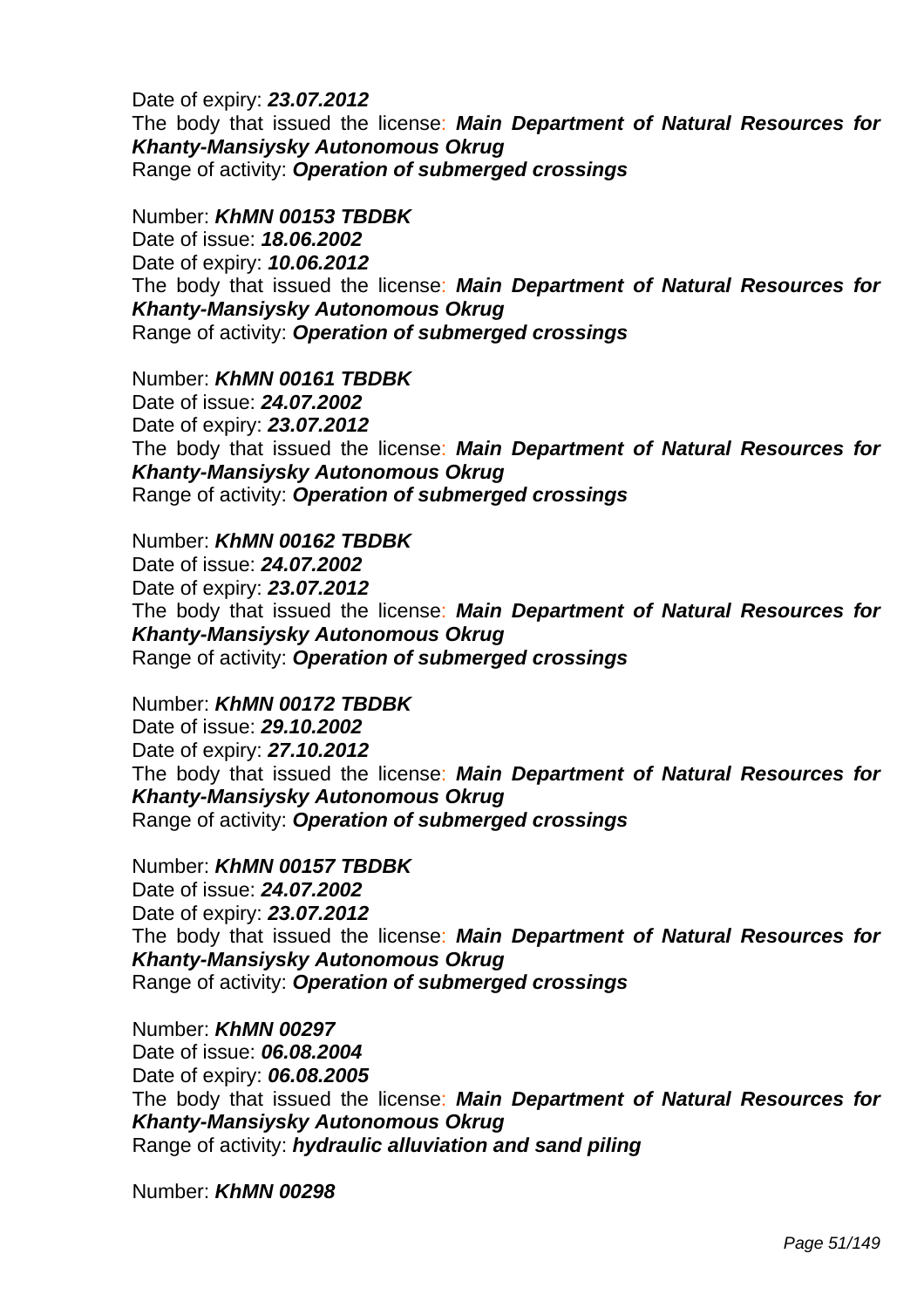Date of expiry: ***23.07.2012***
The body that issued the license: ***Main Department of Natural Resources for Khanty-Mansiysky Autonomous Okrug***
Range of activity: ***Operation of submerged crossings***

Number: ***KhMN 00153 TBDBK***
Date of issue: ***18.06.2002***
Date of expiry: ***10.06.2012***
The body that issued the license: ***Main Department of Natural Resources for Khanty-Mansiysky Autonomous Okrug***
Range of activity: ***Operation of submerged crossings***

Number: ***KhMN 00161 TBDBK***
Date of issue: ***24.07.2002***
Date of expiry: ***23.07.2012***
The body that issued the license: ***Main Department of Natural Resources for Khanty-Mansiysky Autonomous Okrug***
Range of activity: ***Operation of submerged crossings***

Number: ***KhMN 00162 TBDBK***
Date of issue: ***24.07.2002***
Date of expiry: ***23.07.2012***
The body that issued the license: ***Main Department of Natural Resources for Khanty-Mansiysky Autonomous Okrug***
Range of activity: ***Operation of submerged crossings***

Number: ***KhMN 00172 TBDBK***
Date of issue: ***29.10.2002***
Date of expiry: ***27.10.2012***
The body that issued the license: ***Main Department of Natural Resources for Khanty-Mansiysky Autonomous Okrug***
Range of activity: ***Operation of submerged crossings***

Number: ***KhMN 00157 TBDBK***
Date of issue: ***24.07.2002***
Date of expiry: ***23.07.2012***
The body that issued the license: ***Main Department of Natural Resources for Khanty-Mansiysky Autonomous Okrug***
Range of activity: ***Operation of submerged crossings***

Number: ***KhMN 00297***
Date of issue: ***06.08.2004***
Date of expiry: ***06.08.2005***
The body that issued the license: ***Main Department of Natural Resources for Khanty-Mansiysky Autonomous Okrug***
Range of activity: ***hydraulic alluviation and sand piling***

Number: ***KhMN 00298***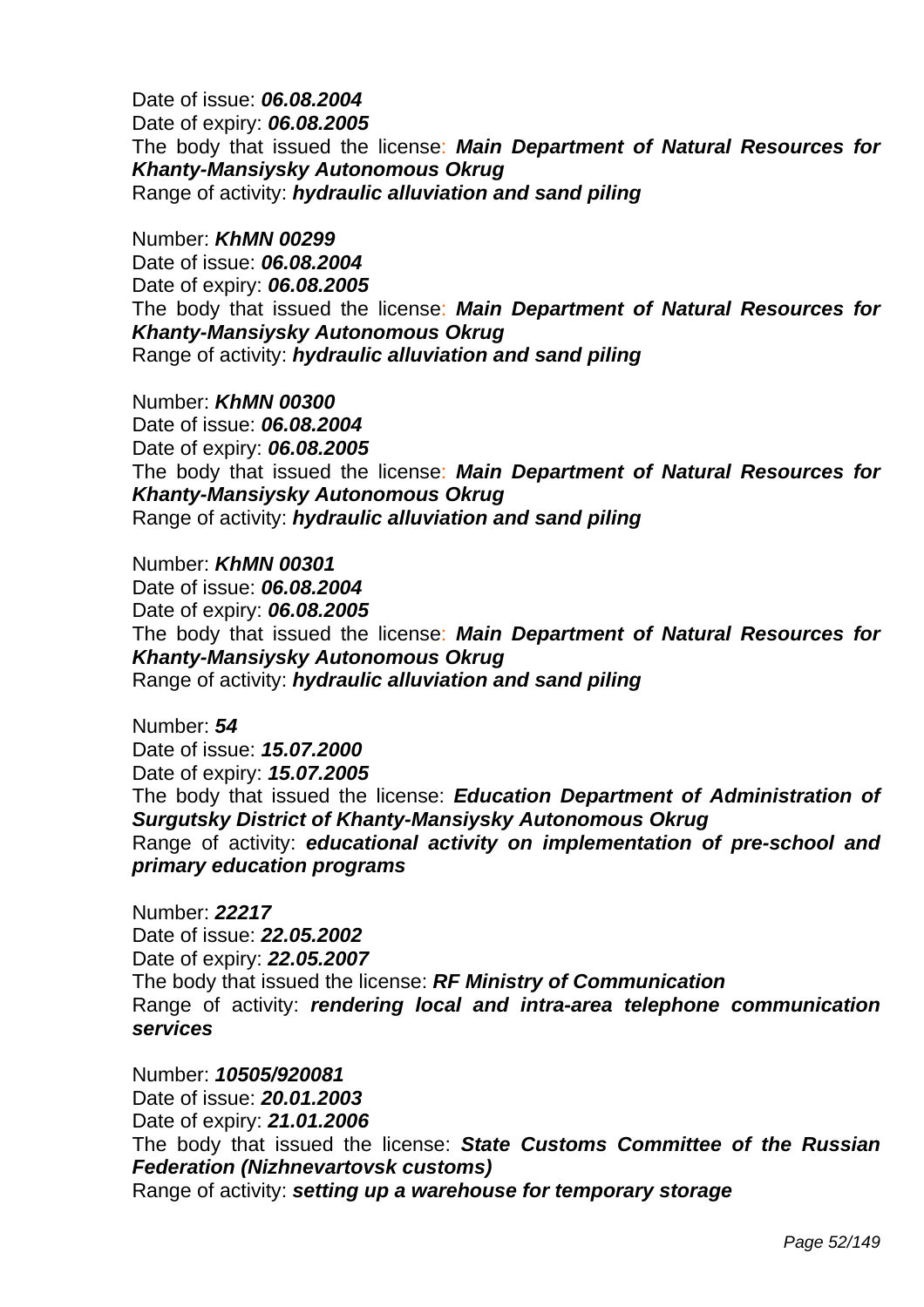Date of issue: ***06.08.2004***
Date of expiry: ***06.08.2005***
The body that issued the license: ***Main Department of Natural Resources for Khanty-Mansiysky Autonomous Okrug***
Range of activity: ***hydraulic alluviation and sand piling***

Number: ***KhMN 00299***
Date of issue: ***06.08.2004***
Date of expiry: ***06.08.2005***
The body that issued the license: ***Main Department of Natural Resources for Khanty-Mansiysky Autonomous Okrug***
Range of activity: ***hydraulic alluviation and sand piling***

Number: ***KhMN 00300***
Date of issue: ***06.08.2004***
Date of expiry: ***06.08.2005***
The body that issued the license: ***Main Department of Natural Resources for Khanty-Mansiysky Autonomous Okrug***
Range of activity: ***hydraulic alluviation and sand piling***

Number: ***KhMN 00301***
Date of issue: ***06.08.2004***
Date of expiry: ***06.08.2005***
The body that issued the license: ***Main Department of Natural Resources for Khanty-Mansiysky Autonomous Okrug***
Range of activity: ***hydraulic alluviation and sand piling***

Number: ***54***
Date of issue: ***15.07.2000***
Date of expiry: ***15.07.2005***
The body that issued the license: ***Education Department of Administration of Surgutsky District of Khanty-Mansiysky Autonomous Okrug***
Range of activity: ***educational activity on implementation of pre-school and primary education programs***

Number: ***22217***
Date of issue: ***22.05.2002***
Date of expiry: ***22.05.2007***
The body that issued the license: ***RF Ministry of Communication***
Range of activity: ***rendering local and intra-area telephone communication services***

Number: ***10505/920081***
Date of issue: ***20.01.2003***
Date of expiry: ***21.01.2006***
The body that issued the license: ***State Customs Committee of the Russian Federation (Nizhnevartovsk customs)***
Range of activity: ***setting up a warehouse for temporary storage***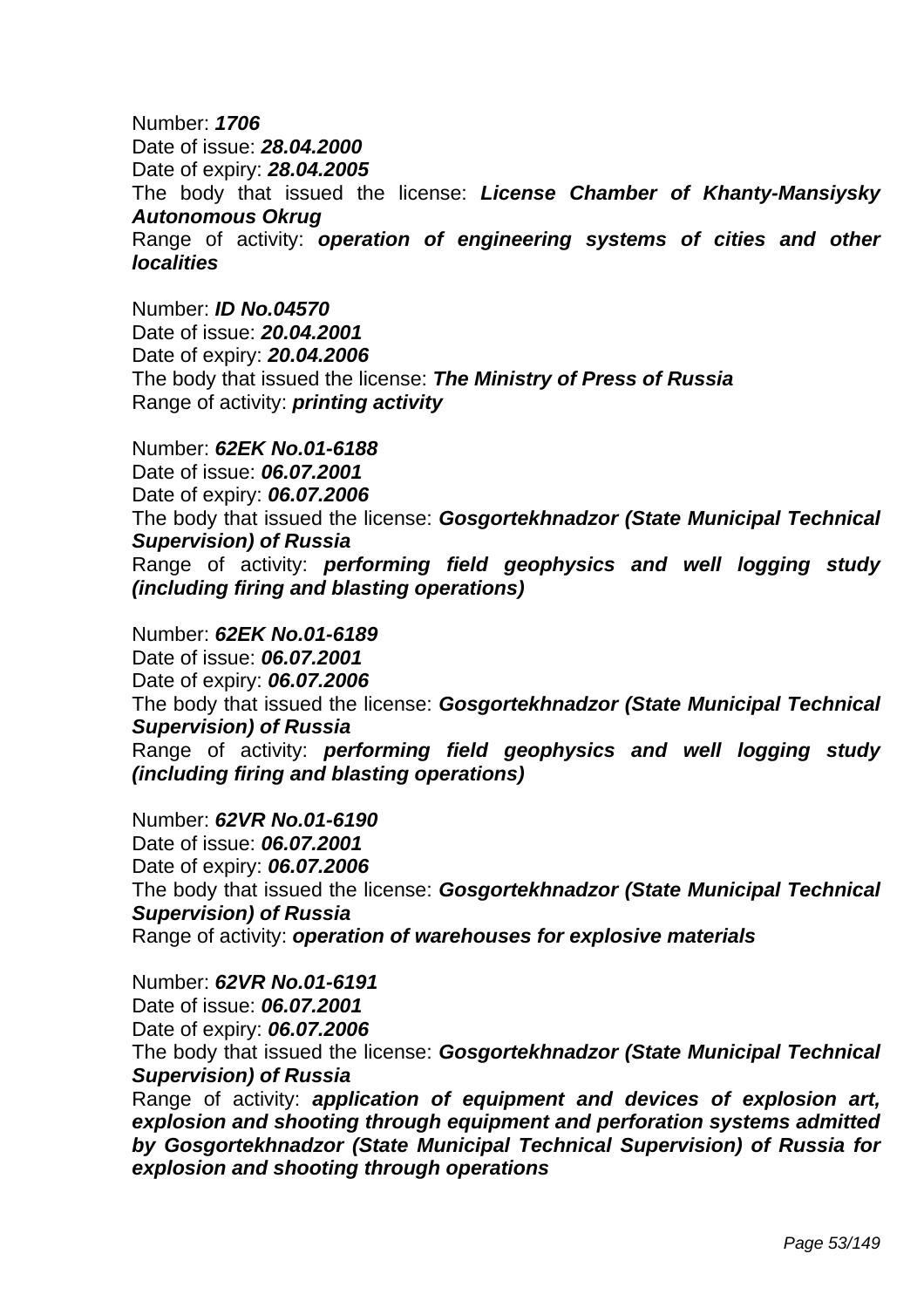Number: ***1706***
Date of issue: ***28.04.2000***
Date of expiry: ***28.04.2005***
The body that issued the license: ***License Chamber of Khanty-Mansiysky Autonomous Okrug***
Range of activity: ***operation of engineering systems of cities and other localities***

Number: ***ID No.04570***
Date of issue: ***20.04.2001***
Date of expiry: ***20.04.2006***
The body that issued the license: ***The Ministry of Press of Russia***
Range of activity: ***printing activity***

Number: ***62EK No.01-6188***
Date of issue: ***06.07.2001***
Date of expiry: ***06.07.2006***
The body that issued the license: ***Gosgortekhnadzor (State Municipal Technical Supervision) of Russia***
Range of activity: ***performing field geophysics and well logging study (including firing and blasting operations)***

Number: ***62EK No.01-6189***
Date of issue: ***06.07.2001***
Date of expiry: ***06.07.2006***
The body that issued the license: ***Gosgortekhnadzor (State Municipal Technical Supervision) of Russia***
Range of activity: ***performing field geophysics and well logging study (including firing and blasting operations)***

Number: ***62VR No.01-6190***
Date of issue: ***06.07.2001***
Date of expiry: ***06.07.2006***
The body that issued the license: ***Gosgortekhnadzor (State Municipal Technical Supervision) of Russia***
Range of activity: ***operation of warehouses for explosive materials***

Number: ***62VR No.01-6191***
Date of issue: ***06.07.2001***
Date of expiry: ***06.07.2006***
The body that issued the license: ***Gosgortekhnadzor (State Municipal Technical Supervision) of Russia***
Range of activity: ***application of equipment and devices of explosion art, explosion and shooting through equipment and perforation systems admitted by Gosgortekhnadzor (State Municipal Technical Supervision) of Russia for explosion and shooting through operations***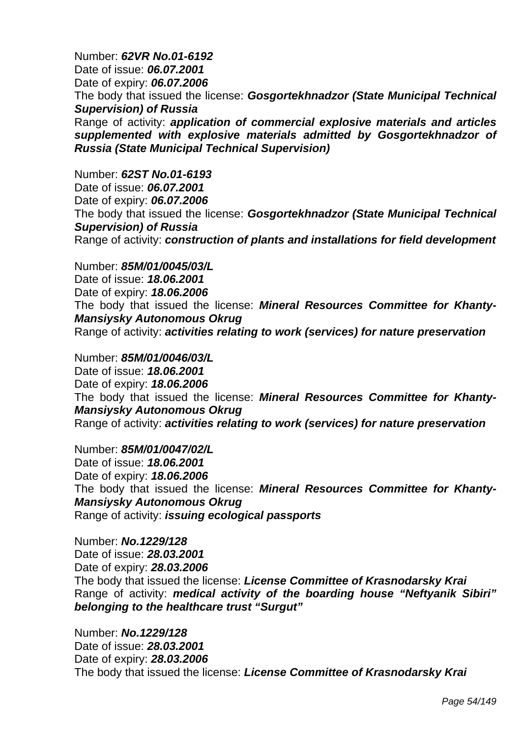Number: ***62VR No.01-6192***
Date of issue: ***06.07.2001***
Date of expiry: ***06.07.2006***
The body that issued the license: ***Gosgortekhnadzor (State Municipal Technical Supervision) of Russia***
Range of activity: ***application of commercial explosive materials and articles supplemented with explosive materials admitted by Gosgortekhnadzor of Russia (State Municipal Technical Supervision)***

Number: ***62ST No.01-6193***
Date of issue: ***06.07.2001***
Date of expiry: ***06.07.2006***
The body that issued the license: ***Gosgortekhnadzor (State Municipal Technical Supervision) of Russia***
Range of activity: ***construction of plants and installations for field development***

Number: ***85M/01/0045/03/L***
Date of issue: ***18.06.2001***
Date of expiry: ***18.06.2006***
The body that issued the license: ***Mineral Resources Committee for Khanty-Mansiysky Autonomous Okrug***
Range of activity: ***activities relating to work (services) for nature preservation***

Number: ***85M/01/0046/03/L***
Date of issue: ***18.06.2001***
Date of expiry: ***18.06.2006***
The body that issued the license: ***Mineral Resources Committee for Khanty-Mansiysky Autonomous Okrug***
Range of activity: ***activities relating to work (services) for nature preservation***

Number: ***85M/01/0047/02/L***
Date of issue: ***18.06.2001***
Date of expiry: ***18.06.2006***
The body that issued the license: ***Mineral Resources Committee for Khanty-Mansiysky Autonomous Okrug***
Range of activity: ***issuing ecological passports***

Number: ***No.1229/128***
Date of issue: ***28.03.2001***
Date of expiry: ***28.03.2006***
The body that issued the license: ***License Committee of Krasnodarsky Krai***
Range of activity: ***medical activity of the boarding house "Neftyanik Sibiri" belonging to the healthcare trust "Surgut"***

Number: ***No.1229/128***
Date of issue: ***28.03.2001***
Date of expiry: ***28.03.2006***
The body that issued the license: ***License Committee of Krasnodarsky Krai***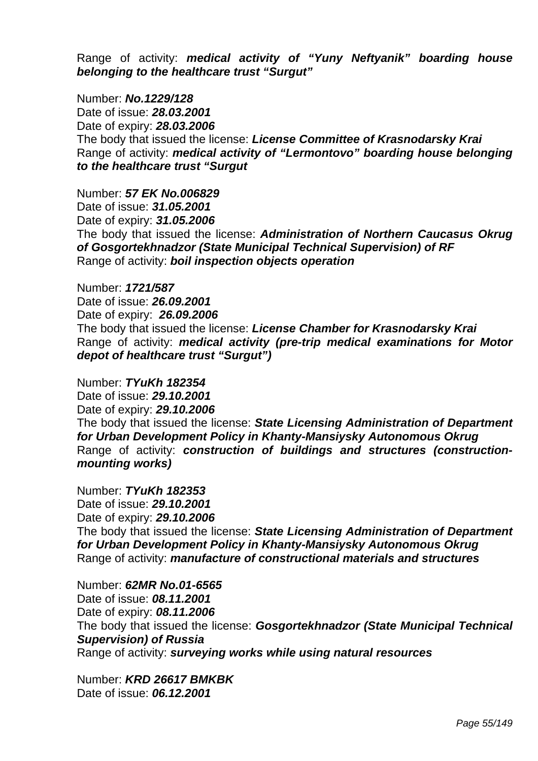Range of activity: ***medical activity of "Yuny Neftyanik" boarding house belonging to the healthcare trust "Surgut"***

Number: ***No.1229/128***
Date of issue: ***28.03.2001***
Date of expiry: ***28.03.2006***
The body that issued the license: ***License Committee of Krasnodarsky Krai***
Range of activity: ***medical activity of "Lermontovo" boarding house belonging to the healthcare trust "Surgut***

Number: ***57 EK No.006829***
Date of issue: ***31.05.2001***
Date of expiry: ***31.05.2006***
The body that issued the license: ***Administration of Northern Caucasus Okrug of Gosgortekhnadzor (State Municipal Technical Supervision) of RF***
Range of activity: ***boil inspection objects operation***

Number: ***1721/587***
Date of issue: ***26.09.2001***
Date of expiry: ***26.09.2006***
The body that issued the license: ***License Chamber for Krasnodarsky Krai***
Range of activity: ***medical activity (pre-trip medical examinations for Motor depot of healthcare trust "Surgut")***

Number: ***TYuKh 182354***
Date of issue: ***29.10.2001***
Date of expiry: ***29.10.2006***
The body that issued the license: ***State Licensing Administration of Department for Urban Development Policy in Khanty-Mansiysky Autonomous Okrug***
Range of activity: ***construction of buildings and structures (construction-mounting works)***

Number: ***TYuKh 182353***
Date of issue: ***29.10.2001***
Date of expiry: ***29.10.2006***
The body that issued the license: ***State Licensing Administration of Department for Urban Development Policy in Khanty-Mansiysky Autonomous Okrug***
Range of activity: ***manufacture of constructional materials and structures***

Number: ***62MR No.01-6565***
Date of issue: ***08.11.2001***
Date of expiry: ***08.11.2006***
The body that issued the license: ***Gosgortekhnadzor (State Municipal Technical Supervision) of Russia***
Range of activity: ***surveying works while using natural resources***

Number: ***KRD 26617 BMKBK***
Date of issue: ***06.12.2001***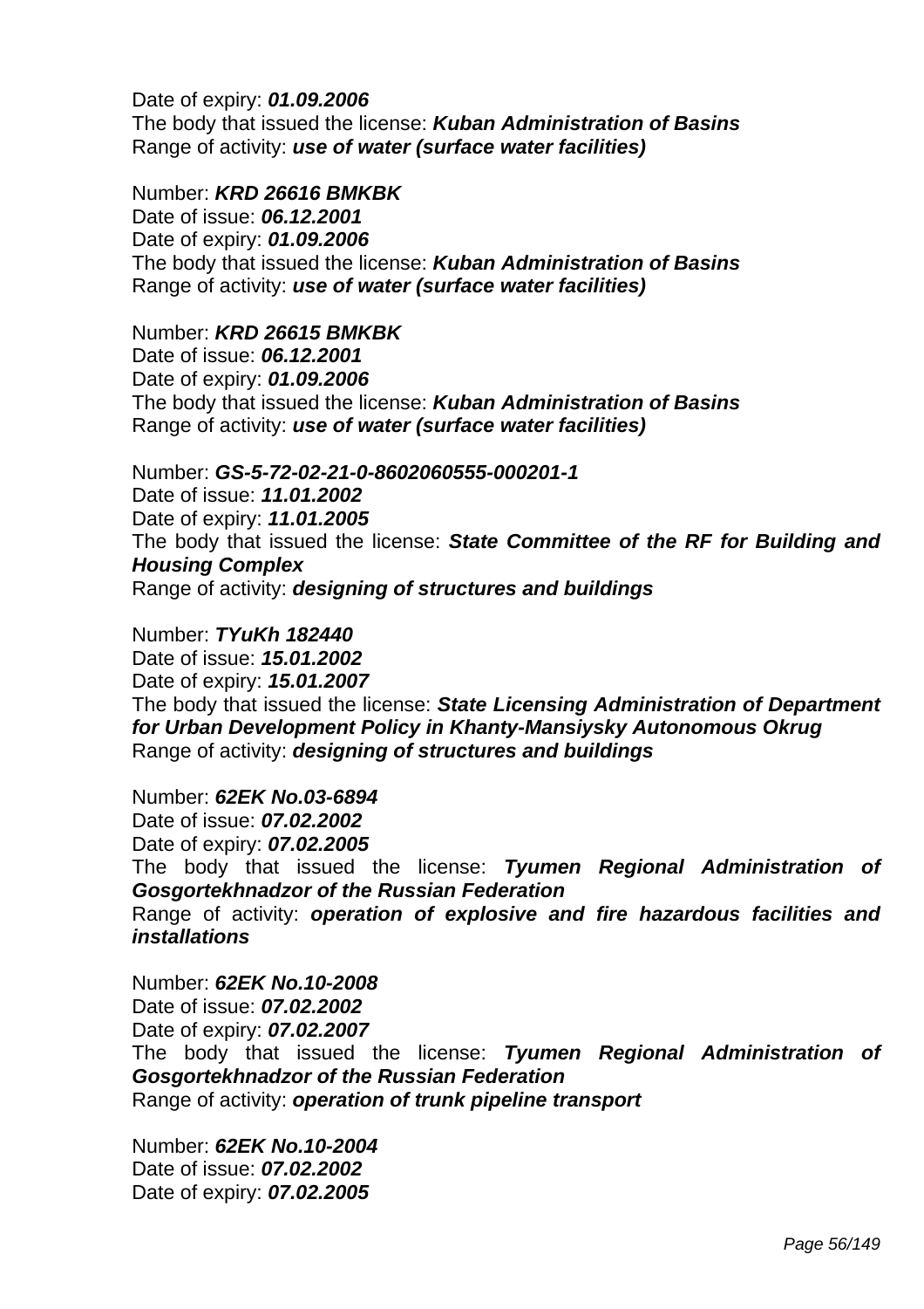Date of expiry: ***01.09.2006***
The body that issued the license: ***Kuban Administration of Basins***
Range of activity: ***use of water (surface water facilities)***

Number: ***KRD 26616 BMKBK***
Date of issue: ***06.12.2001***
Date of expiry: ***01.09.2006***
The body that issued the license: ***Kuban Administration of Basins***
Range of activity: ***use of water (surface water facilities)***

Number: ***KRD 26615 BMKBK***
Date of issue: ***06.12.2001***
Date of expiry: ***01.09.2006***
The body that issued the license: ***Kuban Administration of Basins***
Range of activity: ***use of water (surface water facilities)***

Number: ***GS-5-72-02-21-0-8602060555-000201-1***
Date of issue: ***11.01.2002***
Date of expiry: ***11.01.2005***
The body that issued the license: ***State Committee of the RF for Building and Housing Complex***
Range of activity: ***designing of structures and buildings***

Number: ***TYuKh 182440***
Date of issue: ***15.01.2002***
Date of expiry: ***15.01.2007***
The body that issued the license: ***State Licensing Administration of Department for Urban Development Policy in Khanty-Mansiysky Autonomous Okrug***
Range of activity: ***designing of structures and buildings***

Number: ***62EK No.03-6894***
Date of issue: ***07.02.2002***
Date of expiry: ***07.02.2005***
The body that issued the license: ***Tyumen Regional Administration of Gosgortekhnadzor of the Russian Federation***
Range of activity: ***operation of explosive and fire hazardous facilities and installations***

Number: ***62EK No.10-2008***
Date of issue: ***07.02.2002***
Date of expiry: ***07.02.2007***
The body that issued the license: ***Tyumen Regional Administration of Gosgortekhnadzor of the Russian Federation***
Range of activity: ***operation of trunk pipeline transport***

Number: ***62EK No.10-2004***
Date of issue: ***07.02.2002***
Date of expiry: ***07.02.2005***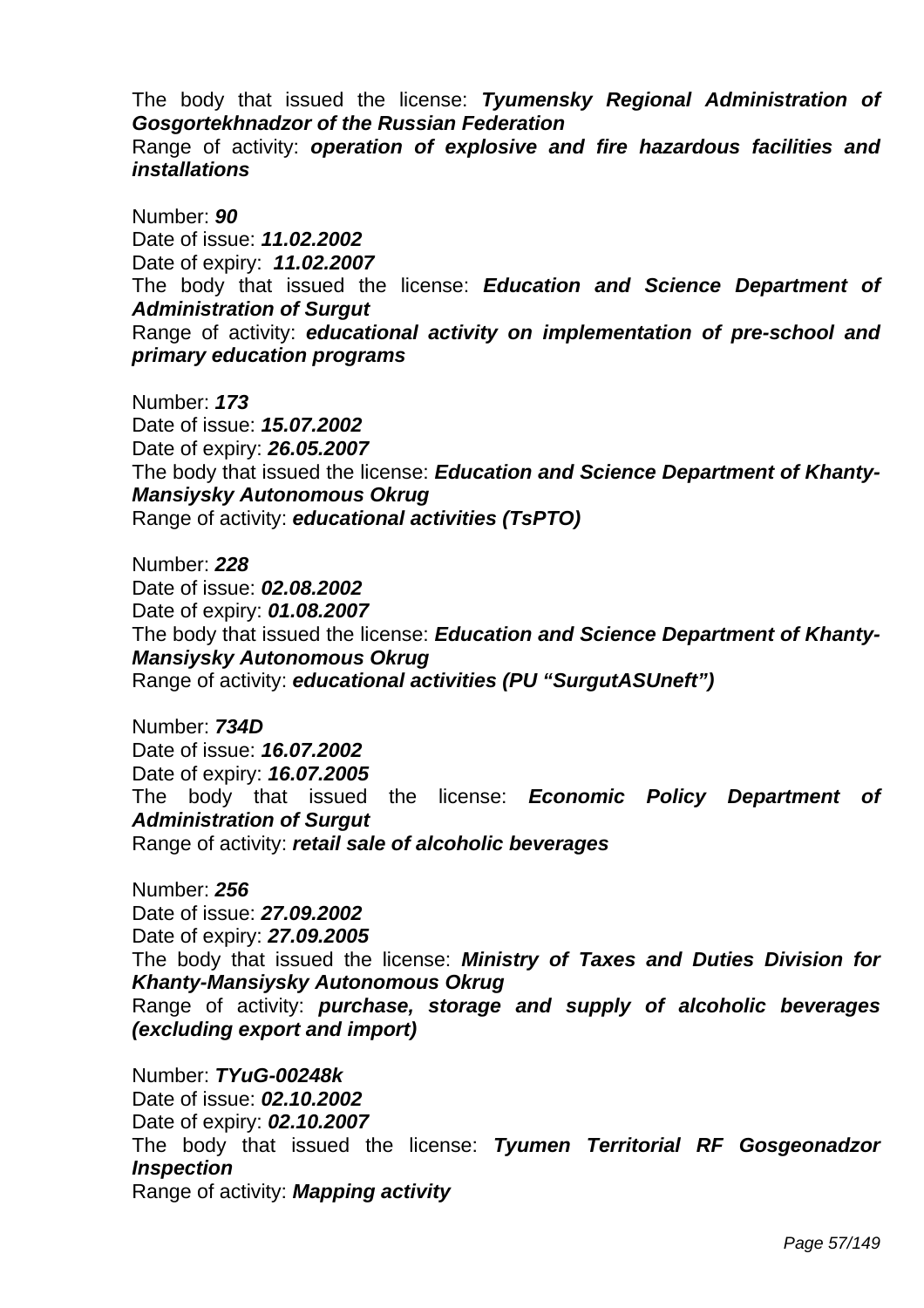The body that issued the license: ***Tyumensky Regional Administration of Gosgortekhnadzor of the Russian Federation***
Range of activity: ***operation of explosive and fire hazardous facilities and installations***

Number: ***90***
Date of issue: ***11.02.2002***
Date of expiry: ***11.02.2007***
The body that issued the license: ***Education and Science Department of Administration of Surgut***
Range of activity: ***educational activity on implementation of pre-school and primary education programs***

Number: ***173***
Date of issue: ***15.07.2002***
Date of expiry: ***26.05.2007***
The body that issued the license: ***Education and Science Department of Khanty-Mansiysky Autonomous Okrug***
Range of activity: ***educational activities (TsPTO)***

Number: ***228***
Date of issue: ***02.08.2002***
Date of expiry: ***01.08.2007***
The body that issued the license: ***Education and Science Department of Khanty-Mansiysky Autonomous Okrug***
Range of activity: ***educational activities (PU "SurgutASUneft")***

Number: ***734D***
Date of issue: ***16.07.2002***
Date of expiry: ***16.07.2005***
The body that issued the license: ***Economic Policy Department of Administration of Surgut***
Range of activity: ***retail sale of alcoholic beverages***

Number: ***256***
Date of issue: ***27.09.2002***
Date of expiry: ***27.09.2005***
The body that issued the license: ***Ministry of Taxes and Duties Division for Khanty-Mansiysky Autonomous Okrug***
Range of activity: ***purchase, storage and supply of alcoholic beverages (excluding export and import)***

Number: ***TYuG-00248k***
Date of issue: ***02.10.2002***
Date of expiry: ***02.10.2007***
The body that issued the license: ***Tyumen Territorial RF Gosgeonadzor Inspection***
Range of activity: ***Mapping activity***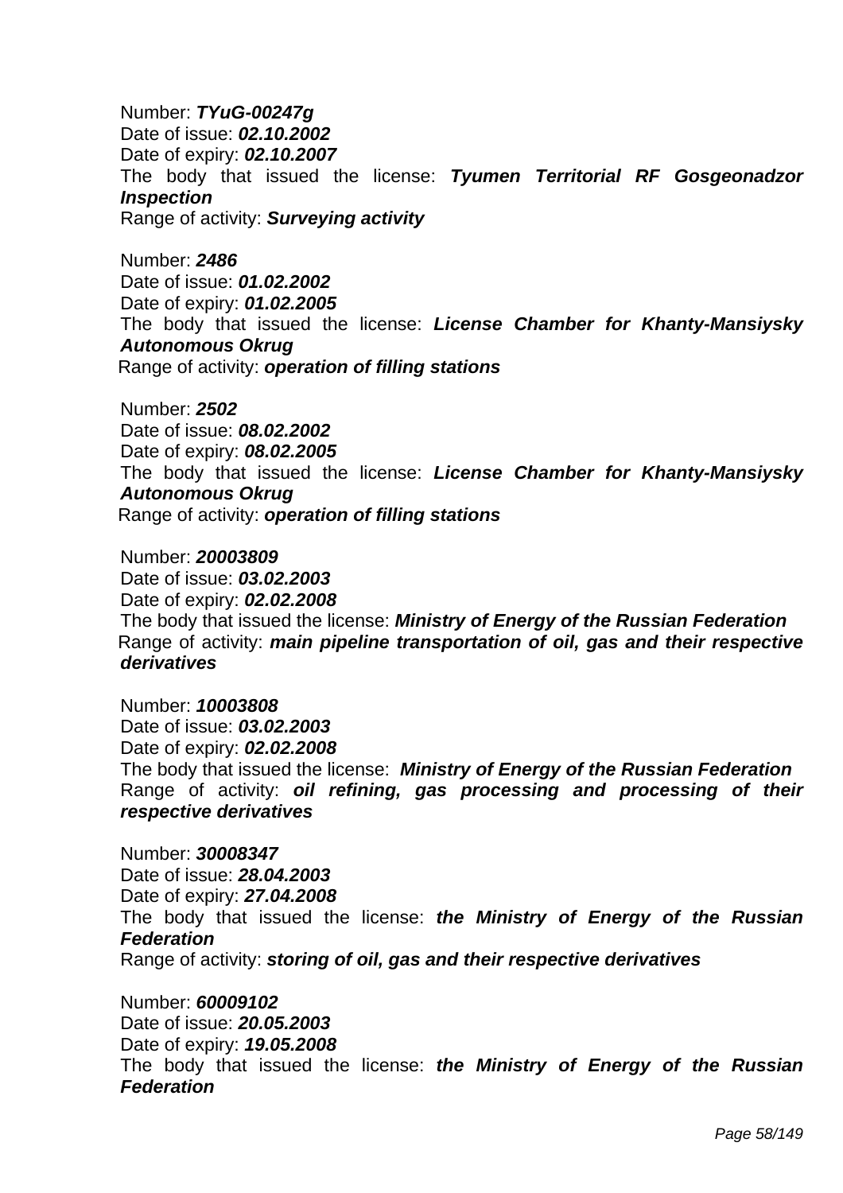Number: ***TYuG-00247g***
Date of issue: ***02.10.2002***
Date of expiry: ***02.10.2007***
The body that issued the license: ***Tyumen Territorial RF Gosgeonadzor Inspection***
Range of activity: ***Surveying activity***

Number: ***2486***
Date of issue: ***01.02.2002***
Date of expiry: ***01.02.2005***
The body that issued the license: ***License Chamber for Khanty-Mansiysky Autonomous Okrug***
Range of activity: ***operation of filling stations***

Number: ***2502***
Date of issue: ***08.02.2002***
Date of expiry: ***08.02.2005***
The body that issued the license: ***License Chamber for Khanty-Mansiysky Autonomous Okrug***
Range of activity: ***operation of filling stations***

Number: ***20003809***
Date of issue: ***03.02.2003***
Date of expiry: ***02.02.2008***
The body that issued the license: ***Ministry of Energy of the Russian Federation***
Range of activity: ***main pipeline transportation of oil, gas and their respective derivatives***

Number: ***10003808***
Date of issue: ***03.02.2003***
Date of expiry: ***02.02.2008***
The body that issued the license: ***Ministry of Energy of the Russian Federation***
Range of activity: ***oil refining, gas processing and processing of their respective derivatives***

Number: ***30008347***
Date of issue: ***28.04.2003***
Date of expiry: ***27.04.2008***
The body that issued the license: ***the Ministry of Energy of the Russian Federation***
Range of activity: ***storing of oil, gas and their respective derivatives***

Number: ***60009102***
Date of issue: ***20.05.2003***
Date of expiry: ***19.05.2008***
The body that issued the license: ***the Ministry of Energy of the Russian Federation***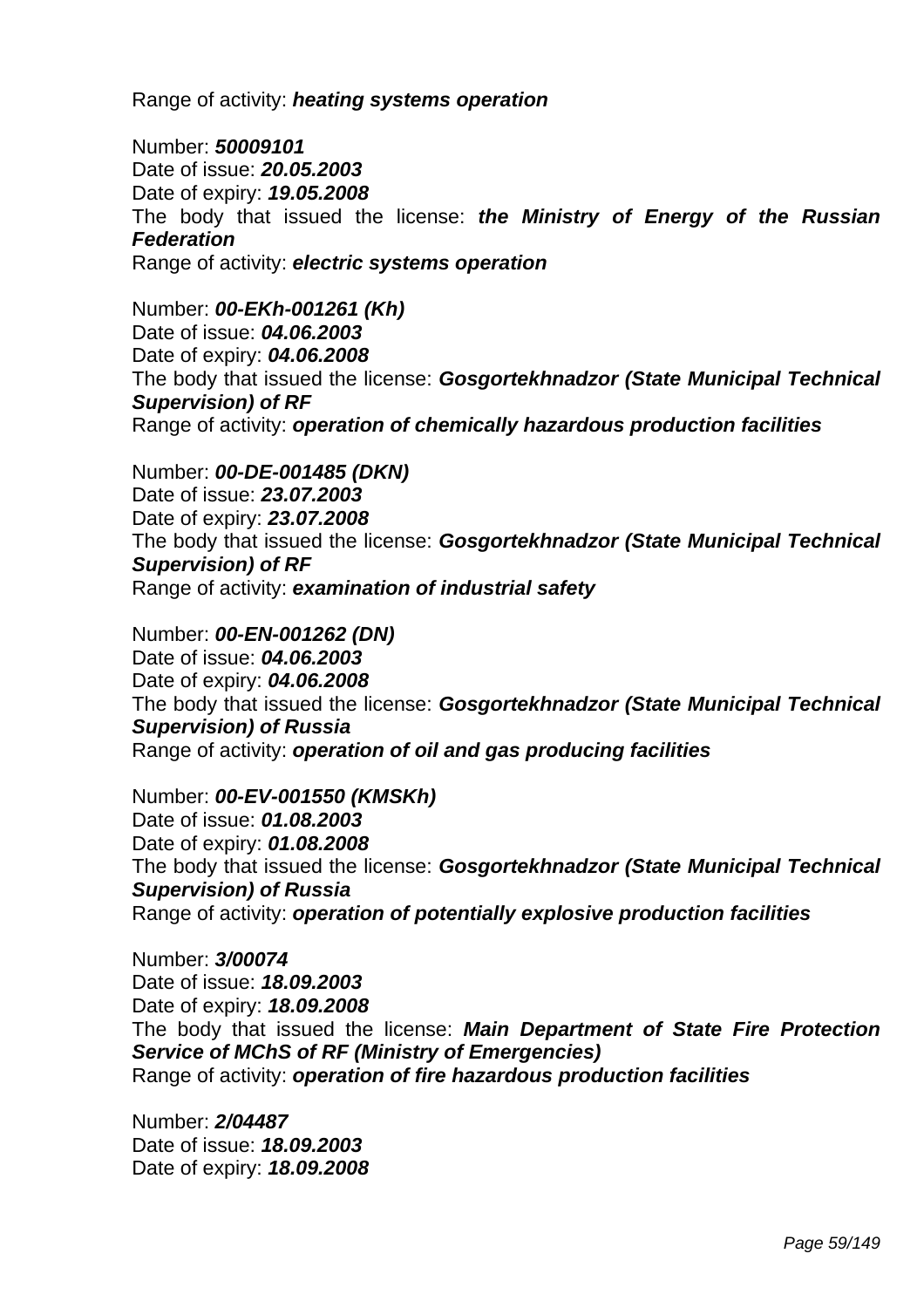Range of activity: ***heating systems operation***

Number: ***50009101***
Date of issue: ***20.05.2003***
Date of expiry: ***19.05.2008***
The body that issued the license: ***the Ministry of Energy of the Russian Federation***
Range of activity: ***electric systems operation***

Number: ***00-EKh-001261 (Kh)***
Date of issue: ***04.06.2003***
Date of expiry: ***04.06.2008***
The body that issued the license: ***Gosgortekhnadzor (State Municipal Technical Supervision) of RF***
Range of activity: ***operation of chemically hazardous production facilities***

Number: ***00-DE-001485 (DKN)***
Date of issue: ***23.07.2003***
Date of expiry: ***23.07.2008***
The body that issued the license: ***Gosgortekhnadzor (State Municipal Technical Supervision) of RF***
Range of activity: ***examination of industrial safety***

Number: ***00-EN-001262 (DN)***
Date of issue: ***04.06.2003***
Date of expiry: ***04.06.2008***
The body that issued the license: ***Gosgortekhnadzor (State Municipal Technical Supervision) of Russia***
Range of activity: ***operation of oil and gas producing facilities***

Number: ***00-EV-001550 (KMSKh)***
Date of issue: ***01.08.2003***
Date of expiry: ***01.08.2008***
The body that issued the license: ***Gosgortekhnadzor (State Municipal Technical Supervision) of Russia***
Range of activity: ***operation of potentially explosive production facilities***

Number: ***3/00074***
Date of issue: ***18.09.2003***
Date of expiry: ***18.09.2008***
The body that issued the license: ***Main Department of State Fire Protection Service of MChS of RF (Ministry of Emergencies)***
Range of activity: ***operation of fire hazardous production facilities***

Number: ***2/04487***
Date of issue: ***18.09.2003***
Date of expiry: ***18.09.2008***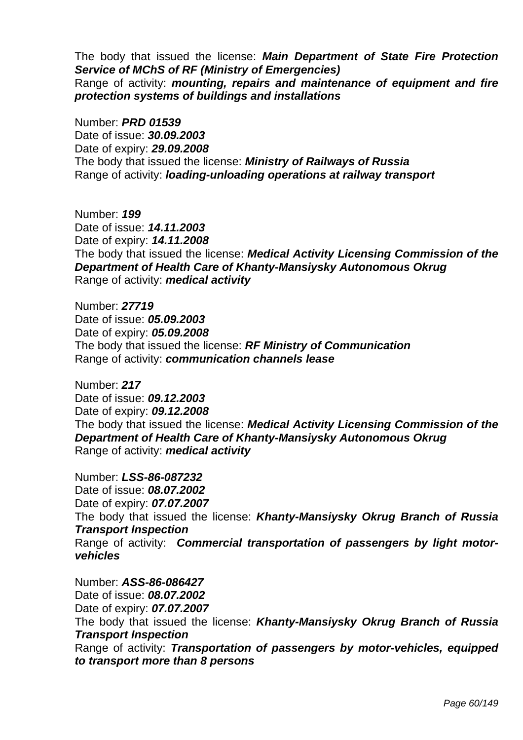The body that issued the license: ***Main Department of State Fire Protection Service of MChS of RF (Ministry of Emergencies)***
Range of activity: ***mounting, repairs and maintenance of equipment and fire protection systems of buildings and installations***

Number: ***PRD 01539***
Date of issue: ***30.09.2003***
Date of expiry: ***29.09.2008***
The body that issued the license: ***Ministry of Railways of Russia***
Range of activity: ***loading-unloading operations at railway transport***

Number: ***199***
Date of issue: ***14.11.2003***
Date of expiry: ***14.11.2008***
The body that issued the license: ***Medical Activity Licensing Commission of the Department of Health Care of Khanty-Mansiysky Autonomous Okrug***
Range of activity: ***medical activity***

Number: ***27719***
Date of issue: ***05.09.2003***
Date of expiry: ***05.09.2008***
The body that issued the license: ***RF Ministry of Communication***
Range of activity: ***communication channels lease***

Number: ***217***
Date of issue: ***09.12.2003***
Date of expiry: ***09.12.2008***
The body that issued the license: ***Medical Activity Licensing Commission of the Department of Health Care of Khanty-Mansiysky Autonomous Okrug***
Range of activity: ***medical activity***

Number: ***LSS-86-087232***
Date of issue: ***08.07.2002***
Date of expiry: ***07.07.2007***
The body that issued the license: ***Khanty-Mansiysky Okrug Branch of Russia Transport Inspection***
Range of activity: ***Commercial transportation of passengers by light motor-vehicles***

Number: ***ASS-86-086427***
Date of issue: ***08.07.2002***
Date of expiry: ***07.07.2007***
The body that issued the license: ***Khanty-Mansiysky Okrug Branch of Russia Transport Inspection***
Range of activity: ***Transportation of passengers by motor-vehicles, equipped to transport more than 8 persons***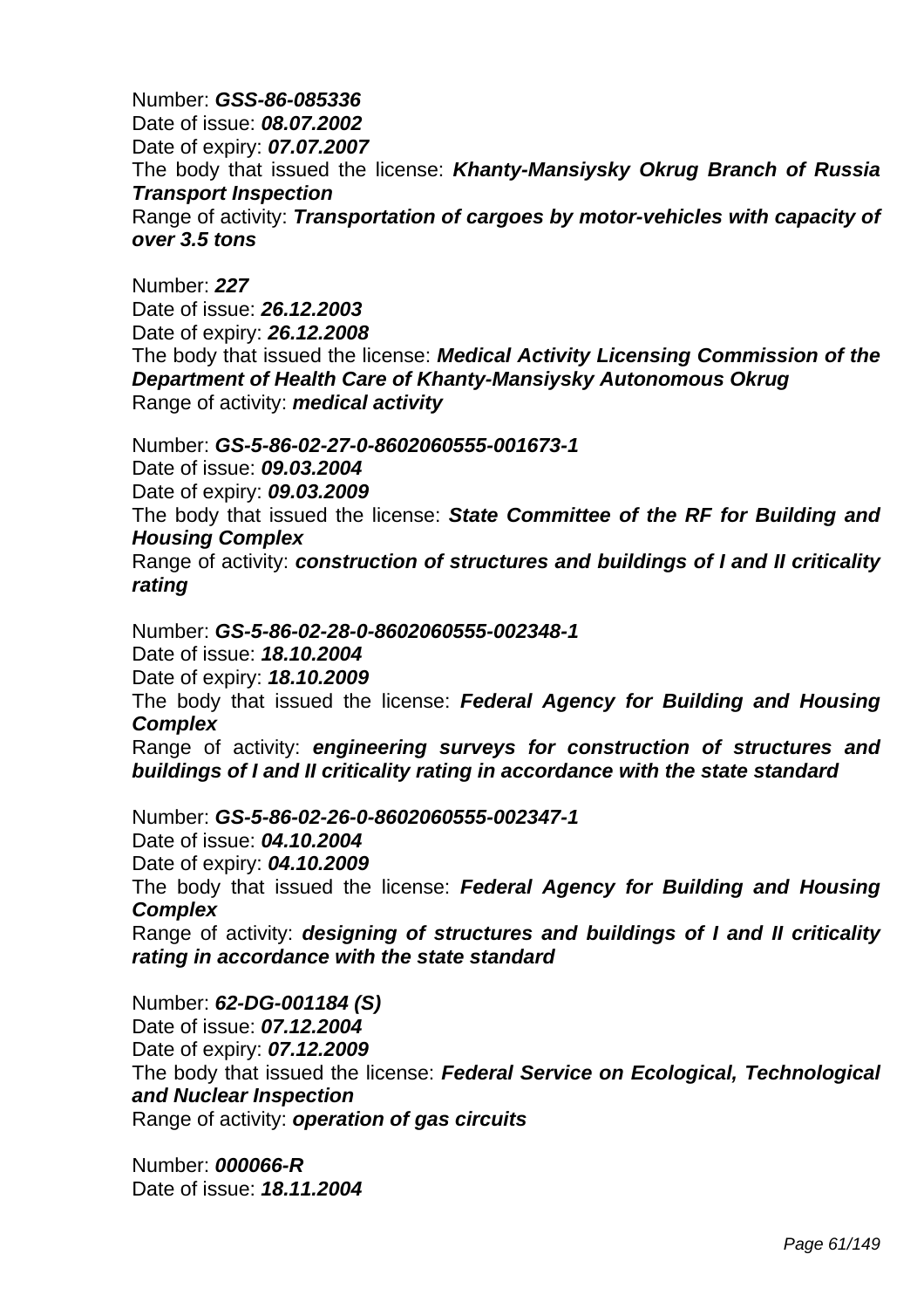Number: ***GSS-86-085336***
Date of issue: ***08.07.2002***
Date of expiry: ***07.07.2007***
The body that issued the license: ***Khanty-Mansiysky Okrug Branch of Russia Transport Inspection***
Range of activity: ***Transportation of cargoes by motor-vehicles with capacity of over 3.5 tons***

Number: ***227***
Date of issue: ***26.12.2003***
Date of expiry: ***26.12.2008***
The body that issued the license: ***Medical Activity Licensing Commission of the Department of Health Care of Khanty-Mansiysky Autonomous Okrug***
Range of activity: ***medical activity***

Number: ***GS-5-86-02-27-0-8602060555-001673-1***
Date of issue: ***09.03.2004***
Date of expiry: ***09.03.2009***
The body that issued the license: ***State Committee of the RF for Building and Housing Complex***
Range of activity: ***construction of structures and buildings of I and II criticality rating***

Number: ***GS-5-86-02-28-0-8602060555-002348-1***
Date of issue: ***18.10.2004***
Date of expiry: ***18.10.2009***
The body that issued the license: ***Federal Agency for Building and Housing Complex***
Range of activity: ***engineering surveys for construction of structures and buildings of I and II criticality rating in accordance with the state standard***

Number: ***GS-5-86-02-26-0-8602060555-002347-1***
Date of issue: ***04.10.2004***
Date of expiry: ***04.10.2009***
The body that issued the license: ***Federal Agency for Building and Housing Complex***
Range of activity: ***designing of structures and buildings of I and II criticality rating in accordance with the state standard***

Number: ***62-DG-001184 (S)***
Date of issue: ***07.12.2004***
Date of expiry: ***07.12.2009***
The body that issued the license: ***Federal Service on Ecological, Technological and Nuclear Inspection***
Range of activity: ***operation of gas circuits***

Number: ***000066-R***
Date of issue: ***18.11.2004***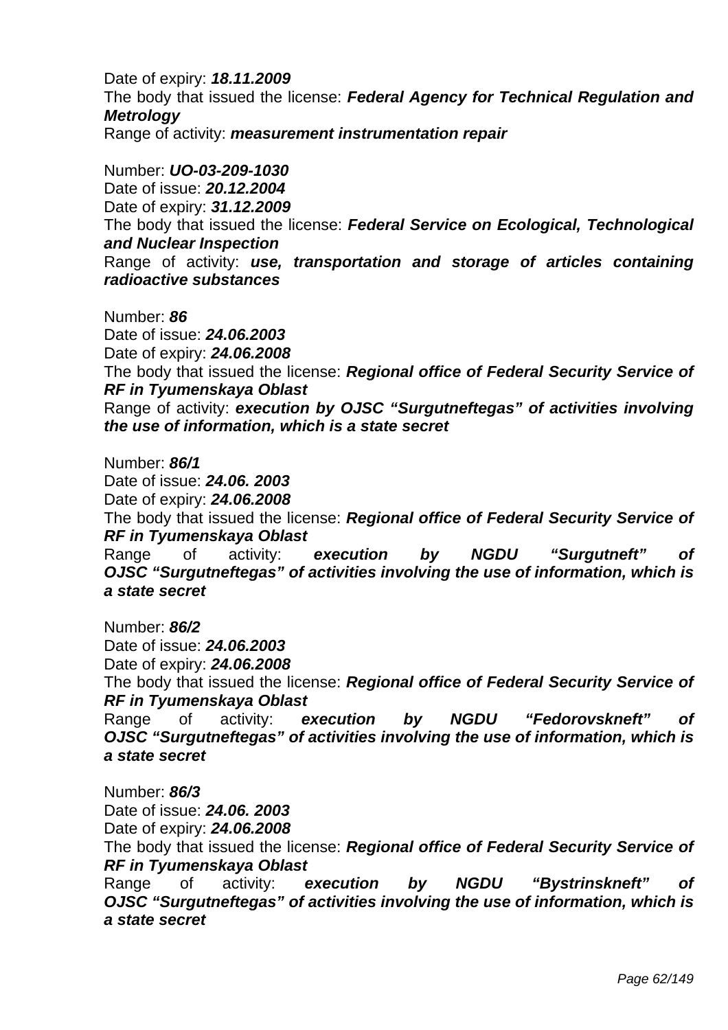Date of expiry: ***18.11.2009***

The body that issued the license: ***Federal Agency for Technical Regulation and Metrology***

Range of activity: ***measurement instrumentation repair***

Number: ***UO-03-209-1030***

Date of issue: ***20.12.2004***

Date of expiry: ***31.12.2009***

The body that issued the license: ***Federal Service on Ecological, Technological and Nuclear Inspection***

Range of activity: ***use, transportation and storage of articles containing radioactive substances***

Number: ***86***

Date of issue: ***24.06.2003***

Date of expiry: ***24.06.2008***

The body that issued the license: ***Regional office of Federal Security Service of RF in Tyumenskaya Oblast***

Range of activity: ***execution by OJSC "Surgutneftegas" of activities involving the use of information, which is a state secret***

Number: ***86/1***

Date of issue: ***24.06. 2003***

Date of expiry: ***24.06.2008***

The body that issued the license: ***Regional office of Federal Security Service of RF in Tyumenskaya Oblast***

Range of activity: ***execution by NGDU "Surgutneft" of OJSC "Surgutneftegas" of activities involving the use of information, which is a state secret***

Number: ***86/2***

Date of issue: ***24.06.2003***

Date of expiry: ***24.06.2008***

The body that issued the license: ***Regional office of Federal Security Service of RF in Tyumenskaya Oblast***

Range of activity: ***execution by NGDU "Fedorovskneft" of OJSC "Surgutneftegas" of activities involving the use of information, which is a state secret***

Number: ***86/3***

Date of issue: ***24.06. 2003***

Date of expiry: ***24.06.2008***

The body that issued the license: ***Regional office of Federal Security Service of RF in Tyumenskaya Oblast***

Range of activity: ***execution by NGDU "Bystrinskneft" of OJSC "Surgutneftegas" of activities involving the use of information, which is a state secret***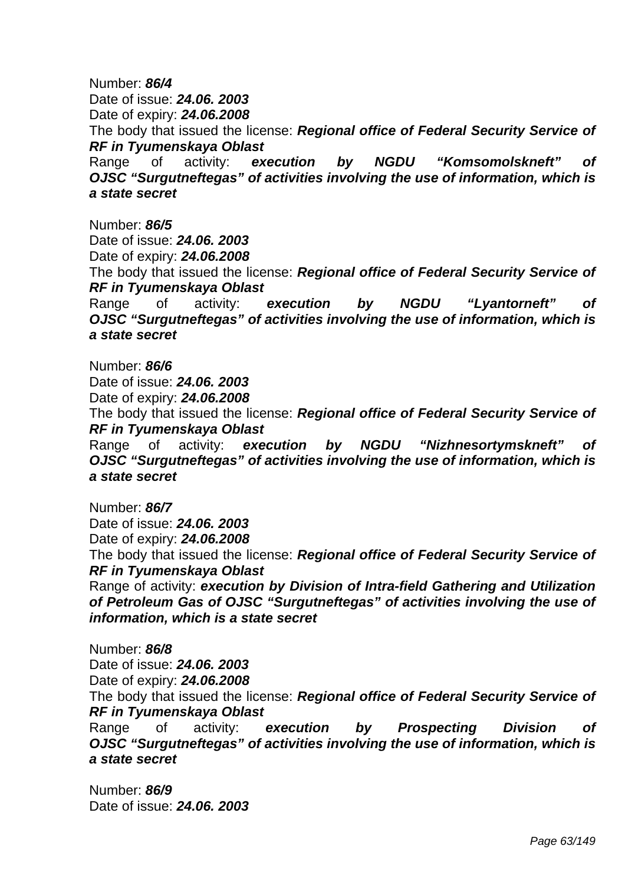Number: ***86/4***
Date of issue: ***24.06. 2003***
Date of expiry: ***24.06.2008***
The body that issued the license: ***Regional office of Federal Security Service of RF in Tyumenskaya Oblast***
Range of activity: ***execution by NGDU "Komsomolskneft" of OJSC "Surgutneftegas" of activities involving the use of information, which is a state secret***

Number: ***86/5***
Date of issue: ***24.06. 2003***
Date of expiry: ***24.06.2008***
The body that issued the license: ***Regional office of Federal Security Service of RF in Tyumenskaya Oblast***
Range of activity: ***execution by NGDU "Lyantorneft" of OJSC "Surgutneftegas" of activities involving the use of information, which is a state secret***

Number: ***86/6***
Date of issue: ***24.06. 2003***
Date of expiry: ***24.06.2008***
The body that issued the license: ***Regional office of Federal Security Service of RF in Tyumenskaya Oblast***
Range of activity: ***execution by NGDU "Nizhnesortymskneft" of OJSC "Surgutneftegas" of activities involving the use of information, which is a state secret***

Number: ***86/7***
Date of issue: ***24.06. 2003***
Date of expiry: ***24.06.2008***
The body that issued the license: ***Regional office of Federal Security Service of RF in Tyumenskaya Oblast***
Range of activity: ***execution by Division of Intra-field Gathering and Utilization of Petroleum Gas of OJSC "Surgutneftegas" of activities involving the use of information, which is a state secret***

Number: ***86/8***
Date of issue: ***24.06. 2003***
Date of expiry: ***24.06.2008***
The body that issued the license: ***Regional office of Federal Security Service of RF in Tyumenskaya Oblast***
Range of activity: ***execution by Prospecting Division of OJSC "Surgutneftegas" of activities involving the use of information, which is a state secret***

Number: ***86/9***
Date of issue: ***24.06. 2003***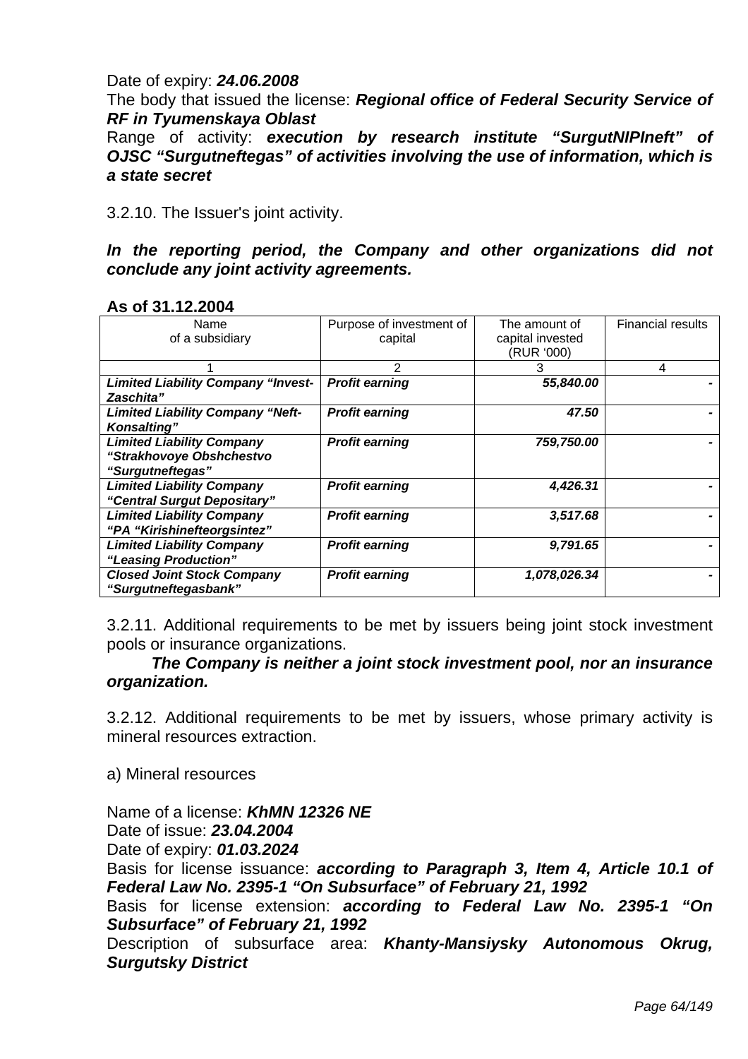Date of expiry: ***24.06.2008***

The body that issued the license: ***Regional office of Federal Security Service of RF in Tyumenskaya Oblast***

Range of activity: ***execution by research institute "SurgutNIPIneft" of OJSC "Surgutneftegas" of activities involving the use of information, which is a state secret***

3.2.10. The Issuer's joint activity.

***In the reporting period, the Company and other organizations did not conclude any joint activity agreements.***

**As of 31.12.2004**

| Name of a subsidiary | Purpose of investment of capital | The amount of capital invested (RUR '000) | Financial results |
|---|---|---|---|
| 1 | 2 | 3 | 4 |
| ***Limited Liability Company "Invest-Zaschita"*** | ***Profit earning*** | ***55,840.00*** | **-** |
| ***Limited Liability Company "Neft-Konsalting"*** | ***Profit earning*** | ***47.50*** | **-** |
| ***Limited Liability Company "Strakhovoye Obshchestvo "Surgutneftegas"*** | ***Profit earning*** | ***759,750.00*** | **-** |
| ***Limited Liability Company "Central Surgut Depositary"*** | ***Profit earning*** | ***4,426.31*** | **-** |
| ***Limited Liability Company "PA "Kirishinefteorgsintez"*** | ***Profit earning*** | ***3,517.68*** | **-** |
| ***Limited Liability Company "Leasing Production"*** | ***Profit earning*** | ***9,791.65*** | **-** |
| ***Closed Joint Stock Company "Surgutneftegasbank"*** | ***Profit earning*** | ***1,078,026.34*** | **-** |

3.2.11. Additional requirements to be met by issuers being joint stock investment pools or insurance organizations.

***The Company is neither a joint stock investment pool, nor an insurance organization.***

3.2.12. Additional requirements to be met by issuers, whose primary activity is mineral resources extraction.

a) Mineral resources

Name of a license: ***KhMN 12326 NE***

Date of issue: ***23.04.2004***

Date of expiry: ***01.03.2024***

Basis for license issuance: ***according to Paragraph 3, Item 4, Article 10.1 of Federal Law No. 2395-1 "On Subsurface" of February 21, 1992***

Basis for license extension: ***according to Federal Law No. 2395-1 "On Subsurface" of February 21, 1992***

Description of subsurface area: ***Khanty-Mansiysky Autonomous Okrug, Surgutsky District***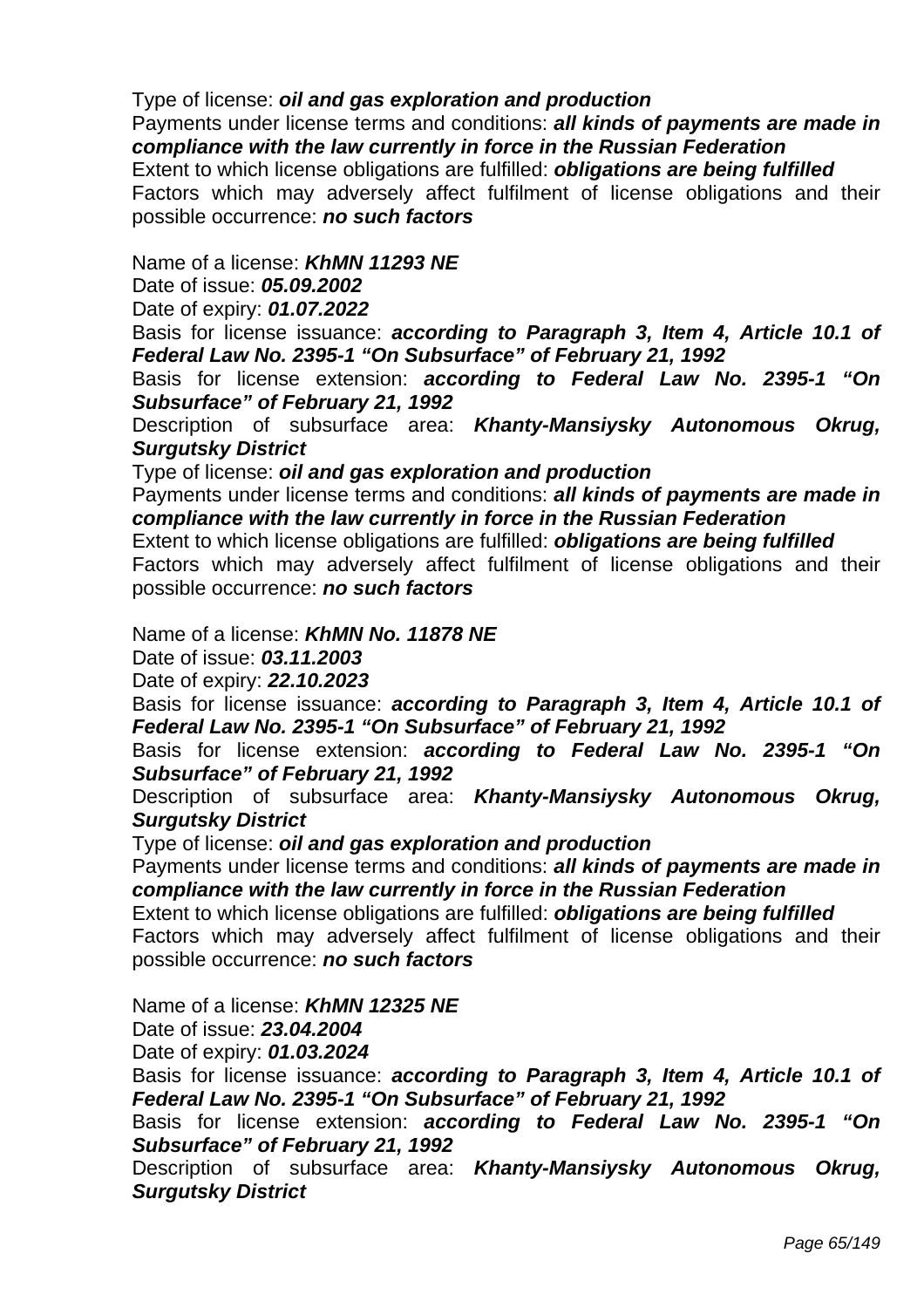Type of license: ***oil and gas exploration and production***

Payments under license terms and conditions: ***all kinds of payments are made in compliance with the law currently in force in the Russian Federation***

Extent to which license obligations are fulfilled: ***obligations are being fulfilled***

Factors which may adversely affect fulfilment of license obligations and their possible occurrence: ***no such factors***

Name of a license: ***KhMN 11293 NE***

Date of issue: ***05.09.2002***

Date of expiry: ***01.07.2022***

Basis for license issuance: ***according to Paragraph 3, Item 4, Article 10.1 of Federal Law No. 2395-1 "On Subsurface" of February 21, 1992***

Basis for license extension: ***according to Federal Law No. 2395-1 "On Subsurface" of February 21, 1992***

Description of subsurface area: ***Khanty-Mansiysky Autonomous Okrug, Surgutsky District***

Type of license: ***oil and gas exploration and production***

Payments under license terms and conditions: ***all kinds of payments are made in compliance with the law currently in force in the Russian Federation***

Extent to which license obligations are fulfilled: ***obligations are being fulfilled***

Factors which may adversely affect fulfilment of license obligations and their possible occurrence: ***no such factors***

Name of a license: ***KhMN No. 11878 NE***

Date of issue: ***03.11.2003***

Date of expiry: ***22.10.2023***

Basis for license issuance: ***according to Paragraph 3, Item 4, Article 10.1 of Federal Law No. 2395-1 "On Subsurface" of February 21, 1992***

Basis for license extension: ***according to Federal Law No. 2395-1 "On Subsurface" of February 21, 1992***

Description of subsurface area: ***Khanty-Mansiysky Autonomous Okrug, Surgutsky District***

Type of license: ***oil and gas exploration and production***

Payments under license terms and conditions: ***all kinds of payments are made in compliance with the law currently in force in the Russian Federation***

Extent to which license obligations are fulfilled: ***obligations are being fulfilled***

Factors which may adversely affect fulfilment of license obligations and their possible occurrence: ***no such factors***

Name of a license: ***KhMN 12325 NE***

Date of issue: ***23.04.2004***

Date of expiry: ***01.03.2024***

Basis for license issuance: ***according to Paragraph 3, Item 4, Article 10.1 of Federal Law No. 2395-1 "On Subsurface" of February 21, 1992***

Basis for license extension: ***according to Federal Law No. 2395-1 "On Subsurface" of February 21, 1992***

Description of subsurface area: ***Khanty-Mansiysky Autonomous Okrug, Surgutsky District***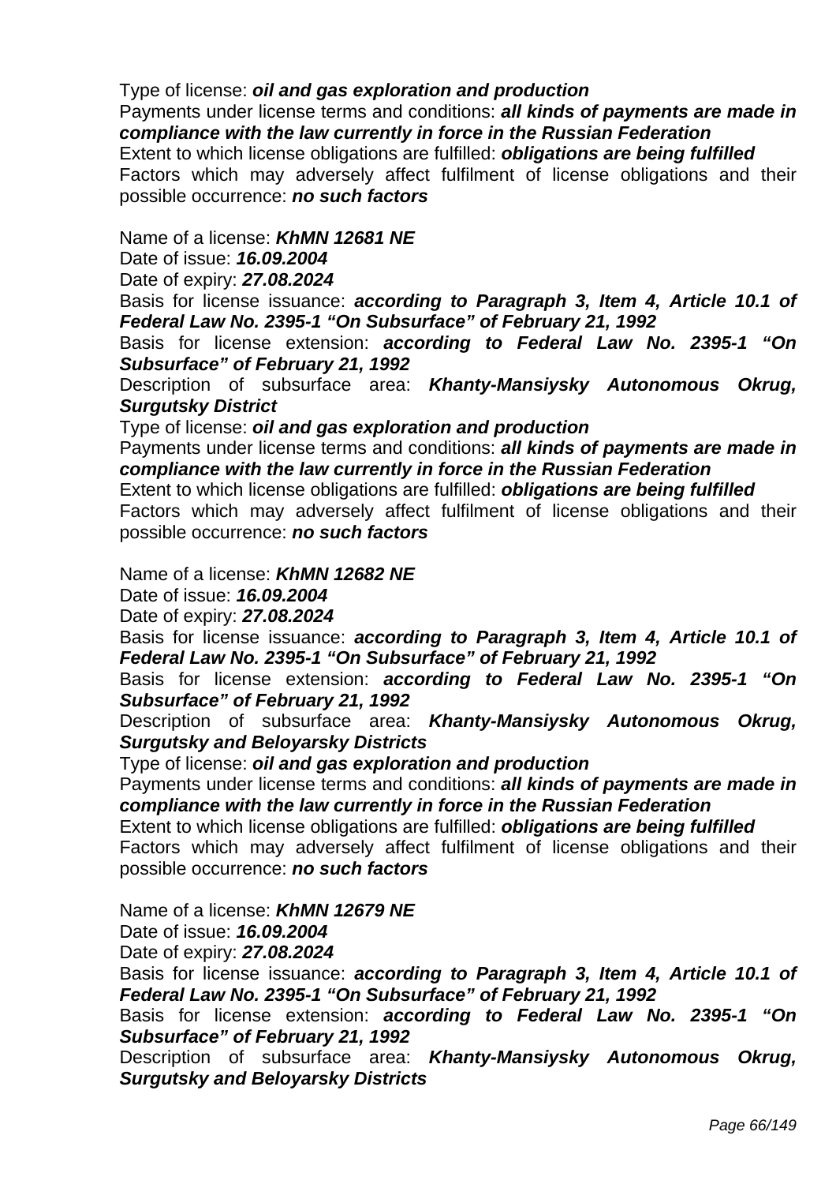Type of license: ***oil and gas exploration and production***

Payments under license terms and conditions: ***all kinds of payments are made in compliance with the law currently in force in the Russian Federation***

Extent to which license obligations are fulfilled: ***obligations are being fulfilled***

Factors which may adversely affect fulfilment of license obligations and their possible occurrence: ***no such factors***

Name of a license: ***KhMN 12681 NE***

Date of issue: ***16.09.2004***

Date of expiry: ***27.08.2024***

Basis for license issuance: ***according to Paragraph 3, Item 4, Article 10.1 of Federal Law No. 2395-1 "On Subsurface" of February 21, 1992***

Basis for license extension: ***according to Federal Law No. 2395-1 "On Subsurface" of February 21, 1992***

Description of subsurface area: ***Khanty-Mansiysky Autonomous Okrug, Surgutsky District***

Type of license: ***oil and gas exploration and production***

Payments under license terms and conditions: ***all kinds of payments are made in compliance with the law currently in force in the Russian Federation***

Extent to which license obligations are fulfilled: ***obligations are being fulfilled***

Factors which may adversely affect fulfilment of license obligations and their possible occurrence: ***no such factors***

Name of a license: ***KhMN 12682 NE***

Date of issue: ***16.09.2004***

Date of expiry: ***27.08.2024***

Basis for license issuance: ***according to Paragraph 3, Item 4, Article 10.1 of Federal Law No. 2395-1 "On Subsurface" of February 21, 1992***

Basis for license extension: ***according to Federal Law No. 2395-1 "On Subsurface" of February 21, 1992***

Description of subsurface area: ***Khanty-Mansiysky Autonomous Okrug, Surgutsky and Beloyarsky Districts***

Type of license: ***oil and gas exploration and production***

Payments under license terms and conditions: ***all kinds of payments are made in compliance with the law currently in force in the Russian Federation***

Extent to which license obligations are fulfilled: ***obligations are being fulfilled***

Factors which may adversely affect fulfilment of license obligations and their possible occurrence: ***no such factors***

Name of a license: ***KhMN 12679 NE***

Date of issue: ***16.09.2004***

Date of expiry: ***27.08.2024***

Basis for license issuance: ***according to Paragraph 3, Item 4, Article 10.1 of Federal Law No. 2395-1 "On Subsurface" of February 21, 1992***

Basis for license extension: ***according to Federal Law No. 2395-1 "On Subsurface" of February 21, 1992***

Description of subsurface area: ***Khanty-Mansiysky Autonomous Okrug, Surgutsky and Beloyarsky Districts***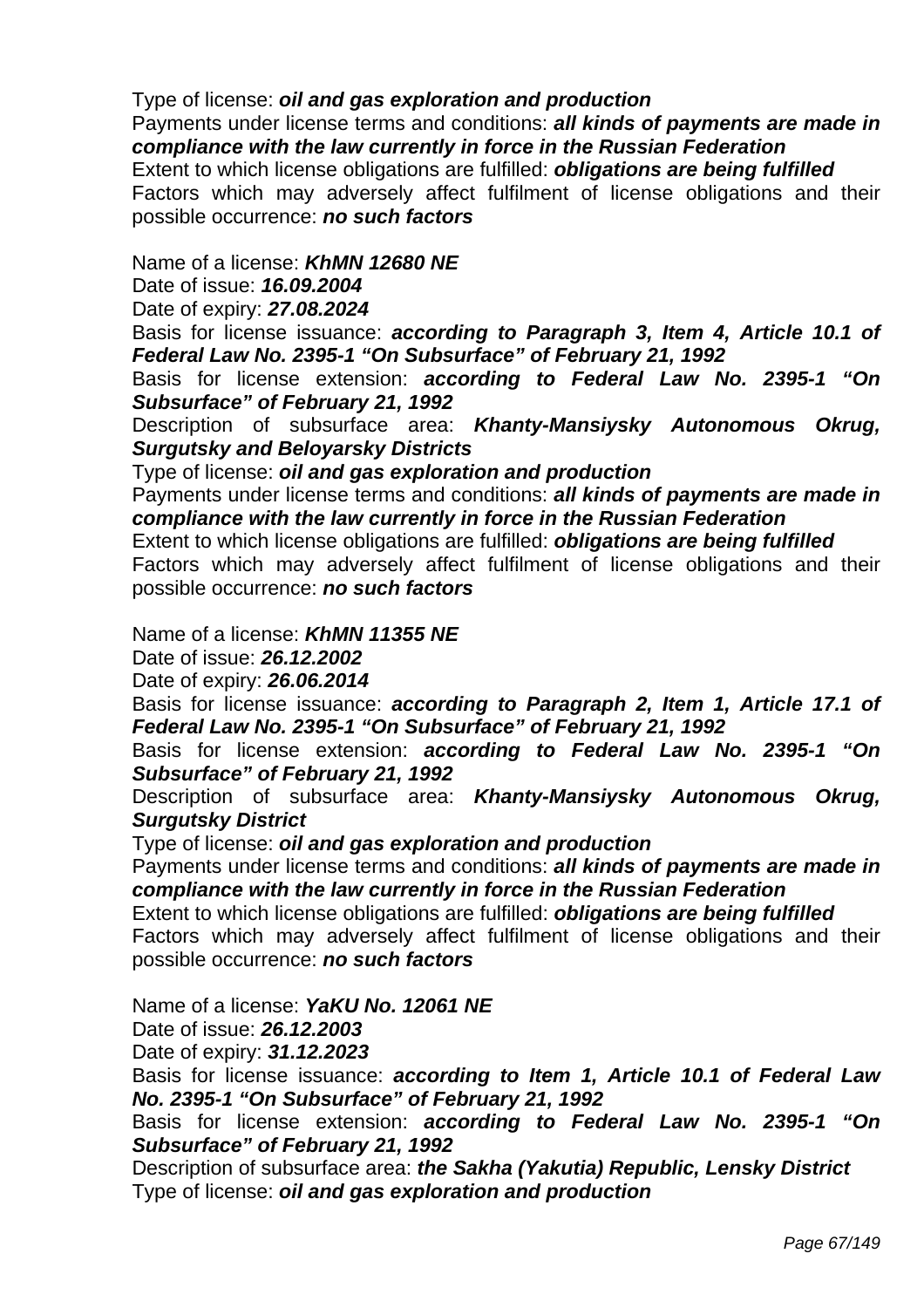Type of license: ***oil and gas exploration and production***

Payments under license terms and conditions: ***all kinds of payments are made in compliance with the law currently in force in the Russian Federation***

Extent to which license obligations are fulfilled: ***obligations are being fulfilled***

Factors which may adversely affect fulfilment of license obligations and their possible occurrence: ***no such factors***

Name of a license: ***KhMN 12680 NE***

Date of issue: ***16.09.2004***

Date of expiry: ***27.08.2024***

Basis for license issuance: ***according to Paragraph 3, Item 4, Article 10.1 of Federal Law No. 2395-1 "On Subsurface" of February 21, 1992***

Basis for license extension: ***according to Federal Law No. 2395-1 "On Subsurface" of February 21, 1992***

Description of subsurface area: ***Khanty-Mansiysky Autonomous Okrug, Surgutsky and Beloyarsky Districts***

Type of license: ***oil and gas exploration and production***

Payments under license terms and conditions: ***all kinds of payments are made in compliance with the law currently in force in the Russian Federation***

Extent to which license obligations are fulfilled: ***obligations are being fulfilled***

Factors which may adversely affect fulfilment of license obligations and their possible occurrence: ***no such factors***

Name of a license: ***KhMN 11355 NE***

Date of issue: ***26.12.2002***

Date of expiry: ***26.06.2014***

Basis for license issuance: ***according to Paragraph 2, Item 1, Article 17.1 of Federal Law No. 2395-1 "On Subsurface" of February 21, 1992***

Basis for license extension: ***according to Federal Law No. 2395-1 "On Subsurface" of February 21, 1992***

Description of subsurface area: ***Khanty-Mansiysky Autonomous Okrug, Surgutsky District***

Type of license: ***oil and gas exploration and production***

Payments under license terms and conditions: ***all kinds of payments are made in compliance with the law currently in force in the Russian Federation***

Extent to which license obligations are fulfilled: ***obligations are being fulfilled***

Factors which may adversely affect fulfilment of license obligations and their possible occurrence: ***no such factors***

Name of a license: ***YaKU No. 12061 NE***

Date of issue: ***26.12.2003***

Date of expiry: ***31.12.2023***

Basis for license issuance: ***according to Item 1, Article 10.1 of Federal Law No. 2395-1 "On Subsurface" of February 21, 1992***

Basis for license extension: ***according to Federal Law No. 2395-1 "On Subsurface" of February 21, 1992***

Description of subsurface area: ***the Sakha (Yakutia) Republic, Lensky District***

Type of license: ***oil and gas exploration and production***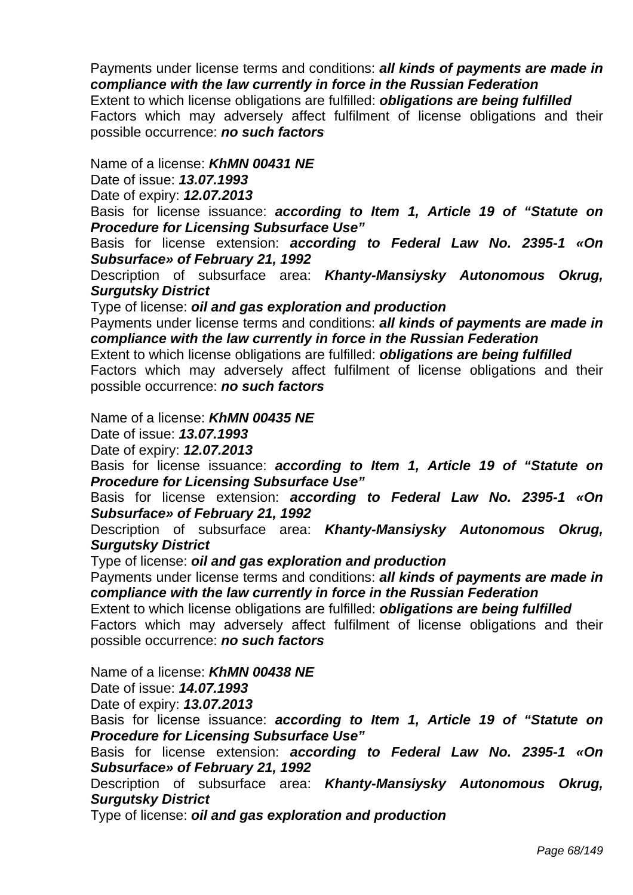Payments under license terms and conditions: ***all kinds of payments are made in compliance with the law currently in force in the Russian Federation***
Extent to which license obligations are fulfilled: ***obligations are being fulfilled***
Factors which may adversely affect fulfilment of license obligations and their possible occurrence: ***no such factors***

Name of a license: ***KhMN 00431 NE***
Date of issue: ***13.07.1993***
Date of expiry: ***12.07.2013***
Basis for license issuance: ***according to Item 1, Article 19 of "Statute on Procedure for Licensing Subsurface Use"***
Basis for license extension: ***according to Federal Law No. 2395-1 «On Subsurface» of February 21, 1992***
Description of subsurface area: ***Khanty-Mansiysky Autonomous Okrug, Surgutsky District***
Type of license: ***oil and gas exploration and production***
Payments under license terms and conditions: ***all kinds of payments are made in compliance with the law currently in force in the Russian Federation***
Extent to which license obligations are fulfilled: ***obligations are being fulfilled***
Factors which may adversely affect fulfilment of license obligations and their possible occurrence: ***no such factors***

Name of a license: ***KhMN 00435 NE***
Date of issue: ***13.07.1993***
Date of expiry: ***12.07.2013***
Basis for license issuance: ***according to Item 1, Article 19 of "Statute on Procedure for Licensing Subsurface Use"***
Basis for license extension: ***according to Federal Law No. 2395-1 «On Subsurface» of February 21, 1992***
Description of subsurface area: ***Khanty-Mansiysky Autonomous Okrug, Surgutsky District***
Type of license: ***oil and gas exploration and production***
Payments under license terms and conditions: ***all kinds of payments are made in compliance with the law currently in force in the Russian Federation***
Extent to which license obligations are fulfilled: ***obligations are being fulfilled***
Factors which may adversely affect fulfilment of license obligations and their possible occurrence: ***no such factors***

Name of a license: ***KhMN 00438 NE***
Date of issue: ***14.07.1993***
Date of expiry: ***13.07.2013***
Basis for license issuance: ***according to Item 1, Article 19 of "Statute on Procedure for Licensing Subsurface Use"***
Basis for license extension: ***according to Federal Law No. 2395-1 «On Subsurface» of February 21, 1992***
Description of subsurface area: ***Khanty-Mansiysky Autonomous Okrug, Surgutsky District***
Type of license: ***oil and gas exploration and production***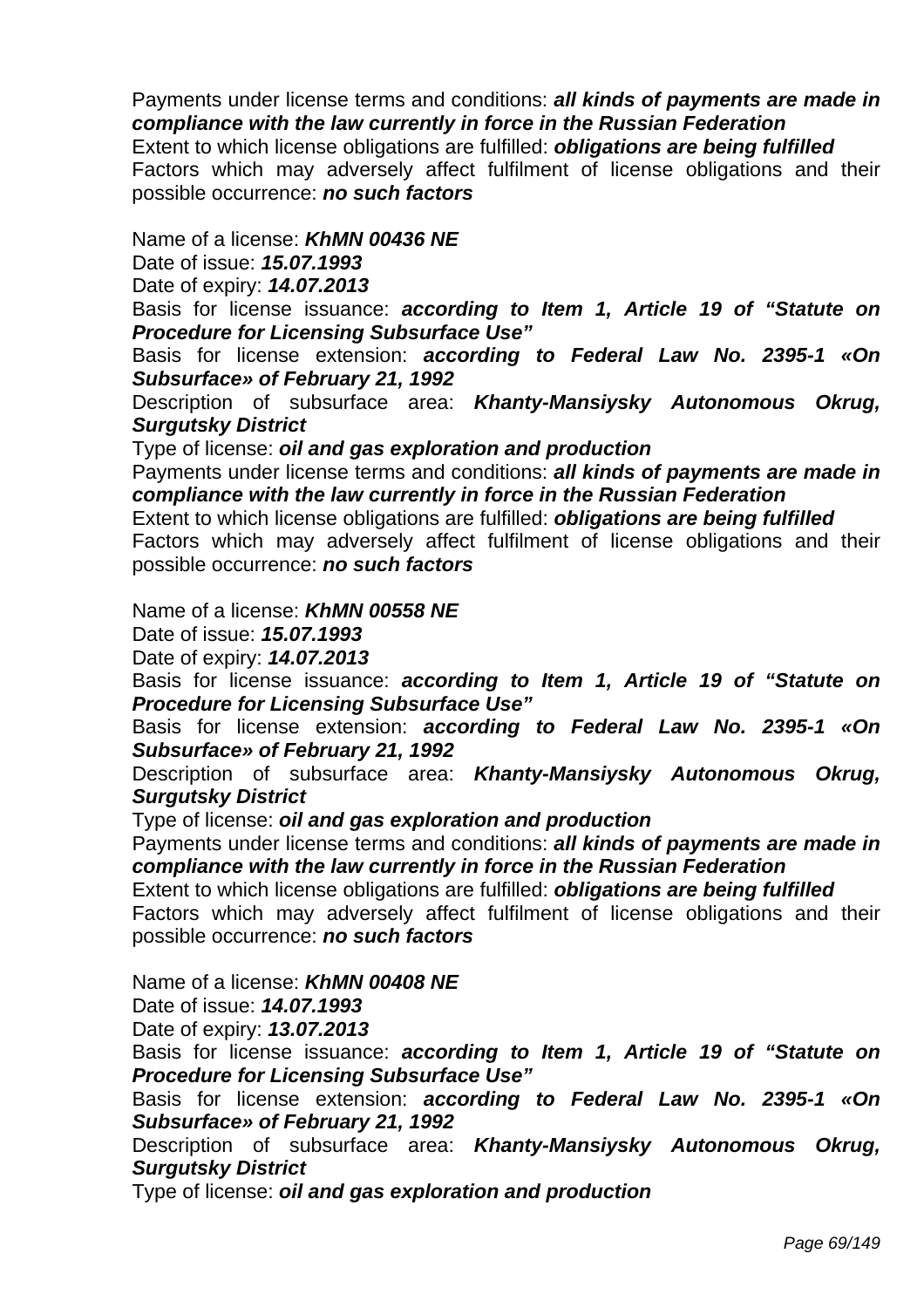Payments under license terms and conditions: ***all kinds of payments are made in compliance with the law currently in force in the Russian Federation***
Extent to which license obligations are fulfilled: ***obligations are being fulfilled***
Factors which may adversely affect fulfilment of license obligations and their possible occurrence: ***no such factors***

Name of a license: ***KhMN 00436 NE***
Date of issue: ***15.07.1993***
Date of expiry: ***14.07.2013***
Basis for license issuance: ***according to Item 1, Article 19 of "Statute on Procedure for Licensing Subsurface Use"***
Basis for license extension: ***according to Federal Law No. 2395-1 «On Subsurface» of February 21, 1992***
Description of subsurface area: ***Khanty-Mansiysky Autonomous Okrug, Surgutsky District***
Type of license: ***oil and gas exploration and production***
Payments under license terms and conditions: ***all kinds of payments are made in compliance with the law currently in force in the Russian Federation***
Extent to which license obligations are fulfilled: ***obligations are being fulfilled***
Factors which may adversely affect fulfilment of license obligations and their possible occurrence: ***no such factors***

Name of a license: ***KhMN 00558 NE***
Date of issue: ***15.07.1993***
Date of expiry: ***14.07.2013***
Basis for license issuance: ***according to Item 1, Article 19 of "Statute on Procedure for Licensing Subsurface Use"***
Basis for license extension: ***according to Federal Law No. 2395-1 «On Subsurface» of February 21, 1992***
Description of subsurface area: ***Khanty-Mansiysky Autonomous Okrug, Surgutsky District***
Type of license: ***oil and gas exploration and production***
Payments under license terms and conditions: ***all kinds of payments are made in compliance with the law currently in force in the Russian Federation***
Extent to which license obligations are fulfilled: ***obligations are being fulfilled***
Factors which may adversely affect fulfilment of license obligations and their possible occurrence: ***no such factors***

Name of a license: ***KhMN 00408 NE***
Date of issue: ***14.07.1993***
Date of expiry: ***13.07.2013***
Basis for license issuance: ***according to Item 1, Article 19 of "Statute on Procedure for Licensing Subsurface Use"***
Basis for license extension: ***according to Federal Law No. 2395-1 «On Subsurface» of February 21, 1992***
Description of subsurface area: ***Khanty-Mansiysky Autonomous Okrug, Surgutsky District***
Type of license: ***oil and gas exploration and production***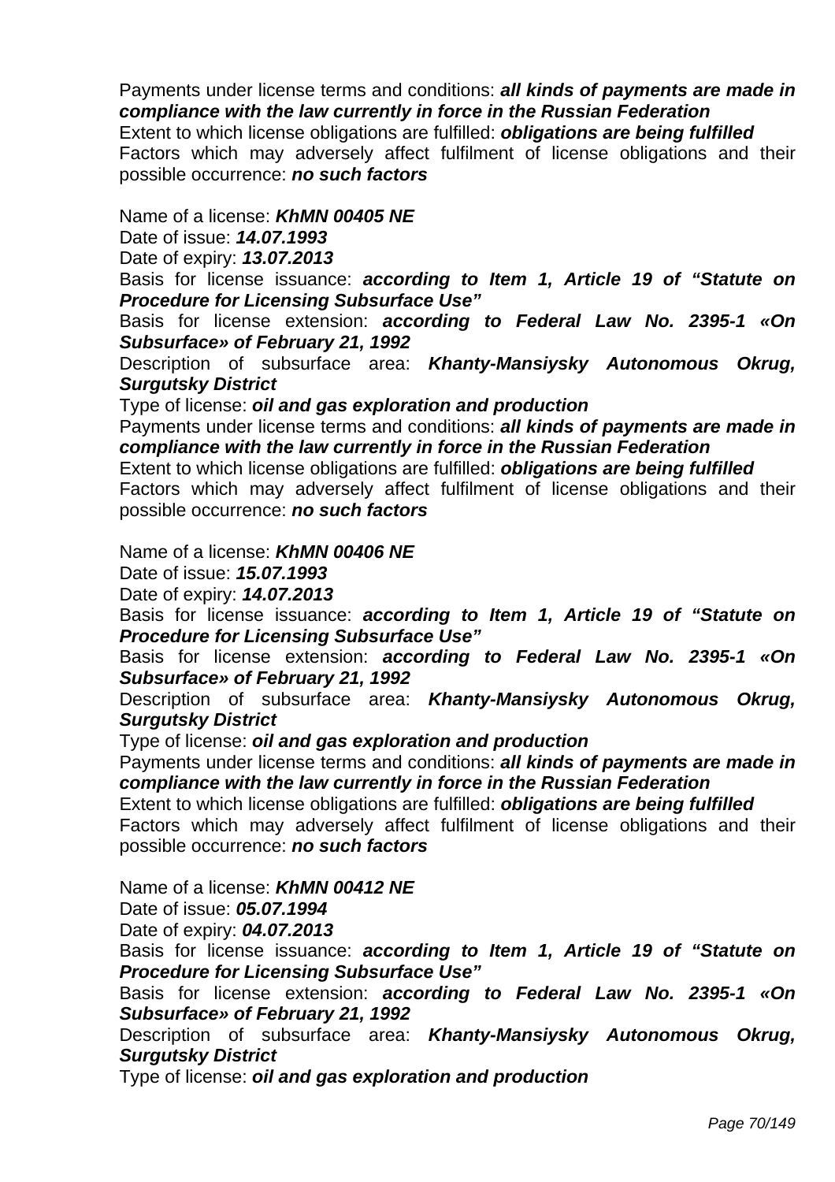Payments under license terms and conditions: ***all kinds of payments are made in compliance with the law currently in force in the Russian Federation***
Extent to which license obligations are fulfilled: ***obligations are being fulfilled***
Factors which may adversely affect fulfilment of license obligations and their possible occurrence: ***no such factors***

Name of a license: ***KhMN 00405 NE***
Date of issue: ***14.07.1993***
Date of expiry: ***13.07.2013***
Basis for license issuance: ***according to Item 1, Article 19 of "Statute on Procedure for Licensing Subsurface Use"***
Basis for license extension: ***according to Federal Law No. 2395-1 «On Subsurface» of February 21, 1992***
Description of subsurface area: ***Khanty-Mansiysky Autonomous Okrug, Surgutsky District***
Type of license: ***oil and gas exploration and production***
Payments under license terms and conditions: ***all kinds of payments are made in compliance with the law currently in force in the Russian Federation***
Extent to which license obligations are fulfilled: ***obligations are being fulfilled***
Factors which may adversely affect fulfilment of license obligations and their possible occurrence: ***no such factors***

Name of a license: ***KhMN 00406 NE***
Date of issue: ***15.07.1993***
Date of expiry: ***14.07.2013***
Basis for license issuance: ***according to Item 1, Article 19 of "Statute on Procedure for Licensing Subsurface Use"***
Basis for license extension: ***according to Federal Law No. 2395-1 «On Subsurface» of February 21, 1992***
Description of subsurface area: ***Khanty-Mansiysky Autonomous Okrug, Surgutsky District***
Type of license: ***oil and gas exploration and production***
Payments under license terms and conditions: ***all kinds of payments are made in compliance with the law currently in force in the Russian Federation***
Extent to which license obligations are fulfilled: ***obligations are being fulfilled***
Factors which may adversely affect fulfilment of license obligations and their possible occurrence: ***no such factors***

Name of a license: ***KhMN 00412 NE***
Date of issue: ***05.07.1994***
Date of expiry: ***04.07.2013***
Basis for license issuance: ***according to Item 1, Article 19 of "Statute on Procedure for Licensing Subsurface Use"***
Basis for license extension: ***according to Federal Law No. 2395-1 «On Subsurface» of February 21, 1992***
Description of subsurface area: ***Khanty-Mansiysky Autonomous Okrug, Surgutsky District***
Type of license: ***oil and gas exploration and production***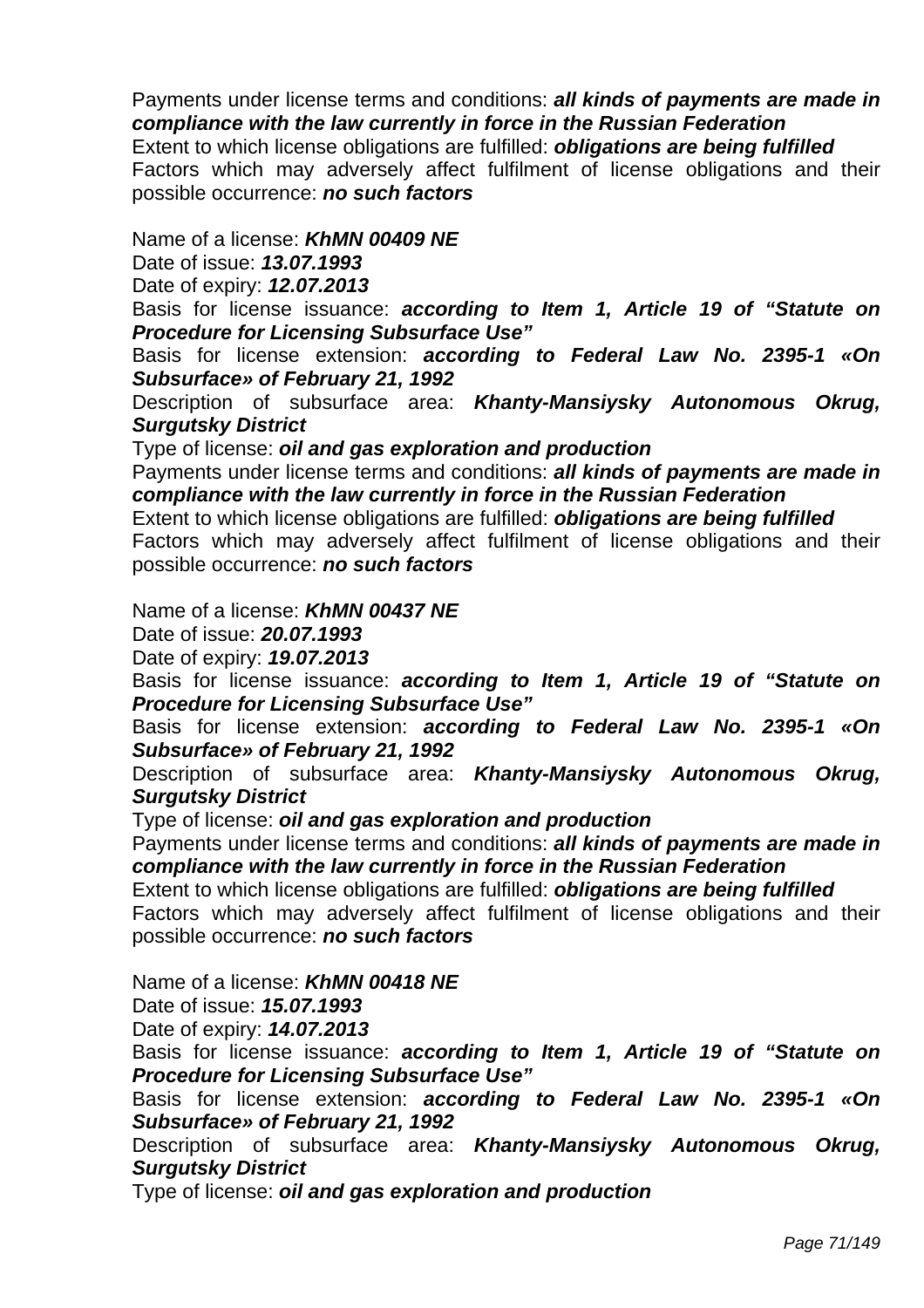Payments under license terms and conditions: ***all kinds of payments are made in compliance with the law currently in force in the Russian Federation***

Extent to which license obligations are fulfilled: ***obligations are being fulfilled***

Factors which may adversely affect fulfilment of license obligations and their possible occurrence: ***no such factors***

Name of a license: ***KhMN 00409 NE***

Date of issue: ***13.07.1993***

Date of expiry: ***12.07.2013***

Basis for license issuance: ***according to Item 1, Article 19 of "Statute on Procedure for Licensing Subsurface Use"***

Basis for license extension: ***according to Federal Law No. 2395-1 «On Subsurface» of February 21, 1992***

Description of subsurface area: ***Khanty-Mansiysky Autonomous Okrug, Surgutsky District***

Type of license: ***oil and gas exploration and production***

Payments under license terms and conditions: ***all kinds of payments are made in compliance with the law currently in force in the Russian Federation***

Extent to which license obligations are fulfilled: ***obligations are being fulfilled***

Factors which may adversely affect fulfilment of license obligations and their possible occurrence: ***no such factors***

Name of a license: ***KhMN 00437 NE***

Date of issue: ***20.07.1993***

Date of expiry: ***19.07.2013***

Basis for license issuance: ***according to Item 1, Article 19 of "Statute on Procedure for Licensing Subsurface Use"***

Basis for license extension: ***according to Federal Law No. 2395-1 «On Subsurface» of February 21, 1992***

Description of subsurface area: ***Khanty-Mansiysky Autonomous Okrug, Surgutsky District***

Type of license: ***oil and gas exploration and production***

Payments under license terms and conditions: ***all kinds of payments are made in compliance with the law currently in force in the Russian Federation***

Extent to which license obligations are fulfilled: ***obligations are being fulfilled***

Factors which may adversely affect fulfilment of license obligations and their possible occurrence: ***no such factors***

Name of a license: ***KhMN 00418 NE***

Date of issue: ***15.07.1993***

Date of expiry: ***14.07.2013***

Basis for license issuance: ***according to Item 1, Article 19 of "Statute on Procedure for Licensing Subsurface Use"***

Basis for license extension: ***according to Federal Law No. 2395-1 «On Subsurface» of February 21, 1992***

Description of subsurface area: ***Khanty-Mansiysky Autonomous Okrug, Surgutsky District***

Type of license: ***oil and gas exploration and production***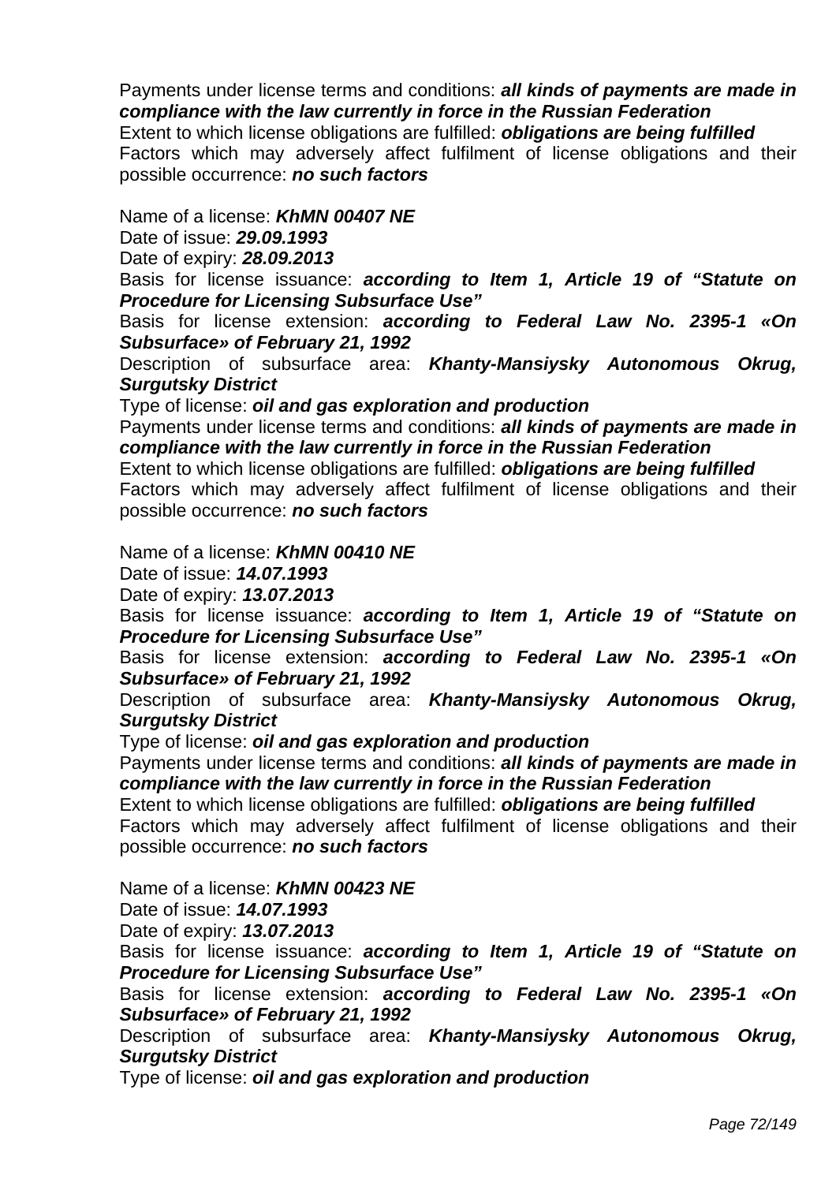Payments under license terms and conditions: ***all kinds of payments are made in compliance with the law currently in force in the Russian Federation***

Extent to which license obligations are fulfilled: ***obligations are being fulfilled***

Factors which may adversely affect fulfilment of license obligations and their possible occurrence: ***no such factors***

Name of a license: ***KhMN 00407 NE***

Date of issue: ***29.09.1993***

Date of expiry: ***28.09.2013***

Basis for license issuance: ***according to Item 1, Article 19 of "Statute on Procedure for Licensing Subsurface Use"***

Basis for license extension: ***according to Federal Law No. 2395-1 «On Subsurface» of February 21, 1992***

Description of subsurface area: ***Khanty-Mansiysky Autonomous Okrug, Surgutsky District***

Type of license: ***oil and gas exploration and production***

Payments under license terms and conditions: ***all kinds of payments are made in compliance with the law currently in force in the Russian Federation***

Extent to which license obligations are fulfilled: ***obligations are being fulfilled***

Factors which may adversely affect fulfilment of license obligations and their possible occurrence: ***no such factors***

Name of a license: ***KhMN 00410 NE***

Date of issue: ***14.07.1993***

Date of expiry: ***13.07.2013***

Basis for license issuance: ***according to Item 1, Article 19 of "Statute on Procedure for Licensing Subsurface Use"***

Basis for license extension: ***according to Federal Law No. 2395-1 «On Subsurface» of February 21, 1992***

Description of subsurface area: ***Khanty-Mansiysky Autonomous Okrug, Surgutsky District***

Type of license: ***oil and gas exploration and production***

Payments under license terms and conditions: ***all kinds of payments are made in compliance with the law currently in force in the Russian Federation***

Extent to which license obligations are fulfilled: ***obligations are being fulfilled***

Factors which may adversely affect fulfilment of license obligations and their possible occurrence: ***no such factors***

Name of a license: ***KhMN 00423 NE***

Date of issue: ***14.07.1993***

Date of expiry: ***13.07.2013***

Basis for license issuance: ***according to Item 1, Article 19 of "Statute on Procedure for Licensing Subsurface Use"***

Basis for license extension: ***according to Federal Law No. 2395-1 «On Subsurface» of February 21, 1992***

Description of subsurface area: ***Khanty-Mansiysky Autonomous Okrug, Surgutsky District***

Type of license: ***oil and gas exploration and production***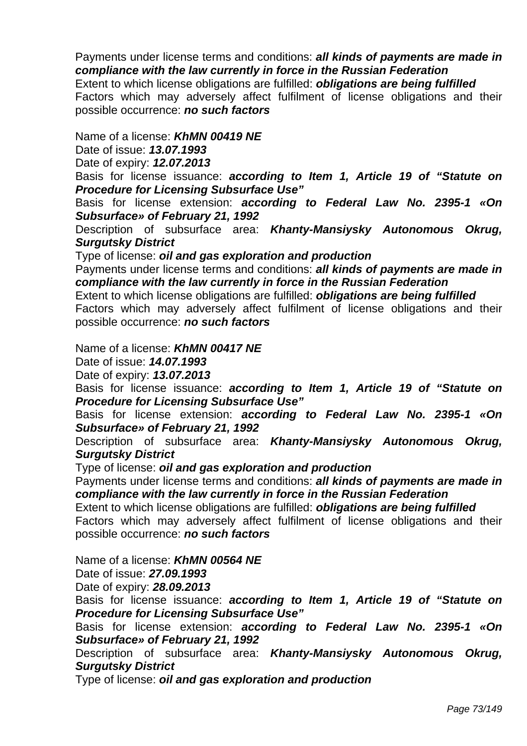Payments under license terms and conditions: ***all kinds of payments are made in compliance with the law currently in force in the Russian Federation***
Extent to which license obligations are fulfilled: ***obligations are being fulfilled***
Factors which may adversely affect fulfilment of license obligations and their possible occurrence: ***no such factors***

Name of a license: ***KhMN 00419 NE***
Date of issue: ***13.07.1993***
Date of expiry: ***12.07.2013***
Basis for license issuance: ***according to Item 1, Article 19 of "Statute on Procedure for Licensing Subsurface Use"***
Basis for license extension: ***according to Federal Law No. 2395-1 «On Subsurface» of February 21, 1992***
Description of subsurface area: ***Khanty-Mansiysky Autonomous Okrug, Surgutsky District***
Type of license: ***oil and gas exploration and production***
Payments under license terms and conditions: ***all kinds of payments are made in compliance with the law currently in force in the Russian Federation***
Extent to which license obligations are fulfilled: ***obligations are being fulfilled***
Factors which may adversely affect fulfilment of license obligations and their possible occurrence: ***no such factors***

Name of a license: ***KhMN 00417 NE***
Date of issue: ***14.07.1993***
Date of expiry: ***13.07.2013***
Basis for license issuance: ***according to Item 1, Article 19 of "Statute on Procedure for Licensing Subsurface Use"***
Basis for license extension: ***according to Federal Law No. 2395-1 «On Subsurface» of February 21, 1992***
Description of subsurface area: ***Khanty-Mansiysky Autonomous Okrug, Surgutsky District***
Type of license: ***oil and gas exploration and production***
Payments under license terms and conditions: ***all kinds of payments are made in compliance with the law currently in force in the Russian Federation***
Extent to which license obligations are fulfilled: ***obligations are being fulfilled***
Factors which may adversely affect fulfilment of license obligations and their possible occurrence: ***no such factors***

Name of a license: ***KhMN 00564 NE***
Date of issue: ***27.09.1993***
Date of expiry: ***28.09.2013***
Basis for license issuance: ***according to Item 1, Article 19 of "Statute on Procedure for Licensing Subsurface Use"***
Basis for license extension: ***according to Federal Law No. 2395-1 «On Subsurface» of February 21, 1992***
Description of subsurface area: ***Khanty-Mansiysky Autonomous Okrug, Surgutsky District***
Type of license: ***oil and gas exploration and production***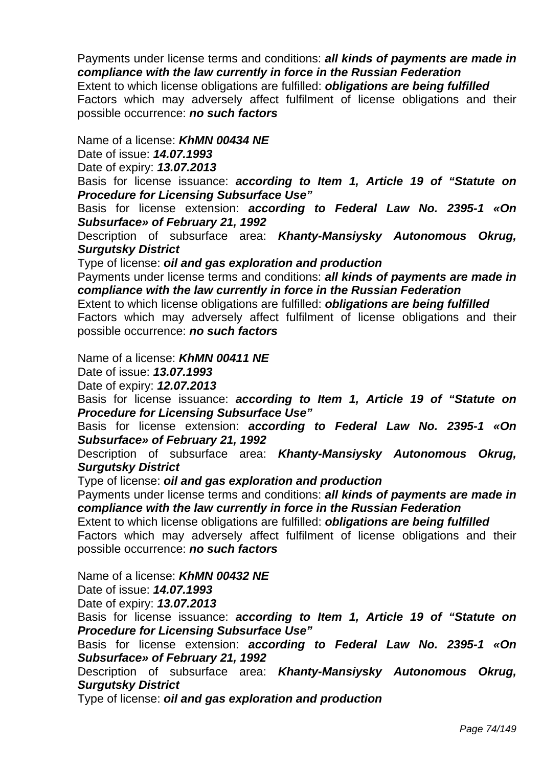Payments under license terms and conditions: ***all kinds of payments are made in compliance with the law currently in force in the Russian Federation***
Extent to which license obligations are fulfilled: ***obligations are being fulfilled***
Factors which may adversely affect fulfilment of license obligations and their possible occurrence: ***no such factors***

Name of a license: ***KhMN 00434 NE***
Date of issue: ***14.07.1993***
Date of expiry: ***13.07.2013***
Basis for license issuance: ***according to Item 1, Article 19 of "Statute on Procedure for Licensing Subsurface Use"***
Basis for license extension: ***according to Federal Law No. 2395-1 «On Subsurface» of February 21, 1992***
Description of subsurface area: ***Khanty-Mansiysky Autonomous Okrug, Surgutsky District***
Type of license: ***oil and gas exploration and production***
Payments under license terms and conditions: ***all kinds of payments are made in compliance with the law currently in force in the Russian Federation***
Extent to which license obligations are fulfilled: ***obligations are being fulfilled***
Factors which may adversely affect fulfilment of license obligations and their possible occurrence: ***no such factors***

Name of a license: ***KhMN 00411 NE***
Date of issue: ***13.07.1993***
Date of expiry: ***12.07.2013***
Basis for license issuance: ***according to Item 1, Article 19 of "Statute on Procedure for Licensing Subsurface Use"***
Basis for license extension: ***according to Federal Law No. 2395-1 «On Subsurface» of February 21, 1992***
Description of subsurface area: ***Khanty-Mansiysky Autonomous Okrug, Surgutsky District***
Type of license: ***oil and gas exploration and production***
Payments under license terms and conditions: ***all kinds of payments are made in compliance with the law currently in force in the Russian Federation***
Extent to which license obligations are fulfilled: ***obligations are being fulfilled***
Factors which may adversely affect fulfilment of license obligations and their possible occurrence: ***no such factors***

Name of a license: ***KhMN 00432 NE***
Date of issue: ***14.07.1993***
Date of expiry: ***13.07.2013***
Basis for license issuance: ***according to Item 1, Article 19 of "Statute on Procedure for Licensing Subsurface Use"***
Basis for license extension: ***according to Federal Law No. 2395-1 «On Subsurface» of February 21, 1992***
Description of subsurface area: ***Khanty-Mansiysky Autonomous Okrug, Surgutsky District***
Type of license: ***oil and gas exploration and production***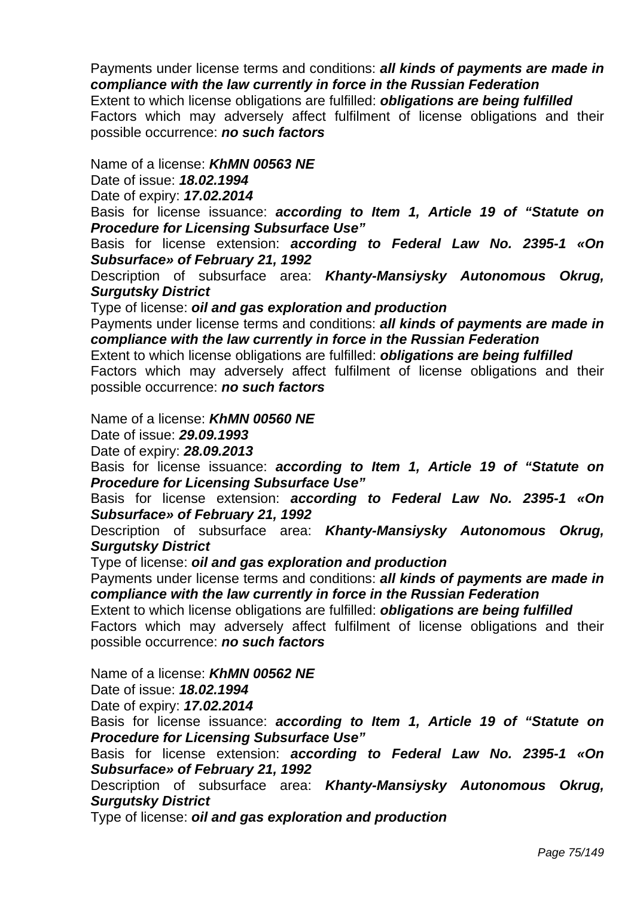Payments under license terms and conditions: ***all kinds of payments are made in compliance with the law currently in force in the Russian Federation***
Extent to which license obligations are fulfilled: ***obligations are being fulfilled***
Factors which may adversely affect fulfilment of license obligations and their possible occurrence: ***no such factors***

Name of a license: ***KhMN 00563 NE***
Date of issue: ***18.02.1994***
Date of expiry: ***17.02.2014***
Basis for license issuance: ***according to Item 1, Article 19 of "Statute on Procedure for Licensing Subsurface Use"***
Basis for license extension: ***according to Federal Law No. 2395-1 «On Subsurface» of February 21, 1992***
Description of subsurface area: ***Khanty-Mansiysky Autonomous Okrug, Surgutsky District***
Type of license: ***oil and gas exploration and production***
Payments under license terms and conditions: ***all kinds of payments are made in compliance with the law currently in force in the Russian Federation***
Extent to which license obligations are fulfilled: ***obligations are being fulfilled***
Factors which may adversely affect fulfilment of license obligations and their possible occurrence: ***no such factors***

Name of a license: ***KhMN 00560 NE***
Date of issue: ***29.09.1993***
Date of expiry: ***28.09.2013***
Basis for license issuance: ***according to Item 1, Article 19 of "Statute on Procedure for Licensing Subsurface Use"***
Basis for license extension: ***according to Federal Law No. 2395-1 «On Subsurface» of February 21, 1992***
Description of subsurface area: ***Khanty-Mansiysky Autonomous Okrug, Surgutsky District***
Type of license: ***oil and gas exploration and production***
Payments under license terms and conditions: ***all kinds of payments are made in compliance with the law currently in force in the Russian Federation***
Extent to which license obligations are fulfilled: ***obligations are being fulfilled***
Factors which may adversely affect fulfilment of license obligations and their possible occurrence: ***no such factors***

Name of a license: ***KhMN 00562 NE***
Date of issue: ***18.02.1994***
Date of expiry: ***17.02.2014***
Basis for license issuance: ***according to Item 1, Article 19 of "Statute on Procedure for Licensing Subsurface Use"***
Basis for license extension: ***according to Federal Law No. 2395-1 «On Subsurface» of February 21, 1992***
Description of subsurface area: ***Khanty-Mansiysky Autonomous Okrug, Surgutsky District***
Type of license: ***oil and gas exploration and production***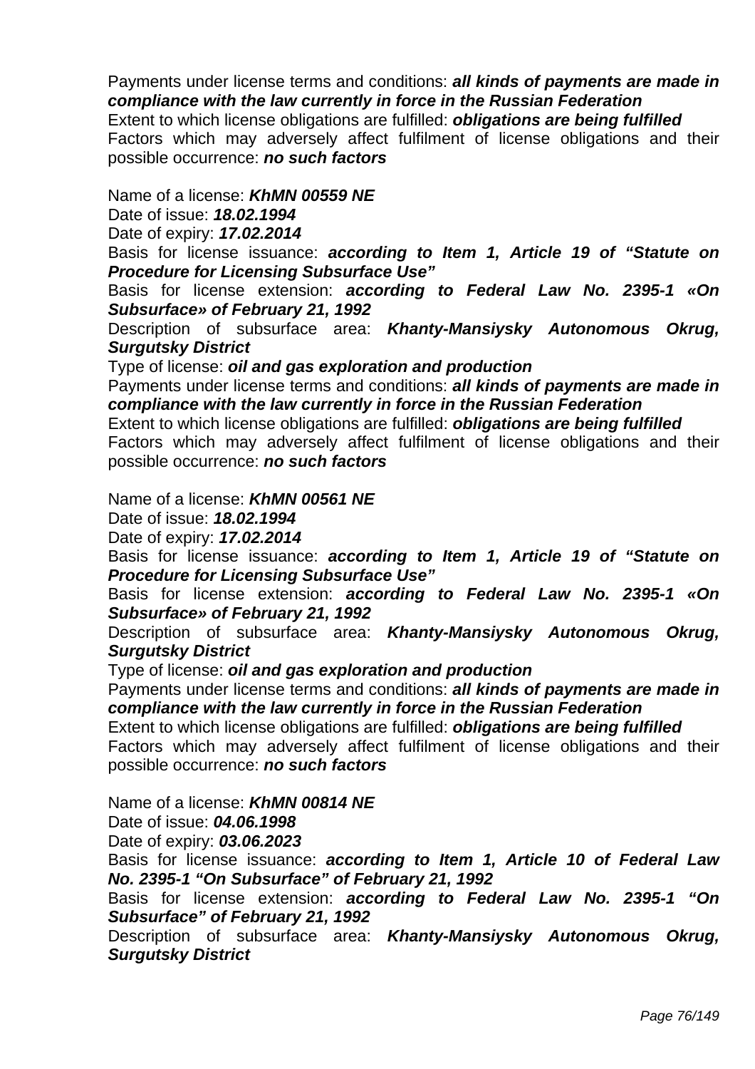Payments under license terms and conditions: ***all kinds of payments are made in compliance with the law currently in force in the Russian Federation***
Extent to which license obligations are fulfilled: ***obligations are being fulfilled***
Factors which may adversely affect fulfilment of license obligations and their possible occurrence: ***no such factors***

Name of a license: ***KhMN 00559 NE***
Date of issue: ***18.02.1994***
Date of expiry: ***17.02.2014***
Basis for license issuance: ***according to Item 1, Article 19 of "Statute on Procedure for Licensing Subsurface Use"***
Basis for license extension: ***according to Federal Law No. 2395-1 «On Subsurface» of February 21, 1992***
Description of subsurface area: ***Khanty-Mansiysky Autonomous Okrug, Surgutsky District***
Type of license: ***oil and gas exploration and production***
Payments under license terms and conditions: ***all kinds of payments are made in compliance with the law currently in force in the Russian Federation***
Extent to which license obligations are fulfilled: ***obligations are being fulfilled***
Factors which may adversely affect fulfilment of license obligations and their possible occurrence: ***no such factors***

Name of a license: ***KhMN 00561 NE***
Date of issue: ***18.02.1994***
Date of expiry: ***17.02.2014***
Basis for license issuance: ***according to Item 1, Article 19 of "Statute on Procedure for Licensing Subsurface Use"***
Basis for license extension: ***according to Federal Law No. 2395-1 «On Subsurface» of February 21, 1992***
Description of subsurface area: ***Khanty-Mansiysky Autonomous Okrug, Surgutsky District***
Type of license: ***oil and gas exploration and production***
Payments under license terms and conditions: ***all kinds of payments are made in compliance with the law currently in force in the Russian Federation***
Extent to which license obligations are fulfilled: ***obligations are being fulfilled***
Factors which may adversely affect fulfilment of license obligations and their possible occurrence: ***no such factors***

Name of a license: ***KhMN 00814 NE***
Date of issue: ***04.06.1998***
Date of expiry: ***03.06.2023***
Basis for license issuance: ***according to Item 1, Article 10 of Federal Law No. 2395-1 "On Subsurface" of February 21, 1992***
Basis for license extension: ***according to Federal Law No. 2395-1 "On Subsurface" of February 21, 1992***
Description of subsurface area: ***Khanty-Mansiysky Autonomous Okrug, Surgutsky District***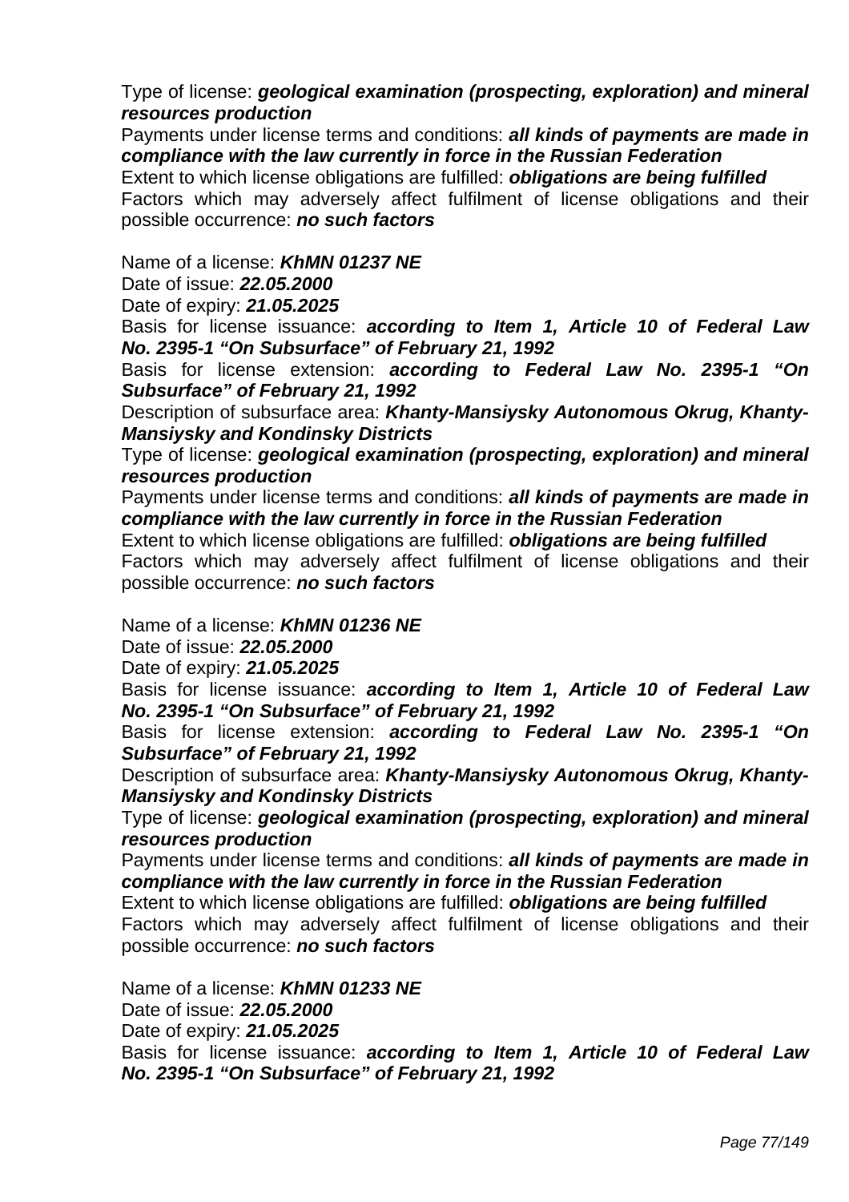Type of license: ***geological examination (prospecting, exploration) and mineral resources production***

Payments under license terms and conditions: ***all kinds of payments are made in compliance with the law currently in force in the Russian Federation***

Extent to which license obligations are fulfilled: ***obligations are being fulfilled***

Factors which may adversely affect fulfilment of license obligations and their possible occurrence: ***no such factors***

Name of a license: ***KhMN 01237 NE***

Date of issue: ***22.05.2000***

Date of expiry: ***21.05.2025***

Basis for license issuance: ***according to Item 1, Article 10 of Federal Law No. 2395-1 “On Subsurface” of February 21, 1992***

Basis for license extension: ***according to Federal Law No. 2395-1 “On Subsurface” of February 21, 1992***

Description of subsurface area: ***Khanty-Mansiysky Autonomous Okrug, Khanty-Mansiysky and Kondinsky Districts***

Type of license: ***geological examination (prospecting, exploration) and mineral resources production***

Payments under license terms and conditions: ***all kinds of payments are made in compliance with the law currently in force in the Russian Federation***

Extent to which license obligations are fulfilled: ***obligations are being fulfilled***

Factors which may adversely affect fulfilment of license obligations and their possible occurrence: ***no such factors***

Name of a license: ***KhMN 01236 NE***

Date of issue: ***22.05.2000***

Date of expiry: ***21.05.2025***

Basis for license issuance: ***according to Item 1, Article 10 of Federal Law No. 2395-1 “On Subsurface” of February 21, 1992***

Basis for license extension: ***according to Federal Law No. 2395-1 “On Subsurface” of February 21, 1992***

Description of subsurface area: ***Khanty-Mansiysky Autonomous Okrug, Khanty-Mansiysky and Kondinsky Districts***

Type of license: ***geological examination (prospecting, exploration) and mineral resources production***

Payments under license terms and conditions: ***all kinds of payments are made in compliance with the law currently in force in the Russian Federation***

Extent to which license obligations are fulfilled: ***obligations are being fulfilled***

Factors which may adversely affect fulfilment of license obligations and their possible occurrence: ***no such factors***

Name of a license: ***KhMN 01233 NE***

Date of issue: ***22.05.2000***

Date of expiry: ***21.05.2025***

Basis for license issuance: ***according to Item 1, Article 10 of Federal Law No. 2395-1 “On Subsurface” of February 21, 1992***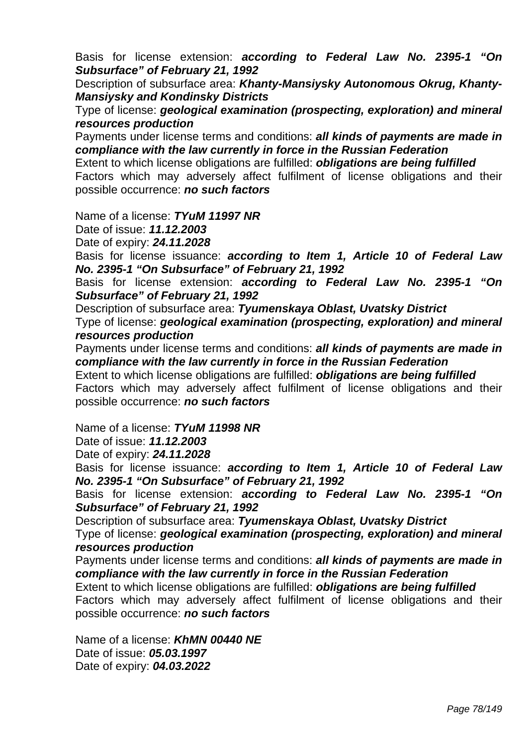Basis for license extension: ***according to Federal Law No. 2395-1 "On Subsurface" of February 21, 1992***
Description of subsurface area: ***Khanty-Mansiysky Autonomous Okrug, Khanty-Mansiysky and Kondinsky Districts***
Type of license: ***geological examination (prospecting, exploration) and mineral resources production***
Payments under license terms and conditions: ***all kinds of payments are made in compliance with the law currently in force in the Russian Federation***
Extent to which license obligations are fulfilled: ***obligations are being fulfilled***
Factors which may adversely affect fulfilment of license obligations and their possible occurrence: ***no such factors***

Name of a license: ***TYuM 11997 NR***
Date of issue: ***11.12.2003***
Date of expiry: ***24.11.2028***
Basis for license issuance: ***according to Item 1, Article 10 of Federal Law No. 2395-1 "On Subsurface" of February 21, 1992***
Basis for license extension: ***according to Federal Law No. 2395-1 "On Subsurface" of February 21, 1992***
Description of subsurface area: ***Tyumenskaya Oblast, Uvatsky District***
Type of license: ***geological examination (prospecting, exploration) and mineral resources production***
Payments under license terms and conditions: ***all kinds of payments are made in compliance with the law currently in force in the Russian Federation***
Extent to which license obligations are fulfilled: ***obligations are being fulfilled***
Factors which may adversely affect fulfilment of license obligations and their possible occurrence: ***no such factors***

Name of a license: ***TYuM 11998 NR***
Date of issue: ***11.12.2003***
Date of expiry: ***24.11.2028***
Basis for license issuance: ***according to Item 1, Article 10 of Federal Law No. 2395-1 "On Subsurface" of February 21, 1992***
Basis for license extension: ***according to Federal Law No. 2395-1 "On Subsurface" of February 21, 1992***
Description of subsurface area: ***Tyumenskaya Oblast, Uvatsky District***
Type of license: ***geological examination (prospecting, exploration) and mineral resources production***
Payments under license terms and conditions: ***all kinds of payments are made in compliance with the law currently in force in the Russian Federation***
Extent to which license obligations are fulfilled: ***obligations are being fulfilled***
Factors which may adversely affect fulfilment of license obligations and their possible occurrence: ***no such factors***

Name of a license: ***KhMN 00440 NE***
Date of issue: ***05.03.1997***
Date of expiry: ***04.03.2022***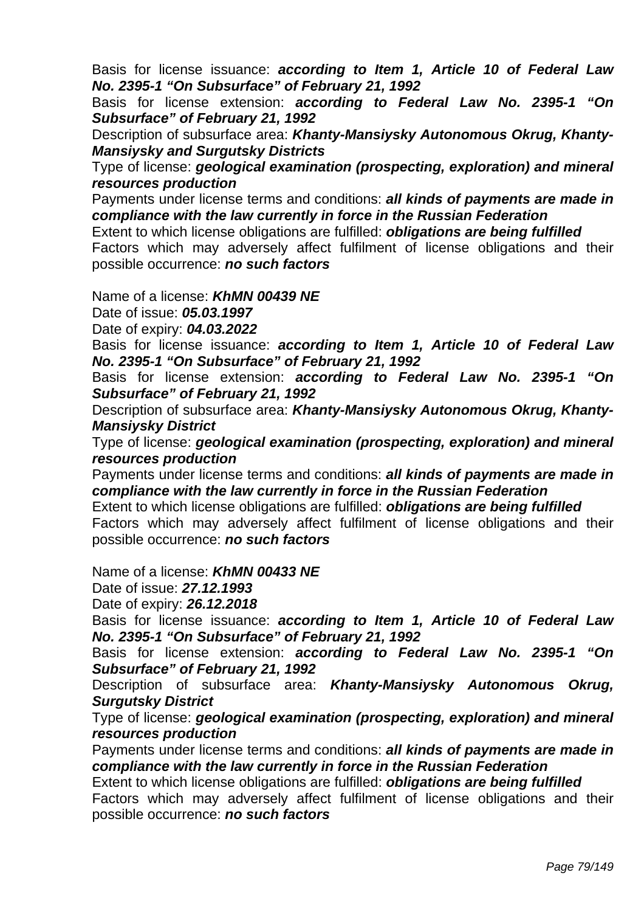Basis for license issuance: ***according to Item 1, Article 10 of Federal Law No. 2395-1 “On Subsurface” of February 21, 1992***

Basis for license extension: ***according to Federal Law No. 2395-1 “On Subsurface” of February 21, 1992***

Description of subsurface area: ***Khanty-Mansiysky Autonomous Okrug, Khanty-Mansiysky and Surgutsky Districts***

Type of license: ***geological examination (prospecting, exploration) and mineral resources production***

Payments under license terms and conditions: ***all kinds of payments are made in compliance with the law currently in force in the Russian Federation***

Extent to which license obligations are fulfilled: ***obligations are being fulfilled***

Factors which may adversely affect fulfilment of license obligations and their possible occurrence: ***no such factors***

Name of a license: ***KhMN 00439 NE***

Date of issue: ***05.03.1997***

Date of expiry: ***04.03.2022***

Basis for license issuance: ***according to Item 1, Article 10 of Federal Law No. 2395-1 “On Subsurface” of February 21, 1992***

Basis for license extension: ***according to Federal Law No. 2395-1 “On Subsurface” of February 21, 1992***

Description of subsurface area: ***Khanty-Mansiysky Autonomous Okrug, Khanty-Mansiysky District***

Type of license: ***geological examination (prospecting, exploration) and mineral resources production***

Payments under license terms and conditions: ***all kinds of payments are made in compliance with the law currently in force in the Russian Federation***

Extent to which license obligations are fulfilled: ***obligations are being fulfilled***

Factors which may adversely affect fulfilment of license obligations and their possible occurrence: ***no such factors***

Name of a license: ***KhMN 00433 NE***

Date of issue: ***27.12.1993***

Date of expiry: ***26.12.2018***

Basis for license issuance: ***according to Item 1, Article 10 of Federal Law No. 2395-1 “On Subsurface” of February 21, 1992***

Basis for license extension: ***according to Federal Law No. 2395-1 “On Subsurface” of February 21, 1992***

Description of subsurface area: ***Khanty-Mansiysky Autonomous Okrug, Surgutsky District***

Type of license: ***geological examination (prospecting, exploration) and mineral resources production***

Payments under license terms and conditions: ***all kinds of payments are made in compliance with the law currently in force in the Russian Federation***

Extent to which license obligations are fulfilled: ***obligations are being fulfilled***

Factors which may adversely affect fulfilment of license obligations and their possible occurrence: ***no such factors***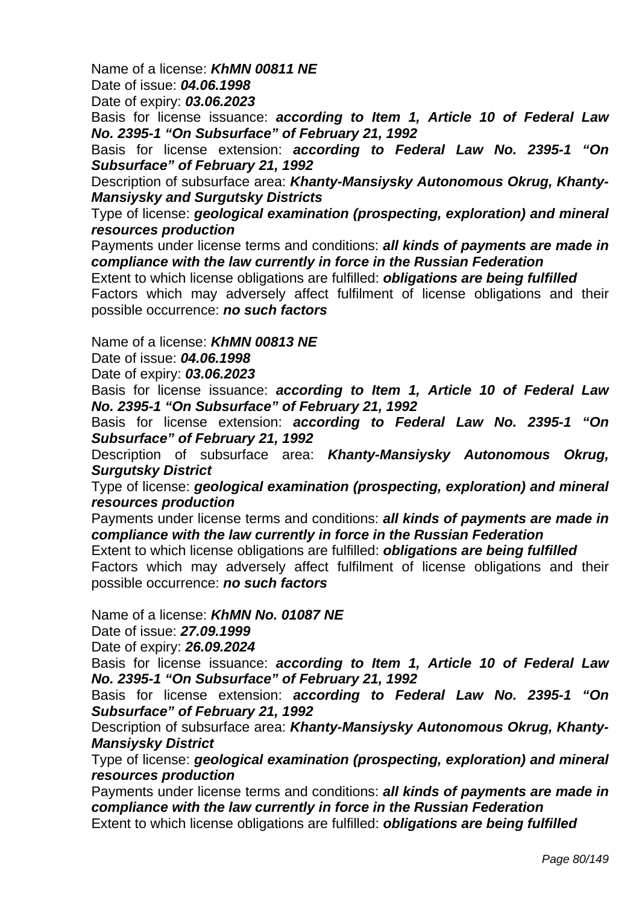Name of a license: ***KhMN 00811 NE***

Date of issue: ***04.06.1998***

Date of expiry: ***03.06.2023***

Basis for license issuance: ***according to Item 1, Article 10 of Federal Law No. 2395-1 "On Subsurface" of February 21, 1992***

Basis for license extension: ***according to Federal Law No. 2395-1 "On Subsurface" of February 21, 1992***

Description of subsurface area: ***Khanty-Mansiysky Autonomous Okrug, Khanty-Mansiysky and Surgutsky Districts***

Type of license: ***geological examination (prospecting, exploration) and mineral resources production***

Payments under license terms and conditions: ***all kinds of payments are made in compliance with the law currently in force in the Russian Federation***

Extent to which license obligations are fulfilled: ***obligations are being fulfilled***

Factors which may adversely affect fulfilment of license obligations and their possible occurrence: ***no such factors***

Name of a license: ***KhMN 00813 NE***

Date of issue: ***04.06.1998***

Date of expiry: ***03.06.2023***

Basis for license issuance: ***according to Item 1, Article 10 of Federal Law No. 2395-1 "On Subsurface" of February 21, 1992***

Basis for license extension: ***according to Federal Law No. 2395-1 "On Subsurface" of February 21, 1992***

Description of subsurface area: ***Khanty-Mansiysky Autonomous Okrug, Surgutsky District***

Type of license: ***geological examination (prospecting, exploration) and mineral resources production***

Payments under license terms and conditions: ***all kinds of payments are made in compliance with the law currently in force in the Russian Federation***

Extent to which license obligations are fulfilled: ***obligations are being fulfilled***

Factors which may adversely affect fulfilment of license obligations and their possible occurrence: ***no such factors***

Name of a license: ***KhMN No. 01087 NE***

Date of issue: ***27.09.1999***

Date of expiry: ***26.09.2024***

Basis for license issuance: ***according to Item 1, Article 10 of Federal Law No. 2395-1 "On Subsurface" of February 21, 1992***

Basis for license extension: ***according to Federal Law No. 2395-1 "On Subsurface" of February 21, 1992***

Description of subsurface area: ***Khanty-Mansiysky Autonomous Okrug, Khanty-Mansiysky District***

Type of license: ***geological examination (prospecting, exploration) and mineral resources production***

Payments under license terms and conditions: ***all kinds of payments are made in compliance with the law currently in force in the Russian Federation***

Extent to which license obligations are fulfilled: ***obligations are being fulfilled***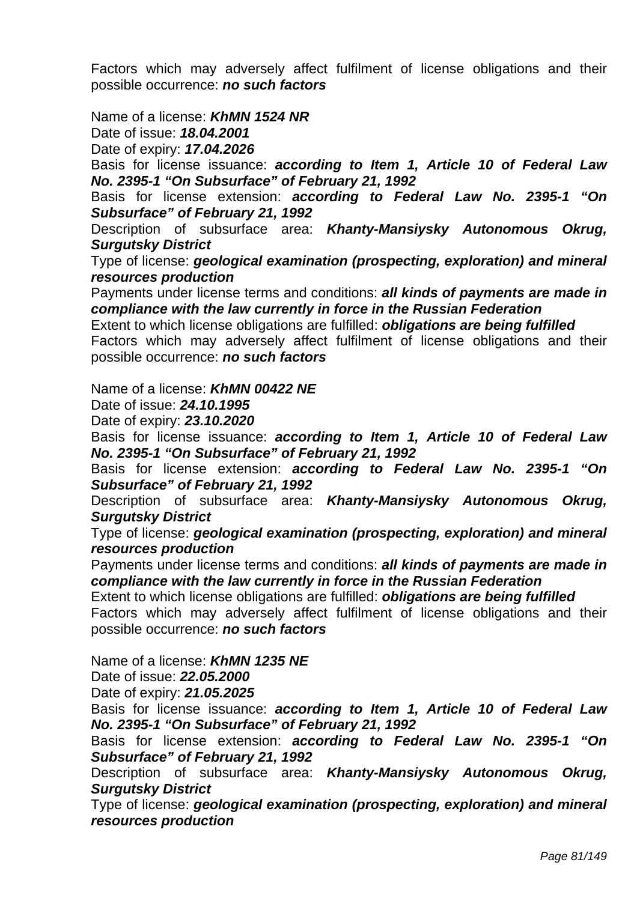Factors which may adversely affect fulfilment of license obligations and their possible occurrence: ***no such factors***

Name of a license: ***KhMN 1524 NR***

Date of issue: ***18.04.2001***

Date of expiry: ***17.04.2026***

Basis for license issuance: ***according to Item 1, Article 10 of Federal Law No. 2395-1 "On Subsurface" of February 21, 1992***

Basis for license extension: ***according to Federal Law No. 2395-1 "On Subsurface" of February 21, 1992***

Description of subsurface area: ***Khanty-Mansiysky Autonomous Okrug, Surgutsky District***

Type of license: ***geological examination (prospecting, exploration) and mineral resources production***

Payments under license terms and conditions: ***all kinds of payments are made in compliance with the law currently in force in the Russian Federation***

Extent to which license obligations are fulfilled: ***obligations are being fulfilled***

Factors which may adversely affect fulfilment of license obligations and their possible occurrence: ***no such factors***

Name of a license: ***KhMN 00422 NE***

Date of issue: ***24.10.1995***

Date of expiry: ***23.10.2020***

Basis for license issuance: ***according to Item 1, Article 10 of Federal Law No. 2395-1 "On Subsurface" of February 21, 1992***

Basis for license extension: ***according to Federal Law No. 2395-1 "On Subsurface" of February 21, 1992***

Description of subsurface area: ***Khanty-Mansiysky Autonomous Okrug, Surgutsky District***

Type of license: ***geological examination (prospecting, exploration) and mineral resources production***

Payments under license terms and conditions: ***all kinds of payments are made in compliance with the law currently in force in the Russian Federation***

Extent to which license obligations are fulfilled: ***obligations are being fulfilled***

Factors which may adversely affect fulfilment of license obligations and their possible occurrence: ***no such factors***

Name of a license: ***KhMN 1235 NE***

Date of issue: ***22.05.2000***

Date of expiry: ***21.05.2025***

Basis for license issuance: ***according to Item 1, Article 10 of Federal Law No. 2395-1 "On Subsurface" of February 21, 1992***

Basis for license extension: ***according to Federal Law No. 2395-1 "On Subsurface" of February 21, 1992***

Description of subsurface area: ***Khanty-Mansiysky Autonomous Okrug, Surgutsky District***

Type of license: ***geological examination (prospecting, exploration) and mineral resources production***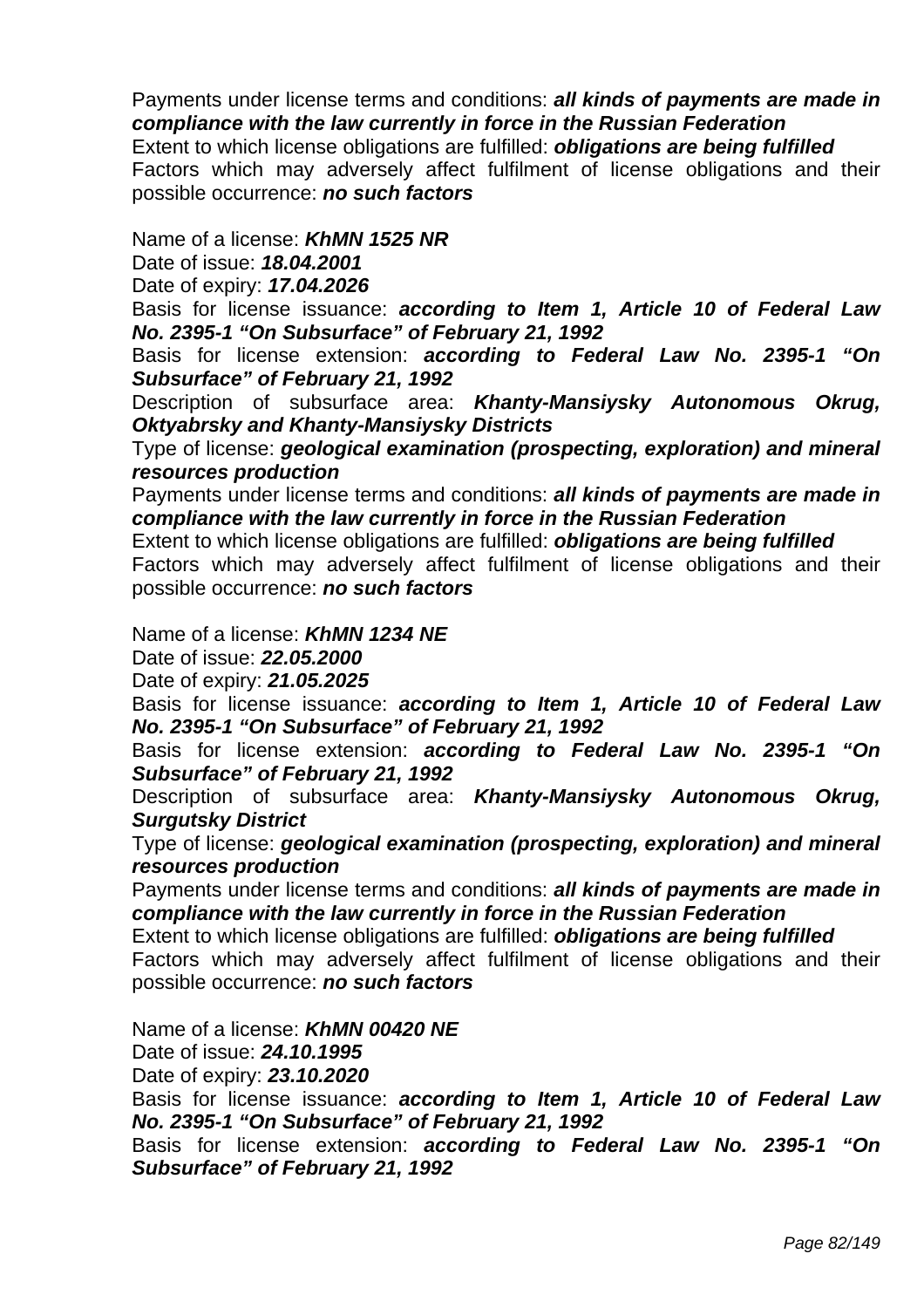Payments under license terms and conditions: ***all kinds of payments are made in compliance with the law currently in force in the Russian Federation***
Extent to which license obligations are fulfilled: ***obligations are being fulfilled***
Factors which may adversely affect fulfilment of license obligations and their possible occurrence: ***no such factors***

Name of a license: ***KhMN 1525 NR***
Date of issue: ***18.04.2001***
Date of expiry: ***17.04.2026***
Basis for license issuance: ***according to Item 1, Article 10 of Federal Law No. 2395-1 "On Subsurface" of February 21, 1992***
Basis for license extension: ***according to Federal Law No. 2395-1 "On Subsurface" of February 21, 1992***
Description of subsurface area: ***Khanty-Mansiysky Autonomous Okrug, Oktyabrsky and Khanty-Mansiysky Districts***
Type of license: ***geological examination (prospecting, exploration) and mineral resources production***
Payments under license terms and conditions: ***all kinds of payments are made in compliance with the law currently in force in the Russian Federation***
Extent to which license obligations are fulfilled: ***obligations are being fulfilled***
Factors which may adversely affect fulfilment of license obligations and their possible occurrence: ***no such factors***

Name of a license: ***KhMN 1234 NE***
Date of issue: ***22.05.2000***
Date of expiry: ***21.05.2025***
Basis for license issuance: ***according to Item 1, Article 10 of Federal Law No. 2395-1 "On Subsurface" of February 21, 1992***
Basis for license extension: ***according to Federal Law No. 2395-1 "On Subsurface" of February 21, 1992***
Description of subsurface area: ***Khanty-Mansiysky Autonomous Okrug, Surgutsky District***
Type of license: ***geological examination (prospecting, exploration) and mineral resources production***
Payments under license terms and conditions: ***all kinds of payments are made in compliance with the law currently in force in the Russian Federation***
Extent to which license obligations are fulfilled: ***obligations are being fulfilled***
Factors which may adversely affect fulfilment of license obligations and their possible occurrence: ***no such factors***

Name of a license: ***KhMN 00420 NE***
Date of issue: ***24.10.1995***
Date of expiry: ***23.10.2020***
Basis for license issuance: ***according to Item 1, Article 10 of Federal Law No. 2395-1 "On Subsurface" of February 21, 1992***
Basis for license extension: ***according to Federal Law No. 2395-1 "On Subsurface" of February 21, 1992***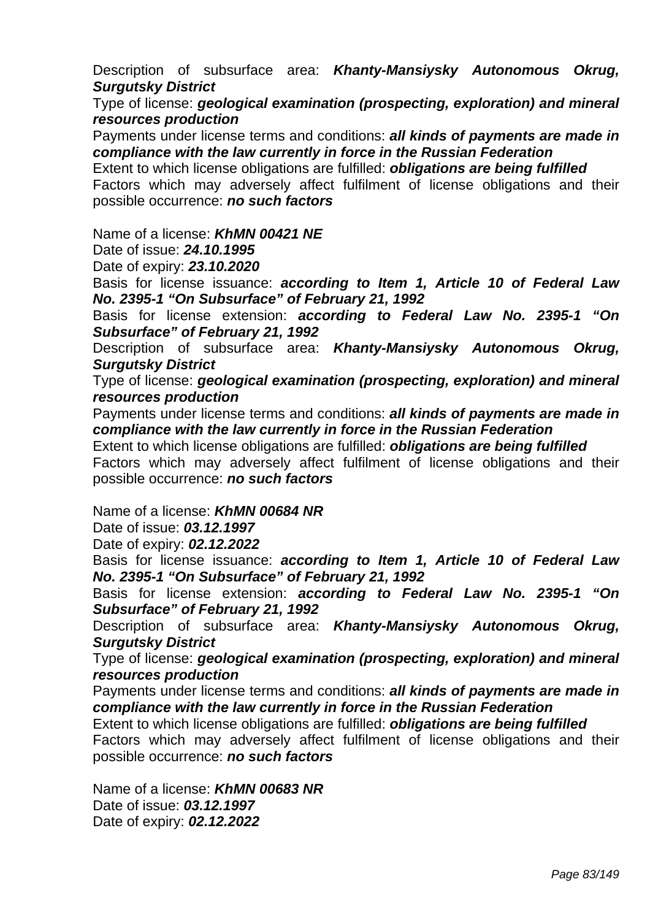Description of subsurface area: ***Khanty-Mansiysky Autonomous Okrug, Surgutsky District***
Type of license: ***geological examination (prospecting, exploration) and mineral resources production***
Payments under license terms and conditions: ***all kinds of payments are made in compliance with the law currently in force in the Russian Federation***
Extent to which license obligations are fulfilled: ***obligations are being fulfilled***
Factors which may adversely affect fulfilment of license obligations and their possible occurrence: ***no such factors***

Name of a license: ***KhMN 00421 NE***
Date of issue: ***24.10.1995***
Date of expiry: ***23.10.2020***
Basis for license issuance: ***according to Item 1, Article 10 of Federal Law No. 2395-1 "On Subsurface" of February 21, 1992***
Basis for license extension: ***according to Federal Law No. 2395-1 "On Subsurface" of February 21, 1992***
Description of subsurface area: ***Khanty-Mansiysky Autonomous Okrug, Surgutsky District***
Type of license: ***geological examination (prospecting, exploration) and mineral resources production***
Payments under license terms and conditions: ***all kinds of payments are made in compliance with the law currently in force in the Russian Federation***
Extent to which license obligations are fulfilled: ***obligations are being fulfilled***
Factors which may adversely affect fulfilment of license obligations and their possible occurrence: ***no such factors***

Name of a license: ***KhMN 00684 NR***
Date of issue: ***03.12.1997***
Date of expiry: ***02.12.2022***
Basis for license issuance: ***according to Item 1, Article 10 of Federal Law No. 2395-1 "On Subsurface" of February 21, 1992***
Basis for license extension: ***according to Federal Law No. 2395-1 "On Subsurface" of February 21, 1992***
Description of subsurface area: ***Khanty-Mansiysky Autonomous Okrug, Surgutsky District***
Type of license: ***geological examination (prospecting, exploration) and mineral resources production***
Payments under license terms and conditions: ***all kinds of payments are made in compliance with the law currently in force in the Russian Federation***
Extent to which license obligations are fulfilled: ***obligations are being fulfilled***
Factors which may adversely affect fulfilment of license obligations and their possible occurrence: ***no such factors***

Name of a license: ***KhMN 00683 NR***
Date of issue: ***03.12.1997***
Date of expiry: ***02.12.2022***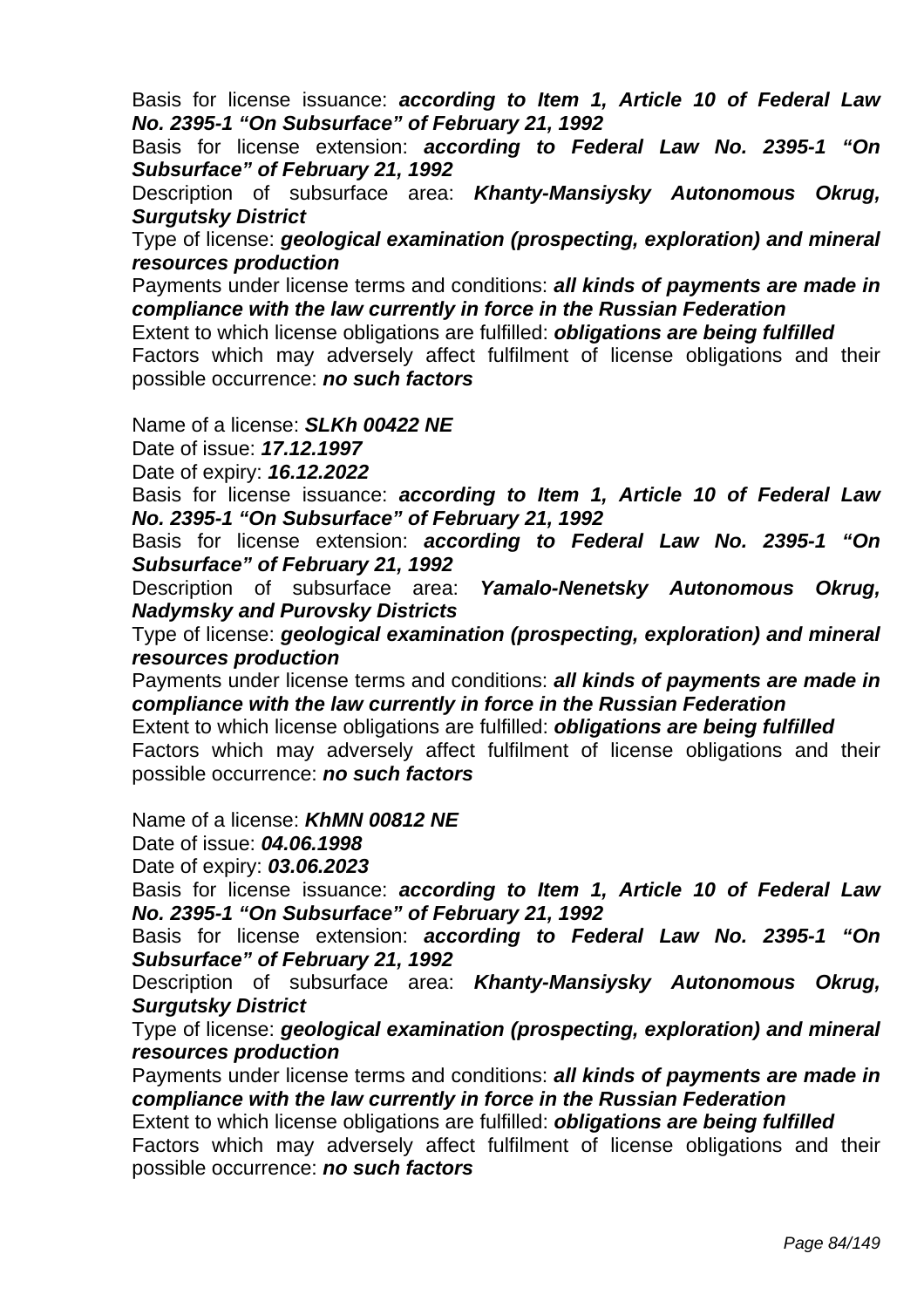Basis for license issuance: ***according to Item 1, Article 10 of Federal Law No. 2395-1 "On Subsurface" of February 21, 1992***

Basis for license extension: ***according to Federal Law No. 2395-1 "On Subsurface" of February 21, 1992***

Description of subsurface area: ***Khanty-Mansiysky Autonomous Okrug, Surgutsky District***

Type of license: ***geological examination (prospecting, exploration) and mineral resources production***

Payments under license terms and conditions: ***all kinds of payments are made in compliance with the law currently in force in the Russian Federation***

Extent to which license obligations are fulfilled: ***obligations are being fulfilled***

Factors which may adversely affect fulfilment of license obligations and their possible occurrence: ***no such factors***

Name of a license: ***SLKh 00422 NE***

Date of issue: ***17.12.1997***

Date of expiry: ***16.12.2022***

Basis for license issuance: ***according to Item 1, Article 10 of Federal Law No. 2395-1 "On Subsurface" of February 21, 1992***

Basis for license extension: ***according to Federal Law No. 2395-1 "On Subsurface" of February 21, 1992***

Description of subsurface area: ***Yamalo-Nenetsky Autonomous Okrug, Nadymsky and Purovsky Districts***

Type of license: ***geological examination (prospecting, exploration) and mineral resources production***

Payments under license terms and conditions: ***all kinds of payments are made in compliance with the law currently in force in the Russian Federation***

Extent to which license obligations are fulfilled: ***obligations are being fulfilled***

Factors which may adversely affect fulfilment of license obligations and their possible occurrence: ***no such factors***

Name of a license: ***KhMN 00812 NE***

Date of issue: ***04.06.1998***

Date of expiry: ***03.06.2023***

Basis for license issuance: ***according to Item 1, Article 10 of Federal Law No. 2395-1 "On Subsurface" of February 21, 1992***

Basis for license extension: ***according to Federal Law No. 2395-1 "On Subsurface" of February 21, 1992***

Description of subsurface area: ***Khanty-Mansiysky Autonomous Okrug, Surgutsky District***

Type of license: ***geological examination (prospecting, exploration) and mineral resources production***

Payments under license terms and conditions: ***all kinds of payments are made in compliance with the law currently in force in the Russian Federation***

Extent to which license obligations are fulfilled: ***obligations are being fulfilled***

Factors which may adversely affect fulfilment of license obligations and their possible occurrence: ***no such factors***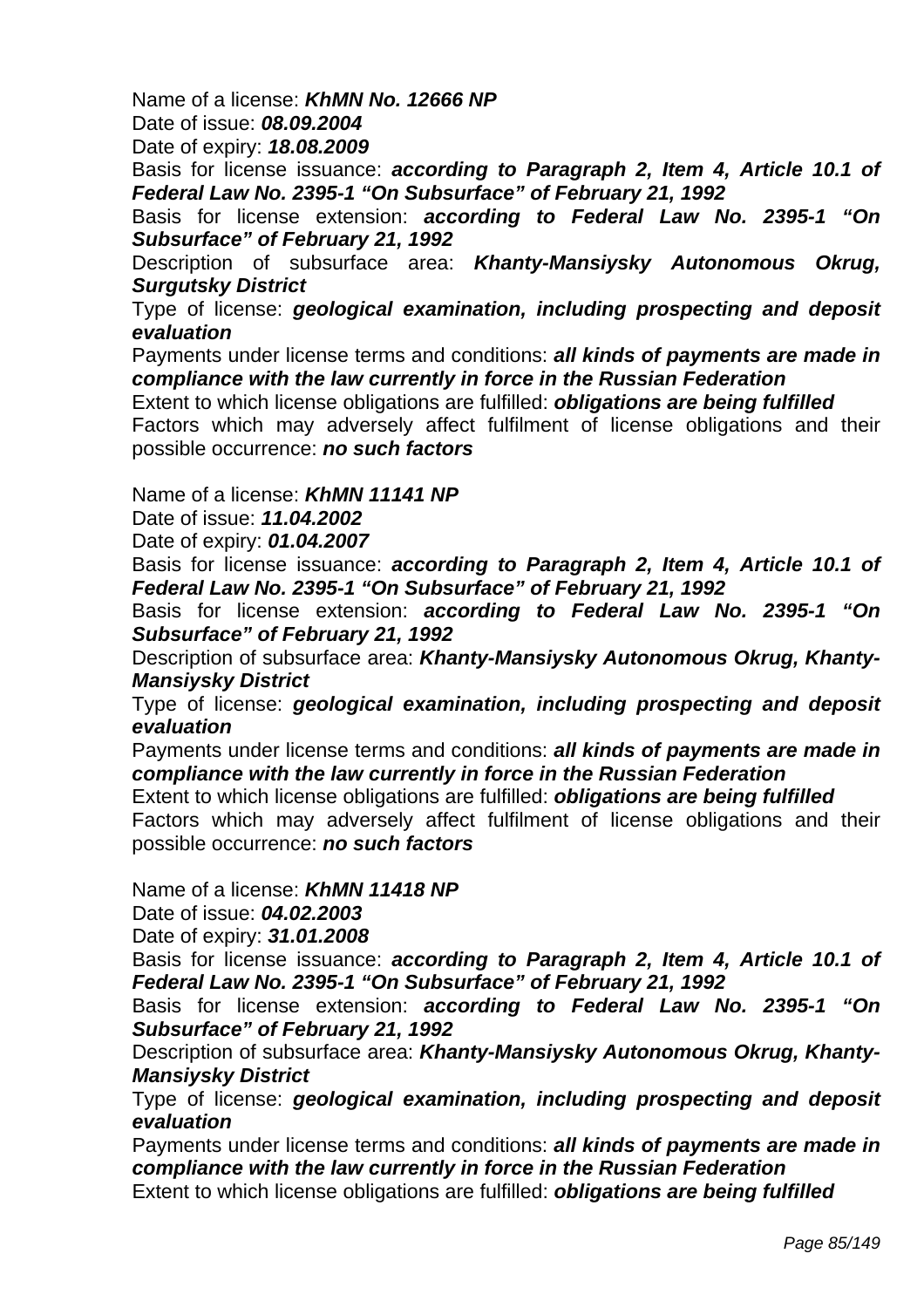Name of a license: ***KhMN No. 12666 NP***

Date of issue: ***08.09.2004***

Date of expiry: ***18.08.2009***

Basis for license issuance: ***according to Paragraph 2, Item 4, Article 10.1 of Federal Law No. 2395-1 "On Subsurface" of February 21, 1992***

Basis for license extension: ***according to Federal Law No. 2395-1 "On Subsurface" of February 21, 1992***

Description of subsurface area: ***Khanty-Mansiysky Autonomous Okrug, Surgutsky District***

Type of license: ***geological examination, including prospecting and deposit evaluation***

Payments under license terms and conditions: ***all kinds of payments are made in compliance with the law currently in force in the Russian Federation***

Extent to which license obligations are fulfilled: ***obligations are being fulfilled***

Factors which may adversely affect fulfilment of license obligations and their possible occurrence: ***no such factors***

Name of a license: ***KhMN 11141 NP***

Date of issue: ***11.04.2002***

Date of expiry: ***01.04.2007***

Basis for license issuance: ***according to Paragraph 2, Item 4, Article 10.1 of Federal Law No. 2395-1 "On Subsurface" of February 21, 1992***

Basis for license extension: ***according to Federal Law No. 2395-1 "On Subsurface" of February 21, 1992***

Description of subsurface area: ***Khanty-Mansiysky Autonomous Okrug, Khanty-Mansiysky District***

Type of license: ***geological examination, including prospecting and deposit evaluation***

Payments under license terms and conditions: ***all kinds of payments are made in compliance with the law currently in force in the Russian Federation***

Extent to which license obligations are fulfilled: ***obligations are being fulfilled***

Factors which may adversely affect fulfilment of license obligations and their possible occurrence: ***no such factors***

Name of a license: ***KhMN 11418 NP***

Date of issue: ***04.02.2003***

Date of expiry: ***31.01.2008***

Basis for license issuance: ***according to Paragraph 2, Item 4, Article 10.1 of Federal Law No. 2395-1 "On Subsurface" of February 21, 1992***

Basis for license extension: ***according to Federal Law No. 2395-1 "On Subsurface" of February 21, 1992***

Description of subsurface area: ***Khanty-Mansiysky Autonomous Okrug, Khanty-Mansiysky District***

Type of license: ***geological examination, including prospecting and deposit evaluation***

Payments under license terms and conditions: ***all kinds of payments are made in compliance with the law currently in force in the Russian Federation***

Extent to which license obligations are fulfilled: ***obligations are being fulfilled***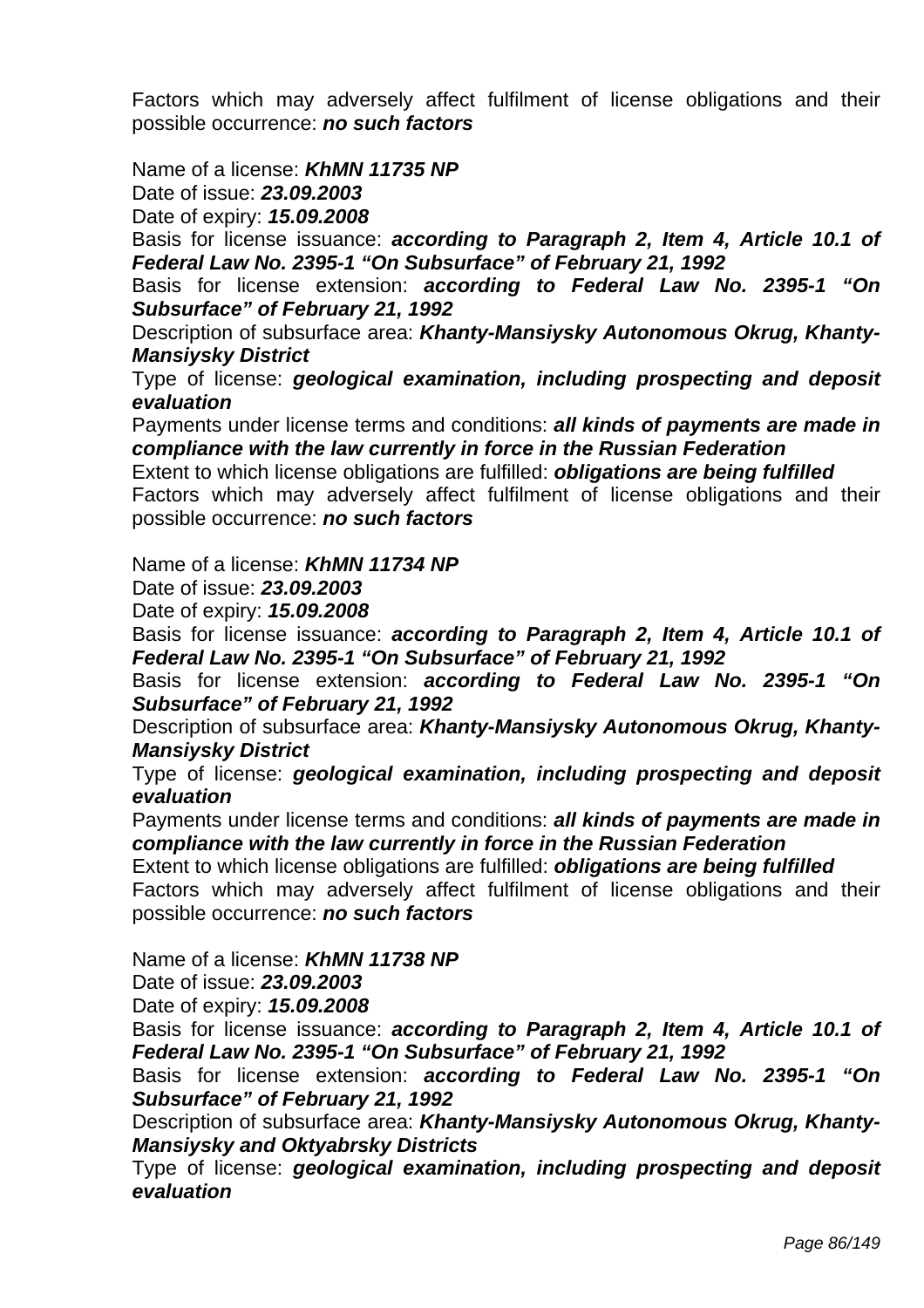Factors which may adversely affect fulfilment of license obligations and their possible occurrence: ***no such factors***

Name of a license: ***KhMN 11735 NP***
Date of issue: ***23.09.2003***
Date of expiry: ***15.09.2008***
Basis for license issuance: ***according to Paragraph 2, Item 4, Article 10.1 of Federal Law No. 2395-1 "On Subsurface" of February 21, 1992***
Basis for license extension: ***according to Federal Law No. 2395-1 "On Subsurface" of February 21, 1992***
Description of subsurface area: ***Khanty-Mansiysky Autonomous Okrug, Khanty-Mansiysky District***
Type of license: ***geological examination, including prospecting and deposit evaluation***
Payments under license terms and conditions: ***all kinds of payments are made in compliance with the law currently in force in the Russian Federation***
Extent to which license obligations are fulfilled: ***obligations are being fulfilled***
Factors which may adversely affect fulfilment of license obligations and their possible occurrence: ***no such factors***

Name of a license: ***KhMN 11734 NP***
Date of issue: ***23.09.2003***
Date of expiry: ***15.09.2008***
Basis for license issuance: ***according to Paragraph 2, Item 4, Article 10.1 of Federal Law No. 2395-1 "On Subsurface" of February 21, 1992***
Basis for license extension: ***according to Federal Law No. 2395-1 "On Subsurface" of February 21, 1992***
Description of subsurface area: ***Khanty-Mansiysky Autonomous Okrug, Khanty-Mansiysky District***
Type of license: ***geological examination, including prospecting and deposit evaluation***
Payments under license terms and conditions: ***all kinds of payments are made in compliance with the law currently in force in the Russian Federation***
Extent to which license obligations are fulfilled: ***obligations are being fulfilled***
Factors which may adversely affect fulfilment of license obligations and their possible occurrence: ***no such factors***

Name of a license: ***KhMN 11738 NP***
Date of issue: ***23.09.2003***
Date of expiry: ***15.09.2008***
Basis for license issuance: ***according to Paragraph 2, Item 4, Article 10.1 of Federal Law No. 2395-1 "On Subsurface" of February 21, 1992***
Basis for license extension: ***according to Federal Law No. 2395-1 "On Subsurface" of February 21, 1992***
Description of subsurface area: ***Khanty-Mansiysky Autonomous Okrug, Khanty-Mansiysky and Oktyabrsky Districts***
Type of license: ***geological examination, including prospecting and deposit evaluation***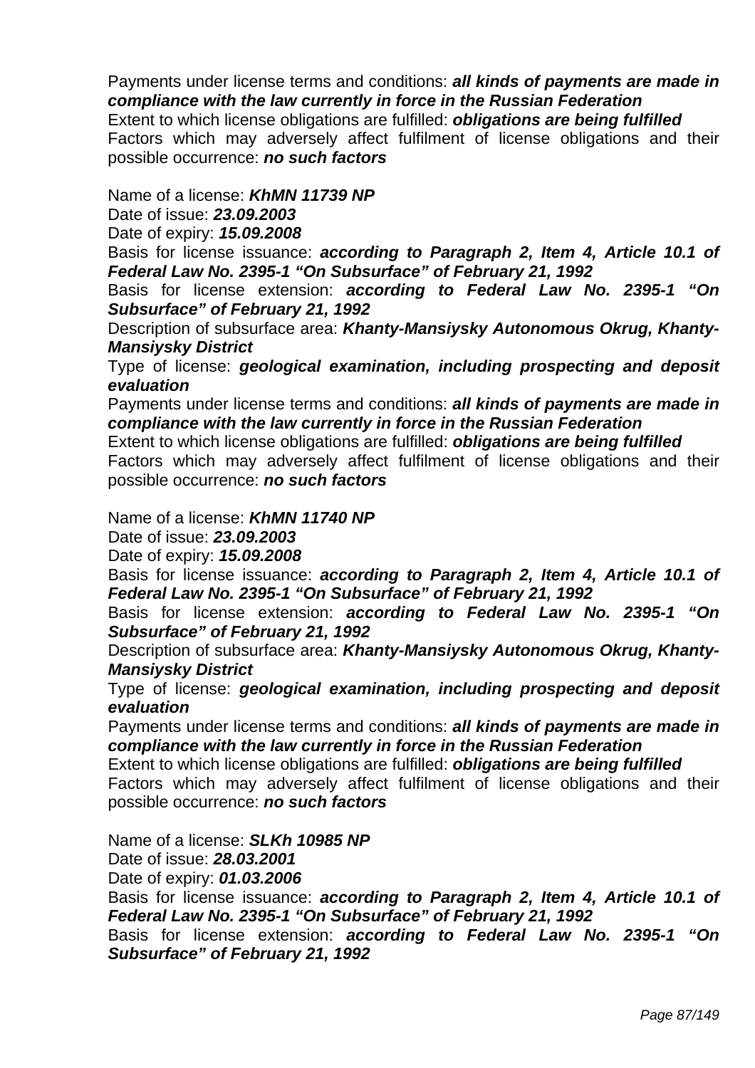Payments under license terms and conditions: ***all kinds of payments are made in compliance with the law currently in force in the Russian Federation***
Extent to which license obligations are fulfilled: ***obligations are being fulfilled***
Factors which may adversely affect fulfilment of license obligations and their possible occurrence: ***no such factors***

Name of a license: ***KhMN 11739 NP***
Date of issue: ***23.09.2003***
Date of expiry: ***15.09.2008***
Basis for license issuance: ***according to Paragraph 2, Item 4, Article 10.1 of Federal Law No. 2395-1 "On Subsurface" of February 21, 1992***
Basis for license extension: ***according to Federal Law No. 2395-1 "On Subsurface" of February 21, 1992***
Description of subsurface area: ***Khanty-Mansiysky Autonomous Okrug, Khanty-Mansiysky District***
Type of license: ***geological examination, including prospecting and deposit evaluation***
Payments under license terms and conditions: ***all kinds of payments are made in compliance with the law currently in force in the Russian Federation***
Extent to which license obligations are fulfilled: ***obligations are being fulfilled***
Factors which may adversely affect fulfilment of license obligations and their possible occurrence: ***no such factors***

Name of a license: ***KhMN 11740 NP***
Date of issue: ***23.09.2003***
Date of expiry: ***15.09.2008***
Basis for license issuance: ***according to Paragraph 2, Item 4, Article 10.1 of Federal Law No. 2395-1 "On Subsurface" of February 21, 1992***
Basis for license extension: ***according to Federal Law No. 2395-1 "On Subsurface" of February 21, 1992***
Description of subsurface area: ***Khanty-Mansiysky Autonomous Okrug, Khanty-Mansiysky District***
Type of license: ***geological examination, including prospecting and deposit evaluation***
Payments under license terms and conditions: ***all kinds of payments are made in compliance with the law currently in force in the Russian Federation***
Extent to which license obligations are fulfilled: ***obligations are being fulfilled***
Factors which may adversely affect fulfilment of license obligations and their possible occurrence: ***no such factors***

Name of a license: ***SLKh 10985 NP***
Date of issue: ***28.03.2001***
Date of expiry: ***01.03.2006***
Basis for license issuance: ***according to Paragraph 2, Item 4, Article 10.1 of Federal Law No. 2395-1 "On Subsurface" of February 21, 1992***
Basis for license extension: ***according to Federal Law No. 2395-1 "On Subsurface" of February 21, 1992***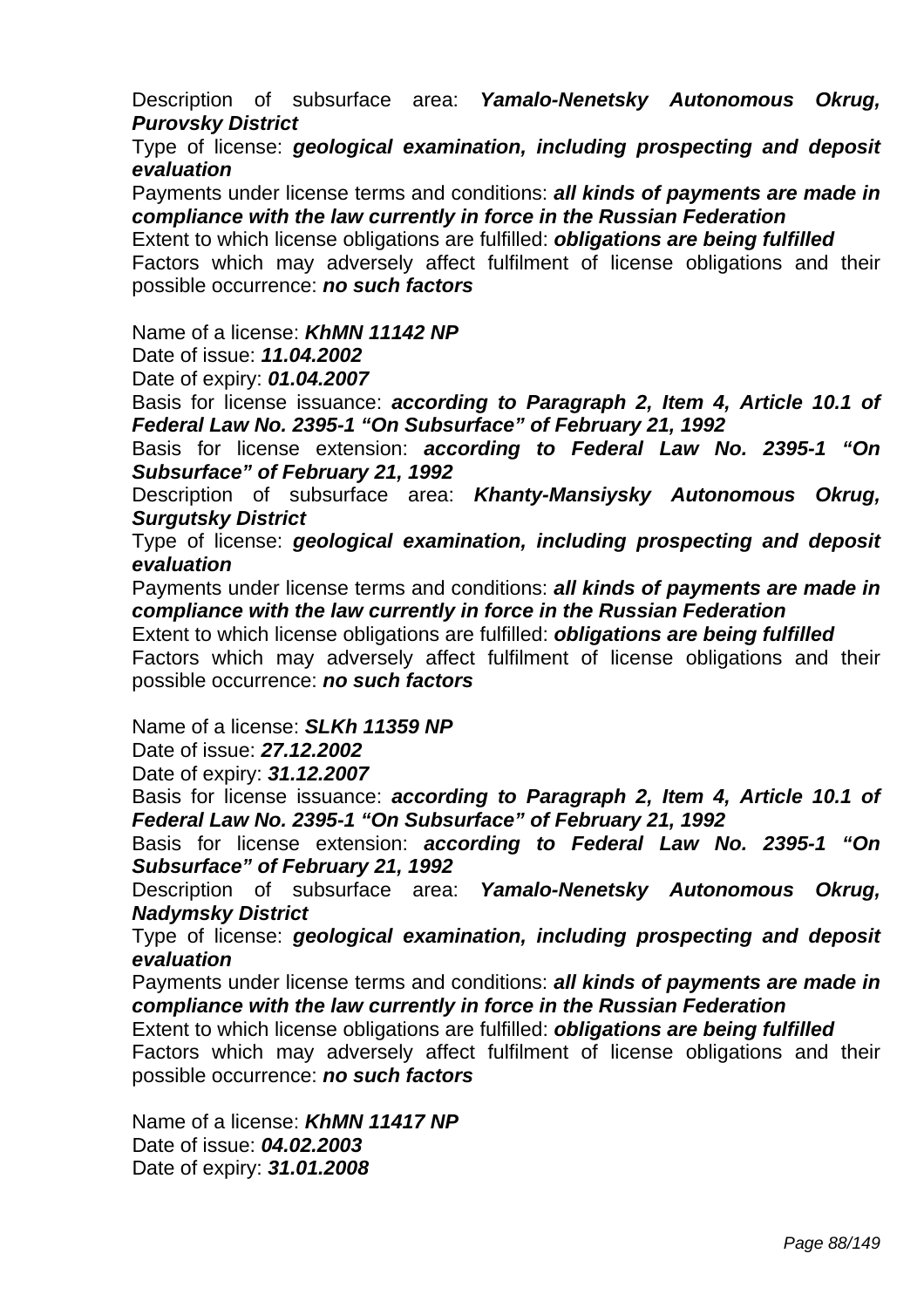Description of subsurface area: ***Yamalo-Nenetsky Autonomous Okrug, Purovsky District***

Type of license: ***geological examination, including prospecting and deposit evaluation***

Payments under license terms and conditions: ***all kinds of payments are made in compliance with the law currently in force in the Russian Federation***

Extent to which license obligations are fulfilled: ***obligations are being fulfilled***

Factors which may adversely affect fulfilment of license obligations and their possible occurrence: ***no such factors***

Name of a license: ***KhMN 11142 NP***

Date of issue: ***11.04.2002***

Date of expiry: ***01.04.2007***

Basis for license issuance: ***according to Paragraph 2, Item 4, Article 10.1 of Federal Law No. 2395-1 "On Subsurface" of February 21, 1992***

Basis for license extension: ***according to Federal Law No. 2395-1 "On Subsurface" of February 21, 1992***

Description of subsurface area: ***Khanty-Mansiysky Autonomous Okrug, Surgutsky District***

Type of license: ***geological examination, including prospecting and deposit evaluation***

Payments under license terms and conditions: ***all kinds of payments are made in compliance with the law currently in force in the Russian Federation***

Extent to which license obligations are fulfilled: ***obligations are being fulfilled***

Factors which may adversely affect fulfilment of license obligations and their possible occurrence: ***no such factors***

Name of a license: ***SLKh 11359 NP***

Date of issue: ***27.12.2002***

Date of expiry: ***31.12.2007***

Basis for license issuance: ***according to Paragraph 2, Item 4, Article 10.1 of Federal Law No. 2395-1 "On Subsurface" of February 21, 1992***

Basis for license extension: ***according to Federal Law No. 2395-1 "On Subsurface" of February 21, 1992***

Description of subsurface area: ***Yamalo-Nenetsky Autonomous Okrug, Nadymsky District***

Type of license: ***geological examination, including prospecting and deposit evaluation***

Payments under license terms and conditions: ***all kinds of payments are made in compliance with the law currently in force in the Russian Federation***

Extent to which license obligations are fulfilled: ***obligations are being fulfilled***

Factors which may adversely affect fulfilment of license obligations and their possible occurrence: ***no such factors***

Name of a license: ***KhMN 11417 NP***

Date of issue: ***04.02.2003***

Date of expiry: ***31.01.2008***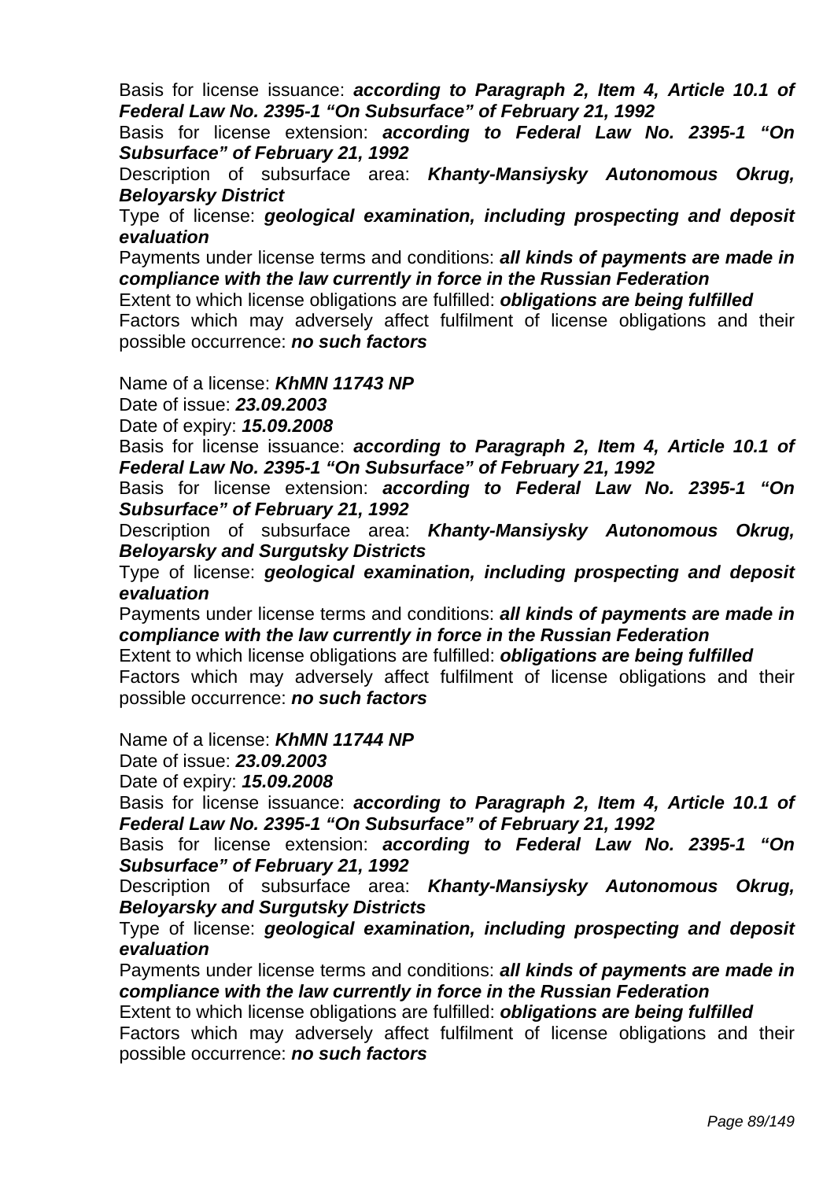Basis for license issuance: ***according to Paragraph 2, Item 4, Article 10.1 of Federal Law No. 2395-1 "On Subsurface" of February 21, 1992***

Basis for license extension: ***according to Federal Law No. 2395-1 "On Subsurface" of February 21, 1992***

Description of subsurface area: ***Khanty-Mansiysky Autonomous Okrug, Beloyarsky District***

Type of license: ***geological examination, including prospecting and deposit evaluation***

Payments under license terms and conditions: ***all kinds of payments are made in compliance with the law currently in force in the Russian Federation***

Extent to which license obligations are fulfilled: ***obligations are being fulfilled***

Factors which may adversely affect fulfilment of license obligations and their possible occurrence: ***no such factors***

Name of a license: ***KhMN 11743 NP***

Date of issue: ***23.09.2003***

Date of expiry: ***15.09.2008***

Basis for license issuance: ***according to Paragraph 2, Item 4, Article 10.1 of Federal Law No. 2395-1 "On Subsurface" of February 21, 1992***

Basis for license extension: ***according to Federal Law No. 2395-1 "On Subsurface" of February 21, 1992***

Description of subsurface area: ***Khanty-Mansiysky Autonomous Okrug, Beloyarsky and Surgutsky Districts***

Type of license: ***geological examination, including prospecting and deposit evaluation***

Payments under license terms and conditions: ***all kinds of payments are made in compliance with the law currently in force in the Russian Federation***

Extent to which license obligations are fulfilled: ***obligations are being fulfilled***

Factors which may adversely affect fulfilment of license obligations and their possible occurrence: ***no such factors***

Name of a license: ***KhMN 11744 NP***

Date of issue: ***23.09.2003***

Date of expiry: ***15.09.2008***

Basis for license issuance: ***according to Paragraph 2, Item 4, Article 10.1 of Federal Law No. 2395-1 "On Subsurface" of February 21, 1992***

Basis for license extension: ***according to Federal Law No. 2395-1 "On Subsurface" of February 21, 1992***

Description of subsurface area: ***Khanty-Mansiysky Autonomous Okrug, Beloyarsky and Surgutsky Districts***

Type of license: ***geological examination, including prospecting and deposit evaluation***

Payments under license terms and conditions: ***all kinds of payments are made in compliance with the law currently in force in the Russian Federation***

Extent to which license obligations are fulfilled: ***obligations are being fulfilled***

Factors which may adversely affect fulfilment of license obligations and their possible occurrence: ***no such factors***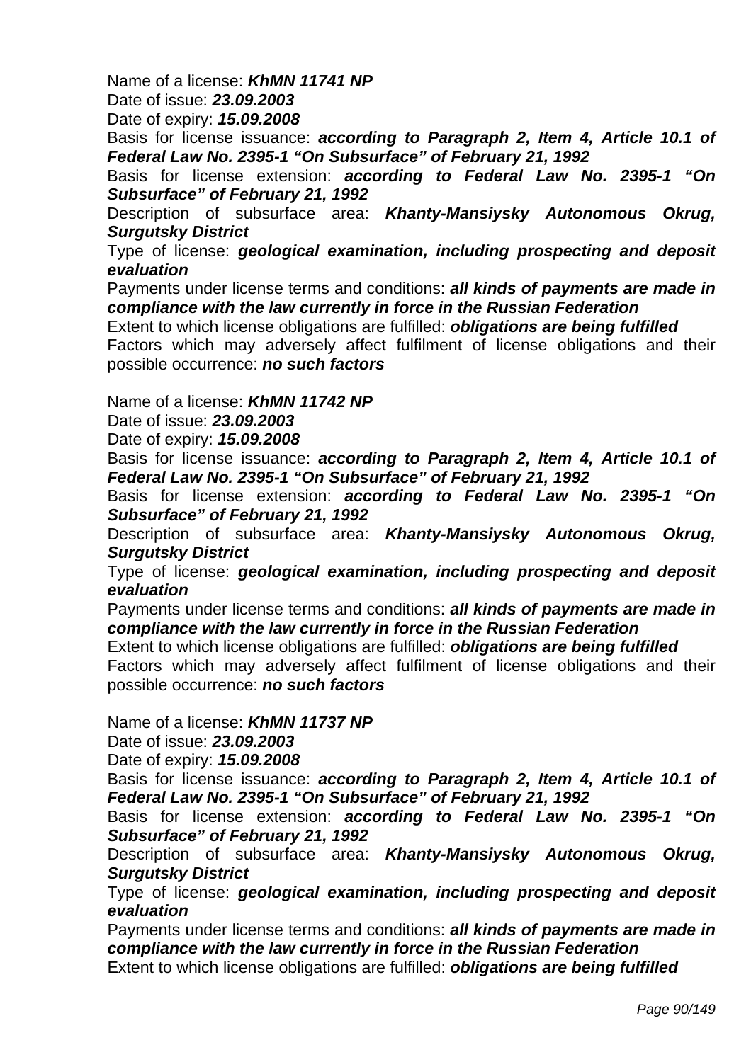Name of a license: ***KhMN 11741 NP***

Date of issue: ***23.09.2003***

Date of expiry: ***15.09.2008***

Basis for license issuance: ***according to Paragraph 2, Item 4, Article 10.1 of Federal Law No. 2395-1 "On Subsurface" of February 21, 1992***

Basis for license extension: ***according to Federal Law No. 2395-1 "On Subsurface" of February 21, 1992***

Description of subsurface area: ***Khanty-Mansiysky Autonomous Okrug, Surgutsky District***

Type of license: ***geological examination, including prospecting and deposit evaluation***

Payments under license terms and conditions: ***all kinds of payments are made in compliance with the law currently in force in the Russian Federation***

Extent to which license obligations are fulfilled: ***obligations are being fulfilled***

Factors which may adversely affect fulfilment of license obligations and their possible occurrence: ***no such factors***

Name of a license: ***KhMN 11742 NP***

Date of issue: ***23.09.2003***

Date of expiry: ***15.09.2008***

Basis for license issuance: ***according to Paragraph 2, Item 4, Article 10.1 of Federal Law No. 2395-1 "On Subsurface" of February 21, 1992***

Basis for license extension: ***according to Federal Law No. 2395-1 "On Subsurface" of February 21, 1992***

Description of subsurface area: ***Khanty-Mansiysky Autonomous Okrug, Surgutsky District***

Type of license: ***geological examination, including prospecting and deposit evaluation***

Payments under license terms and conditions: ***all kinds of payments are made in compliance with the law currently in force in the Russian Federation***

Extent to which license obligations are fulfilled: ***obligations are being fulfilled***

Factors which may adversely affect fulfilment of license obligations and their possible occurrence: ***no such factors***

Name of a license: ***KhMN 11737 NP***

Date of issue: ***23.09.2003***

Date of expiry: ***15.09.2008***

Basis for license issuance: ***according to Paragraph 2, Item 4, Article 10.1 of Federal Law No. 2395-1 "On Subsurface" of February 21, 1992***

Basis for license extension: ***according to Federal Law No. 2395-1 "On Subsurface" of February 21, 1992***

Description of subsurface area: ***Khanty-Mansiysky Autonomous Okrug, Surgutsky District***

Type of license: ***geological examination, including prospecting and deposit evaluation***

Payments under license terms and conditions: ***all kinds of payments are made in compliance with the law currently in force in the Russian Federation***

Extent to which license obligations are fulfilled: ***obligations are being fulfilled***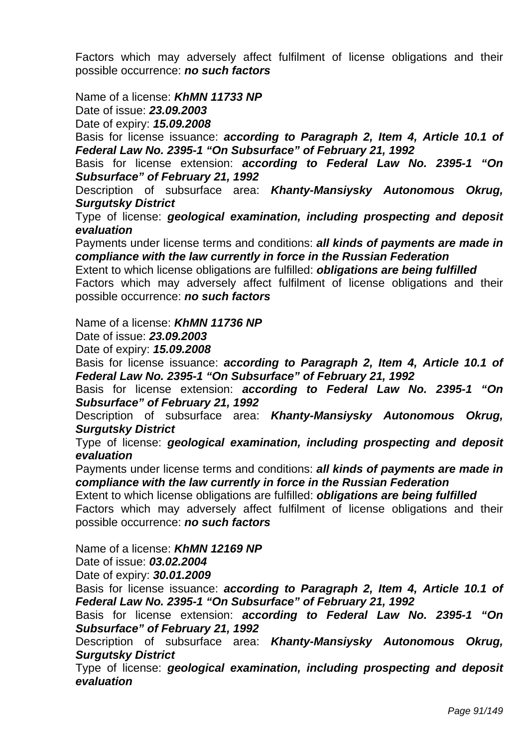Factors which may adversely affect fulfilment of license obligations and their possible occurrence: ***no such factors***

Name of a license: ***KhMN 11733 NP***
Date of issue: ***23.09.2003***
Date of expiry: ***15.09.2008***
Basis for license issuance: ***according to Paragraph 2, Item 4, Article 10.1 of Federal Law No. 2395-1 "On Subsurface" of February 21, 1992***
Basis for license extension: ***according to Federal Law No. 2395-1 "On Subsurface" of February 21, 1992***
Description of subsurface area: ***Khanty-Mansiysky Autonomous Okrug, Surgutsky District***
Type of license: ***geological examination, including prospecting and deposit evaluation***
Payments under license terms and conditions: ***all kinds of payments are made in compliance with the law currently in force in the Russian Federation***
Extent to which license obligations are fulfilled: ***obligations are being fulfilled***
Factors which may adversely affect fulfilment of license obligations and their possible occurrence: ***no such factors***

Name of a license: ***KhMN 11736 NP***
Date of issue: ***23.09.2003***
Date of expiry: ***15.09.2008***
Basis for license issuance: ***according to Paragraph 2, Item 4, Article 10.1 of Federal Law No. 2395-1 "On Subsurface" of February 21, 1992***
Basis for license extension: ***according to Federal Law No. 2395-1 "On Subsurface" of February 21, 1992***
Description of subsurface area: ***Khanty-Mansiysky Autonomous Okrug, Surgutsky District***
Type of license: ***geological examination, including prospecting and deposit evaluation***
Payments under license terms and conditions: ***all kinds of payments are made in compliance with the law currently in force in the Russian Federation***
Extent to which license obligations are fulfilled: ***obligations are being fulfilled***
Factors which may adversely affect fulfilment of license obligations and their possible occurrence: ***no such factors***

Name of a license: ***KhMN 12169 NP***
Date of issue: ***03.02.2004***
Date of expiry: ***30.01.2009***
Basis for license issuance: ***according to Paragraph 2, Item 4, Article 10.1 of Federal Law No. 2395-1 "On Subsurface" of February 21, 1992***
Basis for license extension: ***according to Federal Law No. 2395-1 "On Subsurface" of February 21, 1992***
Description of subsurface area: ***Khanty-Mansiysky Autonomous Okrug, Surgutsky District***
Type of license: ***geological examination, including prospecting and deposit evaluation***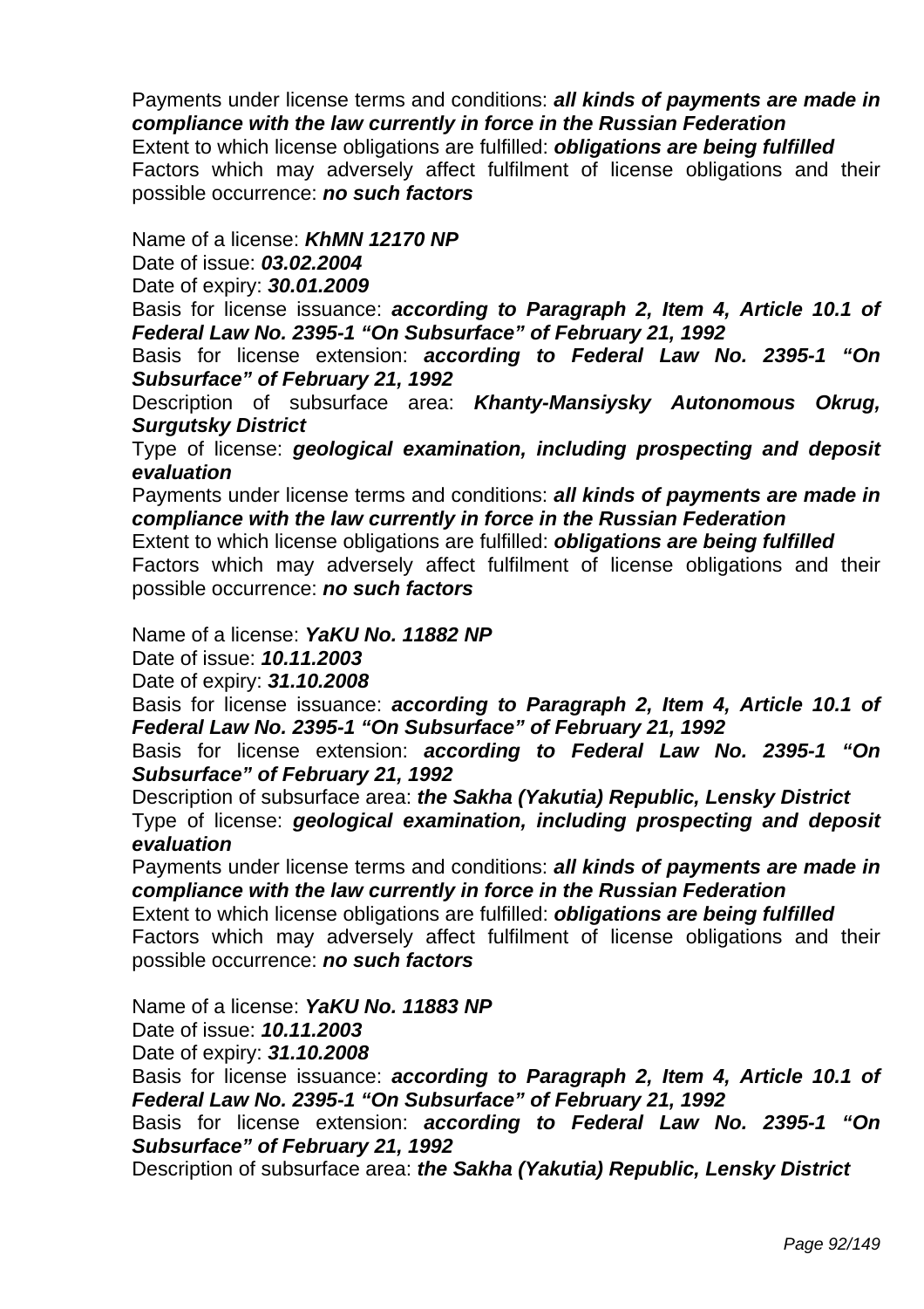Payments under license terms and conditions: ***all kinds of payments are made in compliance with the law currently in force in the Russian Federation***
Extent to which license obligations are fulfilled: ***obligations are being fulfilled***
Factors which may adversely affect fulfilment of license obligations and their possible occurrence: ***no such factors***

Name of a license: ***KhMN 12170 NP***
Date of issue: ***03.02.2004***
Date of expiry: ***30.01.2009***
Basis for license issuance: ***according to Paragraph 2, Item 4, Article 10.1 of Federal Law No. 2395-1 "On Subsurface" of February 21, 1992***
Basis for license extension: ***according to Federal Law No. 2395-1 "On Subsurface" of February 21, 1992***
Description of subsurface area: ***Khanty-Mansiysky Autonomous Okrug, Surgutsky District***
Type of license: ***geological examination, including prospecting and deposit evaluation***
Payments under license terms and conditions: ***all kinds of payments are made in compliance with the law currently in force in the Russian Federation***
Extent to which license obligations are fulfilled: ***obligations are being fulfilled***
Factors which may adversely affect fulfilment of license obligations and their possible occurrence: ***no such factors***

Name of a license: ***YaKU No. 11882 NP***
Date of issue: ***10.11.2003***
Date of expiry: ***31.10.2008***
Basis for license issuance: ***according to Paragraph 2, Item 4, Article 10.1 of Federal Law No. 2395-1 "On Subsurface" of February 21, 1992***
Basis for license extension: ***according to Federal Law No. 2395-1 "On Subsurface" of February 21, 1992***
Description of subsurface area: ***the Sakha (Yakutia) Republic, Lensky District***
Type of license: ***geological examination, including prospecting and deposit evaluation***
Payments under license terms and conditions: ***all kinds of payments are made in compliance with the law currently in force in the Russian Federation***
Extent to which license obligations are fulfilled: ***obligations are being fulfilled***
Factors which may adversely affect fulfilment of license obligations and their possible occurrence: ***no such factors***

Name of a license: ***YaKU No. 11883 NP***
Date of issue: ***10.11.2003***
Date of expiry: ***31.10.2008***
Basis for license issuance: ***according to Paragraph 2, Item 4, Article 10.1 of Federal Law No. 2395-1 "On Subsurface" of February 21, 1992***
Basis for license extension: ***according to Federal Law No. 2395-1 "On Subsurface" of February 21, 1992***
Description of subsurface area: ***the Sakha (Yakutia) Republic, Lensky District***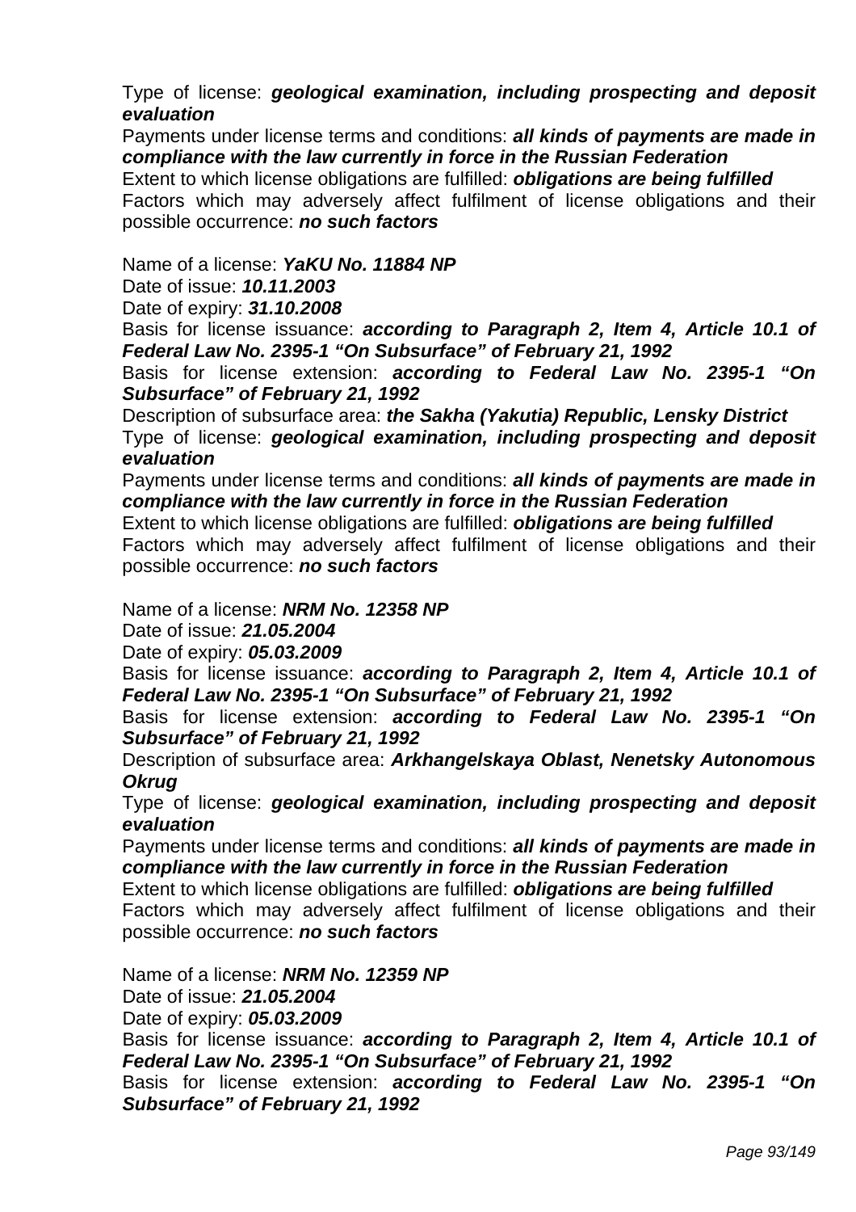Type of license: ***geological examination, including prospecting and deposit evaluation***

Payments under license terms and conditions: ***all kinds of payments are made in compliance with the law currently in force in the Russian Federation***

Extent to which license obligations are fulfilled: ***obligations are being fulfilled***

Factors which may adversely affect fulfilment of license obligations and their possible occurrence: ***no such factors***

Name of a license: ***YaKU No. 11884 NP***

Date of issue: ***10.11.2003***

Date of expiry: ***31.10.2008***

Basis for license issuance: ***according to Paragraph 2, Item 4, Article 10.1 of Federal Law No. 2395-1 "On Subsurface" of February 21, 1992***

Basis for license extension: ***according to Federal Law No. 2395-1 "On Subsurface" of February 21, 1992***

Description of subsurface area: ***the Sakha (Yakutia) Republic, Lensky District***

Type of license: ***geological examination, including prospecting and deposit evaluation***

Payments under license terms and conditions: ***all kinds of payments are made in compliance with the law currently in force in the Russian Federation***

Extent to which license obligations are fulfilled: ***obligations are being fulfilled***

Factors which may adversely affect fulfilment of license obligations and their possible occurrence: ***no such factors***

Name of a license: ***NRM No. 12358 NP***

Date of issue: ***21.05.2004***

Date of expiry: ***05.03.2009***

Basis for license issuance: ***according to Paragraph 2, Item 4, Article 10.1 of Federal Law No. 2395-1 "On Subsurface" of February 21, 1992***

Basis for license extension: ***according to Federal Law No. 2395-1 "On Subsurface" of February 21, 1992***

Description of subsurface area: ***Arkhangelskaya Oblast, Nenetsky Autonomous Okrug***

Type of license: ***geological examination, including prospecting and deposit evaluation***

Payments under license terms and conditions: ***all kinds of payments are made in compliance with the law currently in force in the Russian Federation***

Extent to which license obligations are fulfilled: ***obligations are being fulfilled***

Factors which may adversely affect fulfilment of license obligations and their possible occurrence: ***no such factors***

Name of a license: ***NRM No. 12359 NP***

Date of issue: ***21.05.2004***

Date of expiry: ***05.03.2009***

Basis for license issuance: ***according to Paragraph 2, Item 4, Article 10.1 of Federal Law No. 2395-1 "On Subsurface" of February 21, 1992***

Basis for license extension: ***according to Federal Law No. 2395-1 "On Subsurface" of February 21, 1992***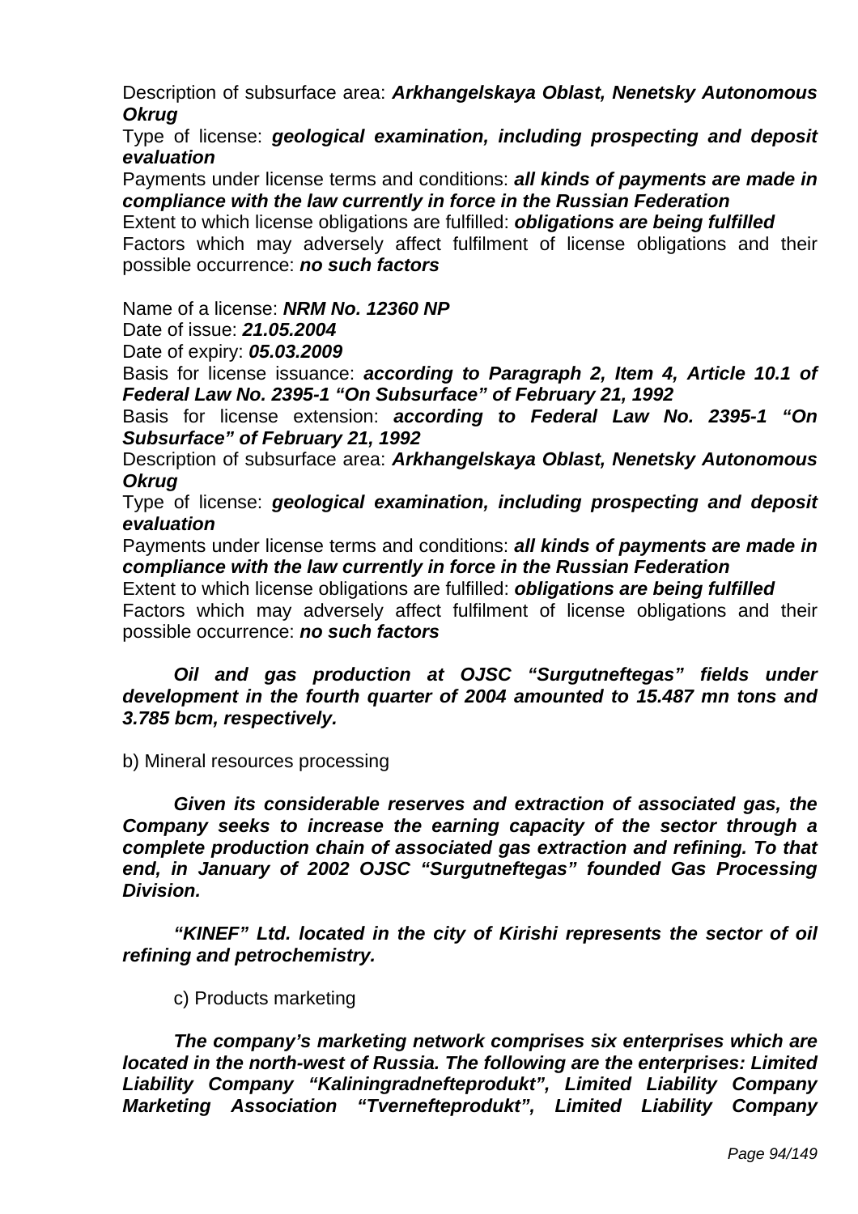Description of subsurface area: ***Arkhangelskaya Oblast, Nenetsky Autonomous Okrug***

Type of license: ***geological examination, including prospecting and deposit evaluation***

Payments under license terms and conditions: ***all kinds of payments are made in compliance with the law currently in force in the Russian Federation***

Extent to which license obligations are fulfilled: ***obligations are being fulfilled***

Factors which may adversely affect fulfilment of license obligations and their possible occurrence: ***no such factors***

Name of a license: ***NRM No. 12360 NP***

Date of issue: ***21.05.2004***

Date of expiry: ***05.03.2009***

Basis for license issuance: ***according to Paragraph 2, Item 4, Article 10.1 of Federal Law No. 2395-1 "On Subsurface" of February 21, 1992***

Basis for license extension: ***according to Federal Law No. 2395-1 "On Subsurface" of February 21, 1992***

Description of subsurface area: ***Arkhangelskaya Oblast, Nenetsky Autonomous Okrug***

Type of license: ***geological examination, including prospecting and deposit evaluation***

Payments under license terms and conditions: ***all kinds of payments are made in compliance with the law currently in force in the Russian Federation***

Extent to which license obligations are fulfilled: ***obligations are being fulfilled***

Factors which may adversely affect fulfilment of license obligations and their possible occurrence: ***no such factors***

***Oil and gas production at OJSC "Surgutneftegas" fields under development in the fourth quarter of 2004 amounted to 15.487 mn tons and 3.785 bcm, respectively.***

b) Mineral resources processing

***Given its considerable reserves and extraction of associated gas, the Company seeks to increase the earning capacity of the sector through a complete production chain of associated gas extraction and refining. To that end, in January of 2002 OJSC "Surgutneftegas" founded Gas Processing Division.***

***"KINEF" Ltd. located in the city of Kirishi represents the sector of oil refining and petrochemistry.***

c) Products marketing

***The company's marketing network comprises six enterprises which are located in the north-west of Russia. The following are the enterprises: Limited Liability Company "Kaliningradnefteprodukt", Limited Liability Company Marketing Association "Tvernefteprodukt", Limited Liability Company***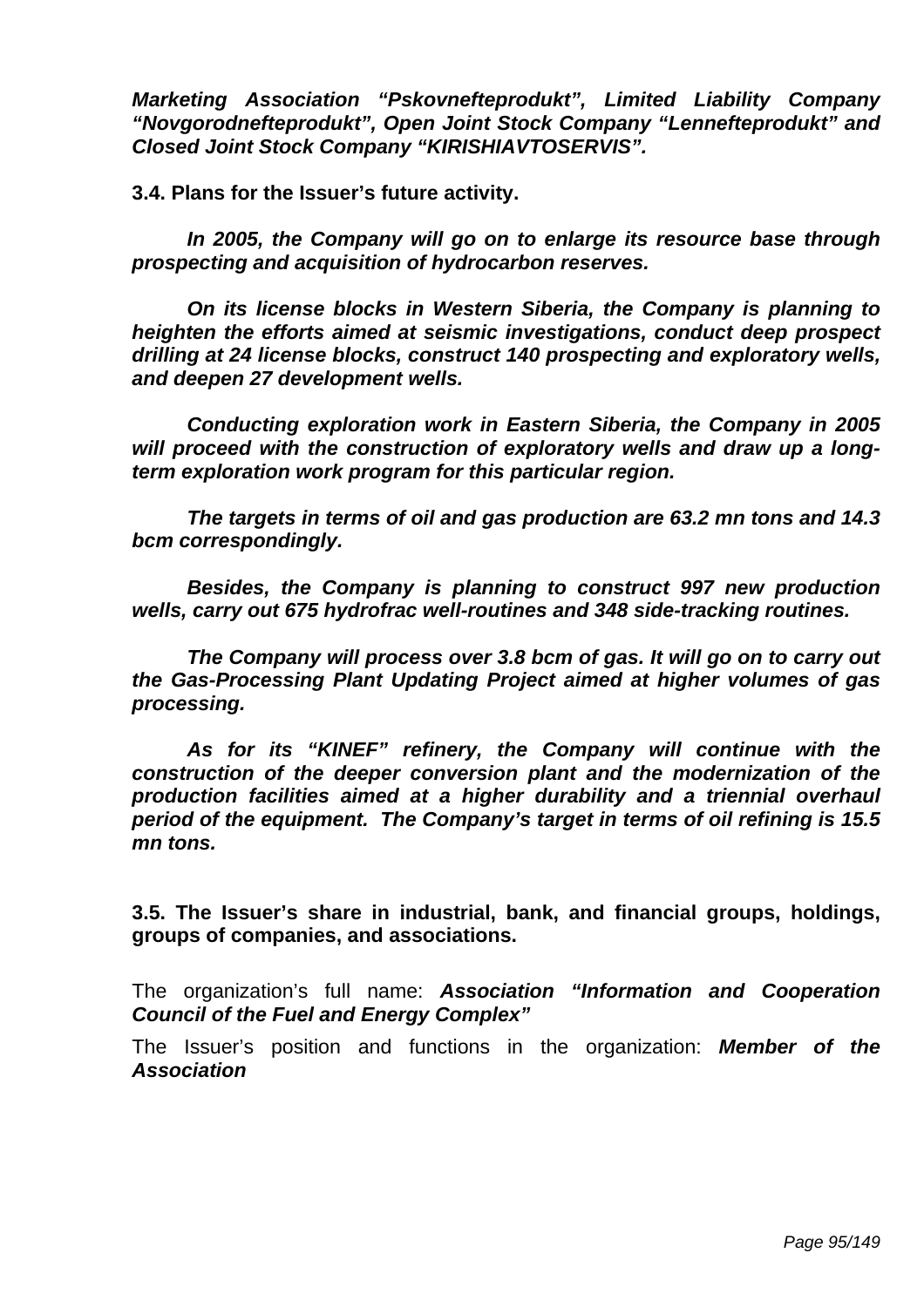***Marketing Association "Pskovnefteprodukt", Limited Liability Company "Novgorodnefteprodukt", Open Joint Stock Company "Lennefteprodukt" and Closed Joint Stock Company "KIRISHIAVTOSERVIS".***

**3.4. Plans for the Issuer's future activity.**

***In 2005, the Company will go on to enlarge its resource base through prospecting and acquisition of hydrocarbon reserves.***

***On its license blocks in Western Siberia, the Company is planning to heighten the efforts aimed at seismic investigations, conduct deep prospect drilling at 24 license blocks, construct 140 prospecting and exploratory wells, and deepen 27 development wells.***

***Conducting exploration work in Eastern Siberia, the Company in 2005 will proceed with the construction of exploratory wells and draw up a long-term exploration work program for this particular region.***

***The targets in terms of oil and gas production are 63.2 mn tons and 14.3 bcm correspondingly.***

***Besides, the Company is planning to construct 997 new production wells, carry out 675 hydrofrac well-routines and 348 side-tracking routines.***

***The Company will process over 3.8 bcm of gas. It will go on to carry out the Gas-Processing Plant Updating Project aimed at higher volumes of gas processing.***

***As for its "KINEF" refinery, the Company will continue with the construction of the deeper conversion plant and the modernization of the production facilities aimed at a higher durability and a triennial overhaul period of the equipment. The Company's target in terms of oil refining is 15.5 mn tons.***

**3.5. The Issuer's share in industrial, bank, and financial groups, holdings, groups of companies, and associations.**

The organization's full name: ***Association "Information and Cooperation Council of the Fuel and Energy Complex"***

The Issuer's position and functions in the organization: ***Member of the Association***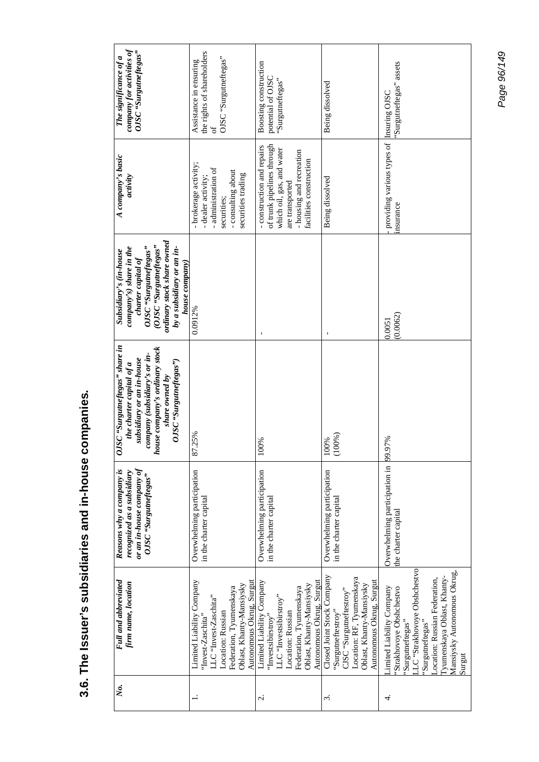## 3.6. The Issuer's subsidiaries and in-house companies.

| No. | Full and abbreviated firm name, location | Reasons why a company is recognized as a subsidiary or an in-house company of OJSC "Surgutneftegas" | OJSC "Surgutneftegas" share in the charter capital of a subsidiary or an in-house company (subsidiary's or in-house company's ordinary stock share owned by OJSC "Surgutneftegas") | Subsidiary's (in-house company's) share in the charter capital of OJSC "Surgutneftegas" (OJSC "Surgutneftegas" ordinary stock share owned by a subsidiary or an in-house company) | A company's basic activity | The significance of a company for activities of OJSC "Surgutneftegas" |
|---|---|---|---|---|---|---|
| 1. | Limited Liability Company "Invest-Zaschita" LLC "Invest-Zaschita" Location: Russian Federation, Tyumenskaya Oblast, Khanty-Mansiysky Autonomous Okrug, Surgut | Overwhelming participation in the charter capital | 87.25% | 0.0912% | - brokerage activity; - dealer activity; - administration of securities; - consulting about securities trading | Assistance in ensuring the rights of shareholders of OJSC "Surgutneftegas" |
| 2. | Limited Liability Company "Investsibirstroy" LLC "Investsibirstroy" Location: Russian Federation, Tyumenskaya Oblast, Khanty-Mansiysky Autonomous Okrug, Surgut | Overwhelming participation in the charter capital | 100% | - | - construction and repairs of trunk pipelines through which oil, gas, and water are transported - housing and recreation facilities construction | Boosting construction potential of OJSC "Surgutneftegas" |
| 3. | Closed Joint Stock Company "Surgutneftestroy" CJSC "Surgutneftestroy" Location: RF, Tyumenskaya Oblast, Khanty-Mansiysky Autonomous Okrug, Surgut | Overwhelming participation in the charter capital | 100% (100%) | - | Being dissolved | Being dissolved |
| 4. | Limited Liability Company "Strakhovoye Obshchestvo "Surgutneftegas" LLC "Strakhovoye Obshchestvo "Surgutneftegas" Location: Russian Federation, Tyumenskaya Oblast, Khanty-Mansiysky Autonomous Okrug, Surgut | Overwhelming participation in the charter capital | 99.97% | 0.0051 (0.0062) | - providing various types of insurance | Insuring OJSC "Surgutneftegas" assets |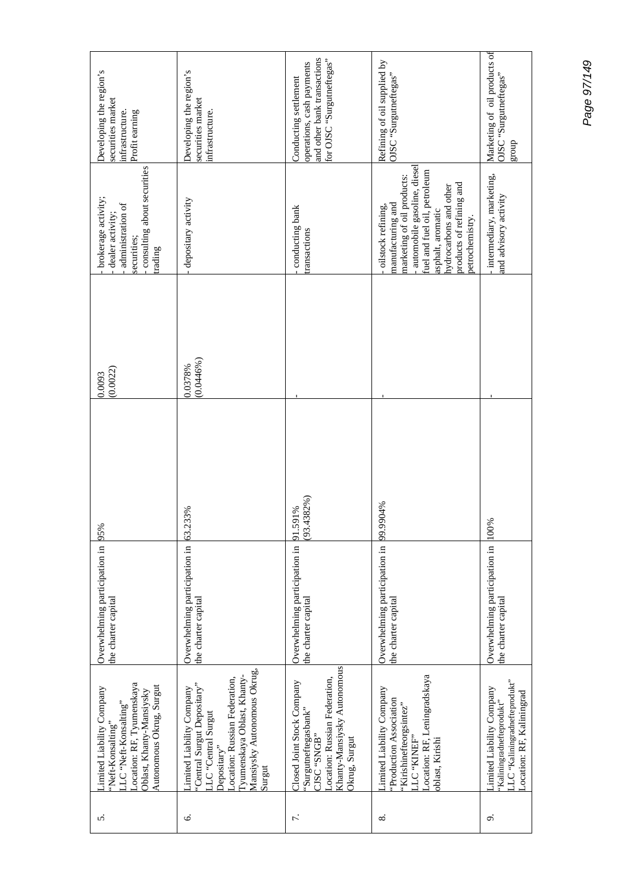| 5. | Limited Liability Company "Neft-Konsalting" LLC "Neft-Konsalting" Location: RF, Tyumenskaya Oblast, Khanty-Mansiysky Autonomous Okrug, Surgut | Overwhelming participation in the charter capital | 95% | | 0.0093 (0.0022) | - brokerage activity; - dealer activity; - administration of securities; - consulting about securities trading | Developing the region's securities market infrastructure. Profit earning |
|---|---|---|---|---|---|---|---|
| 6. | Limited Liability Company "Central Surgut Depositary" LLC "Central Surgut Depositary" Location: Russian Federation, Tyumenskaya Oblast, Khanty-Mansiysky Autonomous Okrug, Surgut | Overwhelming participation in the charter capital | 63.233% | | 0.0378% (0.0446%) | - depositary activity | Developing the region's securities market infrastructure. |
| 7. | Closed Joint Stock Company "Surgutneftegasbank" CJSC "SNGB" Location: Russian Federation, Khanty-Mansiysky Autonomous Okrug, Surgut | Overwhelming participation in the charter capital | 91.591% (93.4382%) | | - | - conducting bank transactions | Conducting settlement operations, cash payments and other bank transactions for OJSC "Surgutneftegas" |
| 8. | Limited Liability Company "Production Association "Kirishinefteorgsintez" LLC "KINEF" Location: RF, Leningradskaya oblast, Kirishi | Overwhelming participation in the charter capital | 99.9904% | | - | - oilstock refining, manufacturing and marketing of oil products: - automobile gasoline, diesel fuel and fuel oil, petroleum asphalt, aromatic hydrocarbons and other products of refining and petrochemistry. | Refining of oil supplied by OJSC "Surgutneftegas" |
| 9. | Limited Liability Company "Kaliningradnefteprodukt" LLC "Kaliningradnefteprodukt" Location: RF, Kaliningrad | Overwhelming participation in the charter capital | 100% | | - | - intermediary, marketing, and advisory activity | Marketing of oil products of OJSC "Surgutneftegas" group |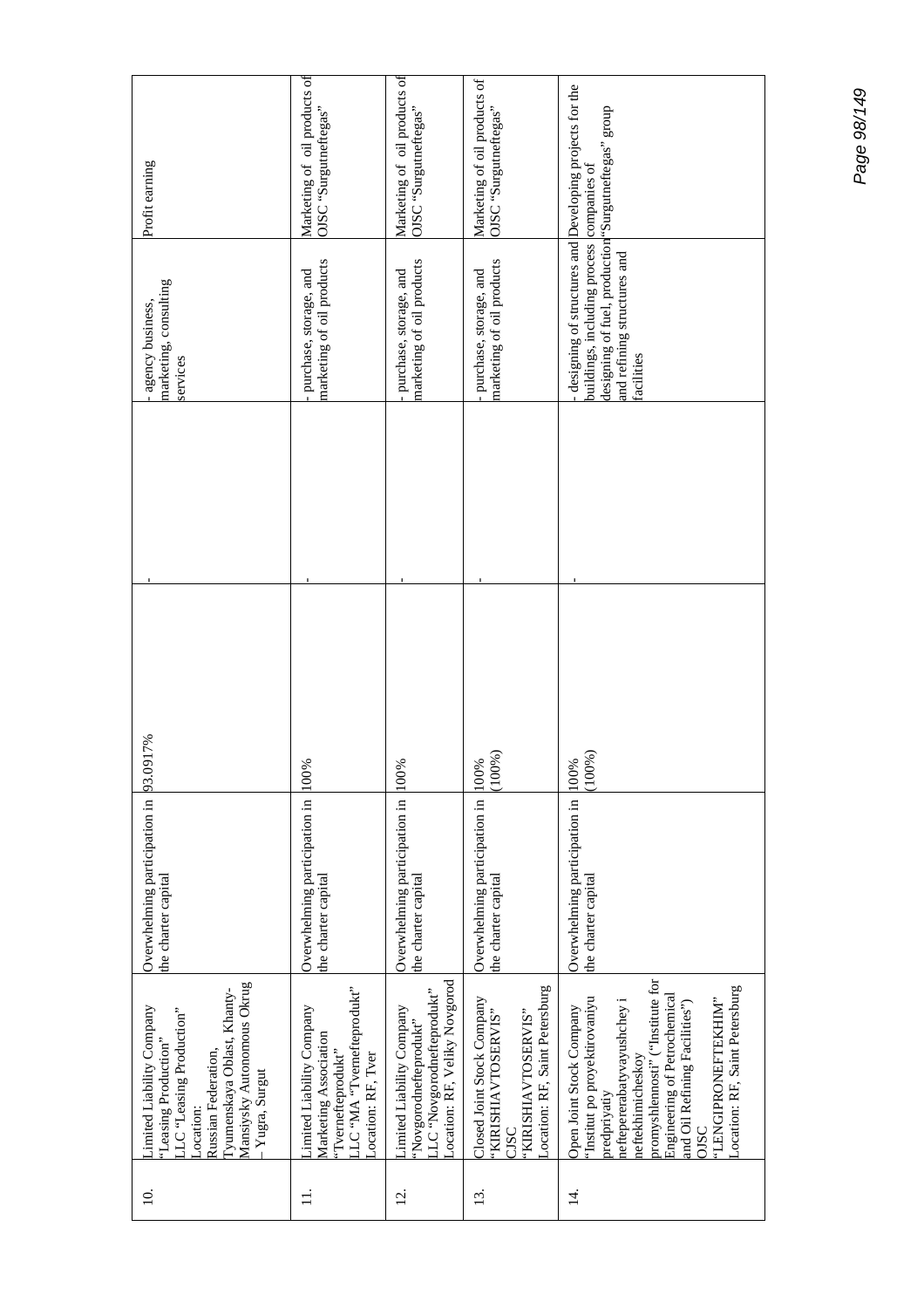| 10. | Limited Liability Company "Leasing Production" LLC "Leasing Production" Location: Russian Federation, Tyumenskaya Oblast, Khanty-Mansiysky Autonomous Okrug – Yugra, Surgut | Overwhelming participation in the charter capital | 93.0917% | - | - agency business, marketing, consulting services | Profit earning |
|---|---|---|---|---|---|---|
| 11. | Limited Liability Company Marketing Association "Tvernefteprodukt" LLC "MA "Tvernefteprodukt" Location: RF, Tver | Overwhelming participation in the charter capital | 100% | - | - purchase, storage, and marketing of oil products | Marketing of oil products of OJSC "Surgutneftegas" |
| 12. | Limited Liability Company "Novgorodnefteprodukt" LLC "Novgorodnefteprodukt" Location: RF, Veliky Novgorod | Overwhelming participation in the charter capital | 100% | - | - purchase, storage, and marketing of oil products | Marketing of oil products of OJSC "Surgutneftegas" |
| 13. | Closed Joint Stock Company "KIRISHIAVTOSERVIS" CJSC "KIRISHIAVTOSERVIS" Location: RF, Saint Petersburg | Overwhelming participation in the charter capital | 100% (100%) | - | - purchase, storage, and marketing of oil products | Marketing of oil products of OJSC "Surgutneftegas" |
| 14. | Open Joint Stock Company "Institut po proyektirovaniyu predpriyatiy neftepererabatyvayushchey i neftekhimicheskoy promyshlennosti" ("Institute for Engineering of Petrochemical and Oil Refining Facilities") OJSC "LENGIPRONEFTEKHIM" Location: RF, Saint Petersburg | Overwhelming participation in the charter capital | 100% (100%) | - | - designing of structures and buildings, including process designing of fuel, production and refining structures and facilities | Developing projects for the companies of "Surgutneftegas" group |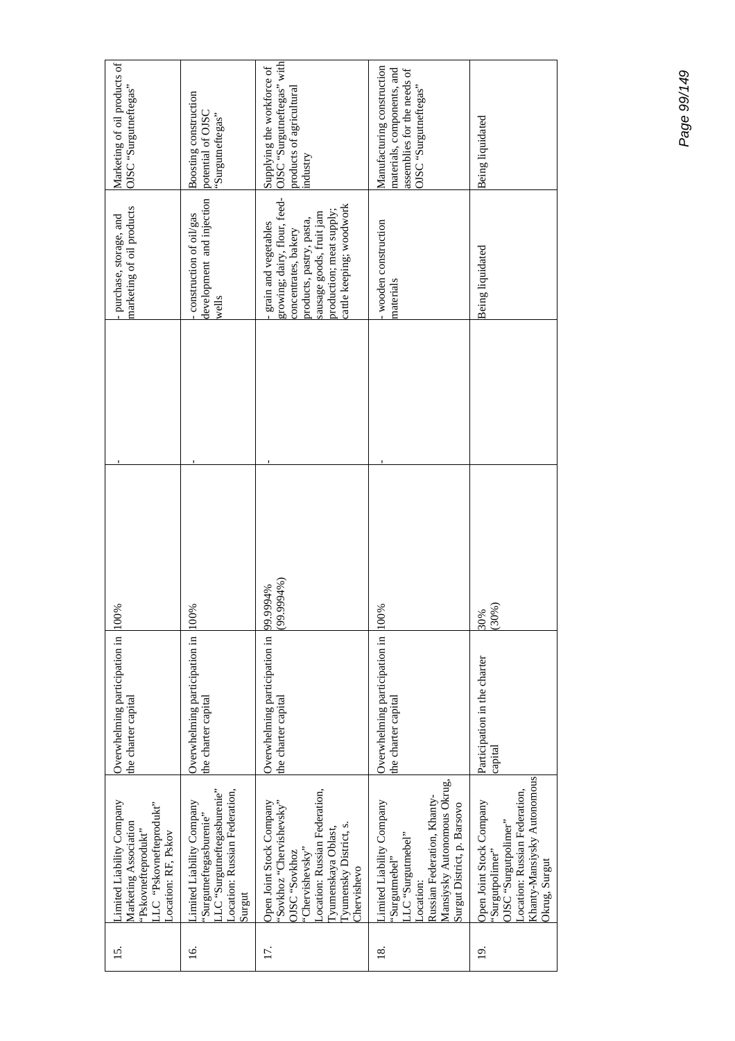| 15. | Limited Liability Company Marketing Association "Pskovnefteprodukt" LLC "Pskovnefteprodukt" Location: RF, Pskov | Overwhelming participation in the charter capital | 100% | - | - purchase, storage, and marketing of oil products | Marketing of oil products of OJSC "Surgutneftegas" |
|---|---|---|---|---|---|---|
| 16. | Limited Liability Company "Surgutneftegasburenie" LLC "Surgutneftegasburenie" Location: Russian Federation, Surgut | Overwhelming participation in the charter capital | 100% | - | - construction of oil/gas development and injection wells | Boosting construction potential of OJSC "Surgutneftegas" |
| 17. | Open Joint Stock Company "Sovkhoz "Chervishevsky" OJSC "Sovkhoz "Chervishevsky" Location: Russian Federation, Tyumenskaya Oblast, Tyumensky District, s. Chervishevo | Overwhelming participation in the charter capital | 99.9994% (99.9994%) | - | - grain and vegetables growing; dairy, flour, feed-concentrates, bakery products, pastry, pasta, sausage goods, fruit jam production; meat supply; cattle keeping; woodwork | Supplying the workforce of OJSC "Surgutneftegas" with products of agricultural industry |
| 18. | Limited Liability Company "Surgutmebel" LLC "Surgutmebel" Location: Russian Federation, Khanty-Mansiysky Autonomous Okrug, Surgut District, p. Barsovo | Overwhelming participation in the charter capital | 100% | - | - wooden construction materials | Manufacturing construction materials, components, and assemblies for the needs of OJSC "Surgutneftegas" |
| 19. | Open Joint Stock Company "Surgutpolimer" OJSC "Surgutpolimer" Location: Russian Federation, Khanty-Mansiysky Autonomous Okrug, Surgut | Participation in the charter capital | 30% (30%) | | Being liquidated | Being liquidated |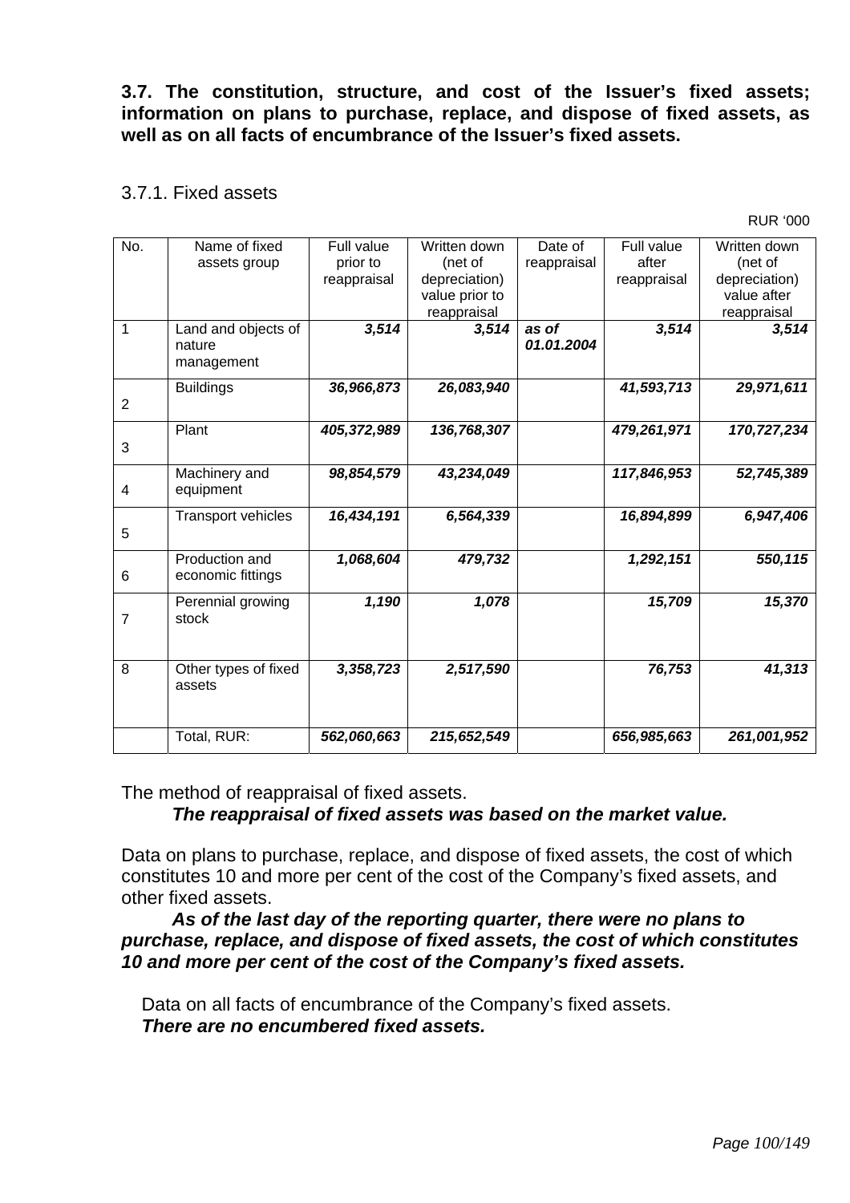**3.7. The constitution, structure, and cost of the Issuer's fixed assets; information on plans to purchase, replace, and dispose of fixed assets, as well as on all facts of encumbrance of the Issuer's fixed assets.**

3.7.1. Fixed assets

RUR '000

| No. | Name of fixed assets group | Full value prior to reappraisal | Written down (net of depreciation) value prior to reappraisal | Date of reappraisal | Full value after reappraisal | Written down (net of depreciation) value after reappraisal |
|---|---|---|---|---|---|---|
| 1 | Land and objects of nature management | ***3,514*** | ***3,514*** | ***as of 01.01.2004*** | ***3,514*** | ***3,514*** |
| 2 | Buildings | ***36,966,873*** | ***26,083,940*** | | ***41,593,713*** | ***29,971,611*** |
| 3 | Plant | ***405,372,989*** | ***136,768,307*** | | ***479,261,971*** | ***170,727,234*** |
| 4 | Machinery and equipment | ***98,854,579*** | ***43,234,049*** | | ***117,846,953*** | ***52,745,389*** |
| 5 | Transport vehicles | ***16,434,191*** | ***6,564,339*** | | ***16,894,899*** | ***6,947,406*** |
| 6 | Production and economic fittings | ***1,068,604*** | ***479,732*** | | ***1,292,151*** | ***550,115*** |
| 7 | Perennial growing stock | ***1,190*** | ***1,078*** | | ***15,709*** | ***15,370*** |
| 8 | Other types of fixed assets | ***3,358,723*** | ***2,517,590*** | | ***76,753*** | ***41,313*** |
| | Total, RUR: | ***562,060,663*** | ***215,652,549*** | | ***656,985,663*** | ***261,001,952*** |

The method of reappraisal of fixed assets.

***The reappraisal of fixed assets was based on the market value.***

Data on plans to purchase, replace, and dispose of fixed assets, the cost of which constitutes 10 and more per cent of the cost of the Company's fixed assets, and other fixed assets.

***As of the last day of the reporting quarter, there were no plans to purchase, replace, and dispose of fixed assets, the cost of which constitutes 10 and more per cent of the cost of the Company's fixed assets.***

Data on all facts of encumbrance of the Company's fixed assets.

***There are no encumbered fixed assets.***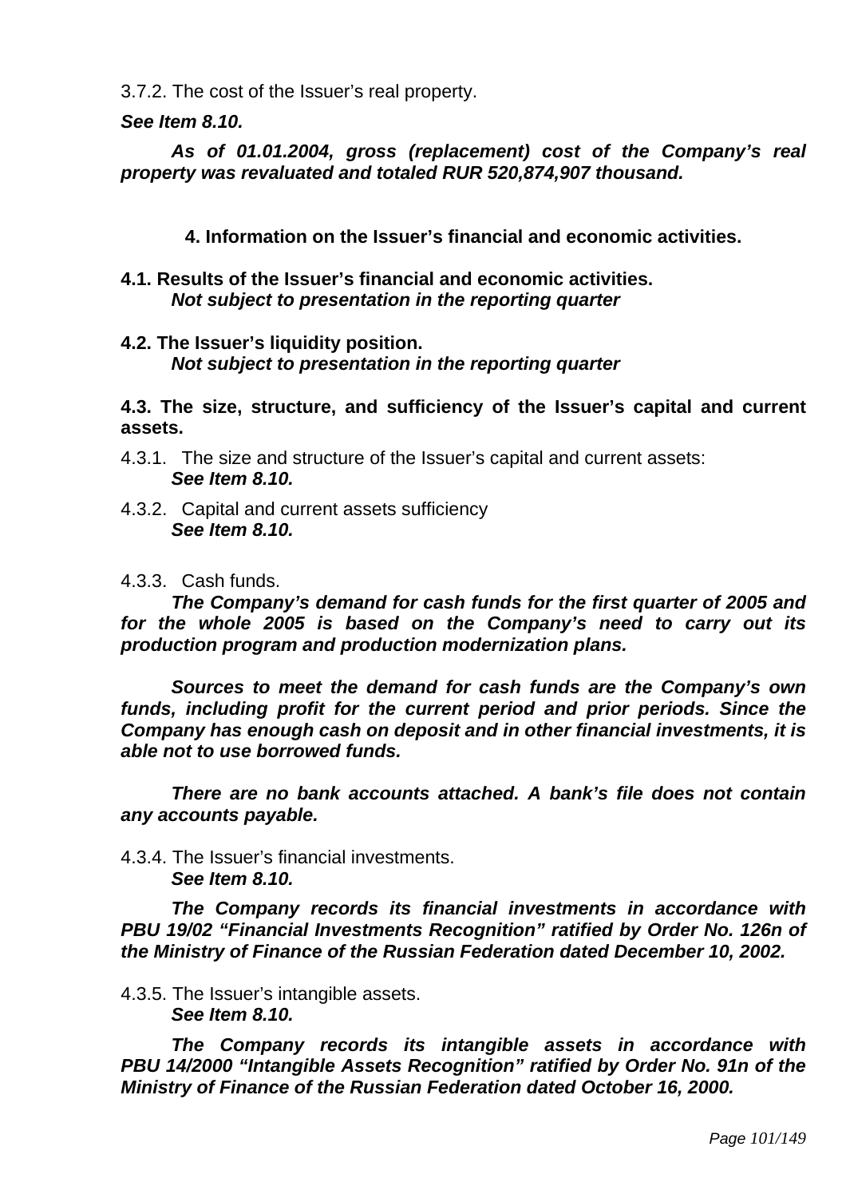3.7.2. The cost of the Issuer's real property.

***See Item 8.10.***

***As of 01.01.2004, gross (replacement) cost of the Company's real property was revaluated and totaled RUR 520,874,907 thousand.***

## 4. Information on the Issuer's financial and economic activities.

**4.1. Results of the Issuer's financial and economic activities.**
***Not subject to presentation in the reporting quarter***

**4.2. The Issuer's liquidity position.**
***Not subject to presentation in the reporting quarter***

**4.3. The size, structure, and sufficiency of the Issuer's capital and current assets.**

4.3.1. The size and structure of the Issuer's capital and current assets:
***See Item 8.10.***

4.3.2. Capital and current assets sufficiency
***See Item 8.10.***

4.3.3. Cash funds.

***The Company's demand for cash funds for the first quarter of 2005 and for the whole 2005 is based on the Company's need to carry out its production program and production modernization plans.***

***Sources to meet the demand for cash funds are the Company's own funds, including profit for the current period and prior periods. Since the Company has enough cash on deposit and in other financial investments, it is able not to use borrowed funds.***

***There are no bank accounts attached. A bank's file does not contain any accounts payable.***

4.3.4. The Issuer's financial investments.
***See Item 8.10.***

***The Company records its financial investments in accordance with PBU 19/02 "Financial Investments Recognition" ratified by Order No. 126n of the Ministry of Finance of the Russian Federation dated December 10, 2002.***

4.3.5. The Issuer's intangible assets.
***See Item 8.10.***

***The Company records its intangible assets in accordance with PBU 14/2000 "Intangible Assets Recognition" ratified by Order No. 91n of the Ministry of Finance of the Russian Federation dated October 16, 2000.***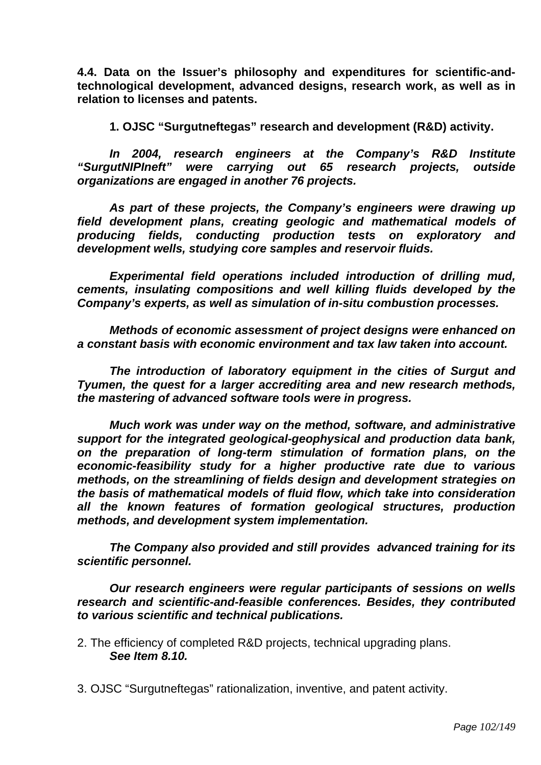**4.4. Data on the Issuer's philosophy and expenditures for scientific-and-technological development, advanced designs, research work, as well as in relation to licenses and patents.**

**1. OJSC "Surgutneftegas" research and development (R&D) activity.**

***In 2004, research engineers at the Company's R&D Institute "SurgutNIPIneft" were carrying out 65 research projects, outside organizations are engaged in another 76 projects.***

***As part of these projects, the Company's engineers were drawing up field development plans, creating geologic and mathematical models of producing fields, conducting production tests on exploratory and development wells, studying core samples and reservoir fluids.***

***Experimental field operations included introduction of drilling mud, cements, insulating compositions and well killing fluids developed by the Company's experts, as well as simulation of in-situ combustion processes.***

***Methods of economic assessment of project designs were enhanced on a constant basis with economic environment and tax law taken into account.***

***The introduction of laboratory equipment in the cities of Surgut and Tyumen, the quest for a larger accrediting area and new research methods, the mastering of advanced software tools were in progress.***

***Much work was under way on the method, software, and administrative support for the integrated geological-geophysical and production data bank, on the preparation of long-term stimulation of formation plans, on the economic-feasibility study for a higher productive rate due to various methods, on the streamlining of fields design and development strategies on the basis of mathematical models of fluid flow, which take into consideration all the known features of formation geological structures, production methods, and development system implementation.***

***The Company also provided and still provides advanced training for its scientific personnel.***

***Our research engineers were regular participants of sessions on wells research and scientific-and-feasible conferences. Besides, they contributed to various scientific and technical publications.***

2. The efficiency of completed R&D projects, technical upgrading plans.
***See Item 8.10.***

3. OJSC "Surgutneftegas" rationalization, inventive, and patent activity.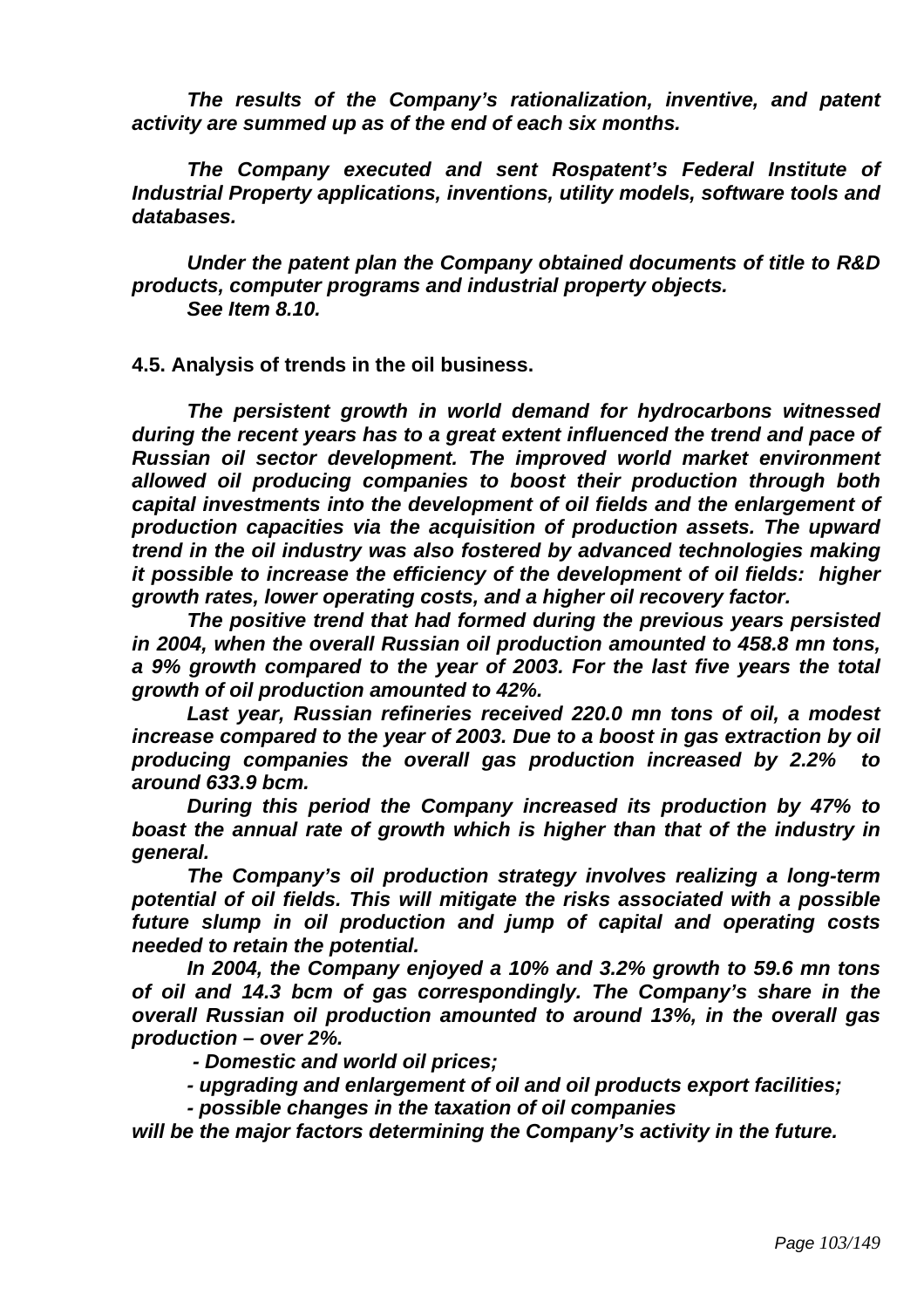*The results of the Company's rationalization, inventive, and patent activity are summed up as of the end of each six months.*

*The Company executed and sent Rospatent's Federal Institute of Industrial Property applications, inventions, utility models, software tools and databases.*

*Under the patent plan the Company obtained documents of title to R&D products, computer programs and industrial property objects.*
*See Item 8.10.*

**4.5. Analysis of trends in the oil business.**

*The persistent growth in world demand for hydrocarbons witnessed during the recent years has to a great extent influenced the trend and pace of Russian oil sector development. The improved world market environment allowed oil producing companies to boost their production through both capital investments into the development of oil fields and the enlargement of production capacities via the acquisition of production assets. The upward trend in the oil industry was also fostered by advanced technologies making it possible to increase the efficiency of the development of oil fields: higher growth rates, lower operating costs, and a higher oil recovery factor.*

*The positive trend that had formed during the previous years persisted in 2004, when the overall Russian oil production amounted to 458.8 mn tons, a 9% growth compared to the year of 2003. For the last five years the total growth of oil production amounted to 42%.*

*Last year, Russian refineries received 220.0 mn tons of oil, a modest increase compared to the year of 2003. Due to a boost in gas extraction by oil producing companies the overall gas production increased by 2.2% to around 633.9 bcm.*

*During this period the Company increased its production by 47% to boast the annual rate of growth which is higher than that of the industry in general.*

*The Company's oil production strategy involves realizing a long-term potential of oil fields. This will mitigate the risks associated with a possible future slump in oil production and jump of capital and operating costs needed to retain the potential.*

*In 2004, the Company enjoyed a 10% and 3.2% growth to 59.6 mn tons of oil and 14.3 bcm of gas correspondingly. The Company's share in the overall Russian oil production amounted to around 13%, in the overall gas production – over 2%.*

*- Domestic and world oil prices;*

*- upgrading and enlargement of oil and oil products export facilities;*

*- possible changes in the taxation of oil companies*

*will be the major factors determining the Company's activity in the future.*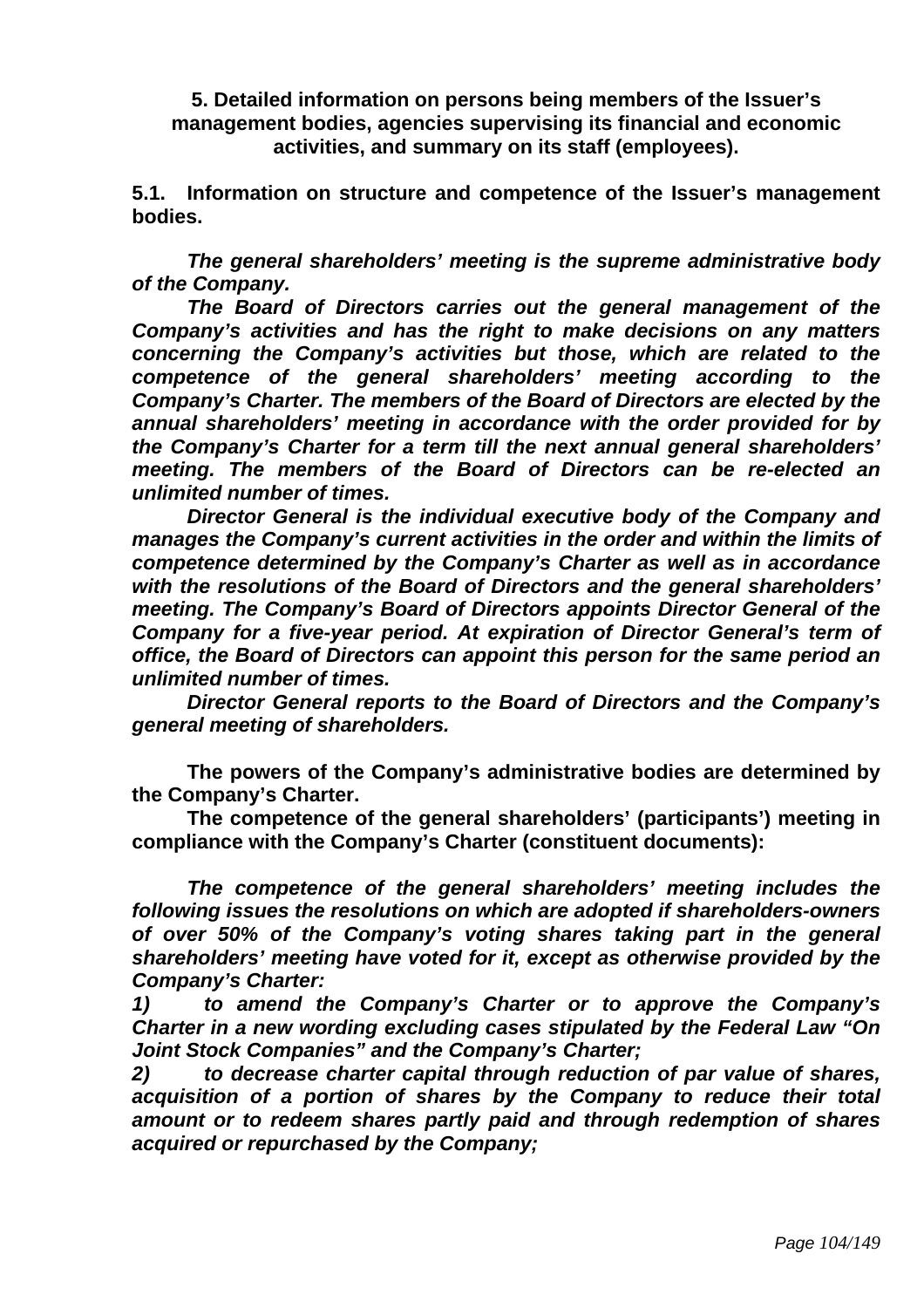**5. Detailed information on persons being members of the Issuer's management bodies, agencies supervising its financial and economic activities, and summary on its staff (employees).**

**5.1. Information on structure and competence of the Issuer's management bodies.**

***The general shareholders' meeting is the supreme administrative body of the Company.***

***The Board of Directors carries out the general management of the Company's activities and has the right to make decisions on any matters concerning the Company's activities but those, which are related to the competence of the general shareholders' meeting according to the Company's Charter. The members of the Board of Directors are elected by the annual shareholders' meeting in accordance with the order provided for by the Company's Charter for a term till the next annual general shareholders' meeting. The members of the Board of Directors can be re-elected an unlimited number of times.***

***Director General is the individual executive body of the Company and manages the Company's current activities in the order and within the limits of competence determined by the Company's Charter as well as in accordance with the resolutions of the Board of Directors and the general shareholders' meeting. The Company's Board of Directors appoints Director General of the Company for a five-year period. At expiration of Director General's term of office, the Board of Directors can appoint this person for the same period an unlimited number of times.***

***Director General reports to the Board of Directors and the Company's general meeting of shareholders.***

**The powers of the Company's administrative bodies are determined by the Company's Charter.**

**The competence of the general shareholders' (participants') meeting in compliance with the Company's Charter (constituent documents):**

***The competence of the general shareholders' meeting includes the following issues the resolutions on which are adopted if shareholders-owners of over 50% of the Company's voting shares taking part in the general shareholders' meeting have voted for it, except as otherwise provided by the Company's Charter:***

***1) to amend the Company's Charter or to approve the Company's Charter in a new wording excluding cases stipulated by the Federal Law "On Joint Stock Companies" and the Company's Charter;***

***2) to decrease charter capital through reduction of par value of shares, acquisition of a portion of shares by the Company to reduce their total amount or to redeem shares partly paid and through redemption of shares acquired or repurchased by the Company;***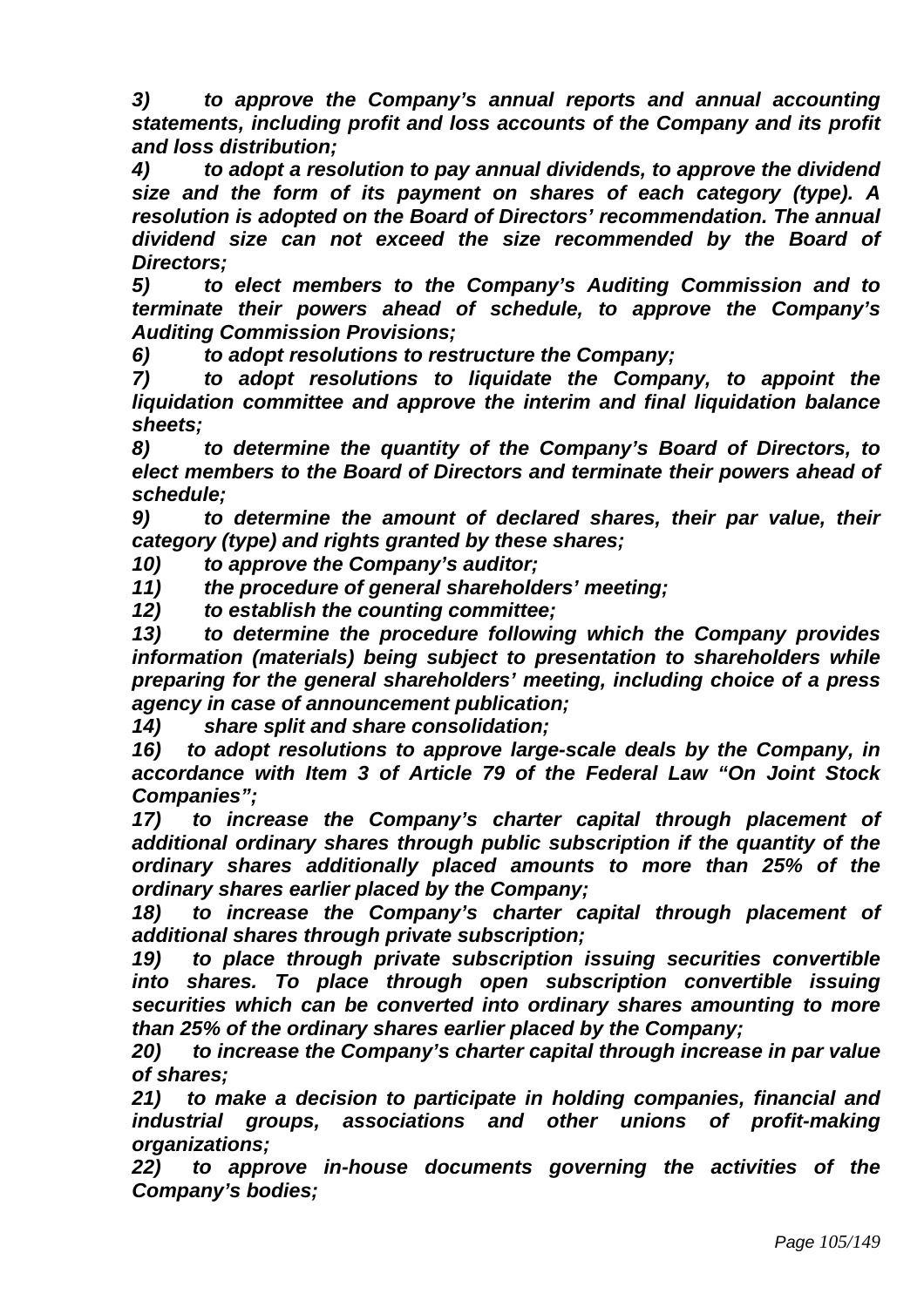*3) to approve the Company's annual reports and annual accounting statements, including profit and loss accounts of the Company and its profit and loss distribution;*

*4) to adopt a resolution to pay annual dividends, to approve the dividend size and the form of its payment on shares of each category (type). A resolution is adopted on the Board of Directors' recommendation. The annual dividend size can not exceed the size recommended by the Board of Directors;*

*5) to elect members to the Company's Auditing Commission and to terminate their powers ahead of schedule, to approve the Company's Auditing Commission Provisions;*

*6) to adopt resolutions to restructure the Company;*

*7) to adopt resolutions to liquidate the Company, to appoint the liquidation committee and approve the interim and final liquidation balance sheets;*

*8) to determine the quantity of the Company's Board of Directors, to elect members to the Board of Directors and terminate their powers ahead of schedule;*

*9) to determine the amount of declared shares, their par value, their category (type) and rights granted by these shares;*

*10) to approve the Company's auditor;*

*11) the procedure of general shareholders' meeting;*

*12) to establish the counting committee;*

*13) to determine the procedure following which the Company provides information (materials) being subject to presentation to shareholders while preparing for the general shareholders' meeting, including choice of a press agency in case of announcement publication;*

*14) share split and share consolidation;*

*16) to adopt resolutions to approve large-scale deals by the Company, in accordance with Item 3 of Article 79 of the Federal Law "On Joint Stock Companies";*

*17) to increase the Company's charter capital through placement of additional ordinary shares through public subscription if the quantity of the ordinary shares additionally placed amounts to more than 25% of the ordinary shares earlier placed by the Company;*

*18) to increase the Company's charter capital through placement of additional shares through private subscription;*

*19) to place through private subscription issuing securities convertible into shares. To place through open subscription convertible issuing securities which can be converted into ordinary shares amounting to more than 25% of the ordinary shares earlier placed by the Company;*

*20) to increase the Company's charter capital through increase in par value of shares;*

*21) to make a decision to participate in holding companies, financial and industrial groups, associations and other unions of profit-making organizations;*

*22) to approve in-house documents governing the activities of the Company's bodies;*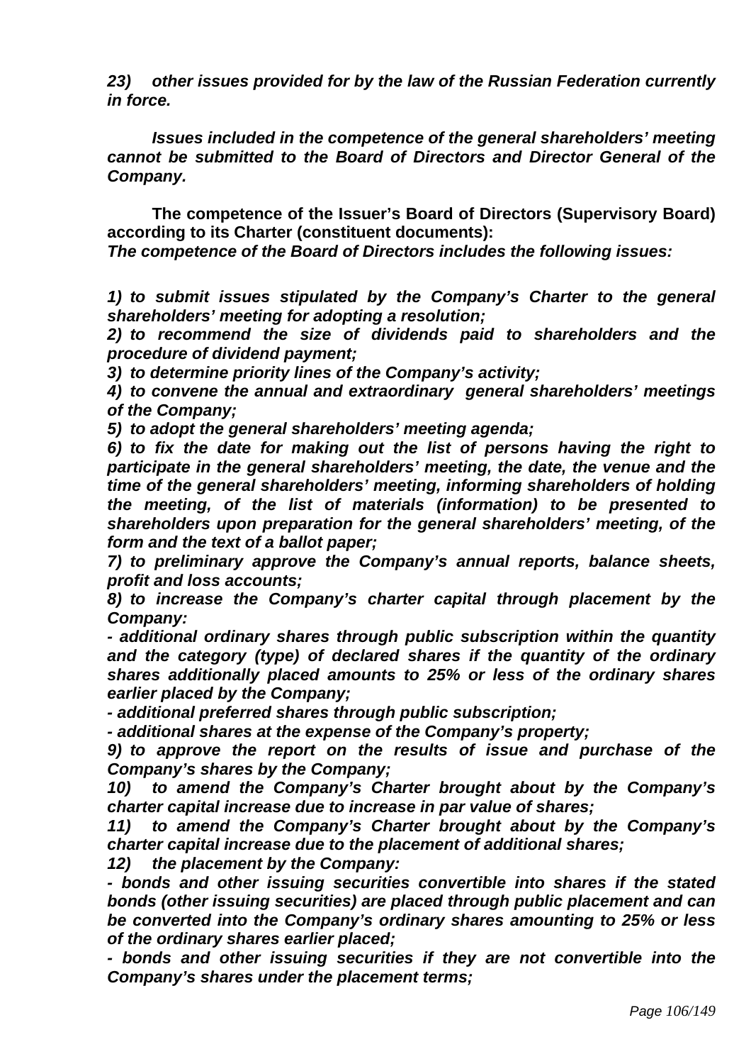***23) other issues provided for by the law of the Russian Federation currently in force.***

***Issues included in the competence of the general shareholders' meeting cannot be submitted to the Board of Directors and Director General of the Company.***

**The competence of the Issuer's Board of Directors (Supervisory Board) according to its Charter (constituent documents):**
***The competence of the Board of Directors includes the following issues:***

***1) to submit issues stipulated by the Company's Charter to the general shareholders' meeting for adopting a resolution;***
***2) to recommend the size of dividends paid to shareholders and the procedure of dividend payment;***
***3) to determine priority lines of the Company's activity;***
***4) to convene the annual and extraordinary general shareholders' meetings of the Company;***
***5) to adopt the general shareholders' meeting agenda;***
***6) to fix the date for making out the list of persons having the right to participate in the general shareholders' meeting, the date, the venue and the time of the general shareholders' meeting, informing shareholders of holding the meeting, of the list of materials (information) to be presented to shareholders upon preparation for the general shareholders' meeting, of the form and the text of a ballot paper;***
***7) to preliminary approve the Company's annual reports, balance sheets, profit and loss accounts;***
***8) to increase the Company's charter capital through placement by the Company:***
***- additional ordinary shares through public subscription within the quantity and the category (type) of declared shares if the quantity of the ordinary shares additionally placed amounts to 25% or less of the ordinary shares earlier placed by the Company;***
***- additional preferred shares through public subscription;***
***- additional shares at the expense of the Company's property;***
***9) to approve the report on the results of issue and purchase of the Company's shares by the Company;***
***10) to amend the Company's Charter brought about by the Company's charter capital increase due to increase in par value of shares;***
***11) to amend the Company's Charter brought about by the Company's charter capital increase due to the placement of additional shares;***
***12) the placement by the Company:***
***- bonds and other issuing securities convertible into shares if the stated bonds (other issuing securities) are placed through public placement and can be converted into the Company's ordinary shares amounting to 25% or less of the ordinary shares earlier placed;***
***- bonds and other issuing securities if they are not convertible into the Company's shares under the placement terms;***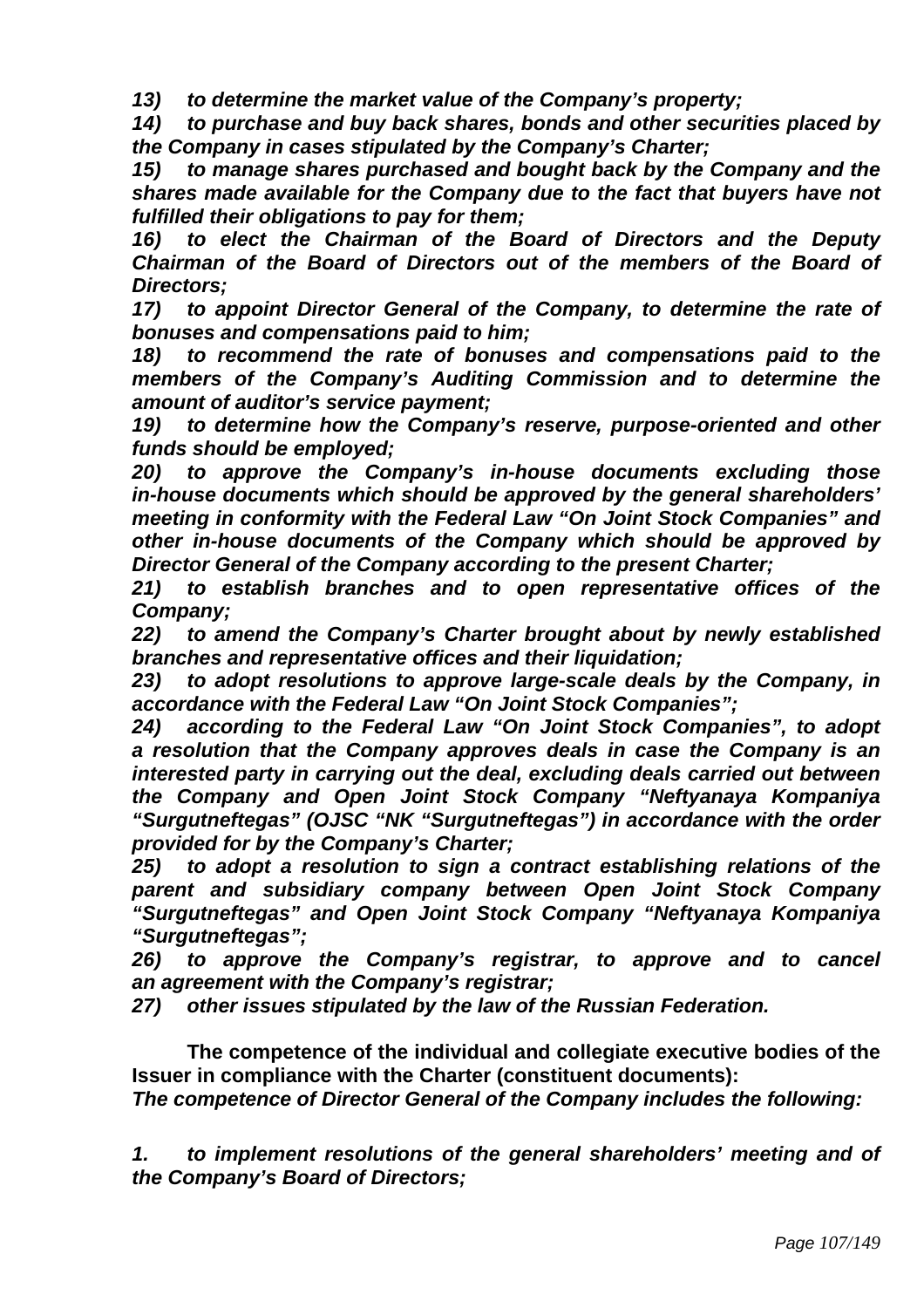*13) to determine the market value of the Company's property;*

*14) to purchase and buy back shares, bonds and other securities placed by the Company in cases stipulated by the Company's Charter;*

*15) to manage shares purchased and bought back by the Company and the shares made available for the Company due to the fact that buyers have not fulfilled their obligations to pay for them;*

*16) to elect the Chairman of the Board of Directors and the Deputy Chairman of the Board of Directors out of the members of the Board of Directors;*

*17) to appoint Director General of the Company, to determine the rate of bonuses and compensations paid to him;*

*18) to recommend the rate of bonuses and compensations paid to the members of the Company's Auditing Commission and to determine the amount of auditor's service payment;*

*19) to determine how the Company's reserve, purpose-oriented and other funds should be employed;*

*20) to approve the Company's in-house documents excluding those in-house documents which should be approved by the general shareholders' meeting in conformity with the Federal Law "On Joint Stock Companies" and other in-house documents of the Company which should be approved by Director General of the Company according to the present Charter;*

*21) to establish branches and to open representative offices of the Company;*

*22) to amend the Company's Charter brought about by newly established branches and representative offices and their liquidation;*

*23) to adopt resolutions to approve large-scale deals by the Company, in accordance with the Federal Law "On Joint Stock Companies";*

*24) according to the Federal Law "On Joint Stock Companies", to adopt a resolution that the Company approves deals in case the Company is an interested party in carrying out the deal, excluding deals carried out between the Company and Open Joint Stock Company "Neftyanaya Kompaniya "Surgutneftegas" (OJSC "NK "Surgutneftegas") in accordance with the order provided for by the Company's Charter;*

*25) to adopt a resolution to sign a contract establishing relations of the parent and subsidiary company between Open Joint Stock Company "Surgutneftegas" and Open Joint Stock Company "Neftyanaya Kompaniya "Surgutneftegas";*

*26) to approve the Company's registrar, to approve and to cancel an agreement with the Company's registrar;*

*27) other issues stipulated by the law of the Russian Federation.*

**The competence of the individual and collegiate executive bodies of the Issuer in compliance with the Charter (constituent documents):**

***The competence of Director General of the Company includes the following:***

*1. to implement resolutions of the general shareholders' meeting and of the Company's Board of Directors;*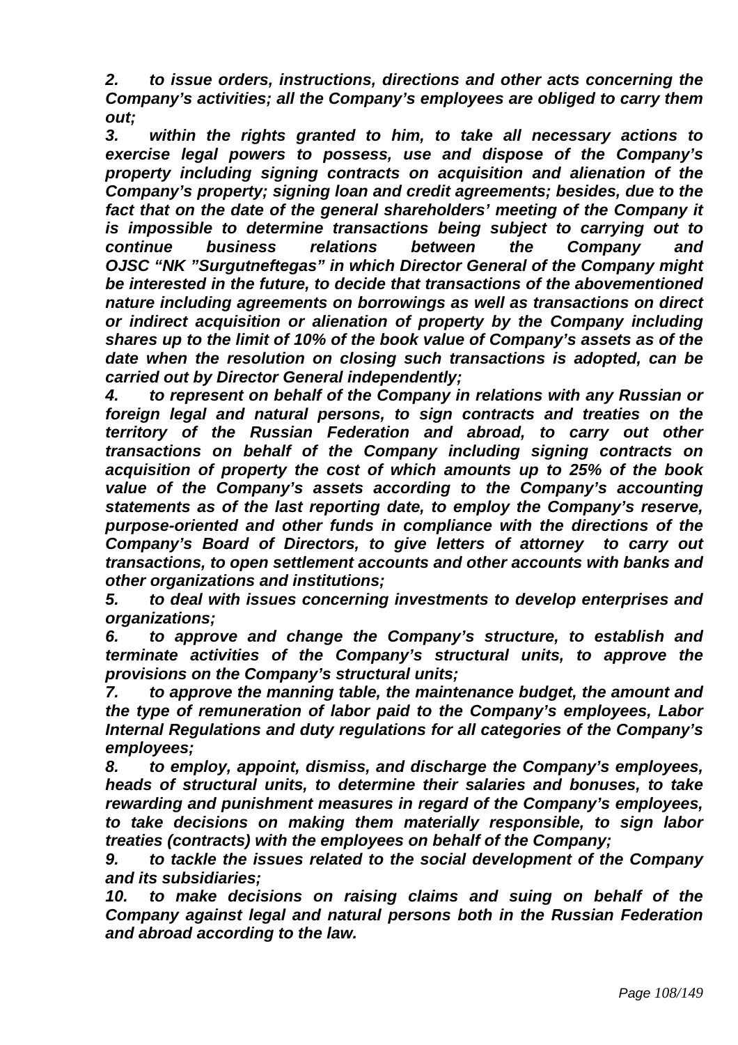*2. to issue orders, instructions, directions and other acts concerning the Company's activities; all the Company's employees are obliged to carry them out;*

*3. within the rights granted to him, to take all necessary actions to exercise legal powers to possess, use and dispose of the Company's property including signing contracts on acquisition and alienation of the Company's property; signing loan and credit agreements; besides, due to the fact that on the date of the general shareholders' meeting of the Company it is impossible to determine transactions being subject to carrying out to continue business relations between the Company and OJSC "NK "Surgutneftegas" in which Director General of the Company might be interested in the future, to decide that transactions of the abovementioned nature including agreements on borrowings as well as transactions on direct or indirect acquisition or alienation of property by the Company including shares up to the limit of 10% of the book value of Company's assets as of the date when the resolution on closing such transactions is adopted, can be carried out by Director General independently;*

*4. to represent on behalf of the Company in relations with any Russian or foreign legal and natural persons, to sign contracts and treaties on the territory of the Russian Federation and abroad, to carry out other transactions on behalf of the Company including signing contracts on acquisition of property the cost of which amounts up to 25% of the book value of the Company's assets according to the Company's accounting statements as of the last reporting date, to employ the Company's reserve, purpose-oriented and other funds in compliance with the directions of the Company's Board of Directors, to give letters of attorney to carry out transactions, to open settlement accounts and other accounts with banks and other organizations and institutions;*

*5. to deal with issues concerning investments to develop enterprises and organizations;*

*6. to approve and change the Company's structure, to establish and terminate activities of the Company's structural units, to approve the provisions on the Company's structural units;*

*7. to approve the manning table, the maintenance budget, the amount and the type of remuneration of labor paid to the Company's employees, Labor Internal Regulations and duty regulations for all categories of the Company's employees;*

*8. to employ, appoint, dismiss, and discharge the Company's employees, heads of structural units, to determine their salaries and bonuses, to take rewarding and punishment measures in regard of the Company's employees, to take decisions on making them materially responsible, to sign labor treaties (contracts) with the employees on behalf of the Company;*

*9. to tackle the issues related to the social development of the Company and its subsidiaries;*

*10. to make decisions on raising claims and suing on behalf of the Company against legal and natural persons both in the Russian Federation and abroad according to the law.*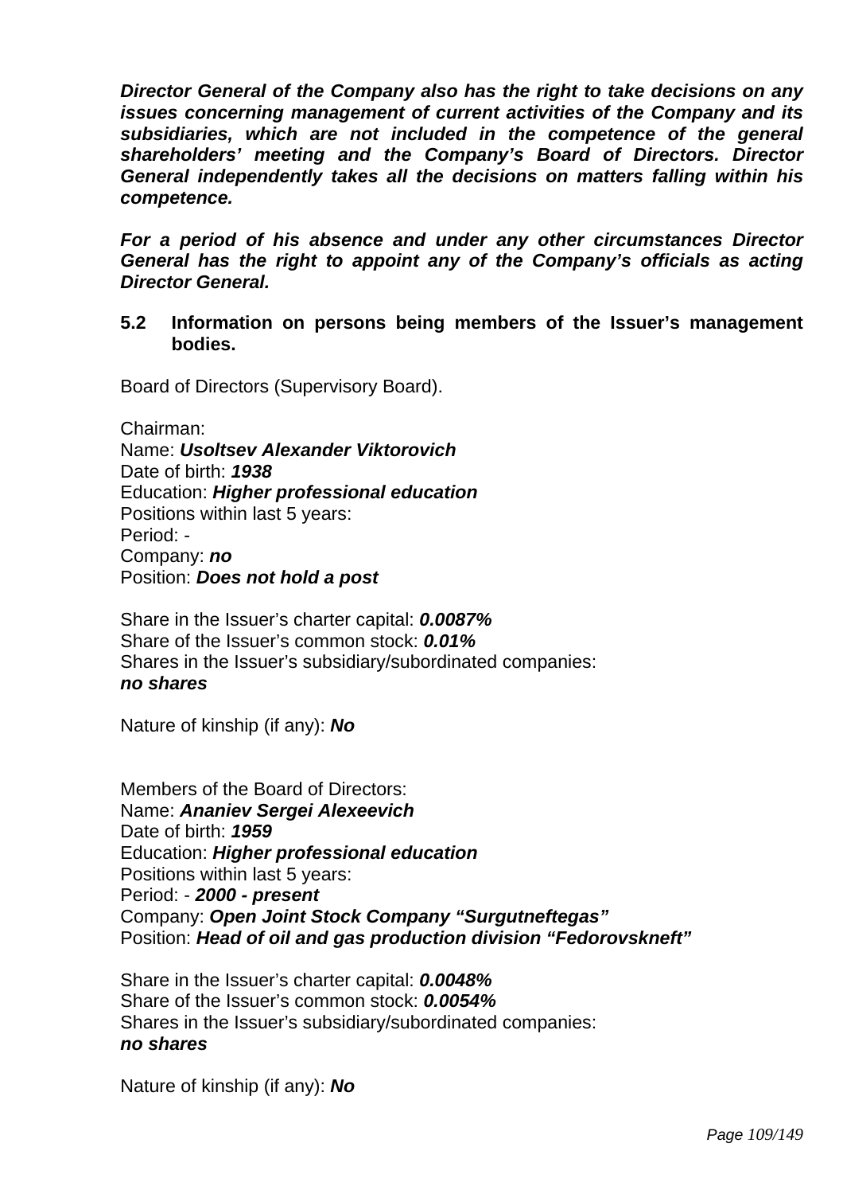***Director General of the Company also has the right to take decisions on any issues concerning management of current activities of the Company and its subsidiaries, which are not included in the competence of the general shareholders' meeting and the Company's Board of Directors. Director General independently takes all the decisions on matters falling within his competence.***

***For a period of his absence and under any other circumstances Director General has the right to appoint any of the Company's officials as acting Director General.***

**5.2 Information on persons being members of the Issuer's management bodies.**

Board of Directors (Supervisory Board).

Chairman:
Name: ***Usoltsev Alexander Viktorovich***
Date of birth: ***1938***
Education: ***Higher professional education***
Positions within last 5 years:
Period: -
Company: ***no***
Position: ***Does not hold a post***

Share in the Issuer's charter capital: ***0.0087%***
Share of the Issuer's common stock: ***0.01%***
Shares in the Issuer's subsidiary/subordinated companies:
***no shares***

Nature of kinship (if any): ***No***

Members of the Board of Directors:
Name: ***Ananiev Sergei Alexeevich***
Date of birth: ***1959***
Education: ***Higher professional education***
Positions within last 5 years:
Period: - ***2000 - present***
Company: ***Open Joint Stock Company "Surgutneftegas"***
Position: ***Head of oil and gas production division "Fedorovskneft"***

Share in the Issuer's charter capital: ***0.0048%***
Share of the Issuer's common stock: ***0.0054%***
Shares in the Issuer's subsidiary/subordinated companies:
***no shares***

Nature of kinship (if any): ***No***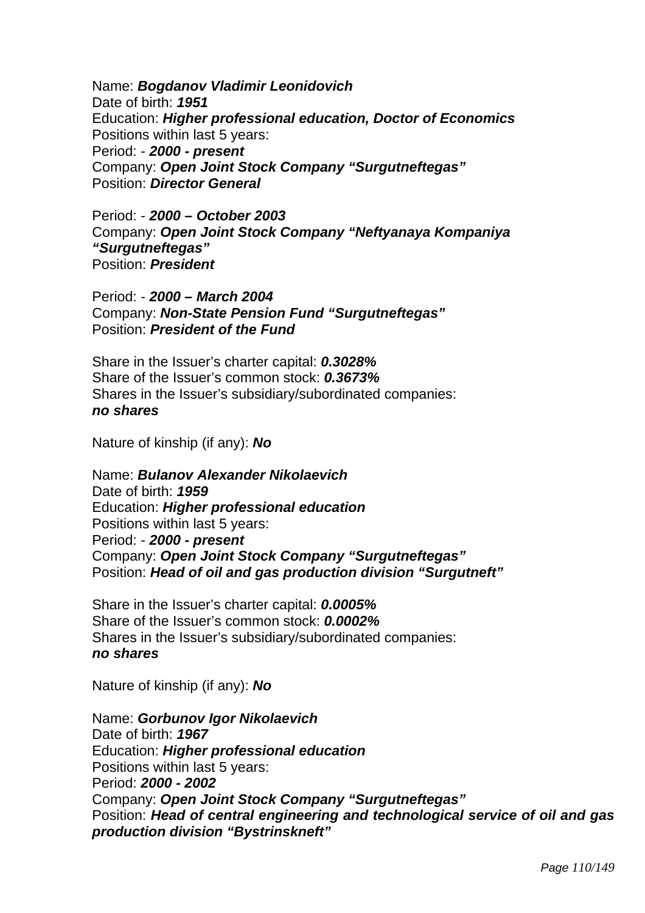Name: ***Bogdanov Vladimir Leonidovich***
Date of birth: ***1951***
Education: ***Higher professional education, Doctor of Economics***
Positions within last 5 years:
Period: - ***2000 - present***
Company: ***Open Joint Stock Company "Surgutneftegas"***
Position: ***Director General***

Period: - ***2000 – October 2003***
Company: ***Open Joint Stock Company "Neftyanaya Kompaniya "Surgutneftegas"***
Position: ***President***

Period: - ***2000 – March 2004***
Company: ***Non-State Pension Fund "Surgutneftegas"***
Position: ***President of the Fund***

Share in the Issuer's charter capital: ***0.3028%***
Share of the Issuer's common stock: ***0.3673%***
Shares in the Issuer's subsidiary/subordinated companies:
***no shares***

Nature of kinship (if any): ***No***

Name: ***Bulanov Alexander Nikolaevich***
Date of birth: ***1959***
Education: ***Higher professional education***
Positions within last 5 years:
Period: - ***2000 - present***
Company: ***Open Joint Stock Company "Surgutneftegas"***
Position: ***Head of oil and gas production division "Surgutneft"***

Share in the Issuer's charter capital: ***0.0005%***
Share of the Issuer's common stock: ***0.0002%***
Shares in the Issuer's subsidiary/subordinated companies:
***no shares***

Nature of kinship (if any): ***No***

Name: ***Gorbunov Igor Nikolaevich***
Date of birth: ***1967***
Education: ***Higher professional education***
Positions within last 5 years:
Period: ***2000 - 2002***
Company: ***Open Joint Stock Company "Surgutneftegas"***
Position: ***Head of central engineering and technological service of oil and gas production division "Bystrinskneft"***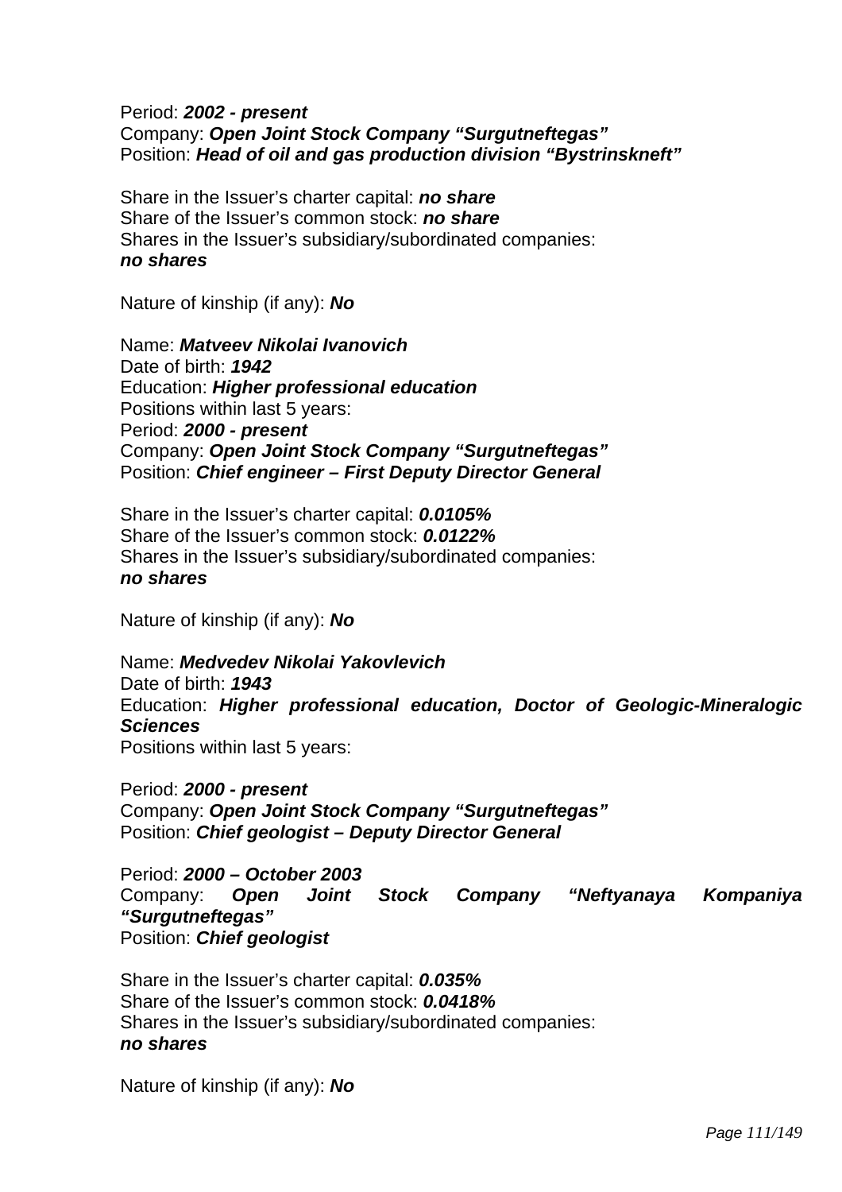Period: ***2002 - present***
Company: ***Open Joint Stock Company "Surgutneftegas"***
Position: ***Head of oil and gas production division "Bystrinskneft"***

Share in the Issuer's charter capital: ***no share***
Share of the Issuer's common stock: ***no share***
Shares in the Issuer's subsidiary/subordinated companies:
***no shares***

Nature of kinship (if any): ***No***

Name: ***Matveev Nikolai Ivanovich***
Date of birth: ***1942***
Education: ***Higher professional education***
Positions within last 5 years:
Period: ***2000 - present***
Company: ***Open Joint Stock Company "Surgutneftegas"***
Position: ***Chief engineer – First Deputy Director General***

Share in the Issuer's charter capital: ***0.0105%***
Share of the Issuer's common stock: ***0.0122%***
Shares in the Issuer's subsidiary/subordinated companies:
***no shares***

Nature of kinship (if any): ***No***

Name: ***Medvedev Nikolai Yakovlevich***
Date of birth: ***1943***
Education: ***Higher professional education, Doctor of Geologic-Mineralogic Sciences***
Positions within last 5 years:

Period: ***2000 - present***
Company: ***Open Joint Stock Company "Surgutneftegas"***
Position: ***Chief geologist – Deputy Director General***

Period: ***2000 – October 2003***
Company: ***Open Joint Stock Company "Neftyanaya Kompaniya "Surgutneftegas"***
Position: ***Chief geologist***

Share in the Issuer's charter capital: ***0.035%***
Share of the Issuer's common stock: ***0.0418%***
Shares in the Issuer's subsidiary/subordinated companies:
***no shares***

Nature of kinship (if any): ***No***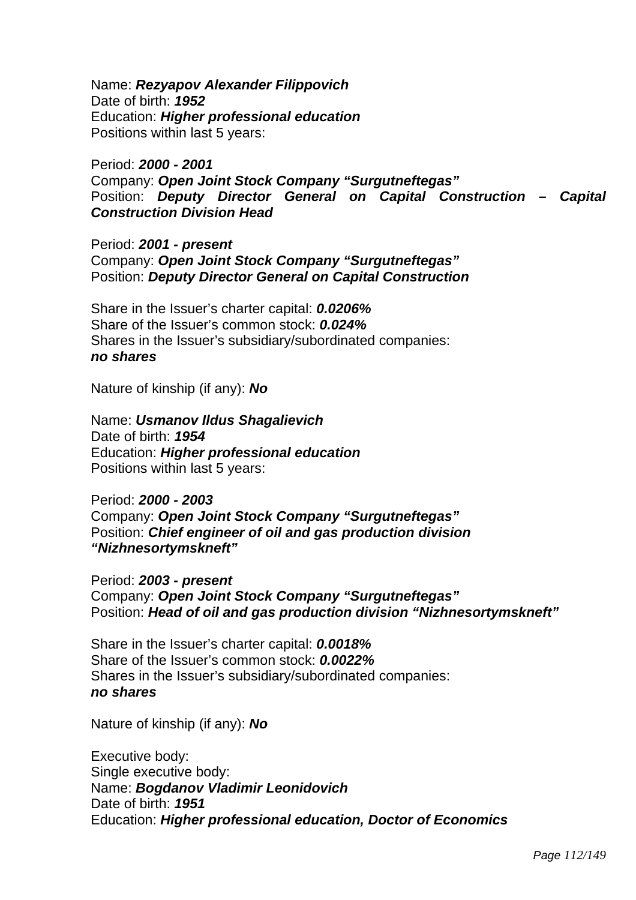Name: ***Rezyapov Alexander Filippovich***
Date of birth: ***1952***
Education: ***Higher professional education***
Positions within last 5 years:

Period: ***2000 - 2001***
Company: ***Open Joint Stock Company "Surgutneftegas"***
Position: ***Deputy Director General on Capital Construction – Capital Construction Division Head***

Period: ***2001 - present***
Company: ***Open Joint Stock Company "Surgutneftegas"***
Position: ***Deputy Director General on Capital Construction***

Share in the Issuer's charter capital: ***0.0206%***
Share of the Issuer's common stock: ***0.024%***
Shares in the Issuer's subsidiary/subordinated companies:
***no shares***

Nature of kinship (if any): ***No***

Name: ***Usmanov Ildus Shagalievich***
Date of birth: ***1954***
Education: ***Higher professional education***
Positions within last 5 years:

Period: ***2000 - 2003***
Company: ***Open Joint Stock Company "Surgutneftegas"***
Position: ***Chief engineer of oil and gas production division "Nizhnesortymskneft"***

Period: ***2003 - present***
Company: ***Open Joint Stock Company "Surgutneftegas"***
Position: ***Head of oil and gas production division "Nizhnesortymskneft"***

Share in the Issuer's charter capital: ***0.0018%***
Share of the Issuer's common stock: ***0.0022%***
Shares in the Issuer's subsidiary/subordinated companies:
***no shares***

Nature of kinship (if any): ***No***

Executive body:
Single executive body:
Name: ***Bogdanov Vladimir Leonidovich***
Date of birth: ***1951***
Education: ***Higher professional education, Doctor of Economics***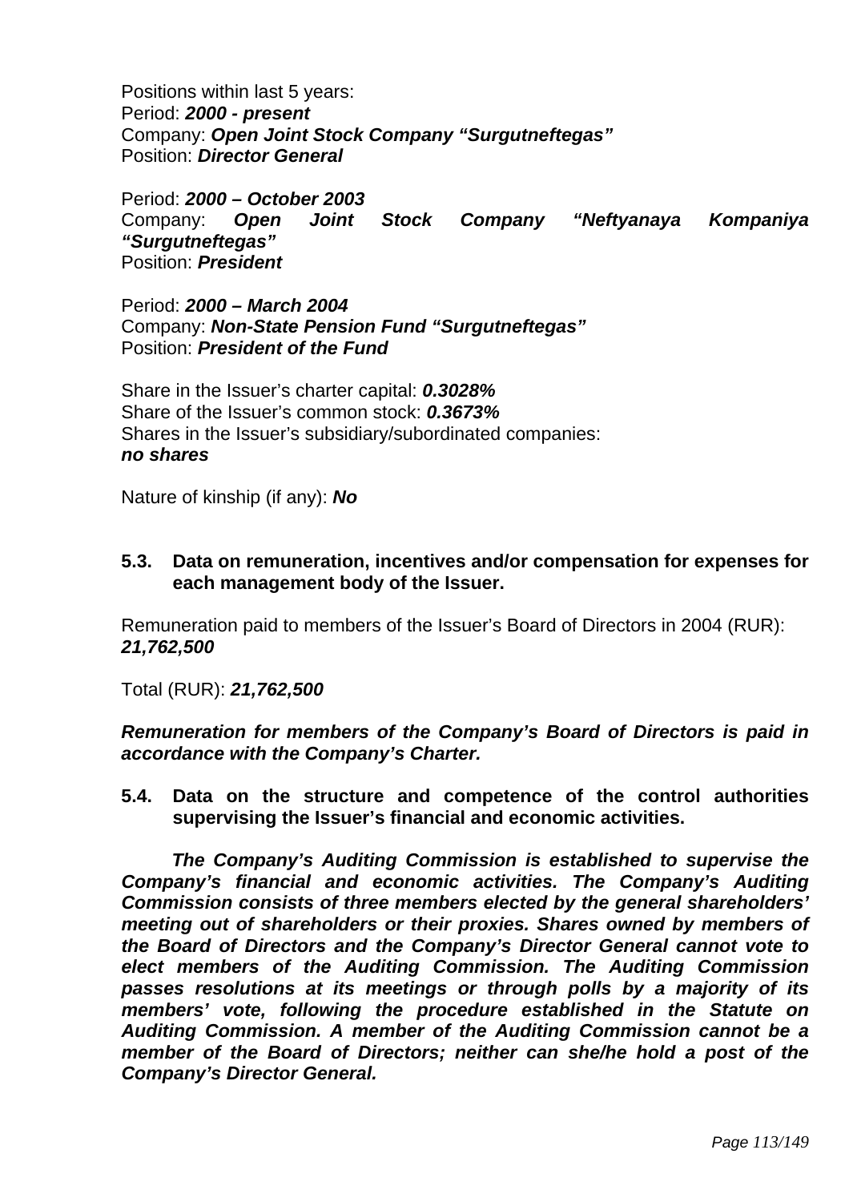Positions within last 5 years:
Period: ***2000 - present***
Company: ***Open Joint Stock Company "Surgutneftegas"***
Position: ***Director General***

Period: ***2000 – October 2003***
Company: ***Open Joint Stock Company "Neftyanaya Kompaniya "Surgutneftegas"***
Position: ***President***

Period: ***2000 – March 2004***
Company: ***Non-State Pension Fund "Surgutneftegas"***
Position: ***President of the Fund***

Share in the Issuer's charter capital: ***0.3028%***
Share of the Issuer's common stock: ***0.3673%***
Shares in the Issuer's subsidiary/subordinated companies:
***no shares***

Nature of kinship (if any): ***No***

## 5.3. Data on remuneration, incentives and/or compensation for expenses for each management body of the Issuer.

Remuneration paid to members of the Issuer's Board of Directors in 2004 (RUR):
***21,762,500***

Total (RUR): ***21,762,500***

***Remuneration for members of the Company's Board of Directors is paid in accordance with the Company's Charter.***

## 5.4. Data on the structure and competence of the control authorities supervising the Issuer's financial and economic activities.

***The Company's Auditing Commission is established to supervise the Company's financial and economic activities. The Company's Auditing Commission consists of three members elected by the general shareholders' meeting out of shareholders or their proxies. Shares owned by members of the Board of Directors and the Company's Director General cannot vote to elect members of the Auditing Commission. The Auditing Commission passes resolutions at its meetings or through polls by a majority of its members' vote, following the procedure established in the Statute on Auditing Commission. A member of the Auditing Commission cannot be a member of the Board of Directors; neither can she/he hold a post of the Company's Director General.***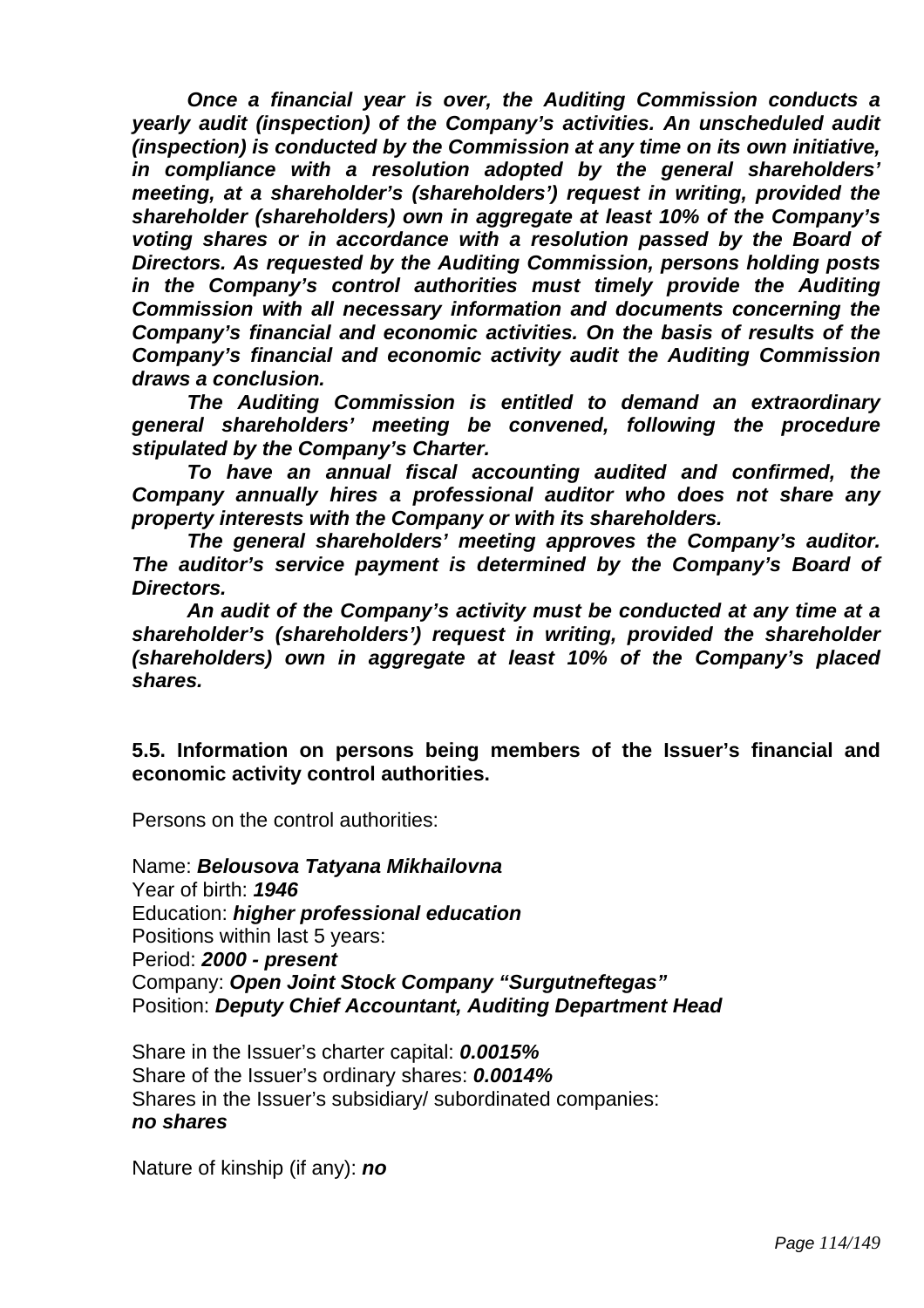***Once a financial year is over, the Auditing Commission conducts a yearly audit (inspection) of the Company's activities. An unscheduled audit (inspection) is conducted by the Commission at any time on its own initiative, in compliance with a resolution adopted by the general shareholders' meeting, at a shareholder's (shareholders') request in writing, provided the shareholder (shareholders) own in aggregate at least 10% of the Company's voting shares or in accordance with a resolution passed by the Board of Directors. As requested by the Auditing Commission, persons holding posts in the Company's control authorities must timely provide the Auditing Commission with all necessary information and documents concerning the Company's financial and economic activities. On the basis of results of the Company's financial and economic activity audit the Auditing Commission draws a conclusion.***

***The Auditing Commission is entitled to demand an extraordinary general shareholders' meeting be convened, following the procedure stipulated by the Company's Charter.***

***To have an annual fiscal accounting audited and confirmed, the Company annually hires a professional auditor who does not share any property interests with the Company or with its shareholders.***

***The general shareholders' meeting approves the Company's auditor. The auditor's service payment is determined by the Company's Board of Directors.***

***An audit of the Company's activity must be conducted at any time at a shareholder's (shareholders') request in writing, provided the shareholder (shareholders) own in aggregate at least 10% of the Company's placed shares.***

**5.5. Information on persons being members of the Issuer's financial and economic activity control authorities.**

Persons on the control authorities:

Name: ***Belousova Tatyana Mikhailovna***
Year of birth: ***1946***
Education: ***higher professional education***
Positions within last 5 years:
Period: ***2000 - present***
Company: ***Open Joint Stock Company "Surgutneftegas"***
Position: ***Deputy Chief Accountant, Auditing Department Head***

Share in the Issuer's charter capital: ***0.0015%***
Share of the Issuer's ordinary shares: ***0.0014%***
Shares in the Issuer's subsidiary/ subordinated companies:
***no shares***

Nature of kinship (if any): ***no***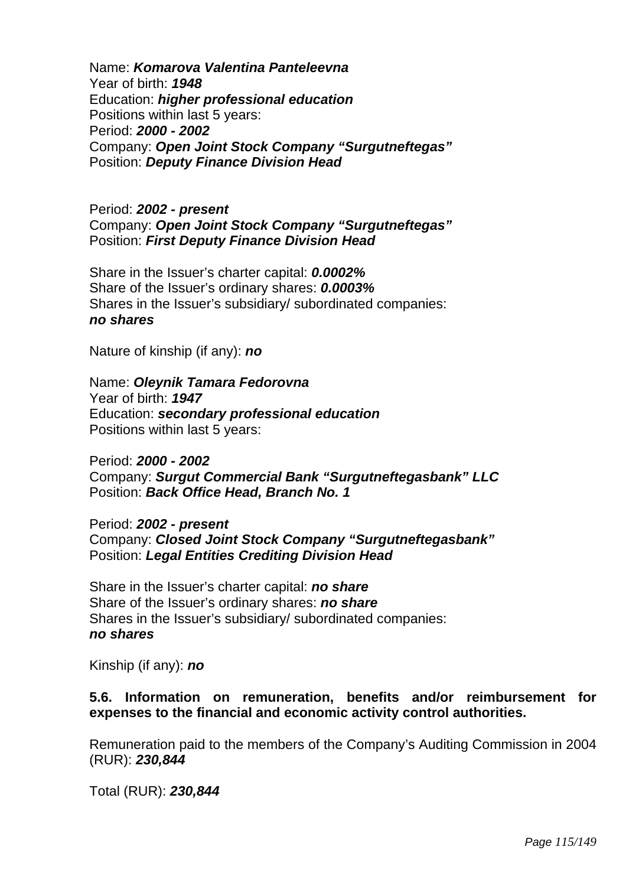Name: ***Komarova Valentina Panteleevna***
Year of birth: ***1948***
Education: ***higher professional education***
Positions within last 5 years:
Period: ***2000 - 2002***
Company: ***Open Joint Stock Company "Surgutneftegas"***
Position: ***Deputy Finance Division Head***

Period: ***2002 - present***
Company: ***Open Joint Stock Company "Surgutneftegas"***
Position: ***First Deputy Finance Division Head***

Share in the Issuer's charter capital: ***0.0002%***
Share of the Issuer's ordinary shares: ***0.0003%***
Shares in the Issuer's subsidiary/ subordinated companies:
***no shares***

Nature of kinship (if any): ***no***

Name: ***Oleynik Tamara Fedorovna***
Year of birth: ***1947***
Education: ***secondary professional education***
Positions within last 5 years:

Period: ***2000 - 2002***
Company: ***Surgut Commercial Bank "Surgutneftegasbank" LLC***
Position: ***Back Office Head, Branch No. 1***

Period: ***2002 - present***
Company: ***Closed Joint Stock Company "Surgutneftegasbank"***
Position: ***Legal Entities Crediting Division Head***

Share in the Issuer's charter capital: ***no share***
Share of the Issuer's ordinary shares: ***no share***
Shares in the Issuer's subsidiary/ subordinated companies:
***no shares***

Kinship (if any): ***no***

**5.6. Information on remuneration, benefits and/or reimbursement for expenses to the financial and economic activity control authorities.**

Remuneration paid to the members of the Company's Auditing Commission in 2004 (RUR): ***230,844***

Total (RUR): ***230,844***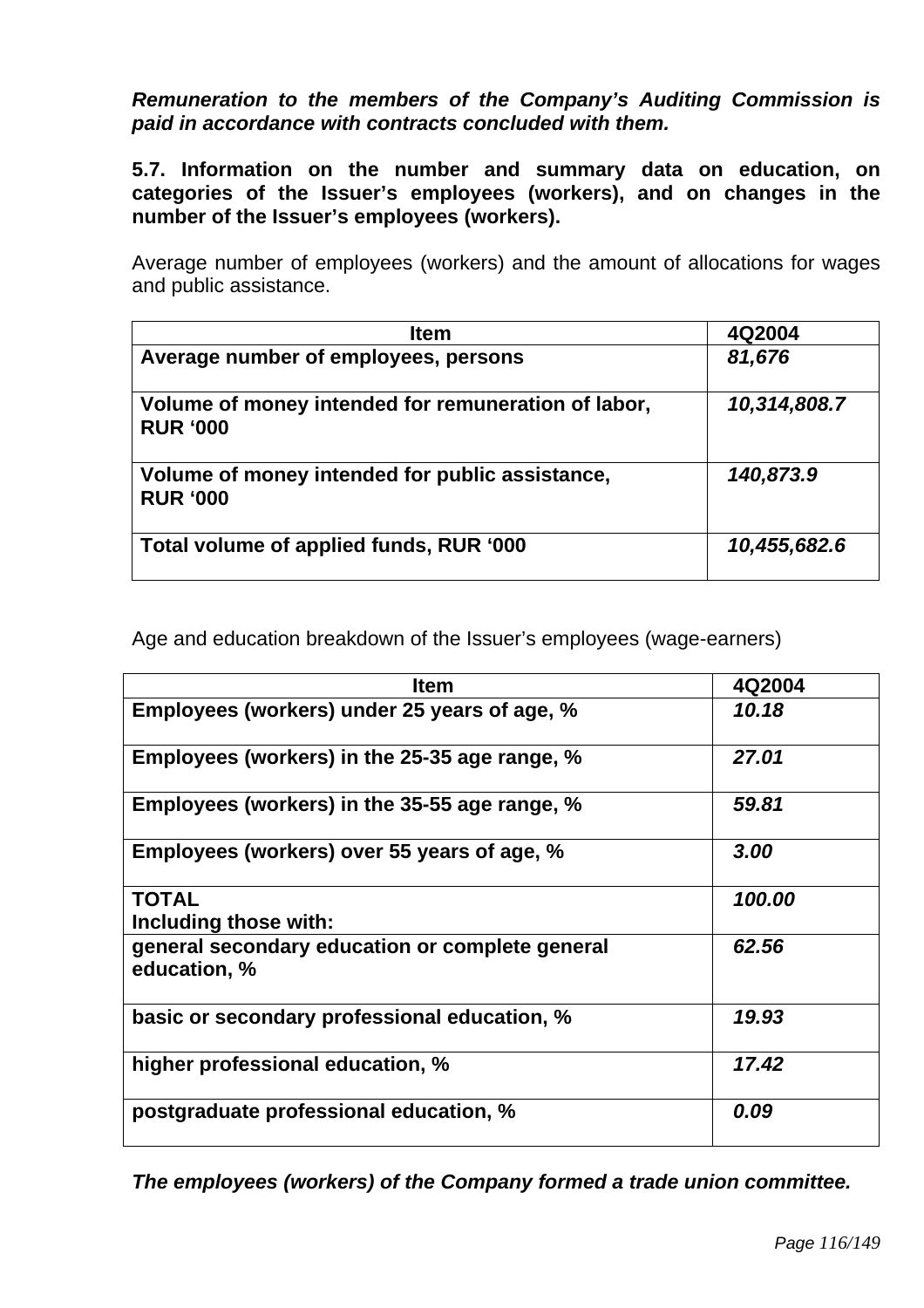***Remuneration to the members of the Company's Auditing Commission is paid in accordance with contracts concluded with them.***

**5.7. Information on the number and summary data on education, on categories of the Issuer's employees (workers), and on changes in the number of the Issuer's employees (workers).**

Average number of employees (workers) and the amount of allocations for wages and public assistance.

| Item | 4Q2004 |
|---|---|
| **Average number of employees, persons** | ***81,676*** |
| **Volume of money intended for remuneration of labor, RUR '000** | ***10,314,808.7*** |
| **Volume of money intended for public assistance, RUR '000** | ***140,873.9*** |
| **Total volume of applied funds, RUR '000** | ***10,455,682.6*** |

Age and education breakdown of the Issuer's employees (wage-earners)

| Item | 4Q2004 |
|---|---|
| **Employees (workers) under 25 years of age, %** | ***10.18*** |
| **Employees (workers) in the 25-35 age range, %** | ***27.01*** |
| **Employees (workers) in the 35-55 age range, %** | ***59.81*** |
| **Employees (workers) over 55 years of age, %** | ***3.00*** |
| **TOTAL**<br>**Including those with:** | ***100.00*** |
| **general secondary education or complete general education, %** | ***62.56*** |
| **basic or secondary professional education, %** | ***19.93*** |
| **higher professional education, %** | ***17.42*** |
| **postgraduate professional education, %** | ***0.09*** |

***The employees (workers) of the Company formed a trade union committee.***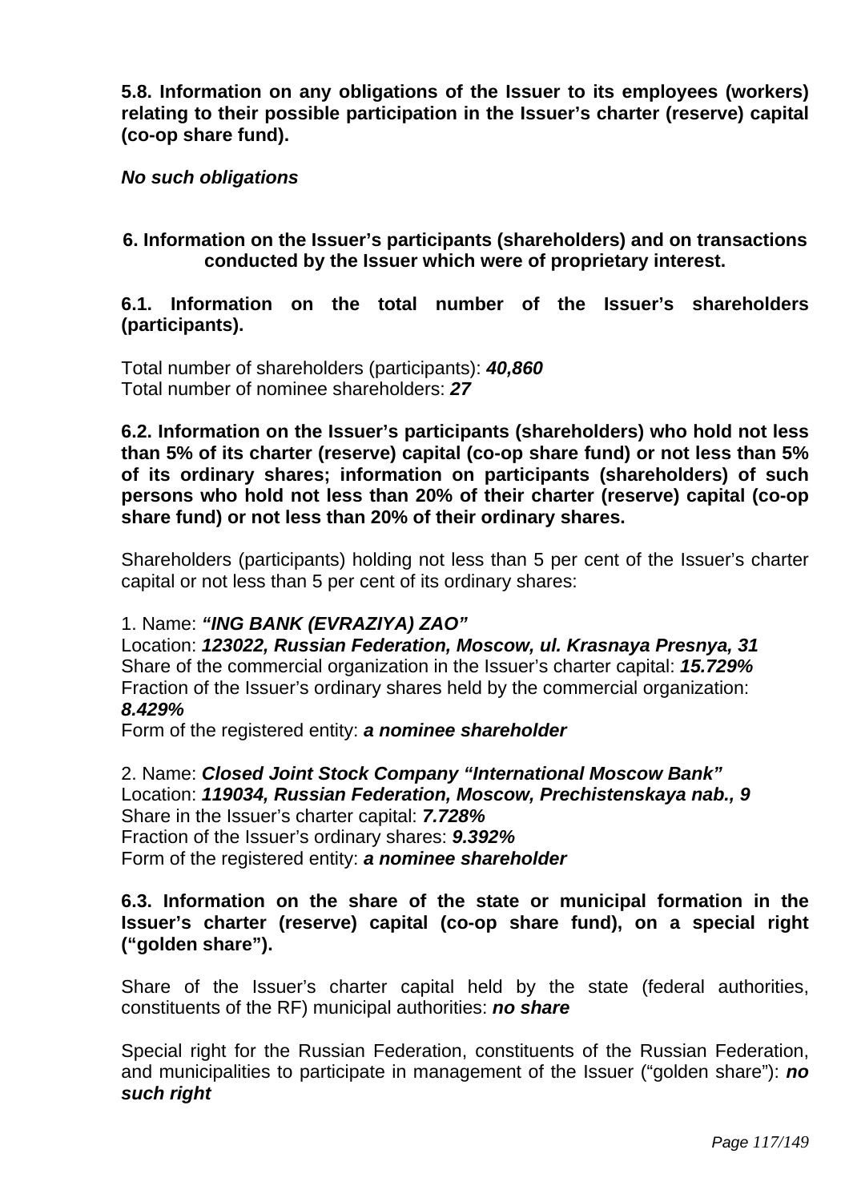**5.8. Information on any obligations of the Issuer to its employees (workers) relating to their possible participation in the Issuer's charter (reserve) capital (co-op share fund).**

***No such obligations***

## 6. Information on the Issuer's participants (shareholders) and on transactions conducted by the Issuer which were of proprietary interest.

### 6.1. Information on the total number of the Issuer's shareholders (participants).

Total number of shareholders (participants): ***40,860***
Total number of nominee shareholders: ***27***

### 6.2. Information on the Issuer's participants (shareholders) who hold not less than 5% of its charter (reserve) capital (co-op share fund) or not less than 5% of its ordinary shares; information on participants (shareholders) of such persons who hold not less than 20% of their charter (reserve) capital (co-op share fund) or not less than 20% of their ordinary shares.

Shareholders (participants) holding not less than 5 per cent of the Issuer's charter capital or not less than 5 per cent of its ordinary shares:

1. Name: ***"ING BANK (EVRAZIYA) ZAO"***
Location: ***123022, Russian Federation, Moscow, ul. Krasnaya Presnya, 31***
Share of the commercial organization in the Issuer's charter capital: ***15.729%***
Fraction of the Issuer's ordinary shares held by the commercial organization: ***8.429%***
Form of the registered entity: ***a nominee shareholder***

2. Name: ***Closed Joint Stock Company "International Moscow Bank"***
Location: ***119034, Russian Federation, Moscow, Prechistenskaya nab., 9***
Share in the Issuer's charter capital: ***7.728%***
Fraction of the Issuer's ordinary shares: ***9.392%***
Form of the registered entity: ***a nominee shareholder***

### 6.3. Information on the share of the state or municipal formation in the Issuer's charter (reserve) capital (co-op share fund), on a special right ("golden share").

Share of the Issuer's charter capital held by the state (federal authorities, constituents of the RF) municipal authorities: ***no share***

Special right for the Russian Federation, constituents of the Russian Federation, and municipalities to participate in management of the Issuer ("golden share"): ***no such right***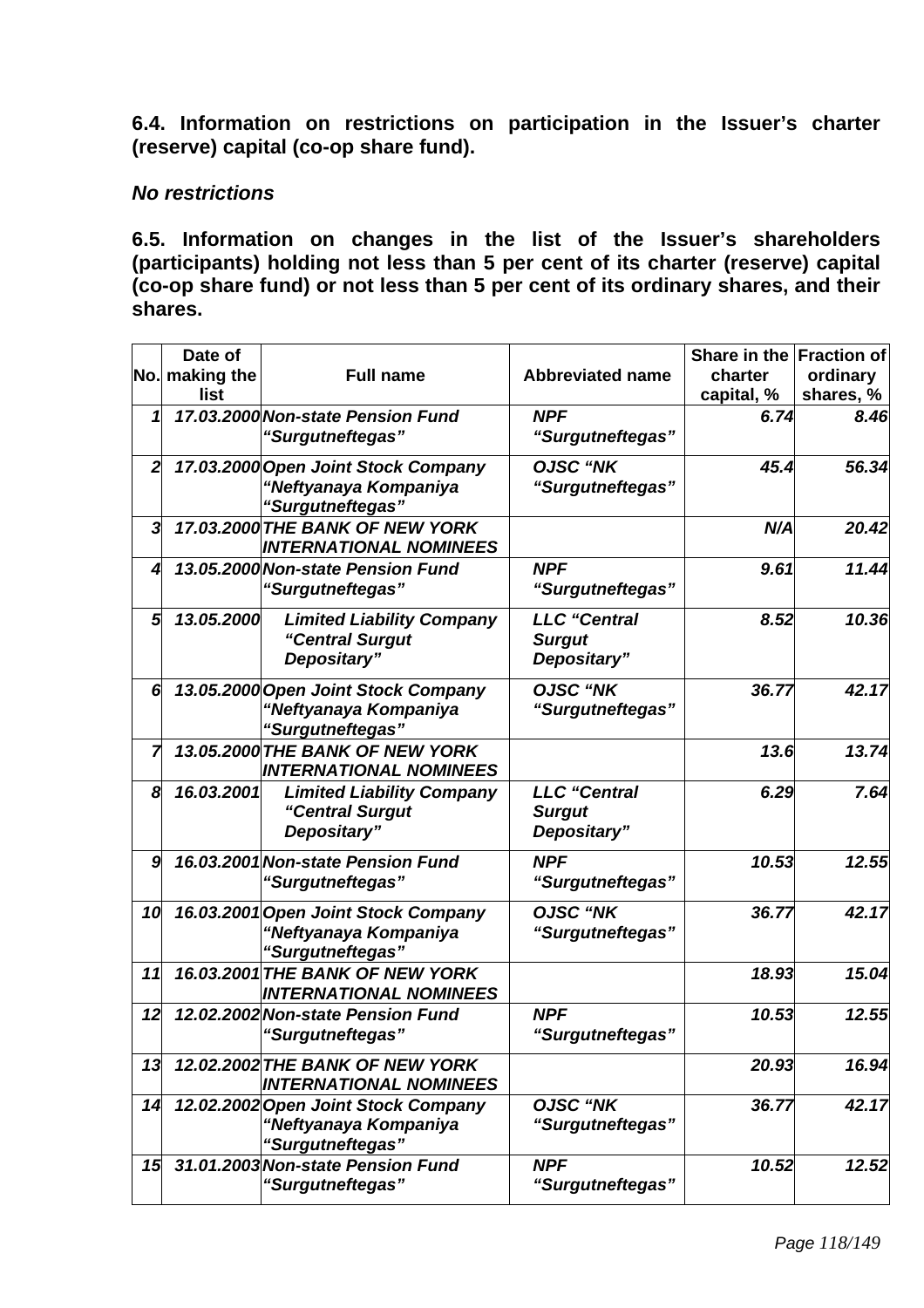**6.4. Information on restrictions on participation in the Issuer's charter (reserve) capital (co-op share fund).**

***No restrictions***

**6.5. Information on changes in the list of the Issuer's shareholders (participants) holding not less than 5 per cent of its charter (reserve) capital (co-op share fund) or not less than 5 per cent of its ordinary shares, and their shares.**

| No. | Date of making the list | Full name | Abbreviated name | Share in the charter capital, % | Fraction of ordinary shares, % |
|---|---|---|---|---|---|
| *1* | *17.03.2000* | *Non-state Pension Fund "Surgutneftegas"* | *NPF "Surgutneftegas"* | *6.74* | *8.46* |
| *2* | *17.03.2000* | *Open Joint Stock Company "Neftyanaya Kompaniya "Surgutneftegas"* | *OJSC "NK "Surgutneftegas"* | *45.4* | *56.34* |
| *3* | *17.03.2000* | *THE BANK OF NEW YORK INTERNATIONAL NOMINEES* | | *N/A* | *20.42* |
| *4* | *13.05.2000* | *Non-state Pension Fund "Surgutneftegas"* | *NPF "Surgutneftegas"* | *9.61* | *11.44* |
| *5* | *13.05.2000* | *Limited Liability Company "Central Surgut Depositary"* | *LLC "Central Surgut Depositary"* | *8.52* | *10.36* |
| *6* | *13.05.2000* | *Open Joint Stock Company "Neftyanaya Kompaniya "Surgutneftegas"* | *OJSC "NK "Surgutneftegas"* | *36.77* | *42.17* |
| *7* | *13.05.2000* | *THE BANK OF NEW YORK INTERNATIONAL NOMINEES* | | *13.6* | *13.74* |
| *8* | *16.03.2001* | *Limited Liability Company "Central Surgut Depositary"* | *LLC "Central Surgut Depositary"* | *6.29* | *7.64* |
| *9* | *16.03.2001* | *Non-state Pension Fund "Surgutneftegas"* | *NPF "Surgutneftegas"* | *10.53* | *12.55* |
| *10* | *16.03.2001* | *Open Joint Stock Company "Neftyanaya Kompaniya "Surgutneftegas"* | *OJSC "NK "Surgutneftegas"* | *36.77* | *42.17* |
| *11* | *16.03.2001* | *THE BANK OF NEW YORK INTERNATIONAL NOMINEES* | | *18.93* | *15.04* |
| *12* | *12.02.2002* | *Non-state Pension Fund "Surgutneftegas"* | *NPF "Surgutneftegas"* | *10.53* | *12.55* |
| *13* | *12.02.2002* | *THE BANK OF NEW YORK INTERNATIONAL NOMINEES* | | *20.93* | *16.94* |
| *14* | *12.02.2002* | *Open Joint Stock Company "Neftyanaya Kompaniya "Surgutneftegas"* | *OJSC "NK "Surgutneftegas"* | *36.77* | *42.17* |
| *15* | *31.01.2003* | *Non-state Pension Fund "Surgutneftegas"* | *NPF "Surgutneftegas"* | *10.52* | *12.52* |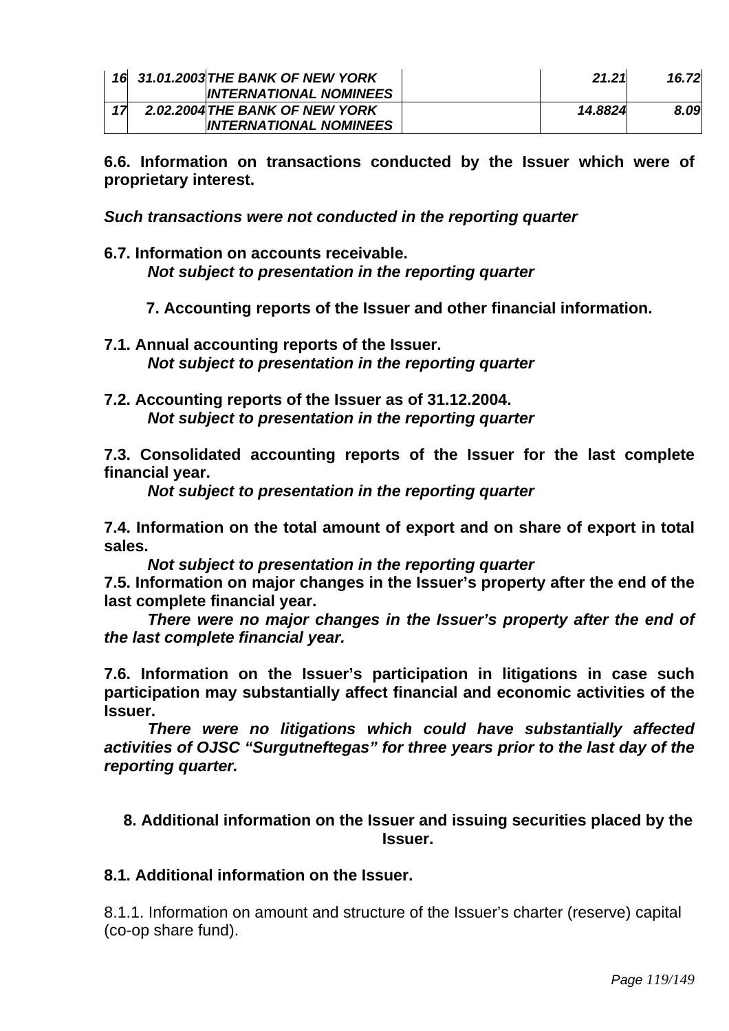| 16 | 31.01.2003 | THE BANK OF NEW YORK INTERNATIONAL NOMINEES | | 21.21 | 16.72 |
|---|---|---|---|---|---|
| 17 | 2.02.2004 | THE BANK OF NEW YORK INTERNATIONAL NOMINEES | | 14.8824 | 8.09 |

**6.6. Information on transactions conducted by the Issuer which were of proprietary interest.**

***Such transactions were not conducted in the reporting quarter***

**6.7. Information on accounts receivable.**

***Not subject to presentation in the reporting quarter***

## 7. Accounting reports of the Issuer and other financial information.

**7.1. Annual accounting reports of the Issuer.**

***Not subject to presentation in the reporting quarter***

**7.2. Accounting reports of the Issuer as of 31.12.2004.**

***Not subject to presentation in the reporting quarter***

**7.3. Consolidated accounting reports of the Issuer for the last complete financial year.**

***Not subject to presentation in the reporting quarter***

**7.4. Information on the total amount of export and on share of export in total sales.**

***Not subject to presentation in the reporting quarter***

**7.5. Information on major changes in the Issuer's property after the end of the last complete financial year.**

***There were no major changes in the Issuer's property after the end of the last complete financial year.***

**7.6. Information on the Issuer's participation in litigations in case such participation may substantially affect financial and economic activities of the Issuer.**

***There were no litigations which could have substantially affected activities of OJSC "Surgutneftegas" for three years prior to the last day of the reporting quarter.***

## 8. Additional information on the Issuer and issuing securities placed by the Issuer.

**8.1. Additional information on the Issuer.**

8.1.1. Information on amount and structure of the Issuer's charter (reserve) capital (co-op share fund).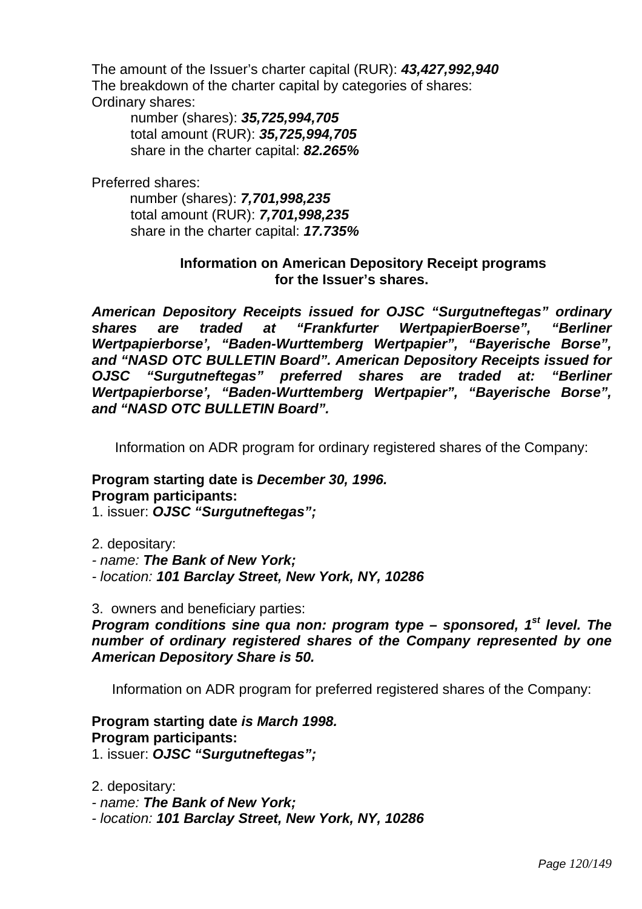The amount of the Issuer's charter capital (RUR): ***43,427,992,940***
The breakdown of the charter capital by categories of shares:
Ordinary shares:

number (shares): ***35,725,994,705***
total amount (RUR): ***35,725,994,705***
share in the charter capital: ***82.265%***

Preferred shares:

number (shares): ***7,701,998,235***
total amount (RUR): ***7,701,998,235***
share in the charter capital: ***17.735%***

**Information on American Depository Receipt programs for the Issuer's shares.**

***American Depository Receipts issued for OJSC "Surgutneftegas" ordinary shares are traded at "Frankfurter WertpapierBoerse", "Berliner Wertpapierborse', "Baden-Wurttemberg Wertpapier", "Bayerische Borse", and "NASD OTC BULLETIN Board". American Depository Receipts issued for OJSC "Surgutneftegas" preferred shares are traded at: "Berliner Wertpapierborse', "Baden-Wurttemberg Wertpapier", "Bayerische Borse", and "NASD OTC BULLETIN Board".***

Information on ADR program for ordinary registered shares of the Company:

**Program starting date is *December 30, 1996.***
**Program participants:**
1. issuer: ***OJSC "Surgutneftegas";***

2. depositary:
- *name:* ***The Bank of New York;***
- *location:* ***101 Barclay Street, New York, NY, 10286***

3. owners and beneficiary parties:
***Program conditions sine qua non: program type – sponsored, 1st level. The number of ordinary registered shares of the Company represented by one American Depository Share is 50.***

Information on ADR program for preferred registered shares of the Company:

**Program starting date *is March 1998.***
**Program participants:**
1. issuer: ***OJSC "Surgutneftegas";***

2. depositary:
- *name:* ***The Bank of New York;***
- *location:* ***101 Barclay Street, New York, NY, 10286***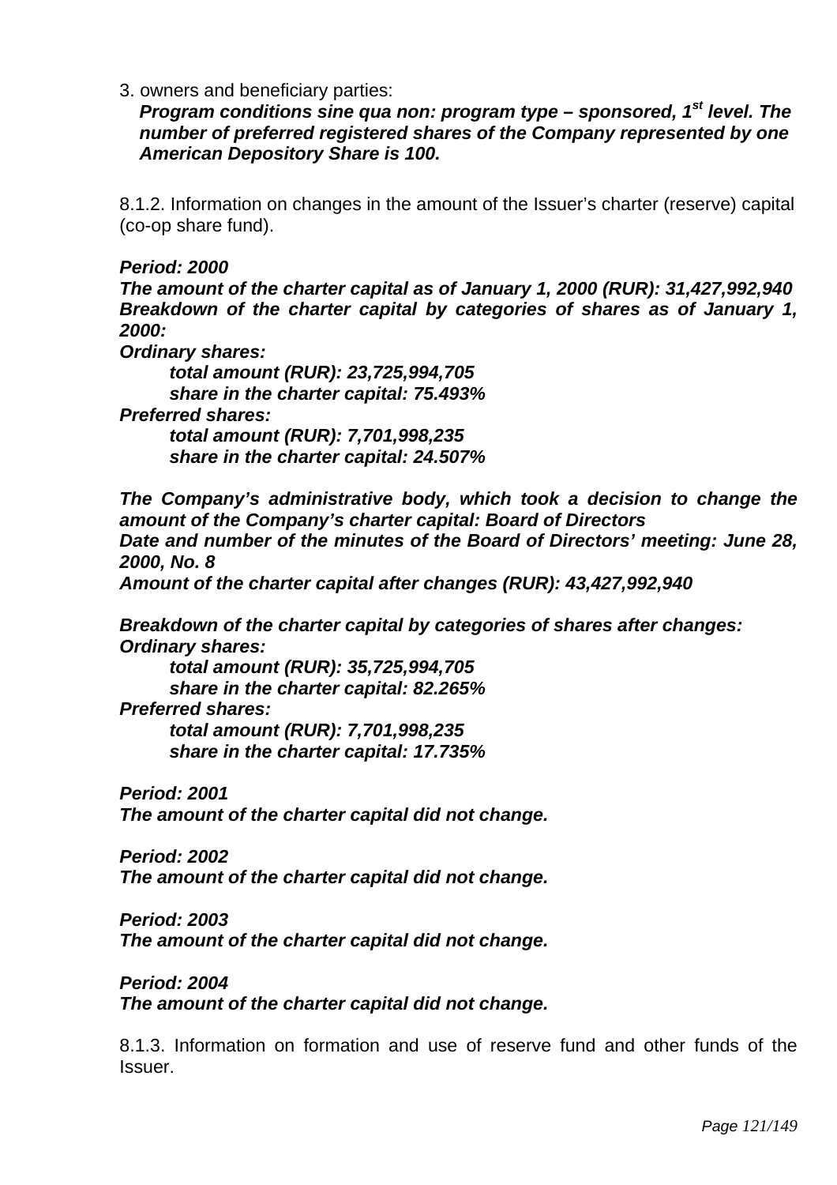3. owners and beneficiary parties:

***Program conditions sine qua non: program type – sponsored, 1st level. The number of preferred registered shares of the Company represented by one American Depository Share is 100.***

8.1.2. Information on changes in the amount of the Issuer's charter (reserve) capital (co-op share fund).

***Period: 2000***
***The amount of the charter capital as of January 1, 2000 (RUR): 31,427,992,940***
***Breakdown of the charter capital by categories of shares as of January 1, 2000:***
***Ordinary shares:***
***total amount (RUR): 23,725,994,705***
***share in the charter capital: 75.493%***
***Preferred shares:***
***total amount (RUR): 7,701,998,235***
***share in the charter capital: 24.507%***

***The Company's administrative body, which took a decision to change the amount of the Company's charter capital: Board of Directors***
***Date and number of the minutes of the Board of Directors' meeting: June 28, 2000, No. 8***
***Amount of the charter capital after changes (RUR): 43,427,992,940***

***Breakdown of the charter capital by categories of shares after changes:***
***Ordinary shares:***
***total amount (RUR): 35,725,994,705***
***share in the charter capital: 82.265%***
***Preferred shares:***
***total amount (RUR): 7,701,998,235***
***share in the charter capital: 17.735%***

***Period: 2001***
***The amount of the charter capital did not change.***

***Period: 2002***
***The amount of the charter capital did not change.***

***Period: 2003***
***The amount of the charter capital did not change.***

***Period: 2004***
***The amount of the charter capital did not change.***

8.1.3. Information on formation and use of reserve fund and other funds of the Issuer.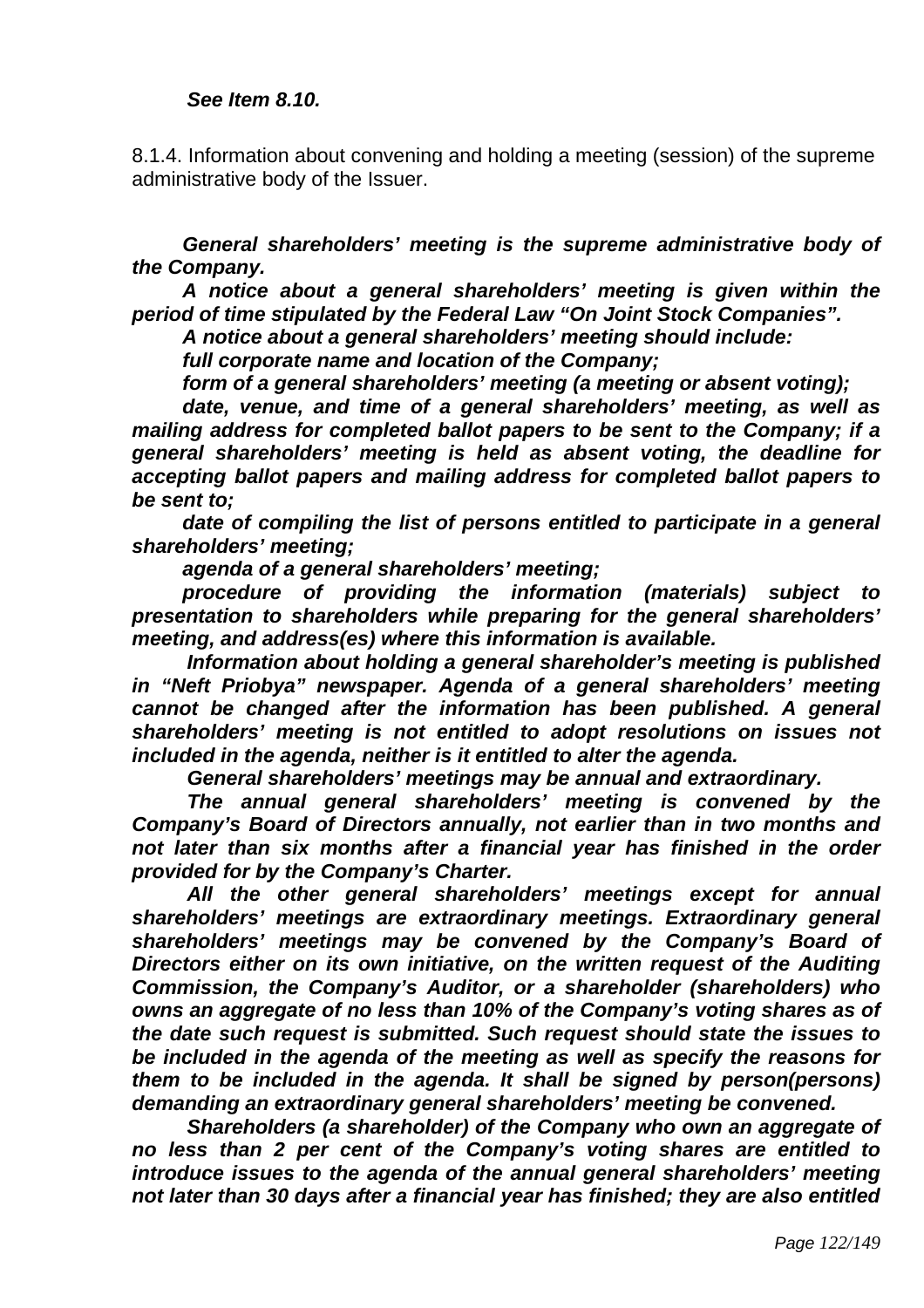***See Item 8.10.***

8.1.4. Information about convening and holding a meeting (session) of the supreme administrative body of the Issuer.

***General shareholders' meeting is the supreme administrative body of the Company.***

***A notice about a general shareholders' meeting is given within the period of time stipulated by the Federal Law "On Joint Stock Companies".***

***A notice about a general shareholders' meeting should include:***

***full corporate name and location of the Company;***

***form of a general shareholders' meeting (a meeting or absent voting);***

***date, venue, and time of a general shareholders' meeting, as well as mailing address for completed ballot papers to be sent to the Company; if a general shareholders' meeting is held as absent voting, the deadline for accepting ballot papers and mailing address for completed ballot papers to be sent to;***

***date of compiling the list of persons entitled to participate in a general shareholders' meeting;***

***agenda of a general shareholders' meeting;***

***procedure of providing the information (materials) subject to presentation to shareholders while preparing for the general shareholders' meeting, and address(es) where this information is available.***

***Information about holding a general shareholder's meeting is published in "Neft Priobya" newspaper. Agenda of a general shareholders' meeting cannot be changed after the information has been published. A general shareholders' meeting is not entitled to adopt resolutions on issues not included in the agenda, neither is it entitled to alter the agenda.***

***General shareholders' meetings may be annual and extraordinary.***

***The annual general shareholders' meeting is convened by the Company's Board of Directors annually, not earlier than in two months and not later than six months after a financial year has finished in the order provided for by the Company's Charter.***

***All the other general shareholders' meetings except for annual shareholders' meetings are extraordinary meetings. Extraordinary general shareholders' meetings may be convened by the Company's Board of Directors either on its own initiative, on the written request of the Auditing Commission, the Company's Auditor, or a shareholder (shareholders) who owns an aggregate of no less than 10% of the Company's voting shares as of the date such request is submitted. Such request should state the issues to be included in the agenda of the meeting as well as specify the reasons for them to be included in the agenda. It shall be signed by person(persons) demanding an extraordinary general shareholders' meeting be convened.***

***Shareholders (a shareholder) of the Company who own an aggregate of no less than 2 per cent of the Company's voting shares are entitled to introduce issues to the agenda of the annual general shareholders' meeting not later than 30 days after a financial year has finished; they are also entitled***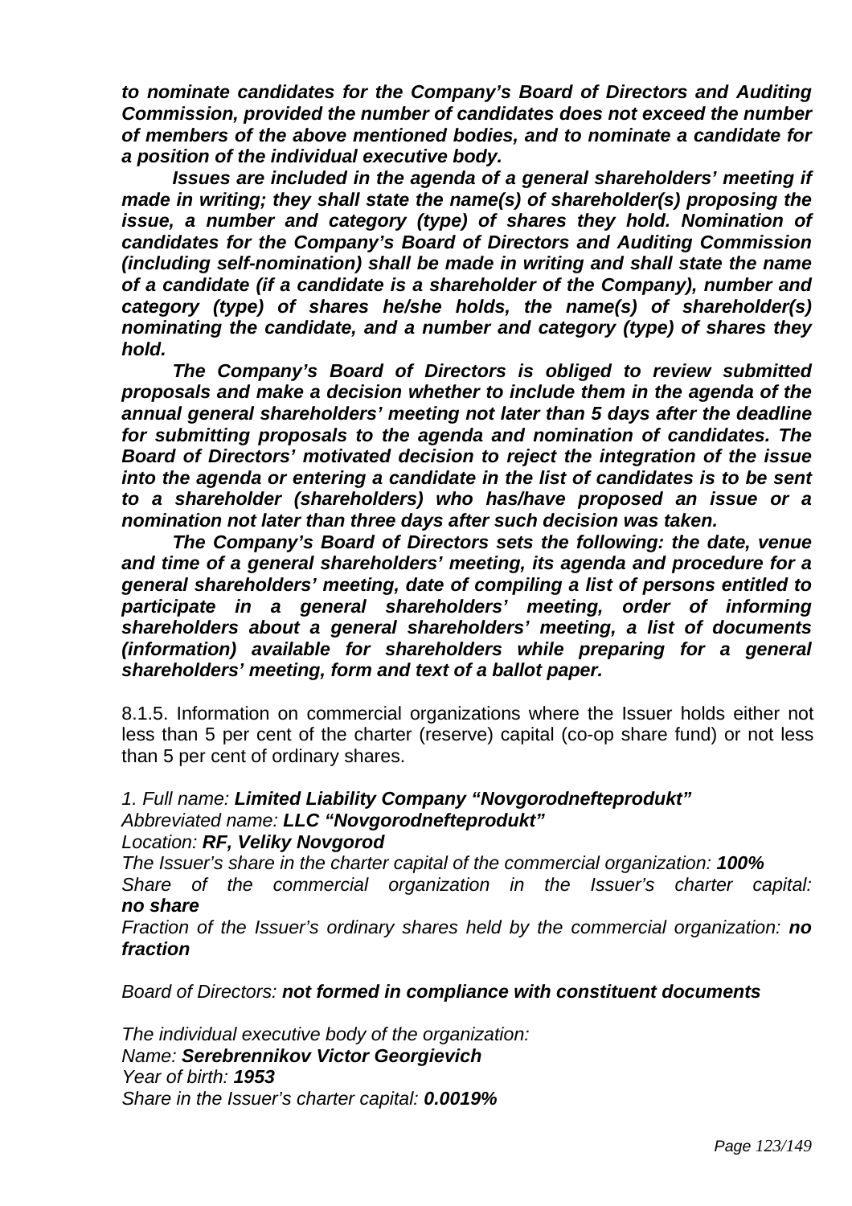***to nominate candidates for the Company's Board of Directors and Auditing Commission, provided the number of candidates does not exceed the number of members of the above mentioned bodies, and to nominate a candidate for a position of the individual executive body.***

***Issues are included in the agenda of a general shareholders' meeting if made in writing; they shall state the name(s) of shareholder(s) proposing the issue, a number and category (type) of shares they hold. Nomination of candidates for the Company's Board of Directors and Auditing Commission (including self-nomination) shall be made in writing and shall state the name of a candidate (if a candidate is a shareholder of the Company), number and category (type) of shares he/she holds, the name(s) of shareholder(s) nominating the candidate, and a number and category (type) of shares they hold.***

***The Company's Board of Directors is obliged to review submitted proposals and make a decision whether to include them in the agenda of the annual general shareholders' meeting not later than 5 days after the deadline for submitting proposals to the agenda and nomination of candidates. The Board of Directors' motivated decision to reject the integration of the issue into the agenda or entering a candidate in the list of candidates is to be sent to a shareholder (shareholders) who has/have proposed an issue or a nomination not later than three days after such decision was taken.***

***The Company's Board of Directors sets the following: the date, venue and time of a general shareholders' meeting, its agenda and procedure for a general shareholders' meeting, date of compiling a list of persons entitled to participate in a general shareholders' meeting, order of informing shareholders about a general shareholders' meeting, a list of documents (information) available for shareholders while preparing for a general shareholders' meeting, form and text of a ballot paper.***

8.1.5. Information on commercial organizations where the Issuer holds either not less than 5 per cent of the charter (reserve) capital (co-op share fund) or not less than 5 per cent of ordinary shares.

*1. Full name:* ***Limited Liability Company "Novgorodnefteprodukt"***
*Abbreviated name:* ***LLC "Novgorodnefteprodukt"***
*Location:* ***RF, Veliky Novgorod***
*The Issuer's share in the charter capital of the commercial organization:* ***100%***
*Share of the commercial organization in the Issuer's charter capital:* ***no share***
*Fraction of the Issuer's ordinary shares held by the commercial organization:* ***no fraction***

*Board of Directors:* ***not formed in compliance with constituent documents***

*The individual executive body of the organization:*
*Name:* ***Serebrennikov Victor Georgievich***
*Year of birth:* ***1953***
*Share in the Issuer's charter capital:* ***0.0019%***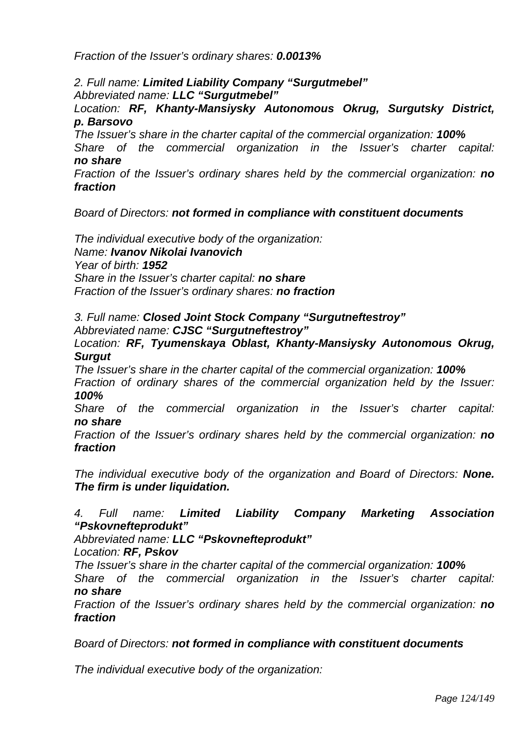*Fraction of the Issuer's ordinary shares:* ***0.0013%***

*2. Full name:* ***Limited Liability Company "Surgutmebel"***
*Abbreviated name:* ***LLC "Surgutmebel"***
*Location:* ***RF, Khanty-Mansiysky Autonomous Okrug, Surgutsky District, p. Barsovo***
*The Issuer's share in the charter capital of the commercial organization:* ***100%***
*Share of the commercial organization in the Issuer's charter capital:* ***no share***
*Fraction of the Issuer's ordinary shares held by the commercial organization:* ***no fraction***

*Board of Directors:* ***not formed in compliance with constituent documents***

*The individual executive body of the organization:*
*Name:* ***Ivanov Nikolai Ivanovich***
*Year of birth:* ***1952***
*Share in the Issuer's charter capital:* ***no share***
*Fraction of the Issuer's ordinary shares:* ***no fraction***

*3. Full name:* ***Closed Joint Stock Company "Surgutneftestroy"***
*Abbreviated name:* ***CJSC "Surgutneftestroy"***
*Location:* ***RF, Tyumenskaya Oblast, Khanty-Mansiysky Autonomous Okrug, Surgut***
*The Issuer's share in the charter capital of the commercial organization:* ***100%***
*Fraction of ordinary shares of the commercial organization held by the Issuer:* ***100%***
*Share of the commercial organization in the Issuer's charter capital:* ***no share***
*Fraction of the Issuer's ordinary shares held by the commercial organization:* ***no fraction***

*The individual executive body of the organization and Board of Directors:* ***None. The firm is under liquidation.***

*4. Full name:* ***Limited Liability Company Marketing Association "Pskovnefteprodukt"***
*Abbreviated name:* ***LLC "Pskovnefteprodukt"***
*Location:* ***RF, Pskov***
*The Issuer's share in the charter capital of the commercial organization:* ***100%***
*Share of the commercial organization in the Issuer's charter capital:* ***no share***
*Fraction of the Issuer's ordinary shares held by the commercial organization:* ***no fraction***

*Board of Directors:* ***not formed in compliance with constituent documents***

*The individual executive body of the organization:*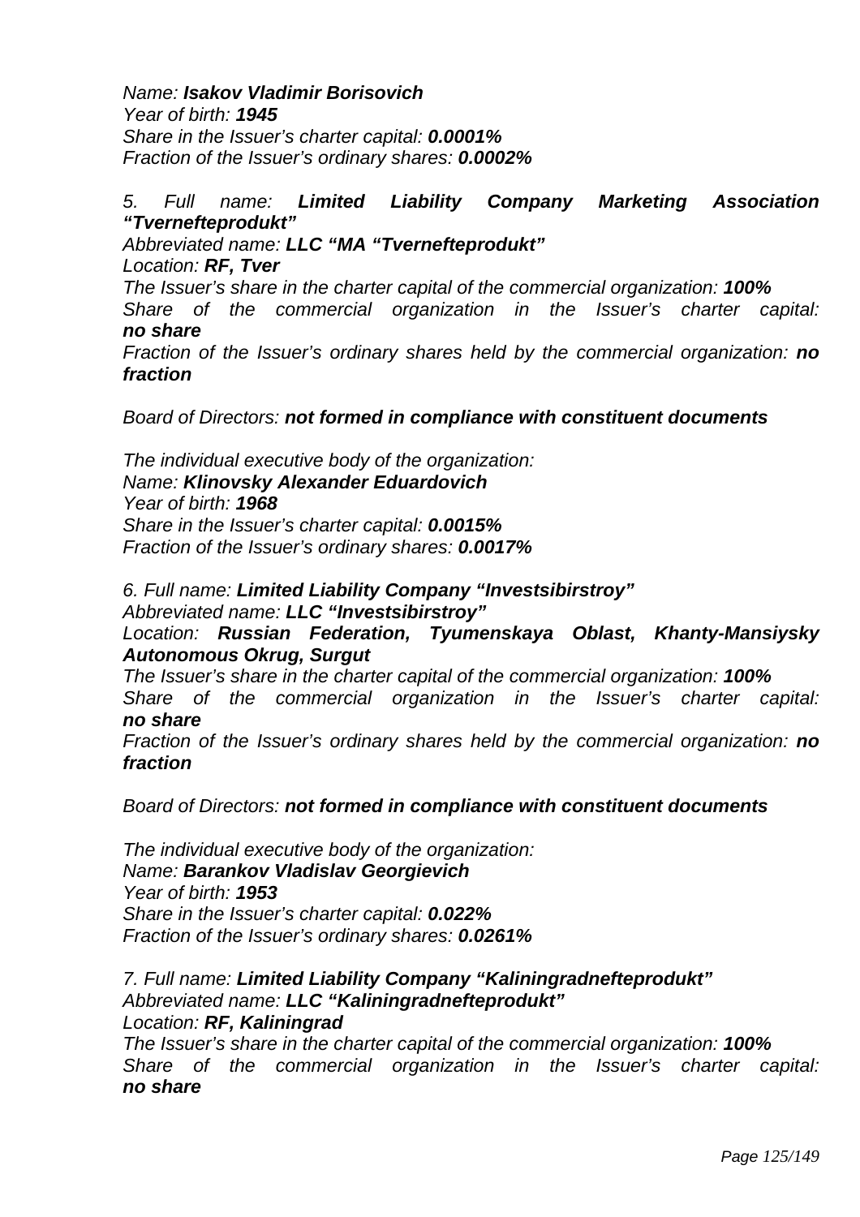*Name:* ***Isakov Vladimir Borisovich***
*Year of birth:* ***1945***
*Share in the Issuer's charter capital:* ***0.0001%***
*Fraction of the Issuer's ordinary shares:* ***0.0002%***

*5. Full name:* ***Limited Liability Company Marketing Association "Tvernefteprodukt"***
*Abbreviated name:* ***LLC "MA "Tvernefteprodukt"***
*Location:* ***RF, Tver***
*The Issuer's share in the charter capital of the commercial organization:* ***100%***
*Share of the commercial organization in the Issuer's charter capital:* ***no share***
*Fraction of the Issuer's ordinary shares held by the commercial organization:* ***no fraction***

*Board of Directors:* ***not formed in compliance with constituent documents***

*The individual executive body of the organization:*
*Name:* ***Klinovsky Alexander Eduardovich***
*Year of birth:* ***1968***
*Share in the Issuer's charter capital:* ***0.0015%***
*Fraction of the Issuer's ordinary shares:* ***0.0017%***

*6. Full name:* ***Limited Liability Company "Investsibirstroy"***
*Abbreviated name:* ***LLC "Investsibirstroy"***
*Location:* ***Russian Federation, Tyumenskaya Oblast, Khanty-Mansiysky Autonomous Okrug, Surgut***
*The Issuer's share in the charter capital of the commercial organization:* ***100%***
*Share of the commercial organization in the Issuer's charter capital:* ***no share***
*Fraction of the Issuer's ordinary shares held by the commercial organization:* ***no fraction***

*Board of Directors:* ***not formed in compliance with constituent documents***

*The individual executive body of the organization:*
*Name:* ***Barankov Vladislav Georgievich***
*Year of birth:* ***1953***
*Share in the Issuer's charter capital:* ***0.022%***
*Fraction of the Issuer's ordinary shares:* ***0.0261%***

*7. Full name:* ***Limited Liability Company "Kaliningradnefteprodukt"***
*Abbreviated name:* ***LLC "Kaliningradnefteprodukt"***
*Location:* ***RF, Kaliningrad***
*The Issuer's share in the charter capital of the commercial organization:* ***100%***
*Share of the commercial organization in the Issuer's charter capital:* ***no share***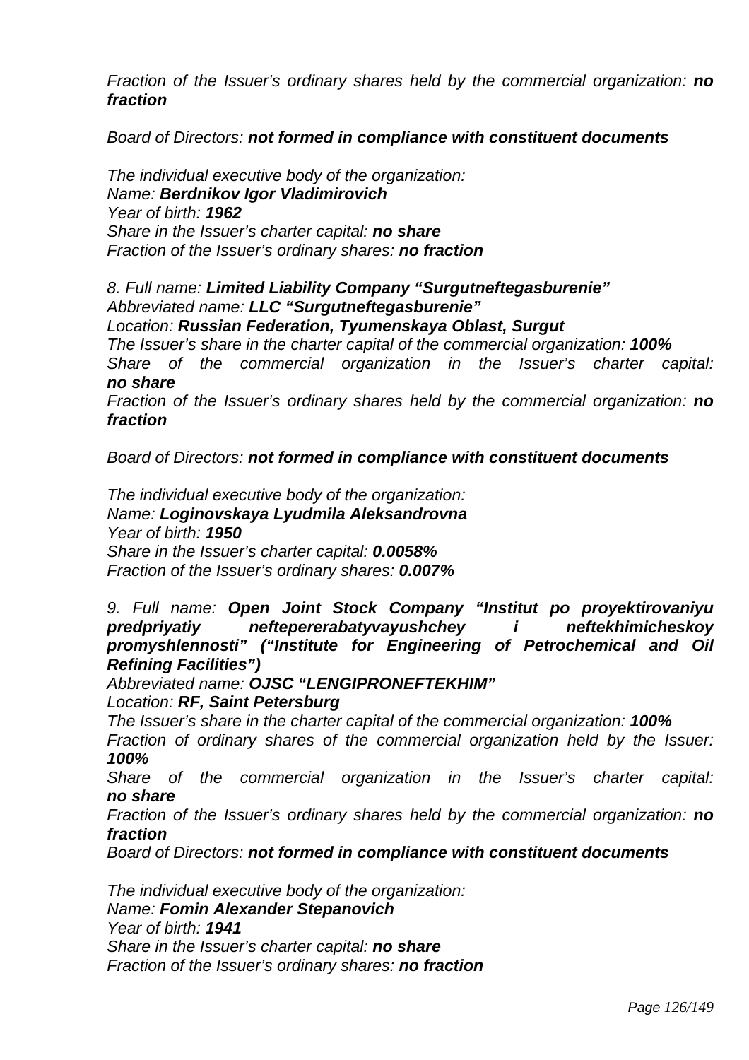*Fraction of the Issuer's ordinary shares held by the commercial organization:* ***no fraction***

*Board of Directors:* ***not formed in compliance with constituent documents***

*The individual executive body of the organization:*
*Name:* ***Berdnikov Igor Vladimirovich***
*Year of birth:* ***1962***
*Share in the Issuer's charter capital:* ***no share***
*Fraction of the Issuer's ordinary shares:* ***no fraction***

*8. Full name:* ***Limited Liability Company "Surgutneftegasburenie"***
*Abbreviated name:* ***LLC "Surgutneftegasburenie"***
*Location:* ***Russian Federation, Tyumenskaya Oblast, Surgut***
*The Issuer's share in the charter capital of the commercial organization:* ***100%***
*Share of the commercial organization in the Issuer's charter capital:* ***no share***
*Fraction of the Issuer's ordinary shares held by the commercial organization:* ***no fraction***

*Board of Directors:* ***not formed in compliance with constituent documents***

*The individual executive body of the organization:*
*Name:* ***Loginovskaya Lyudmila Aleksandrovna***
*Year of birth:* ***1950***
*Share in the Issuer's charter capital:* ***0.0058%***
*Fraction of the Issuer's ordinary shares:* ***0.007%***

*9. Full name:* ***Open Joint Stock Company "Institut po proyektirovaniyu predpriyatiy neftepererabatyvayushchey i neftekhimicheskoy promyshlennosti" ("Institute for Engineering of Petrochemical and Oil Refining Facilities")***
*Abbreviated name:* ***OJSC "LENGIPRONEFTEKHIM"***
*Location:* ***RF, Saint Petersburg***
*The Issuer's share in the charter capital of the commercial organization:* ***100%***
*Fraction of ordinary shares of the commercial organization held by the Issuer:* ***100%***
*Share of the commercial organization in the Issuer's charter capital:* ***no share***
*Fraction of the Issuer's ordinary shares held by the commercial organization:* ***no fraction***
*Board of Directors:* ***not formed in compliance with constituent documents***

*The individual executive body of the organization:*
*Name:* ***Fomin Alexander Stepanovich***
*Year of birth:* ***1941***
*Share in the Issuer's charter capital:* ***no share***
*Fraction of the Issuer's ordinary shares:* ***no fraction***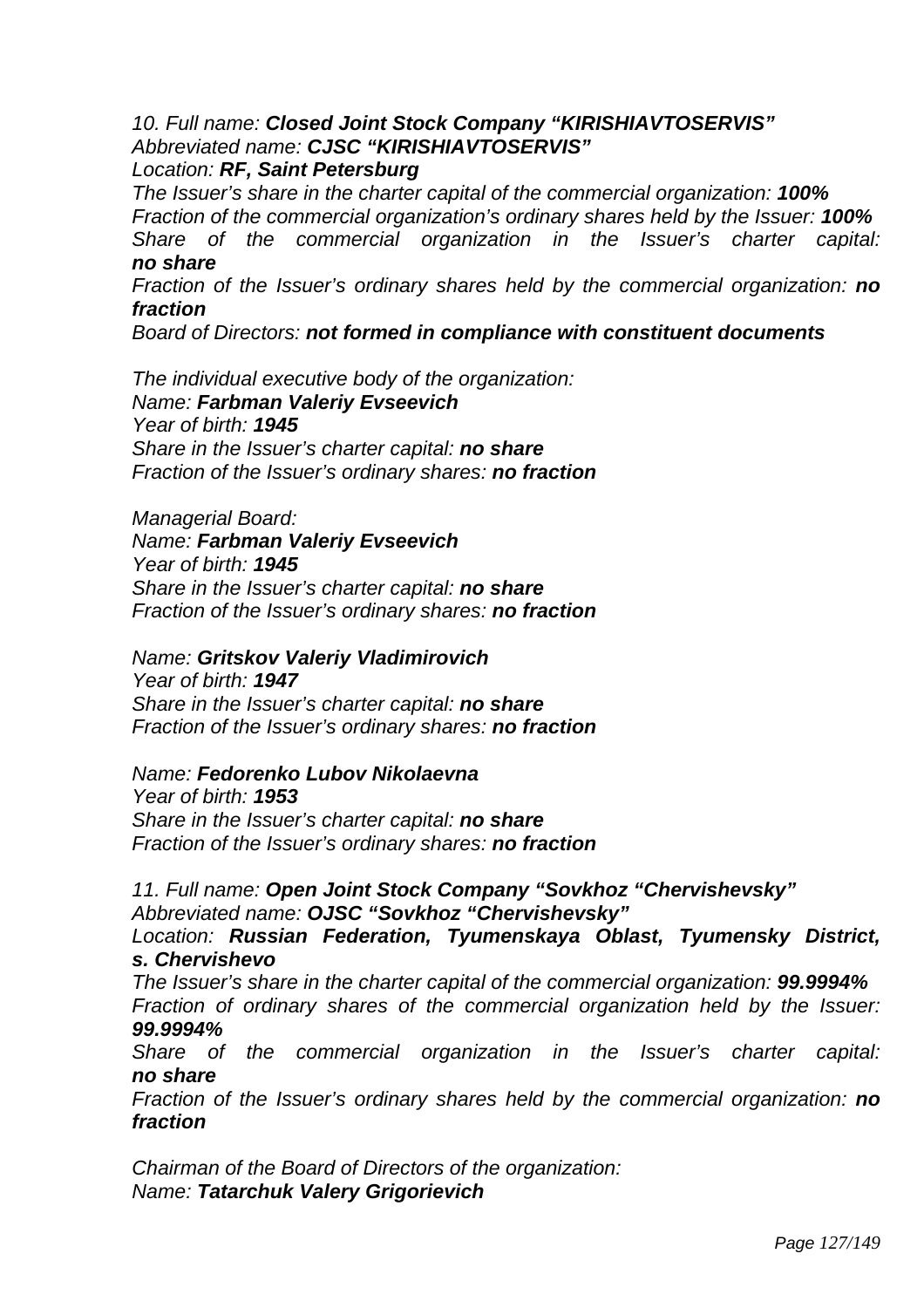*10. Full name:* ***Closed Joint Stock Company "KIRISHIAVTOSERVIS"***
*Abbreviated name:* ***CJSC "KIRISHIAVTOSERVIS"***
*Location:* ***RF, Saint Petersburg***
*The Issuer's share in the charter capital of the commercial organization:* ***100%***
*Fraction of the commercial organization's ordinary shares held by the Issuer:* ***100%***
*Share of the commercial organization in the Issuer's charter capital:* ***no share***
*Fraction of the Issuer's ordinary shares held by the commercial organization:* ***no fraction***
*Board of Directors:* ***not formed in compliance with constituent documents***

*The individual executive body of the organization:*
*Name:* ***Farbman Valeriy Evseevich***
*Year of birth:* ***1945***
*Share in the Issuer's charter capital:* ***no share***
*Fraction of the Issuer's ordinary shares:* ***no fraction***

*Managerial Board:*
*Name:* ***Farbman Valeriy Evseevich***
*Year of birth:* ***1945***
*Share in the Issuer's charter capital:* ***no share***
*Fraction of the Issuer's ordinary shares:* ***no fraction***

*Name:* ***Gritskov Valeriy Vladimirovich***
*Year of birth:* ***1947***
*Share in the Issuer's charter capital:* ***no share***
*Fraction of the Issuer's ordinary shares:* ***no fraction***

*Name:* ***Fedorenko Lubov Nikolaevna***
*Year of birth:* ***1953***
*Share in the Issuer's charter capital:* ***no share***
*Fraction of the Issuer's ordinary shares:* ***no fraction***

*11. Full name:* ***Open Joint Stock Company "Sovkhoz "Chervishevsky"***
*Abbreviated name:* ***OJSC "Sovkhoz "Chervishevsky"***
*Location:* ***Russian Federation, Tyumenskaya Oblast, Tyumensky District, s. Chervishevo***
*The Issuer's share in the charter capital of the commercial organization:* ***99.9994%***
*Fraction of ordinary shares of the commercial organization held by the Issuer:* ***99.9994%***
*Share of the commercial organization in the Issuer's charter capital:* ***no share***
*Fraction of the Issuer's ordinary shares held by the commercial organization:* ***no fraction***

*Chairman of the Board of Directors of the organization:*
*Name:* ***Tatarchuk Valery Grigorievich***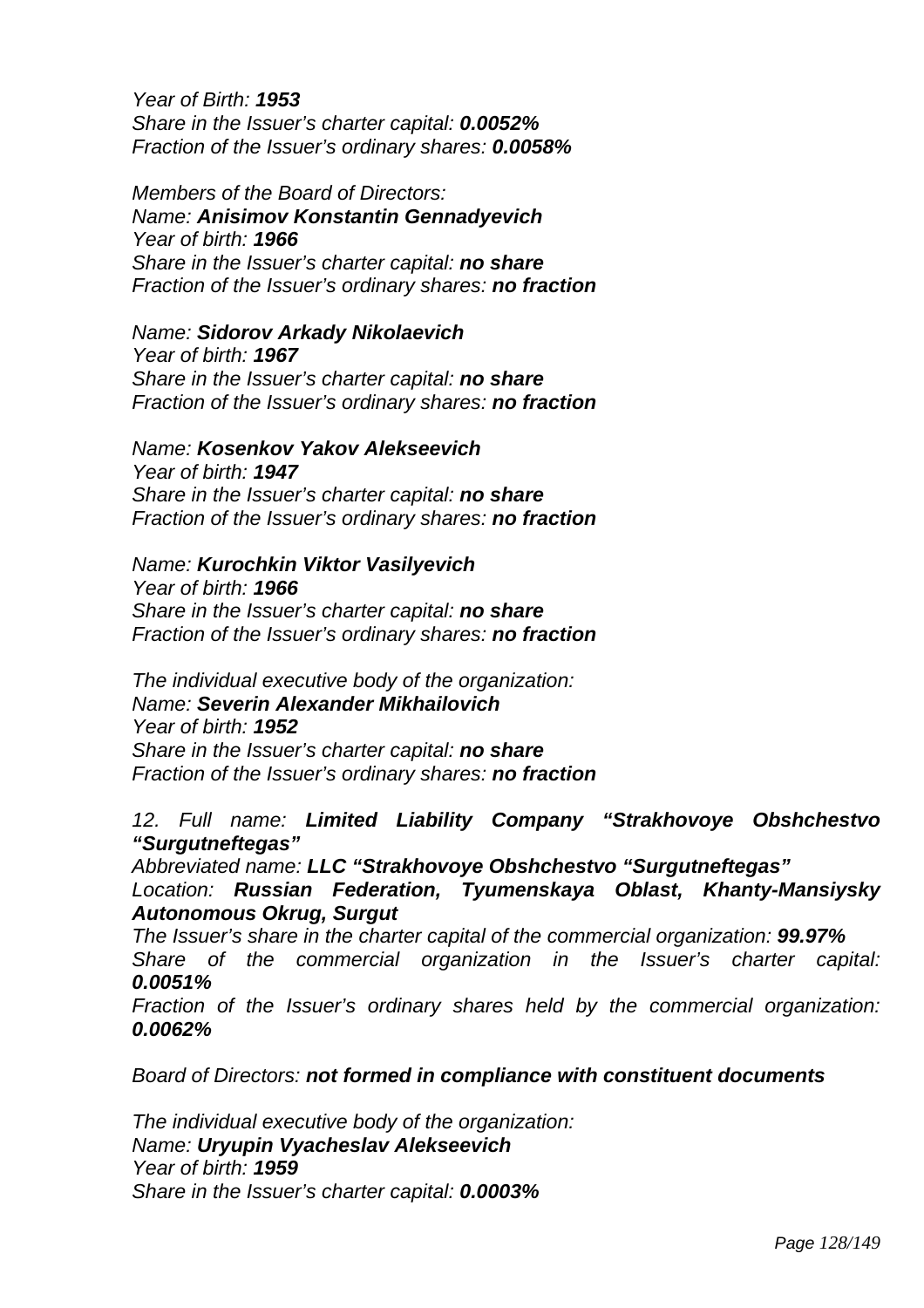*Year of Birth:* ***1953***
*Share in the Issuer's charter capital:* ***0.0052%***
*Fraction of the Issuer's ordinary shares:* ***0.0058%***

*Members of the Board of Directors:*
*Name:* ***Anisimov Konstantin Gennadyevich***
*Year of birth:* ***1966***
*Share in the Issuer's charter capital:* ***no share***
*Fraction of the Issuer's ordinary shares:* ***no fraction***

*Name:* ***Sidorov Arkady Nikolaevich***
*Year of birth:* ***1967***
*Share in the Issuer's charter capital:* ***no share***
*Fraction of the Issuer's ordinary shares:* ***no fraction***

*Name:* ***Kosenkov Yakov Alekseevich***
*Year of birth:* ***1947***
*Share in the Issuer's charter capital:* ***no share***
*Fraction of the Issuer's ordinary shares:* ***no fraction***

*Name:* ***Kurochkin Viktor Vasilyevich***
*Year of birth:* ***1966***
*Share in the Issuer's charter capital:* ***no share***
*Fraction of the Issuer's ordinary shares:* ***no fraction***

*The individual executive body of the organization:*
*Name:* ***Severin Alexander Mikhailovich***
*Year of birth:* ***1952***
*Share in the Issuer's charter capital:* ***no share***
*Fraction of the Issuer's ordinary shares:* ***no fraction***

*12. Full name:* ***Limited Liability Company "Strakhovoye Obshchestvo "Surgutneftegas"***
*Abbreviated name:* ***LLC "Strakhovoye Obshchestvo "Surgutneftegas"***
*Location:* ***Russian Federation, Tyumenskaya Oblast, Khanty-Mansiysky Autonomous Okrug, Surgut***
*The Issuer's share in the charter capital of the commercial organization:* ***99.97%***
*Share of the commercial organization in the Issuer's charter capital:* ***0.0051%***
*Fraction of the Issuer's ordinary shares held by the commercial organization:* ***0.0062%***

*Board of Directors:* ***not formed in compliance with constituent documents***

*The individual executive body of the organization:*
*Name:* ***Uryupin Vyacheslav Alekseevich***
*Year of birth:* ***1959***
*Share in the Issuer's charter capital:* ***0.0003%***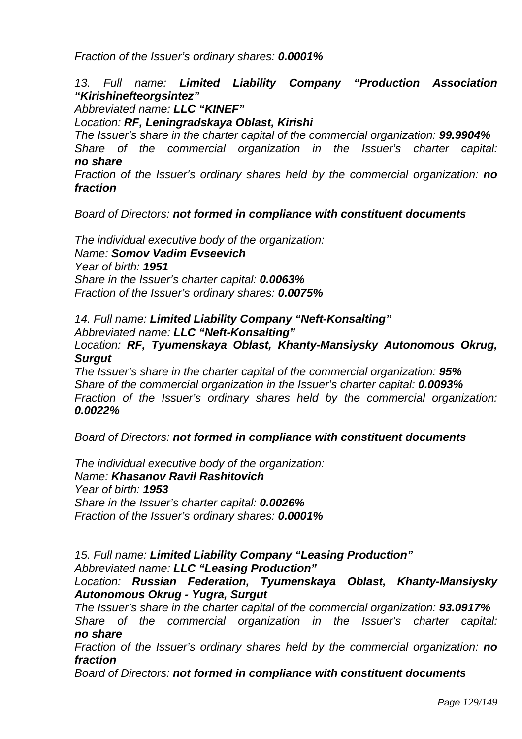*Fraction of the Issuer's ordinary shares:* ***0.0001%***

*13. Full name:* ***Limited Liability Company "Production Association "Kirishinefteorgsintez"***
*Abbreviated name:* ***LLC "KINEF"***
*Location:* ***RF, Leningradskaya Oblast, Kirishi***
*The Issuer's share in the charter capital of the commercial organization:* ***99.9904%***
*Share of the commercial organization in the Issuer's charter capital:* ***no share***
*Fraction of the Issuer's ordinary shares held by the commercial organization:* ***no fraction***

*Board of Directors:* ***not formed in compliance with constituent documents***

*The individual executive body of the organization:*
*Name:* ***Somov Vadim Evseevich***
*Year of birth:* ***1951***
*Share in the Issuer's charter capital:* ***0.0063%***
*Fraction of the Issuer's ordinary shares:* ***0.0075%***

*14. Full name:* ***Limited Liability Company "Neft-Konsalting"***
*Abbreviated name:* ***LLC "Neft-Konsalting"***
*Location:* ***RF, Tyumenskaya Oblast, Khanty-Mansiysky Autonomous Okrug, Surgut***
*The Issuer's share in the charter capital of the commercial organization:* ***95%***
*Share of the commercial organization in the Issuer's charter capital:* ***0.0093%***
*Fraction of the Issuer's ordinary shares held by the commercial organization:* ***0.0022%***

*Board of Directors:* ***not formed in compliance with constituent documents***

*The individual executive body of the organization:*
*Name:* ***Khasanov Ravil Rashitovich***
*Year of birth:* ***1953***
*Share in the Issuer's charter capital:* ***0.0026%***
*Fraction of the Issuer's ordinary shares:* ***0.0001%***

*15. Full name:* ***Limited Liability Company "Leasing Production"***
*Abbreviated name:* ***LLC "Leasing Production"***
*Location:* ***Russian Federation, Tyumenskaya Oblast, Khanty-Mansiysky Autonomous Okrug - Yugra, Surgut***
*The Issuer's share in the charter capital of the commercial organization:* ***93.0917%***
*Share of the commercial organization in the Issuer's charter capital:* ***no share***
*Fraction of the Issuer's ordinary shares held by the commercial organization:* ***no fraction***
*Board of Directors:* ***not formed in compliance with constituent documents***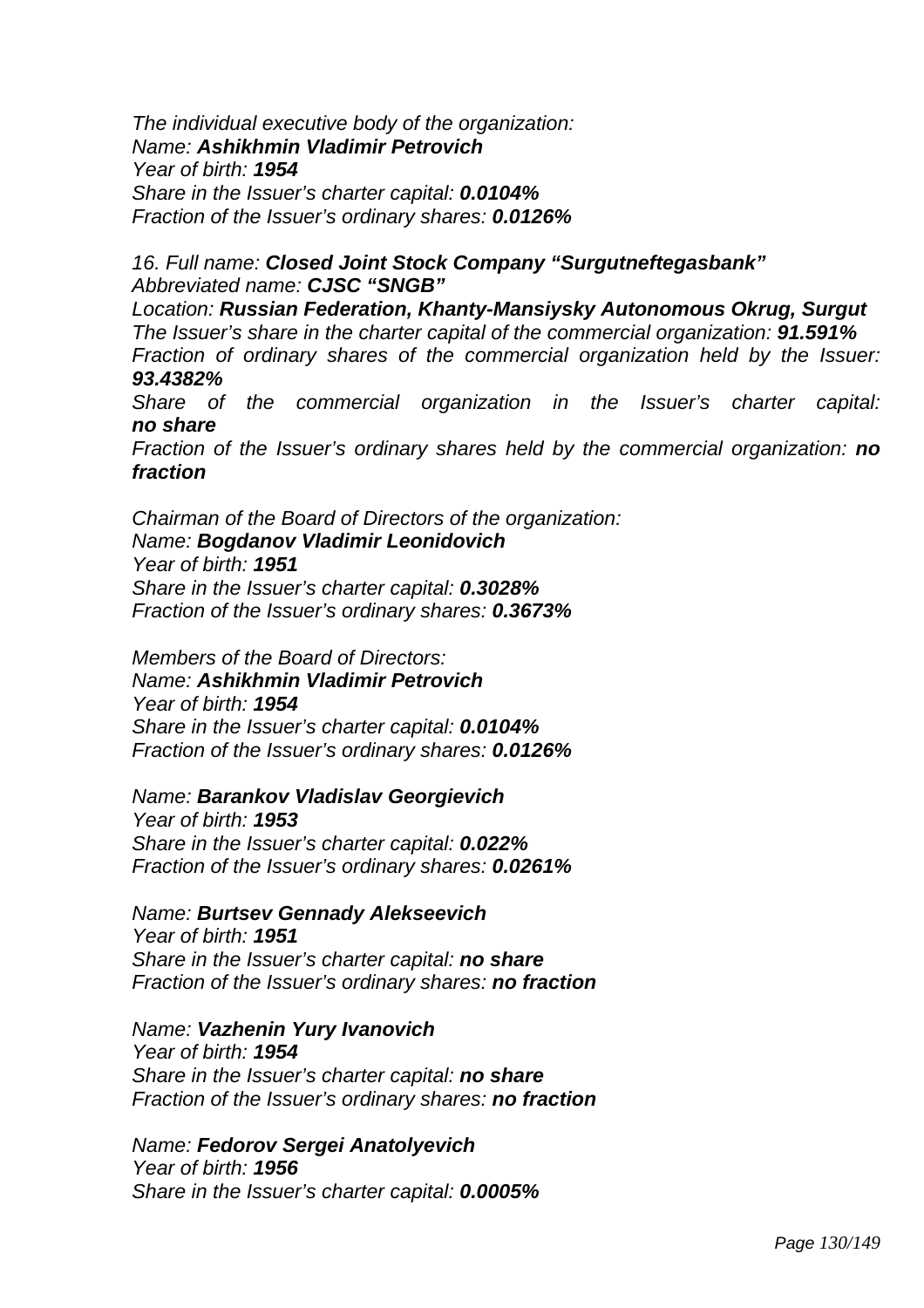*The individual executive body of the organization:*
*Name:* ***Ashikhmin Vladimir Petrovich***
*Year of birth:* ***1954***
*Share in the Issuer's charter capital:* ***0.0104%***
*Fraction of the Issuer's ordinary shares:* ***0.0126%***

*16. Full name:* ***Closed Joint Stock Company "Surgutneftegasbank"***
*Abbreviated name:* ***CJSC "SNGB"***
*Location:* ***Russian Federation, Khanty-Mansiysky Autonomous Okrug, Surgut***
*The Issuer's share in the charter capital of the commercial organization:* ***91.591%***
*Fraction of ordinary shares of the commercial organization held by the Issuer:* ***93.4382%***
*Share of the commercial organization in the Issuer's charter capital:* ***no share***
*Fraction of the Issuer's ordinary shares held by the commercial organization:* ***no fraction***

*Chairman of the Board of Directors of the organization:*
*Name:* ***Bogdanov Vladimir Leonidovich***
*Year of birth:* ***1951***
*Share in the Issuer's charter capital:* ***0.3028%***
*Fraction of the Issuer's ordinary shares:* ***0.3673%***

*Members of the Board of Directors:*
*Name:* ***Ashikhmin Vladimir Petrovich***
*Year of birth:* ***1954***
*Share in the Issuer's charter capital:* ***0.0104%***
*Fraction of the Issuer's ordinary shares:* ***0.0126%***

*Name:* ***Barankov Vladislav Georgievich***
*Year of birth:* ***1953***
*Share in the Issuer's charter capital:* ***0.022%***
*Fraction of the Issuer's ordinary shares:* ***0.0261%***

*Name:* ***Burtsev Gennady Alekseevich***
*Year of birth:* ***1951***
*Share in the Issuer's charter capital:* ***no share***
*Fraction of the Issuer's ordinary shares:* ***no fraction***

*Name:* ***Vazhenin Yury Ivanovich***
*Year of birth:* ***1954***
*Share in the Issuer's charter capital:* ***no share***
*Fraction of the Issuer's ordinary shares:* ***no fraction***

*Name:* ***Fedorov Sergei Anatolyevich***
*Year of birth:* ***1956***
*Share in the Issuer's charter capital:* ***0.0005%***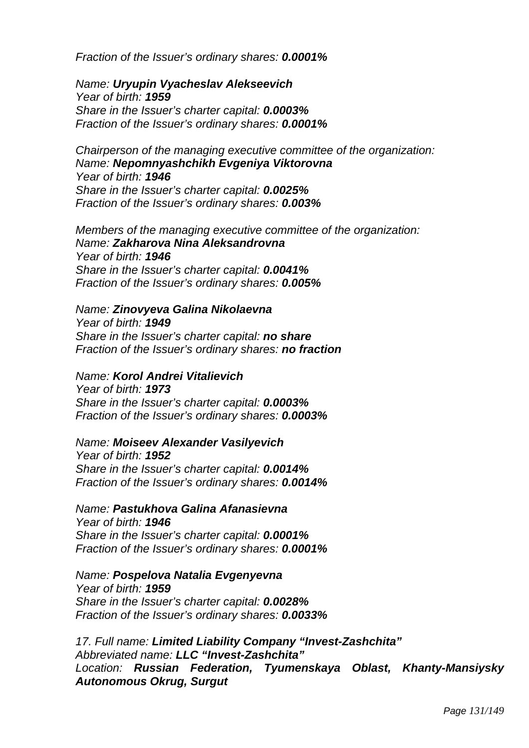*Fraction of the Issuer’s ordinary shares:* ***0.0001%***

*Name:* ***Uryupin Vyacheslav Alekseevich***
*Year of birth:* ***1959***
*Share in the Issuer’s charter capital:* ***0.0003%***
*Fraction of the Issuer’s ordinary shares:* ***0.0001%***

*Chairperson of the managing executive committee of the organization:*
*Name:* ***Nepomnyashchikh Evgeniya Viktorovna***
*Year of birth:* ***1946***
*Share in the Issuer’s charter capital:* ***0.0025%***
*Fraction of the Issuer’s ordinary shares:* ***0.003%***

*Members of the managing executive committee of the organization:*
*Name:* ***Zakharova Nina Aleksandrovna***
*Year of birth:* ***1946***
*Share in the Issuer’s charter capital:* ***0.0041%***
*Fraction of the Issuer’s ordinary shares:* ***0.005%***

*Name:* ***Zinovyeva Galina Nikolaevna***
*Year of birth:* ***1949***
*Share in the Issuer’s charter capital:* ***no share***
*Fraction of the Issuer’s ordinary shares:* ***no fraction***

*Name:* ***Korol Andrei Vitalievich***
*Year of birth:* ***1973***
*Share in the Issuer’s charter capital:* ***0.0003%***
*Fraction of the Issuer’s ordinary shares:* ***0.0003%***

*Name:* ***Moiseev Alexander Vasilyevich***
*Year of birth:* ***1952***
*Share in the Issuer’s charter capital:* ***0.0014%***
*Fraction of the Issuer’s ordinary shares:* ***0.0014%***

*Name:* ***Pastukhova Galina Afanasievna***
*Year of birth:* ***1946***
*Share in the Issuer’s charter capital:* ***0.0001%***
*Fraction of the Issuer’s ordinary shares:* ***0.0001%***

*Name:* ***Pospelova Natalia Evgenyevna***
*Year of birth:* ***1959***
*Share in the Issuer’s charter capital:* ***0.0028%***
*Fraction of the Issuer’s ordinary shares:* ***0.0033%***

*17. Full name:* ***Limited Liability Company “Invest-Zashchita”***
*Abbreviated name:* ***LLC “Invest-Zashchita”***
*Location:* ***Russian Federation, Tyumenskaya Oblast, Khanty-Mansiysky Autonomous Okrug, Surgut***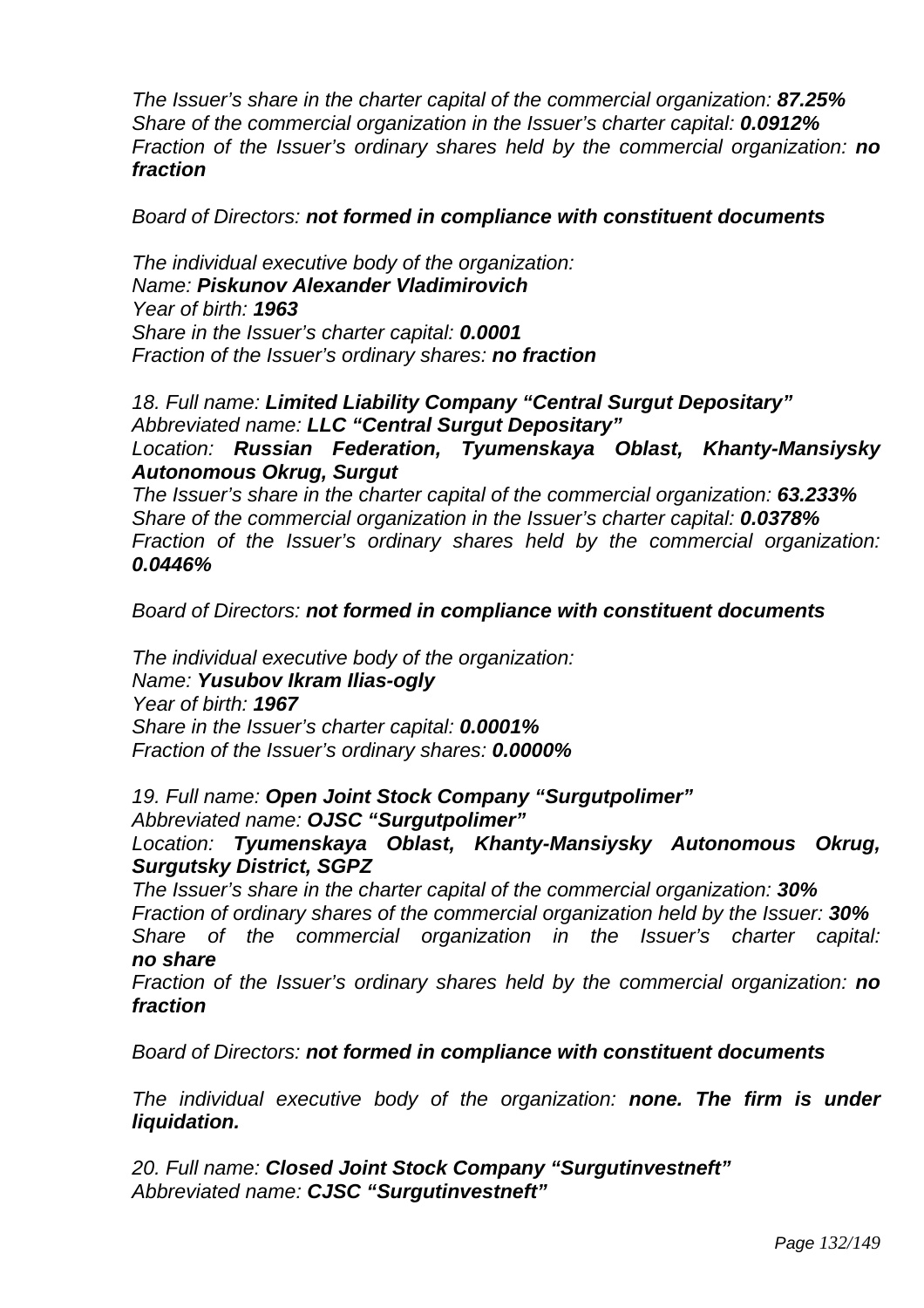*The Issuer’s share in the charter capital of the commercial organization: **87.25%***
*Share of the commercial organization in the Issuer’s charter capital: **0.0912%***
*Fraction of the Issuer’s ordinary shares held by the commercial organization: **no fraction***

*Board of Directors: **not formed in compliance with constituent documents***

*The individual executive body of the organization:*
*Name: **Piskunov Alexander Vladimirovich***
*Year of birth: **1963***
*Share in the Issuer’s charter capital: **0.0001***
*Fraction of the Issuer’s ordinary shares: **no fraction***

*18. Full name: **Limited Liability Company “Central Surgut Depositary”***
*Abbreviated name: **LLC “Central Surgut Depositary”***
*Location: **Russian Federation, Tyumenskaya Oblast, Khanty-Mansiysky Autonomous Okrug, Surgut***
*The Issuer’s share in the charter capital of the commercial organization: **63.233%***
*Share of the commercial organization in the Issuer’s charter capital: **0.0378%***
*Fraction of the Issuer’s ordinary shares held by the commercial organization: **0.0446%***

*Board of Directors: **not formed in compliance with constituent documents***

*The individual executive body of the organization:*
*Name: **Yusubov Ikram Ilias-ogly***
*Year of birth: **1967***
*Share in the Issuer’s charter capital: **0.0001%***
*Fraction of the Issuer’s ordinary shares: **0.0000%***

*19. Full name: **Open Joint Stock Company “Surgutpolimer”***
*Abbreviated name: **OJSC “Surgutpolimer”***
*Location: **Tyumenskaya Oblast, Khanty-Mansiysky Autonomous Okrug, Surgutsky District, SGPZ***
*The Issuer’s share in the charter capital of the commercial organization: **30%***
*Fraction of ordinary shares of the commercial organization held by the Issuer: **30%***
*Share of the commercial organization in the Issuer’s charter capital: **no share***
*Fraction of the Issuer’s ordinary shares held by the commercial organization: **no fraction***

*Board of Directors: **not formed in compliance with constituent documents***

*The individual executive body of the organization: **none. The firm is under liquidation.***

*20. Full name: **Closed Joint Stock Company “Surgutinvestneft”***
*Abbreviated name: **CJSC “Surgutinvestneft”***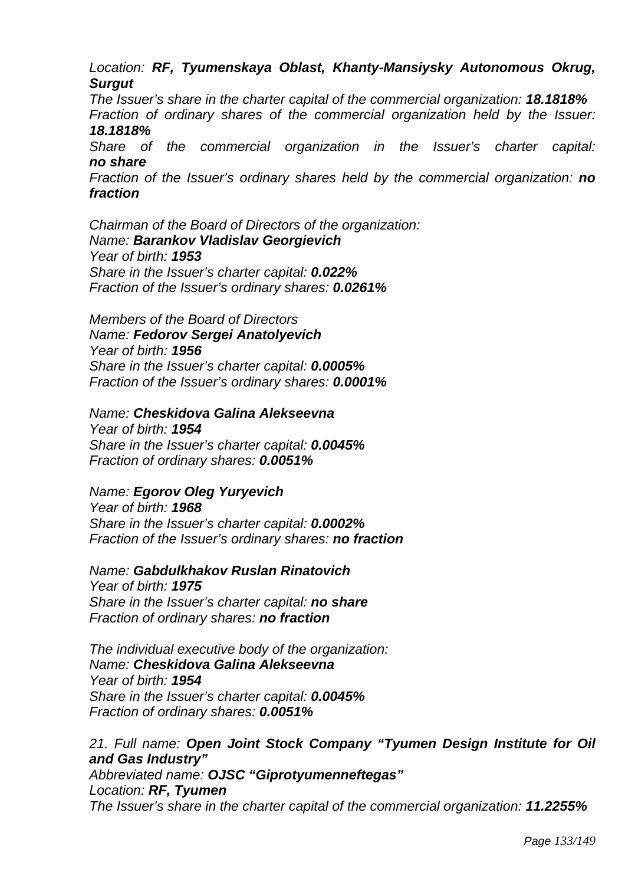*Location: **RF, Tyumenskaya Oblast, Khanty-Mansiysky Autonomous Okrug, Surgut***
*The Issuer's share in the charter capital of the commercial organization: **18.1818%***
*Fraction of ordinary shares of the commercial organization held by the Issuer: **18.1818%***
*Share of the commercial organization in the Issuer's charter capital: **no share***
*Fraction of the Issuer's ordinary shares held by the commercial organization: **no fraction***

*Chairman of the Board of Directors of the organization:*
*Name: **Barankov Vladislav Georgievich***
*Year of birth: **1953***
*Share in the Issuer's charter capital: **0.022%***
*Fraction of the Issuer's ordinary shares: **0.0261%***

*Members of the Board of Directors*
*Name: **Fedorov Sergei Anatolyevich***
*Year of birth: **1956***
*Share in the Issuer's charter capital: **0.0005%***
*Fraction of the Issuer's ordinary shares: **0.0001%***

*Name: **Cheskidova Galina Alekseevna***
*Year of birth: **1954***
*Share in the Issuer's charter capital: **0.0045%***
*Fraction of ordinary shares: **0.0051%***

*Name: **Egorov Oleg Yuryevich***
*Year of birth: **1968***
*Share in the Issuer's charter capital: **0.0002%***
*Fraction of the Issuer's ordinary shares: **no fraction***

*Name: **Gabdulkhakov Ruslan Rinatovich***
*Year of birth: **1975***
*Share in the Issuer's charter capital: **no share***
*Fraction of ordinary shares: **no fraction***

*The individual executive body of the organization:*
*Name: **Cheskidova Galina Alekseevna***
*Year of birth: **1954***
*Share in the Issuer's charter capital: **0.0045%***
*Fraction of ordinary shares: **0.0051%***

*21. Full name: **Open Joint Stock Company "Tyumen Design Institute for Oil and Gas Industry"***
*Abbreviated name: **OJSC "Giprotyumenneftegas"***
*Location: **RF, Tyumen***
*The Issuer's share in the charter capital of the commercial organization: **11.2255%***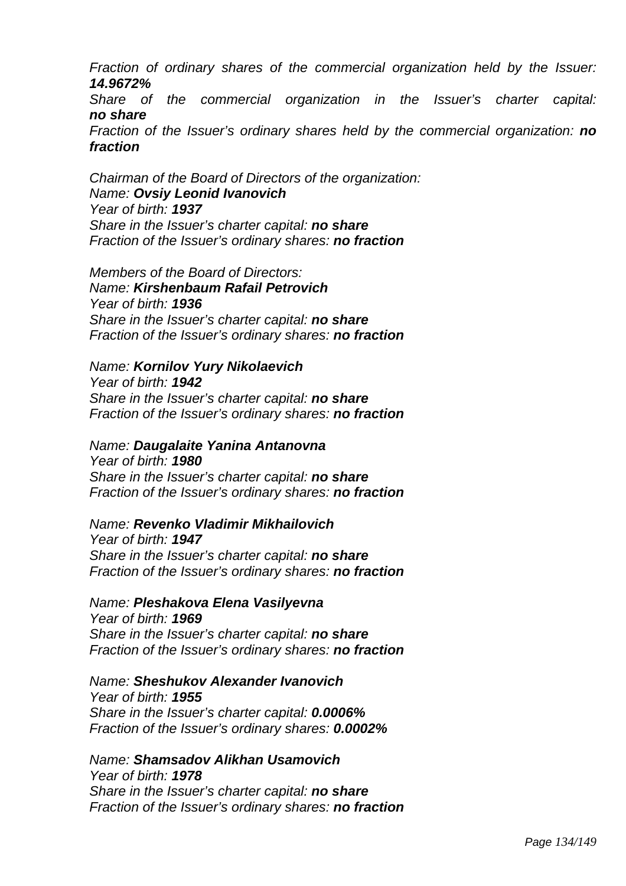*Fraction of ordinary shares of the commercial organization held by the Issuer:* ***14.9672%***
*Share of the commercial organization in the Issuer's charter capital:* ***no share***
*Fraction of the Issuer's ordinary shares held by the commercial organization:* ***no fraction***

*Chairman of the Board of Directors of the organization:*
*Name:* ***Ovsiy Leonid Ivanovich***
*Year of birth:* ***1937***
*Share in the Issuer's charter capital:* ***no share***
*Fraction of the Issuer's ordinary shares:* ***no fraction***

*Members of the Board of Directors:*
*Name:* ***Kirshenbaum Rafail Petrovich***
*Year of birth:* ***1936***
*Share in the Issuer's charter capital:* ***no share***
*Fraction of the Issuer's ordinary shares:* ***no fraction***

*Name:* ***Kornilov Yury Nikolaevich***
*Year of birth:* ***1942***
*Share in the Issuer's charter capital:* ***no share***
*Fraction of the Issuer's ordinary shares:* ***no fraction***

*Name:* ***Daugalaite Yanina Antanovna***
*Year of birth:* ***1980***
*Share in the Issuer's charter capital:* ***no share***
*Fraction of the Issuer's ordinary shares:* ***no fraction***

*Name:* ***Revenko Vladimir Mikhailovich***
*Year of birth:* ***1947***
*Share in the Issuer's charter capital:* ***no share***
*Fraction of the Issuer's ordinary shares:* ***no fraction***

*Name:* ***Pleshakova Elena Vasilyevna***
*Year of birth:* ***1969***
*Share in the Issuer's charter capital:* ***no share***
*Fraction of the Issuer's ordinary shares:* ***no fraction***

*Name:* ***Sheshukov Alexander Ivanovich***
*Year of birth:* ***1955***
*Share in the Issuer's charter capital:* ***0.0006%***
*Fraction of the Issuer's ordinary shares:* ***0.0002%***

*Name:* ***Shamsadov Alikhan Usamovich***
*Year of birth:* ***1978***
*Share in the Issuer's charter capital:* ***no share***
*Fraction of the Issuer's ordinary shares:* ***no fraction***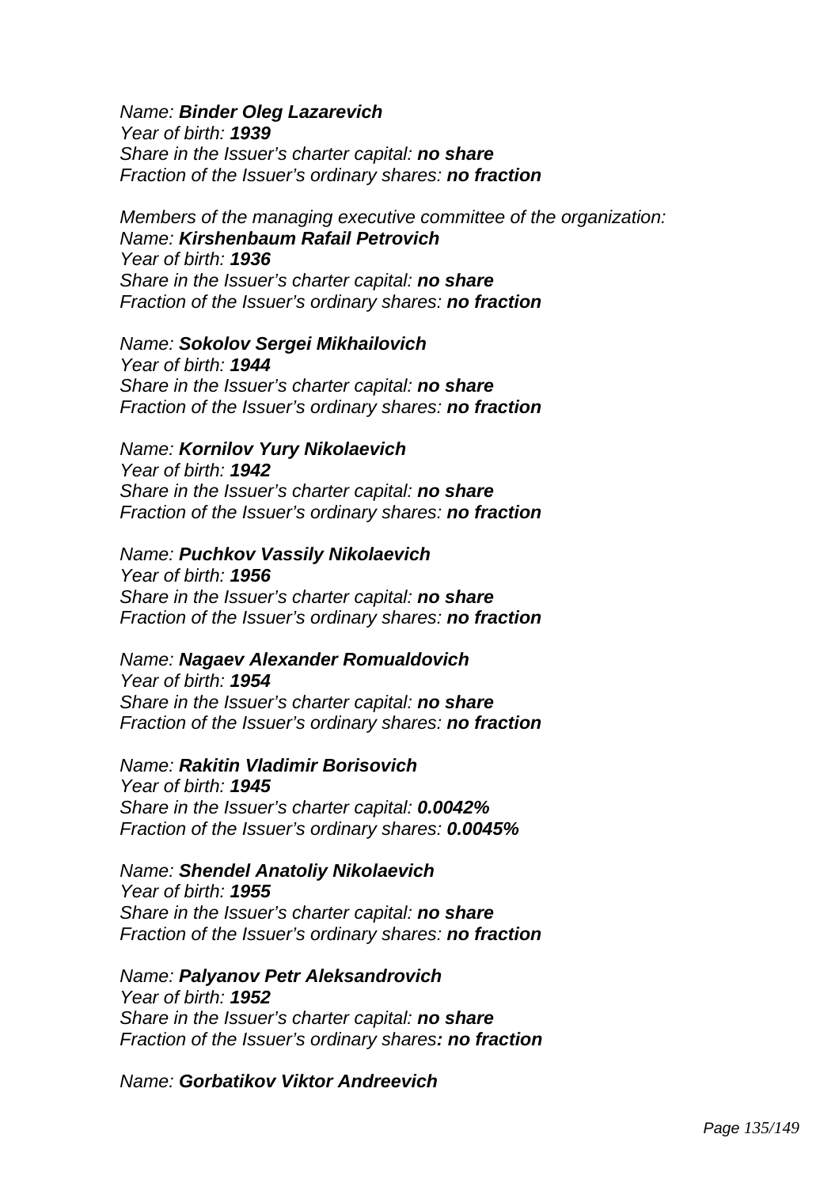*Name:* ***Binder Oleg Lazarevich***
*Year of birth:* ***1939***
*Share in the Issuer's charter capital:* ***no share***
*Fraction of the Issuer's ordinary shares:* ***no fraction***

*Members of the managing executive committee of the organization:*
*Name:* ***Kirshenbaum Rafail Petrovich***
*Year of birth:* ***1936***
*Share in the Issuer's charter capital:* ***no share***
*Fraction of the Issuer's ordinary shares:* ***no fraction***

*Name:* ***Sokolov Sergei Mikhailovich***
*Year of birth:* ***1944***
*Share in the Issuer's charter capital:* ***no share***
*Fraction of the Issuer's ordinary shares:* ***no fraction***

*Name:* ***Kornilov Yury Nikolaevich***
*Year of birth:* ***1942***
*Share in the Issuer's charter capital:* ***no share***
*Fraction of the Issuer's ordinary shares:* ***no fraction***

*Name:* ***Puchkov Vassily Nikolaevich***
*Year of birth:* ***1956***
*Share in the Issuer's charter capital:* ***no share***
*Fraction of the Issuer's ordinary shares:* ***no fraction***

*Name:* ***Nagaev Alexander Romualdovich***
*Year of birth:* ***1954***
*Share in the Issuer's charter capital:* ***no share***
*Fraction of the Issuer's ordinary shares:* ***no fraction***

*Name:* ***Rakitin Vladimir Borisovich***
*Year of birth:* ***1945***
*Share in the Issuer's charter capital:* ***0.0042%***
*Fraction of the Issuer's ordinary shares:* ***0.0045%***

*Name:* ***Shendel Anatoliy Nikolaevich***
*Year of birth:* ***1955***
*Share in the Issuer's charter capital:* ***no share***
*Fraction of the Issuer's ordinary shares:* ***no fraction***

*Name:* ***Palyanov Petr Aleksandrovich***
*Year of birth:* ***1952***
*Share in the Issuer's charter capital:* ***no share***
*Fraction of the Issuer's ordinary shares**: no fraction***

*Name:* ***Gorbatikov Viktor Andreevich***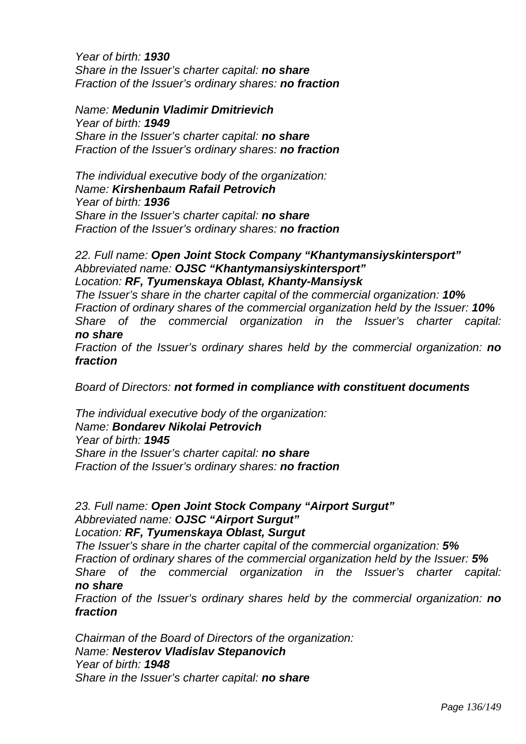*Year of birth: **1930***
*Share in the Issuer's charter capital: **no share***
*Fraction of the Issuer's ordinary shares: **no fraction***

*Name: **Medunin Vladimir Dmitrievich***
*Year of birth: **1949***
*Share in the Issuer's charter capital: **no share***
*Fraction of the Issuer's ordinary shares: **no fraction***

*The individual executive body of the organization:*
*Name: **Kirshenbaum Rafail Petrovich***
*Year of birth: **1936***
*Share in the Issuer's charter capital: **no share***
*Fraction of the Issuer's ordinary shares: **no fraction***

*22. Full name: **Open Joint Stock Company "Khantymansiyskintersport"***
*Abbreviated name: **OJSC "Khantymansiyskintersport"***
*Location: **RF, Tyumenskaya Oblast, Khanty-Mansiysk***
*The Issuer's share in the charter capital of the commercial organization: **10%***
*Fraction of ordinary shares of the commercial organization held by the Issuer: **10%***
*Share of the commercial organization in the Issuer's charter capital: **no share***
*Fraction of the Issuer's ordinary shares held by the commercial organization: **no fraction***

*Board of Directors: **not formed in compliance with constituent documents***

*The individual executive body of the organization:*
*Name: **Bondarev Nikolai Petrovich***
*Year of birth: **1945***
*Share in the Issuer's charter capital: **no share***
*Fraction of the Issuer's ordinary shares: **no fraction***

*23. Full name: **Open Joint Stock Company "Airport Surgut"***
*Abbreviated name: **OJSC "Airport Surgut"***
*Location: **RF, Tyumenskaya Oblast, Surgut***
*The Issuer's share in the charter capital of the commercial organization: **5%***
*Fraction of ordinary shares of the commercial organization held by the Issuer: **5%***
*Share of the commercial organization in the Issuer's charter capital: **no share***
*Fraction of the Issuer's ordinary shares held by the commercial organization: **no fraction***

*Chairman of the Board of Directors of the organization:*
*Name: **Nesterov Vladislav Stepanovich***
*Year of birth: **1948***
*Share in the Issuer's charter capital: **no share***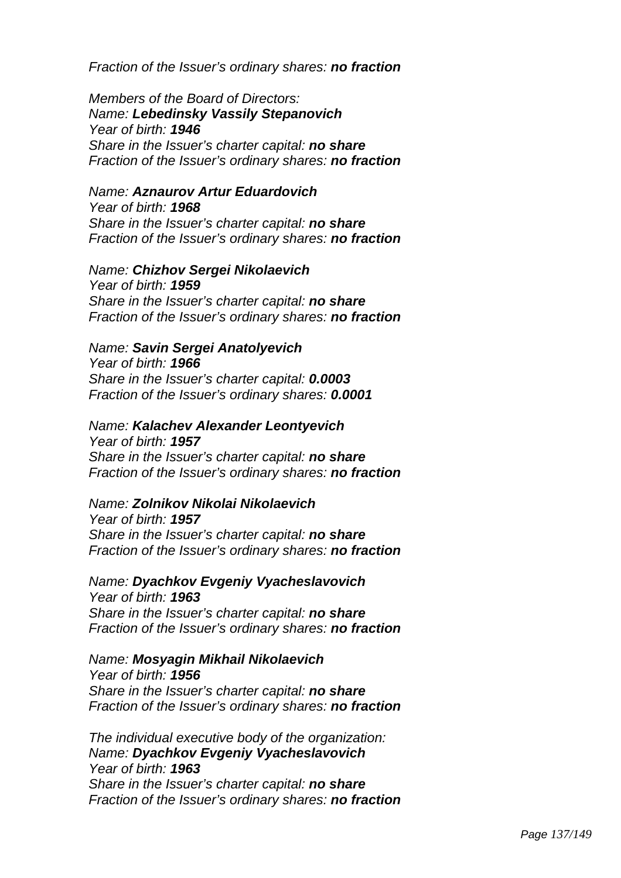*Fraction of the Issuer's ordinary shares: **no fraction***

*Members of the Board of Directors:*
*Name: **Lebedinsky Vassily Stepanovich***
*Year of birth: **1946***
*Share in the Issuer's charter capital: **no share***
*Fraction of the Issuer's ordinary shares: **no fraction***

*Name: **Aznaurov Artur Eduardovich***
*Year of birth: **1968***
*Share in the Issuer's charter capital: **no share***
*Fraction of the Issuer's ordinary shares: **no fraction***

*Name: **Chizhov Sergei Nikolaevich***
*Year of birth: **1959***
*Share in the Issuer's charter capital: **no share***
*Fraction of the Issuer's ordinary shares: **no fraction***

*Name: **Savin Sergei Anatolyevich***
*Year of birth: **1966***
*Share in the Issuer's charter capital: **0.0003***
*Fraction of the Issuer's ordinary shares: **0.0001***

*Name: **Kalachev Alexander Leontyevich***
*Year of birth: **1957***
*Share in the Issuer's charter capital: **no share***
*Fraction of the Issuer's ordinary shares: **no fraction***

*Name: **Zolnikov Nikolai Nikolaevich***
*Year of birth: **1957***
*Share in the Issuer's charter capital: **no share***
*Fraction of the Issuer's ordinary shares: **no fraction***

*Name: **Dyachkov Evgeniy Vyacheslavovich***
*Year of birth: **1963***
*Share in the Issuer's charter capital: **no share***
*Fraction of the Issuer's ordinary shares: **no fraction***

*Name: **Mosyagin Mikhail Nikolaevich***
*Year of birth: **1956***
*Share in the Issuer's charter capital: **no share***
*Fraction of the Issuer's ordinary shares: **no fraction***

*The individual executive body of the organization:*
*Name: **Dyachkov Evgeniy Vyacheslavovich***
*Year of birth: **1963***
*Share in the Issuer's charter capital: **no share***
*Fraction of the Issuer's ordinary shares: **no fraction***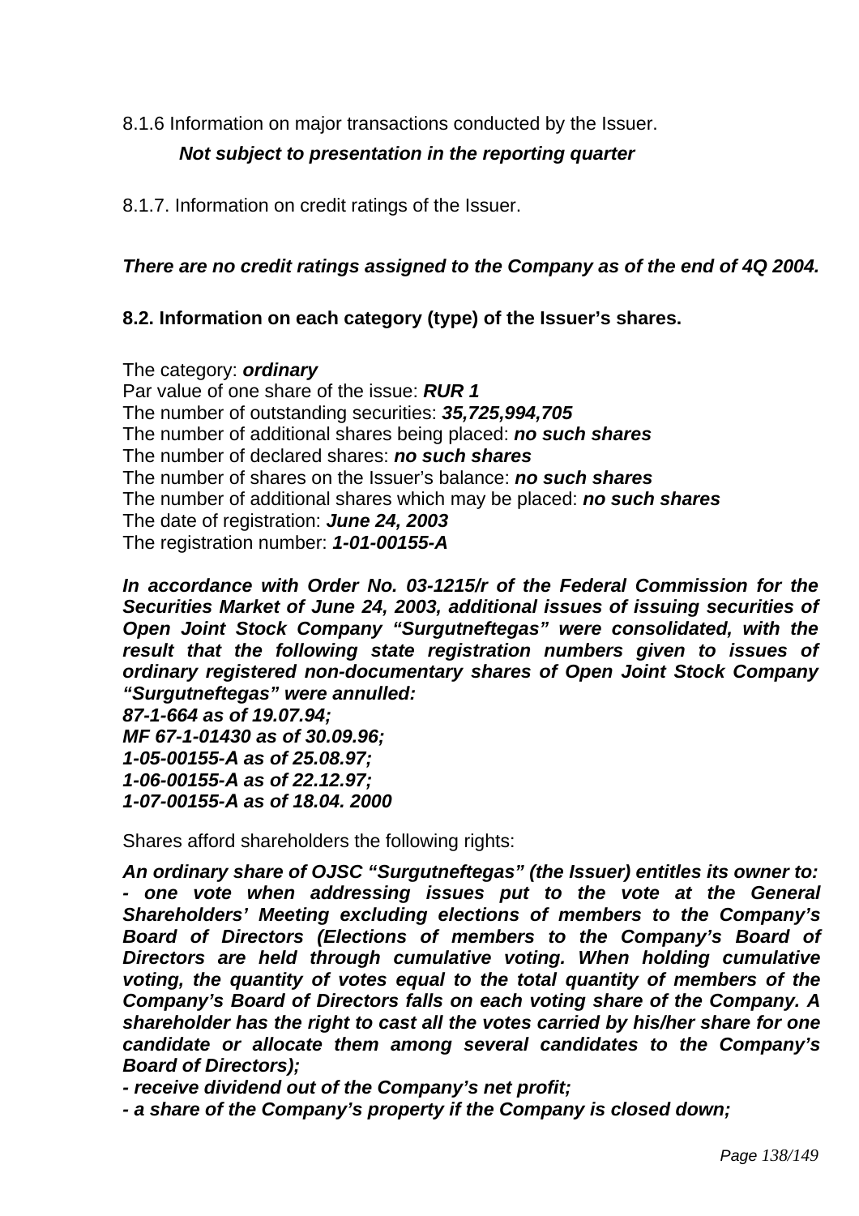8.1.6 Information on major transactions conducted by the Issuer.

***Not subject to presentation in the reporting quarter***

8.1.7. Information on credit ratings of the Issuer.

***There are no credit ratings assigned to the Company as of the end of 4Q 2004.***

**8.2. Information on each category (type) of the Issuer's shares.**

The category: ***ordinary***
Par value of one share of the issue: ***RUR 1***
The number of outstanding securities: ***35,725,994,705***
The number of additional shares being placed: ***no such shares***
The number of declared shares: ***no such shares***
The number of shares on the Issuer's balance: ***no such shares***
The number of additional shares which may be placed: ***no such shares***
The date of registration: ***June 24, 2003***
The registration number: ***1-01-00155-A***

***In accordance with Order No. 03-1215/r of the Federal Commission for the Securities Market of June 24, 2003, additional issues of issuing securities of Open Joint Stock Company "Surgutneftegas" were consolidated, with the result that the following state registration numbers given to issues of ordinary registered non-documentary shares of Open Joint Stock Company "Surgutneftegas" were annulled:***
***87-1-664 as of 19.07.94;***
***MF 67-1-01430 as of 30.09.96;***
***1-05-00155-A as of 25.08.97;***
***1-06-00155-A as of 22.12.97;***
***1-07-00155-A as of 18.04. 2000***

Shares afford shareholders the following rights:

***An ordinary share of OJSC "Surgutneftegas" (the Issuer) entitles its owner to:***
***- one vote when addressing issues put to the vote at the General Shareholders' Meeting excluding elections of members to the Company's Board of Directors (Elections of members to the Company's Board of Directors are held through cumulative voting. When holding cumulative voting, the quantity of votes equal to the total quantity of members of the Company's Board of Directors falls on each voting share of the Company. A shareholder has the right to cast all the votes carried by his/her share for one candidate or allocate them among several candidates to the Company's Board of Directors);***
***- receive dividend out of the Company's net profit;***
***- a share of the Company's property if the Company is closed down;***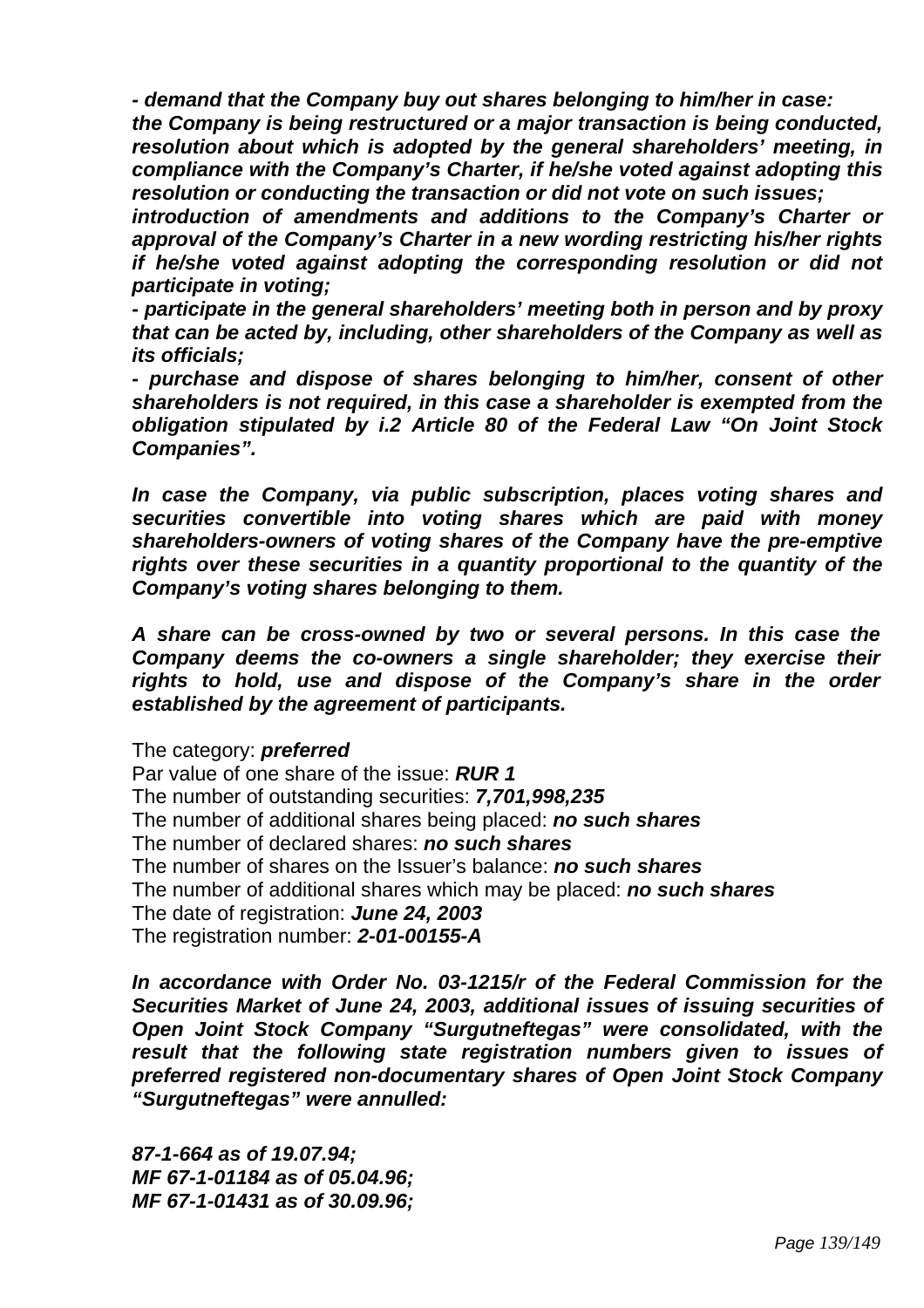***- demand that the Company buy out shares belonging to him/her in case:***
***the Company is being restructured or a major transaction is being conducted, resolution about which is adopted by the general shareholders' meeting, in compliance with the Company's Charter, if he/she voted against adopting this resolution or conducting the transaction or did not vote on such issues;***
***introduction of amendments and additions to the Company's Charter or approval of the Company's Charter in a new wording restricting his/her rights if he/she voted against adopting the corresponding resolution or did not participate in voting;***
***- participate in the general shareholders' meeting both in person and by proxy that can be acted by, including, other shareholders of the Company as well as its officials;***
***- purchase and dispose of shares belonging to him/her, consent of other shareholders is not required, in this case a shareholder is exempted from the obligation stipulated by i.2 Article 80 of the Federal Law "On Joint Stock Companies".***

***In case the Company, via public subscription, places voting shares and securities convertible into voting shares which are paid with money shareholders-owners of voting shares of the Company have the pre-emptive rights over these securities in a quantity proportional to the quantity of the Company's voting shares belonging to them.***

***A share can be cross-owned by two or several persons. In this case the Company deems the co-owners a single shareholder; they exercise their rights to hold, use and dispose of the Company's share in the order established by the agreement of participants.***

The category: ***preferred***
Par value of one share of the issue: ***RUR 1***
The number of outstanding securities: ***7,701,998,235***
The number of additional shares being placed: ***no such shares***
The number of declared shares: ***no such shares***
The number of shares on the Issuer's balance: ***no such shares***
The number of additional shares which may be placed: ***no such shares***
The date of registration: ***June 24, 2003***
The registration number: ***2-01-00155-A***

***In accordance with Order No. 03-1215/r of the Federal Commission for the Securities Market of June 24, 2003, additional issues of issuing securities of Open Joint Stock Company "Surgutneftegas" were consolidated, with the result that the following state registration numbers given to issues of preferred registered non-documentary shares of Open Joint Stock Company "Surgutneftegas" were annulled:***

***87-1-664 as of 19.07.94;***
***MF 67-1-01184 as of 05.04.96;***
***MF 67-1-01431 as of 30.09.96;***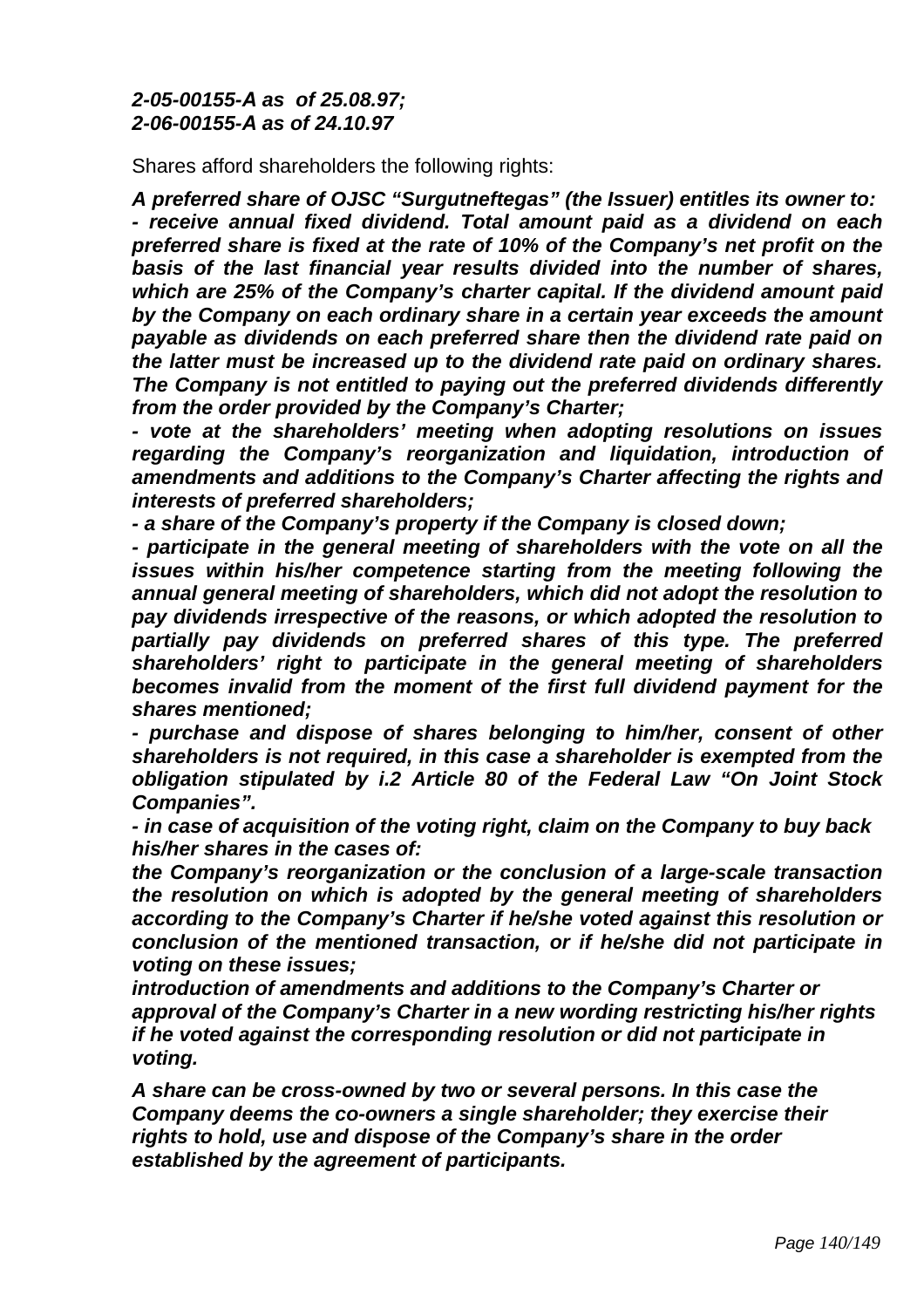***2-05-00155-A as of 25.08.97;***
***2-06-00155-A as of 24.10.97***

Shares afford shareholders the following rights:

***A preferred share of OJSC "Surgutneftegas" (the Issuer) entitles its owner to:***
***- receive annual fixed dividend. Total amount paid as a dividend on each preferred share is fixed at the rate of 10% of the Company's net profit on the basis of the last financial year results divided into the number of shares, which are 25% of the Company's charter capital. If the dividend amount paid by the Company on each ordinary share in a certain year exceeds the amount payable as dividends on each preferred share then the dividend rate paid on the latter must be increased up to the dividend rate paid on ordinary shares. The Company is not entitled to paying out the preferred dividends differently from the order provided by the Company's Charter;***
***- vote at the shareholders' meeting when adopting resolutions on issues regarding the Company's reorganization and liquidation, introduction of amendments and additions to the Company's Charter affecting the rights and interests of preferred shareholders;***
***- a share of the Company's property if the Company is closed down;***
***- participate in the general meeting of shareholders with the vote on all the issues within his/her competence starting from the meeting following the annual general meeting of shareholders, which did not adopt the resolution to pay dividends irrespective of the reasons, or which adopted the resolution to partially pay dividends on preferred shares of this type. The preferred shareholders' right to participate in the general meeting of shareholders becomes invalid from the moment of the first full dividend payment for the shares mentioned;***
***- purchase and dispose of shares belonging to him/her, consent of other shareholders is not required, in this case a shareholder is exempted from the obligation stipulated by i.2 Article 80 of the Federal Law "On Joint Stock Companies".***
***- in case of acquisition of the voting right, claim on the Company to buy back his/her shares in the cases of:***
***the Company's reorganization or the conclusion of a large-scale transaction the resolution on which is adopted by the general meeting of shareholders according to the Company's Charter if he/she voted against this resolution or conclusion of the mentioned transaction, or if he/she did not participate in voting on these issues;***
***introduction of amendments and additions to the Company's Charter or approval of the Company's Charter in a new wording restricting his/her rights if he voted against the corresponding resolution or did not participate in voting.***

***A share can be cross-owned by two or several persons. In this case the Company deems the co-owners a single shareholder; they exercise their rights to hold, use and dispose of the Company's share in the order established by the agreement of participants.***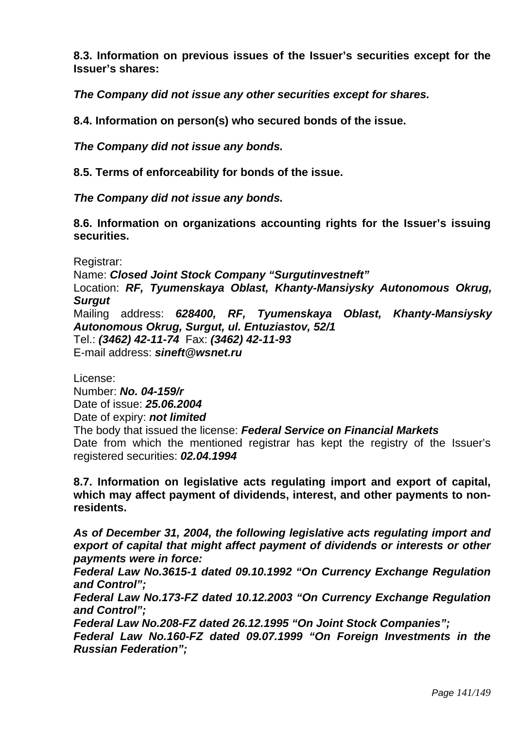**8.3. Information on previous issues of the Issuer's securities except for the Issuer's shares:**

***The Company did not issue any other securities except for shares.***

**8.4. Information on person(s) who secured bonds of the issue.**

***The Company did not issue any bonds.***

**8.5. Terms of enforceability for bonds of the issue.**

***The Company did not issue any bonds.***

**8.6. Information on organizations accounting rights for the Issuer's issuing securities.**

Registrar:
Name: ***Closed Joint Stock Company "Surgutinvestneft"***
Location: ***RF, Tyumenskaya Oblast, Khanty-Mansiysky Autonomous Okrug, Surgut***
Mailing address: ***628400, RF, Tyumenskaya Oblast, Khanty-Mansiysky Autonomous Okrug, Surgut, ul. Entuziastov, 52/1***
Tel.: ***(3462) 42-11-74*** Fax: ***(3462) 42-11-93***
E-mail address: ***sineft@wsnet.ru***

License:
Number: ***No. 04-159/r***
Date of issue: ***25.06.2004***
Date of expiry: ***not limited***
The body that issued the license: ***Federal Service on Financial Markets***
Date from which the mentioned registrar has kept the registry of the Issuer's registered securities: ***02.04.1994***

**8.7. Information on legislative acts regulating import and export of capital, which may affect payment of dividends, interest, and other payments to non-residents.**

***As of December 31, 2004, the following legislative acts regulating import and export of capital that might affect payment of dividends or interests or other payments were in force:***
***Federal Law No.3615-1 dated 09.10.1992 "On Currency Exchange Regulation and Control";***
***Federal Law No.173-FZ dated 10.12.2003 "On Currency Exchange Regulation and Control";***
***Federal Law No.208-FZ dated 26.12.1995 "On Joint Stock Companies";***
***Federal Law No.160-FZ dated 09.07.1999 "On Foreign Investments in the Russian Federation";***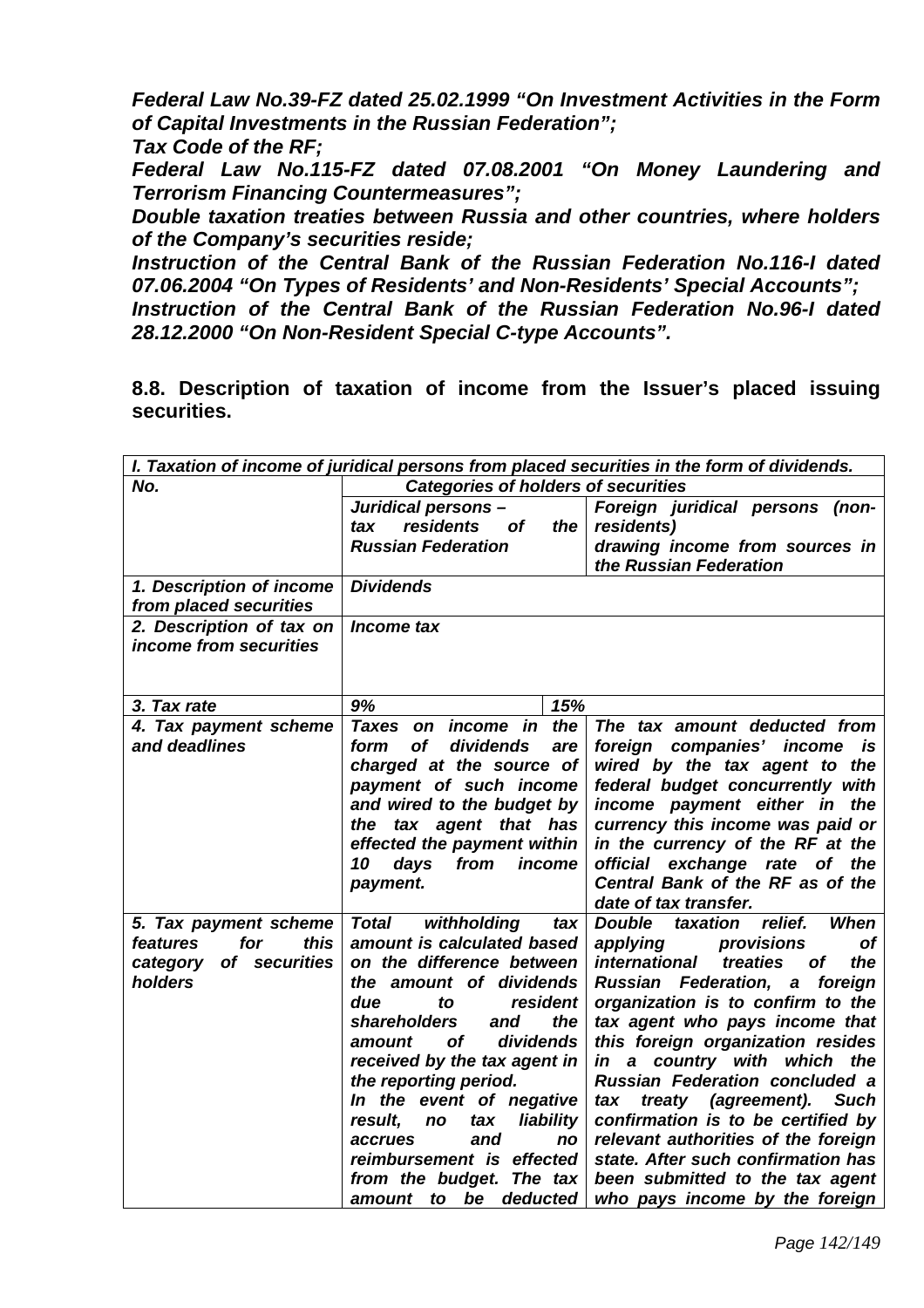***Federal Law No.39-FZ dated 25.02.1999 "On Investment Activities in the Form of Capital Investments in the Russian Federation";***
***Tax Code of the RF;***
***Federal Law No.115-FZ dated 07.08.2001 "On Money Laundering and Terrorism Financing Countermeasures";***
***Double taxation treaties between Russia and other countries, where holders of the Company's securities reside;***
***Instruction of the Central Bank of the Russian Federation No.116-I dated 07.06.2004 "On Types of Residents' and Non-Residents' Special Accounts";***
***Instruction of the Central Bank of the Russian Federation No.96-I dated 28.12.2000 "On Non-Resident Special C-type Accounts".***

**8.8. Description of taxation of income from the Issuer's placed issuing securities.**

| *I. Taxation of income of juridical persons from placed securities in the form of dividends.* | | |
|---|---|---|
| ***No.*** | ***Categories of holders of securities*** | |
| | ***Juridical persons – tax residents of the Russian Federation*** | ***Foreign juridical persons (non-residents) drawing income from sources in the Russian Federation*** |
| ***1. Description of income from placed securities*** | ***Dividends*** | |
| ***2. Description of tax on income from securities*** | ***Income tax*** | |
| ***3. Tax rate*** | ***9%*** | ***15%*** |
| ***4. Tax payment scheme and deadlines*** | ***Taxes on income in the form of dividends are charged at the source of payment of such income and wired to the budget by the tax agent that has effected the payment within 10 days from income payment.*** | ***The tax amount deducted from foreign companies' income is wired by the tax agent to the federal budget concurrently with income payment either in the currency this income was paid or in the currency of the RF at the official exchange rate of the Central Bank of the RF as of the date of tax transfer.*** |
| ***5. Tax payment scheme features for this category of securities holders*** | ***Total withholding tax amount is calculated based on the difference between the amount of dividends due to resident shareholders and the amount of dividends received by the tax agent in the reporting period. In the event of negative result, no tax liability accrues and no reimbursement is effected from the budget. The tax amount to be deducted*** | ***Double taxation relief. When applying provisions of international treaties of the Russian Federation, a foreign organization is to confirm to the tax agent who pays income that this foreign organization resides in a country with which the Russian Federation concluded a tax treaty (agreement). Such confirmation is to be certified by relevant authorities of the foreign state. After such confirmation has been submitted to the tax agent who pays income by the foreign*** |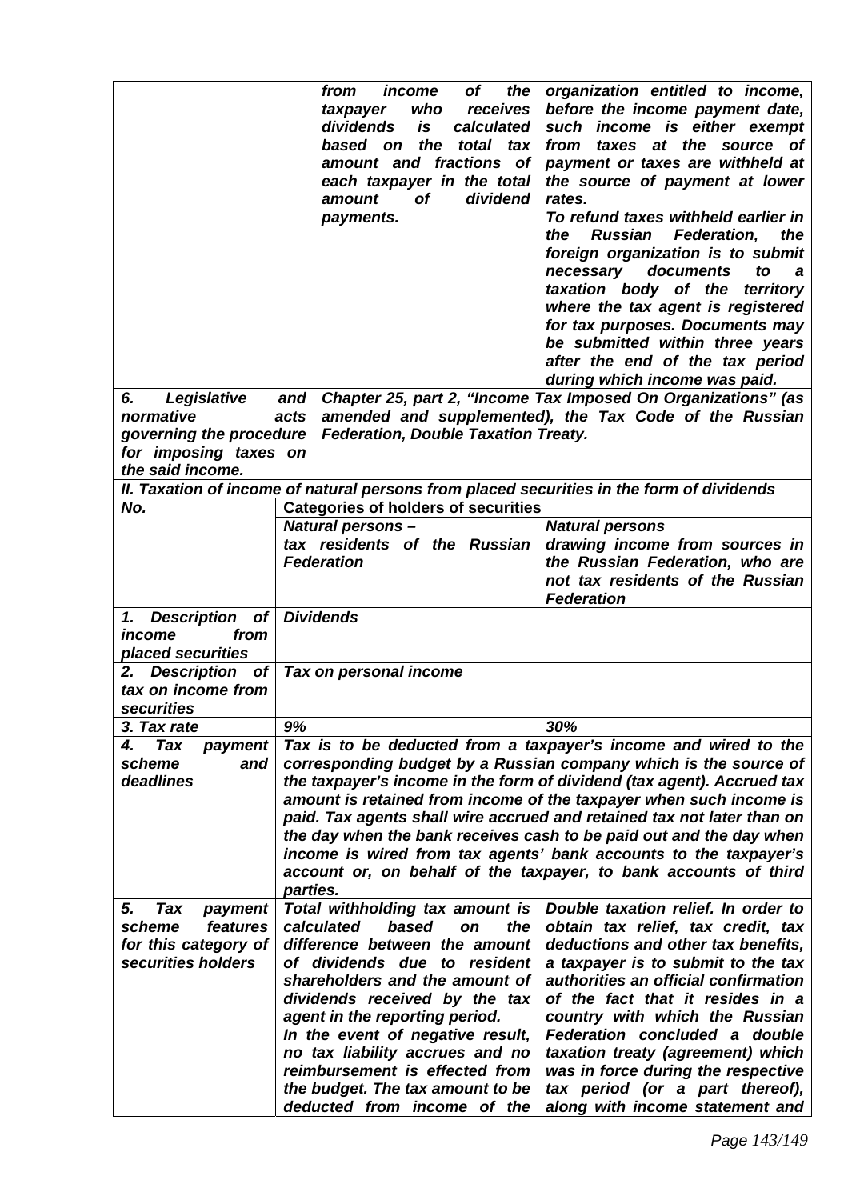| | | | |
|---|---|---|---|
| | | *from income of the taxpayer who receives dividends is calculated based on the total tax amount and fractions of each taxpayer in the total amount of dividend payments.* | *organization entitled to income, before the income payment date, such income is either exempt from taxes at the source of payment or taxes are withheld at the source of payment at lower rates.*<br>*To refund taxes withheld earlier in the Russian Federation, the foreign organization is to submit necessary documents to a taxation body of the territory where the tax agent is registered for tax purposes. Documents may be submitted within three years after the end of the tax period during which income was paid.* |
| ***6. Legislative and normative acts governing the procedure for imposing taxes on the said income.*** | ***Chapter 25, part 2, "Income Tax Imposed On Organizations" (as amended and supplemented), the Tax Code of the Russian Federation, Double Taxation Treaty.*** | | |

***II. Taxation of income of natural persons from placed securities in the form of dividends***

| ***No.*** | **Categories of holders of securities** | |
|---|---|---|
| | ***Natural persons – tax residents of the Russian Federation*** | ***Natural persons drawing income from sources in the Russian Federation, who are not tax residents of the Russian Federation*** |
| ***1. Description of income from placed securities*** | ***Dividends*** | |
| ***2. Description of tax on income from securities*** | ***Tax on personal income*** | |
| ***3. Tax rate*** | ***9%*** | ***30%*** |
| ***4. Tax payment scheme and deadlines*** | ***Tax is to be deducted from a taxpayer's income and wired to the corresponding budget by a Russian company which is the source of the taxpayer's income in the form of dividend (tax agent). Accrued tax amount is retained from income of the taxpayer when such income is paid. Tax agents shall wire accrued and retained tax not later than on the day when the bank receives cash to be paid out and the day when income is wired from tax agents' bank accounts to the taxpayer's account or, on behalf of the taxpayer, to bank accounts of third parties.*** | |
| ***5. Tax payment scheme features for this category of securities holders*** | ***Total withholding tax amount is calculated based on the difference between the amount of dividends due to resident shareholders and the amount of dividends received by the tax agent in the reporting period.***<br>***In the event of negative result, no tax liability accrues and no reimbursement is effected from the budget. The tax amount to be deducted from income of the*** | ***Double taxation relief. In order to obtain tax relief, tax credit, tax deductions and other tax benefits, a taxpayer is to submit to the tax authorities an official confirmation of the fact that it resides in a country with which the Russian Federation concluded a double taxation treaty (agreement) which was in force during the respective tax period (or a part thereof), along with income statement and*** |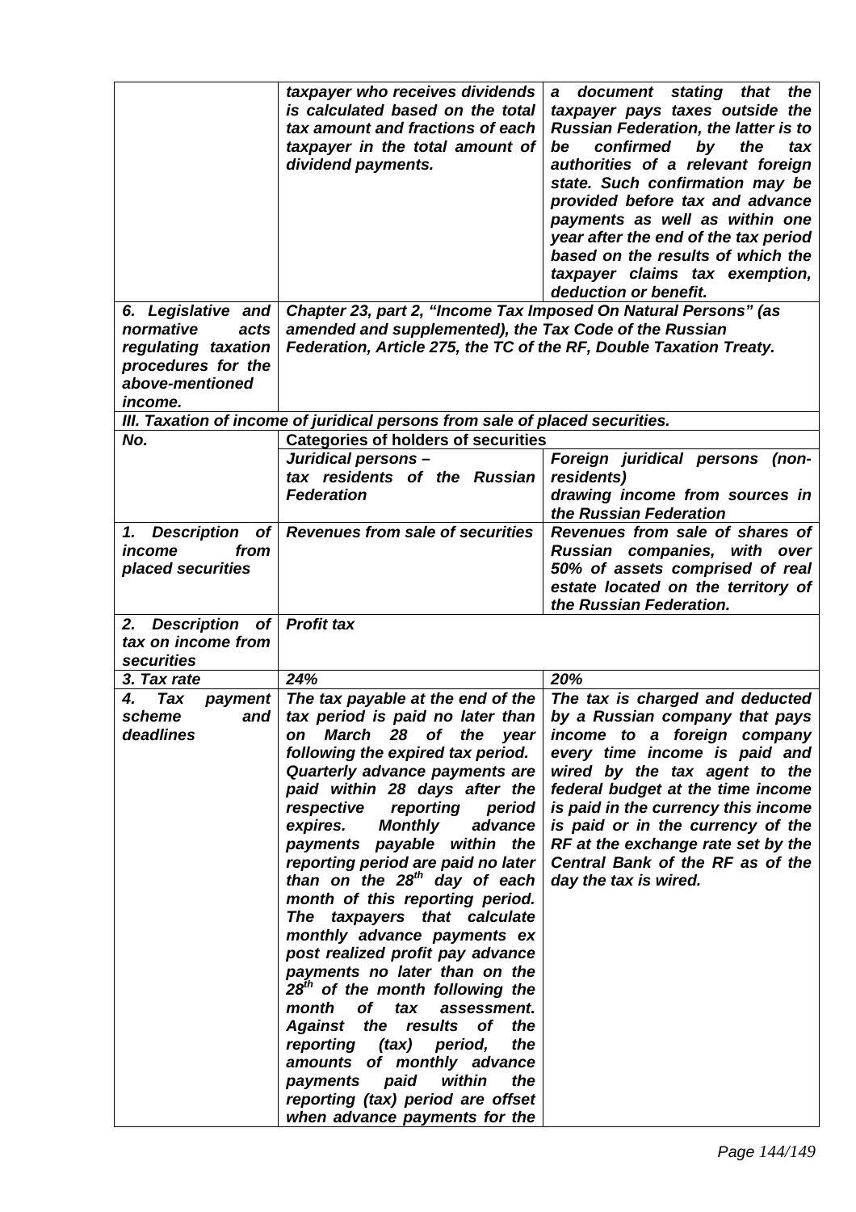| | | |
|---|---|---|
| | *taxpayer who receives dividends is calculated based on the total tax amount and fractions of each taxpayer in the total amount of dividend payments.* | *a document stating that the taxpayer pays taxes outside the Russian Federation, the latter is to be confirmed by the tax authorities of a relevant foreign state. Such confirmation may be provided before tax and advance payments as well as within one year after the end of the tax period based on the results of which the taxpayer claims tax exemption, deduction or benefit.* |
| *6. Legislative and normative acts regulating taxation procedures for the above-mentioned income.* | *Chapter 23, part 2, "Income Tax Imposed On Natural Persons" (as amended and supplemented), the Tax Code of the Russian Federation, Article 275, the TC of the RF, Double Taxation Treaty.* | |
| ***III. Taxation of income of juridical persons from sale of placed securities.*** | | |
| ***No.*** | **Categories of holders of securities** | |
| | ***Juridical persons – tax residents of the Russian Federation*** | ***Foreign juridical persons (non-residents) drawing income from sources in the Russian Federation*** |
| ***1. Description of income from placed securities*** | ***Revenues from sale of securities*** | ***Revenues from sale of shares of Russian companies, with over 50% of assets comprised of real estate located on the territory of the Russian Federation.*** |
| ***2. Description of tax on income from securities*** | ***Profit tax*** | |
| ***3. Tax rate*** | ***24%*** | ***20%*** |
| ***4. Tax payment scheme and deadlines*** | ***The tax payable at the end of the tax period is paid no later than on March 28 of the year following the expired tax period. Quarterly advance payments are paid within 28 days after the respective reporting period expires. Monthly advance payments payable within the reporting period are paid no later than on the 28th day of each month of this reporting period. The taxpayers that calculate monthly advance payments ex post realized profit pay advance payments no later than on the 28th of the month following the month of tax assessment. Against the results of the reporting (tax) period, the amounts of monthly advance payments paid within the reporting (tax) period are offset when advance payments for the*** | ***The tax is charged and deducted by a Russian company that pays income to a foreign company every time income is paid and wired by the tax agent to the federal budget at the time income is paid in the currency this income is paid or in the currency of the RF at the exchange rate set by the Central Bank of the RF as of the day the tax is wired.*** |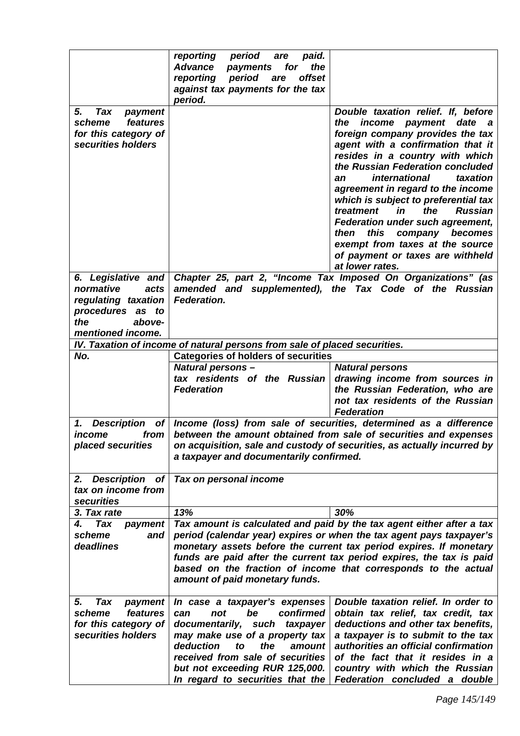| | | |
|---|---|---|
| | ***reporting period are paid. Advance payments for the reporting period are offset against tax payments for the tax period.*** | |
| ***5. Tax payment scheme features for this category of securities holders*** | | ***Double taxation relief. If, before the income payment date a foreign company provides the tax agent with a confirmation that it resides in a country with which the Russian Federation concluded an international taxation agreement in regard to the income which is subject to preferential tax treatment in the Russian Federation under such agreement, then this company becomes exempt from taxes at the source of payment or taxes are withheld at lower rates.*** |
| ***6. Legislative and normative acts regulating taxation procedures as to the above-mentioned income.*** | ***Chapter 25, part 2, "Income Tax Imposed On Organizations" (as amended and supplemented), the Tax Code of the Russian Federation.*** | |

***IV. Taxation of income of natural persons from sale of placed securities.***

| ***No.*** | **Categories of holders of securities** | |
|---|---|---|
| | ***Natural persons – tax residents of the Russian Federation*** | ***Natural persons drawing income from sources in the Russian Federation, who are not tax residents of the Russian Federation*** |
| ***1. Description of income from placed securities*** | ***Income (loss) from sale of securities, determined as a difference between the amount obtained from sale of securities and expenses on acquisition, sale and custody of securities, as actually incurred by a taxpayer and documentarily confirmed.*** | |
| ***2. Description of tax on income from securities*** | ***Tax on personal income*** | |
| ***3. Tax rate*** | ***13%*** | ***30%*** |
| ***4. Tax payment scheme and deadlines*** | ***Tax amount is calculated and paid by the tax agent either after a tax period (calendar year) expires or when the tax agent pays taxpayer's monetary assets before the current tax period expires. If monetary funds are paid after the current tax period expires, the tax is paid based on the fraction of income that corresponds to the actual amount of paid monetary funds.*** | |
| ***5. Tax payment scheme features for this category of securities holders*** | ***In case a taxpayer's expenses can not be confirmed documentarily, such taxpayer may make use of a property tax deduction to the amount received from sale of securities but not exceeding RUR 125,000. In regard to securities that the*** | ***Double taxation relief. In order to obtain tax relief, tax credit, tax deductions and other tax benefits, a taxpayer is to submit to the tax authorities an official confirmation of the fact that it resides in a country with which the Russian Federation concluded a double*** |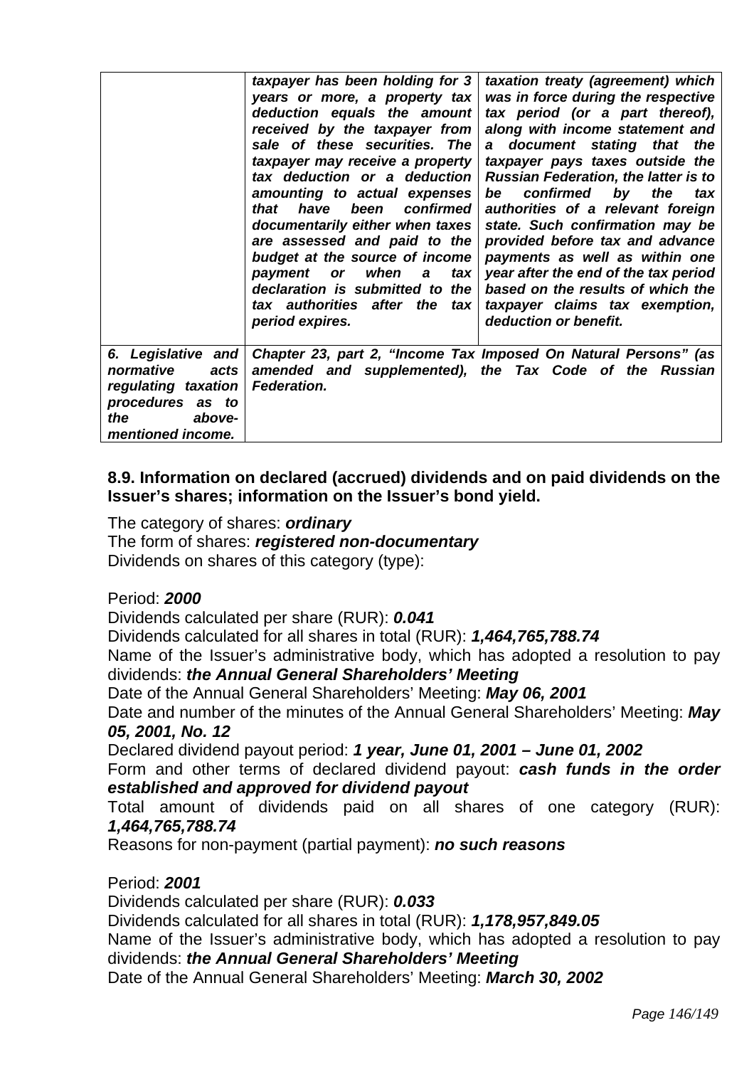| | | |
|---|---|---|
| | ***taxpayer has been holding for 3 years or more, a property tax deduction equals the amount received by the taxpayer from sale of these securities. The taxpayer may receive a property tax deduction or a deduction amounting to actual expenses that have been confirmed documentarily either when taxes are assessed and paid to the budget at the source of income payment or when a tax declaration is submitted to the tax authorities after the tax period expires.*** | ***taxation treaty (agreement) which was in force during the respective tax period (or a part thereof), along with income statement and a document stating that the taxpayer pays taxes outside the Russian Federation, the latter is to be confirmed by the tax authorities of a relevant foreign state. Such confirmation may be provided before tax and advance payments as well as within one year after the end of the tax period based on the results of which the taxpayer claims tax exemption, deduction or benefit.*** |
| ***6. Legislative and normative acts regulating taxation procedures as to the above-mentioned income.*** | ***Chapter 23, part 2, "Income Tax Imposed On Natural Persons" (as amended and supplemented), the Tax Code of the Russian Federation.*** | |

**8.9. Information on declared (accrued) dividends and on paid dividends on the Issuer's shares; information on the Issuer's bond yield.**

The category of shares: ***ordinary***
The form of shares: ***registered non-documentary***
Dividends on shares of this category (type):

Period: ***2000***
Dividends calculated per share (RUR): ***0.041***
Dividends calculated for all shares in total (RUR): ***1,464,765,788.74***
Name of the Issuer's administrative body, which has adopted a resolution to pay dividends: ***the Annual General Shareholders' Meeting***
Date of the Annual General Shareholders' Meeting: ***May 06, 2001***
Date and number of the minutes of the Annual General Shareholders' Meeting: ***May 05, 2001, No. 12***
Declared dividend payout period: ***1 year, June 01, 2001 – June 01, 2002***
Form and other terms of declared dividend payout: ***cash funds in the order established and approved for dividend payout***
Total amount of dividends paid on all shares of one category (RUR): ***1,464,765,788.74***
Reasons for non-payment (partial payment): ***no such reasons***

Period: ***2001***
Dividends calculated per share (RUR): ***0.033***
Dividends calculated for all shares in total (RUR): ***1,178,957,849.05***
Name of the Issuer's administrative body, which has adopted a resolution to pay dividends: ***the Annual General Shareholders' Meeting***
Date of the Annual General Shareholders' Meeting: ***March 30, 2002***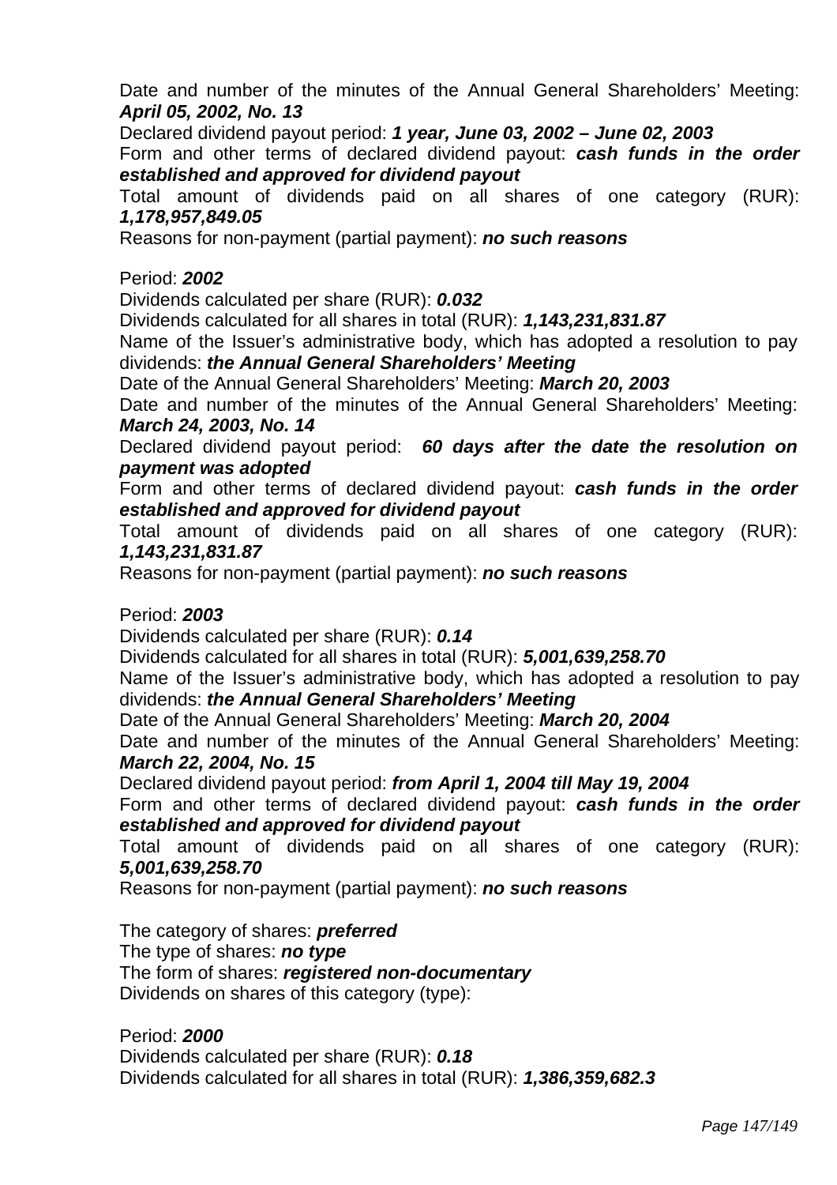Date and number of the minutes of the Annual General Shareholders' Meeting: ***April 05, 2002, No. 13***

Declared dividend payout period: ***1 year, June 03, 2002 – June 02, 2003***

Form and other terms of declared dividend payout: ***cash funds in the order established and approved for dividend payout***

Total amount of dividends paid on all shares of one category (RUR): ***1,178,957,849.05***

Reasons for non-payment (partial payment): ***no such reasons***

Period: ***2002***

Dividends calculated per share (RUR): ***0.032***

Dividends calculated for all shares in total (RUR): ***1,143,231,831.87***

Name of the Issuer's administrative body, which has adopted a resolution to pay dividends: ***the Annual General Shareholders' Meeting***

Date of the Annual General Shareholders' Meeting: ***March 20, 2003***

Date and number of the minutes of the Annual General Shareholders' Meeting: ***March 24, 2003, No. 14***

Declared dividend payout period: ***60 days after the date the resolution on payment was adopted***

Form and other terms of declared dividend payout: ***cash funds in the order established and approved for dividend payout***

Total amount of dividends paid on all shares of one category (RUR): ***1,143,231,831.87***

Reasons for non-payment (partial payment): ***no such reasons***

Period: ***2003***

Dividends calculated per share (RUR): ***0.14***

Dividends calculated for all shares in total (RUR): ***5,001,639,258.70***

Name of the Issuer's administrative body, which has adopted a resolution to pay dividends: ***the Annual General Shareholders' Meeting***

Date of the Annual General Shareholders' Meeting: ***March 20, 2004***

Date and number of the minutes of the Annual General Shareholders' Meeting: ***March 22, 2004, No. 15***

Declared dividend payout period: ***from April 1, 2004 till May 19, 2004***

Form and other terms of declared dividend payout: ***cash funds in the order established and approved for dividend payout***

Total amount of dividends paid on all shares of one category (RUR): ***5,001,639,258.70***

Reasons for non-payment (partial payment): ***no such reasons***

The category of shares: ***preferred***

The type of shares: ***no type***

The form of shares: ***registered non-documentary***

Dividends on shares of this category (type):

Period: ***2000***

Dividends calculated per share (RUR): ***0.18***

Dividends calculated for all shares in total (RUR): ***1,386,359,682.3***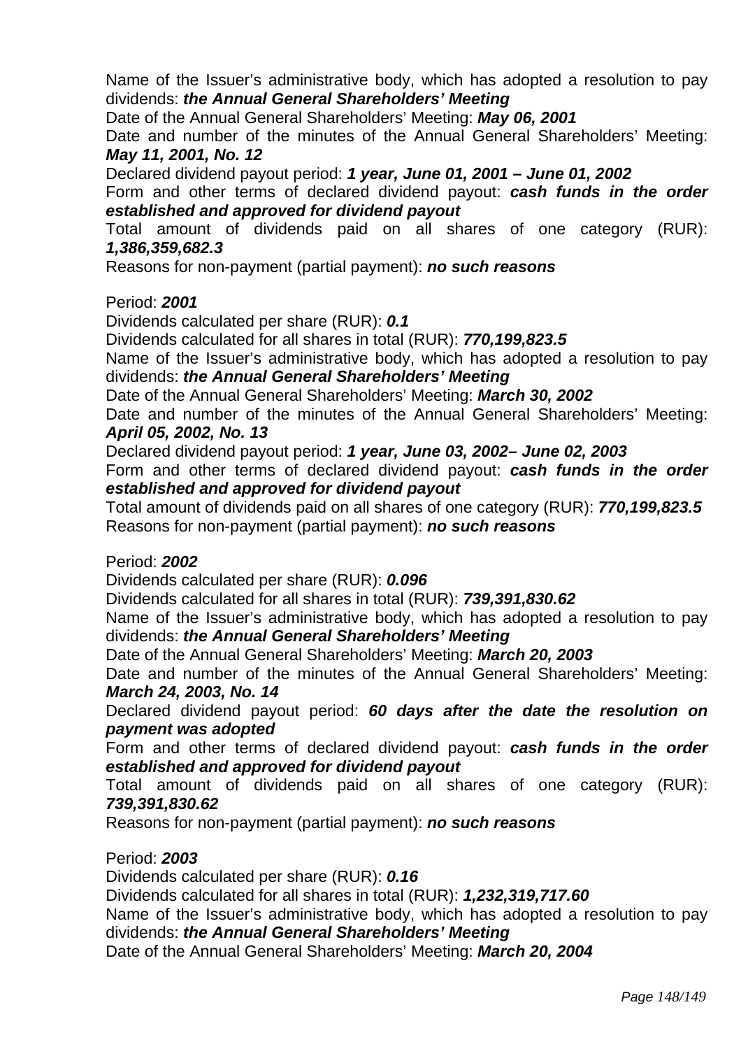Name of the Issuer's administrative body, which has adopted a resolution to pay dividends: ***the Annual General Shareholders' Meeting***

Date of the Annual General Shareholders' Meeting: ***May 06, 2001***

Date and number of the minutes of the Annual General Shareholders' Meeting: ***May 11, 2001, No. 12***

Declared dividend payout period: ***1 year, June 01, 2001 – June 01, 2002***

Form and other terms of declared dividend payout: ***cash funds in the order established and approved for dividend payout***

Total amount of dividends paid on all shares of one category (RUR): ***1,386,359,682.3***

Reasons for non-payment (partial payment): ***no such reasons***

Period: ***2001***

Dividends calculated per share (RUR): ***0.1***

Dividends calculated for all shares in total (RUR): ***770,199,823.5***

Name of the Issuer's administrative body, which has adopted a resolution to pay dividends: ***the Annual General Shareholders' Meeting***

Date of the Annual General Shareholders' Meeting: ***March 30, 2002***

Date and number of the minutes of the Annual General Shareholders' Meeting: ***April 05, 2002, No. 13***

Declared dividend payout period: ***1 year, June 03, 2002– June 02, 2003***

Form and other terms of declared dividend payout: ***cash funds in the order established and approved for dividend payout***

Total amount of dividends paid on all shares of one category (RUR): ***770,199,823.5***

Reasons for non-payment (partial payment): ***no such reasons***

Period: ***2002***

Dividends calculated per share (RUR): ***0.096***

Dividends calculated for all shares in total (RUR): ***739,391,830.62***

Name of the Issuer's administrative body, which has adopted a resolution to pay dividends: ***the Annual General Shareholders' Meeting***

Date of the Annual General Shareholders' Meeting: ***March 20, 2003***

Date and number of the minutes of the Annual General Shareholders' Meeting: ***March 24, 2003, No. 14***

Declared dividend payout period: ***60 days after the date the resolution on payment was adopted***

Form and other terms of declared dividend payout: ***cash funds in the order established and approved for dividend payout***

Total amount of dividends paid on all shares of one category (RUR): ***739,391,830.62***

Reasons for non-payment (partial payment): ***no such reasons***

Period: ***2003***

Dividends calculated per share (RUR): ***0.16***

Dividends calculated for all shares in total (RUR): ***1,232,319,717.60***

Name of the Issuer's administrative body, which has adopted a resolution to pay dividends: ***the Annual General Shareholders' Meeting***

Date of the Annual General Shareholders' Meeting: ***March 20, 2004***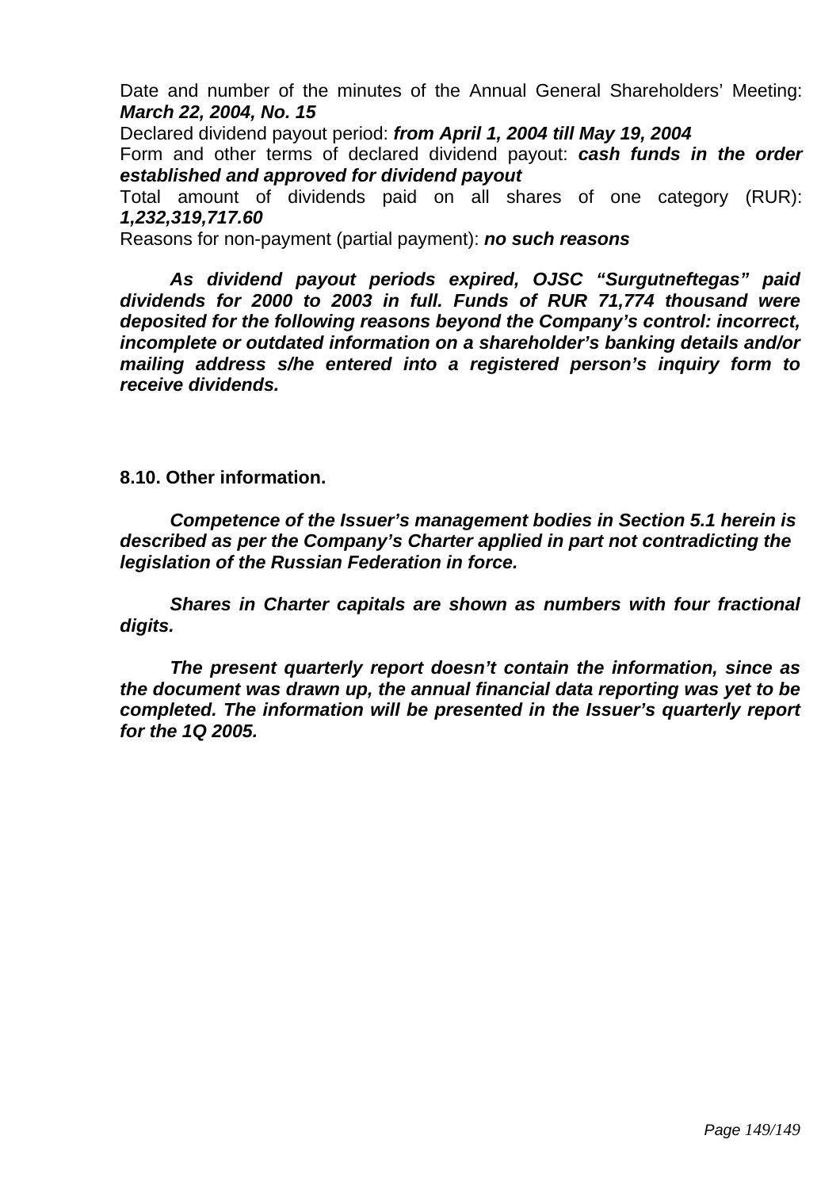Date and number of the minutes of the Annual General Shareholders' Meeting: ***March 22, 2004, No. 15***

Declared dividend payout period: ***from April 1, 2004 till May 19, 2004***

Form and other terms of declared dividend payout: ***cash funds in the order established and approved for dividend payout***

Total amount of dividends paid on all shares of one category (RUR): ***1,232,319,717.60***

Reasons for non-payment (partial payment): ***no such reasons***

***As dividend payout periods expired, OJSC "Surgutneftegas" paid dividends for 2000 to 2003 in full. Funds of RUR 71,774 thousand were deposited for the following reasons beyond the Company's control: incorrect, incomplete or outdated information on a shareholder's banking details and/or mailing address s/he entered into a registered person's inquiry form to receive dividends.***

**8.10. Other information.**

***Competence of the Issuer's management bodies in Section 5.1 herein is described as per the Company's Charter applied in part not contradicting the legislation of the Russian Federation in force.***

***Shares in Charter capitals are shown as numbers with four fractional digits.***

***The present quarterly report doesn't contain the information, since as the document was drawn up, the annual financial data reporting was yet to be completed. The information will be presented in the Issuer's quarterly report for the 1Q 2005.***